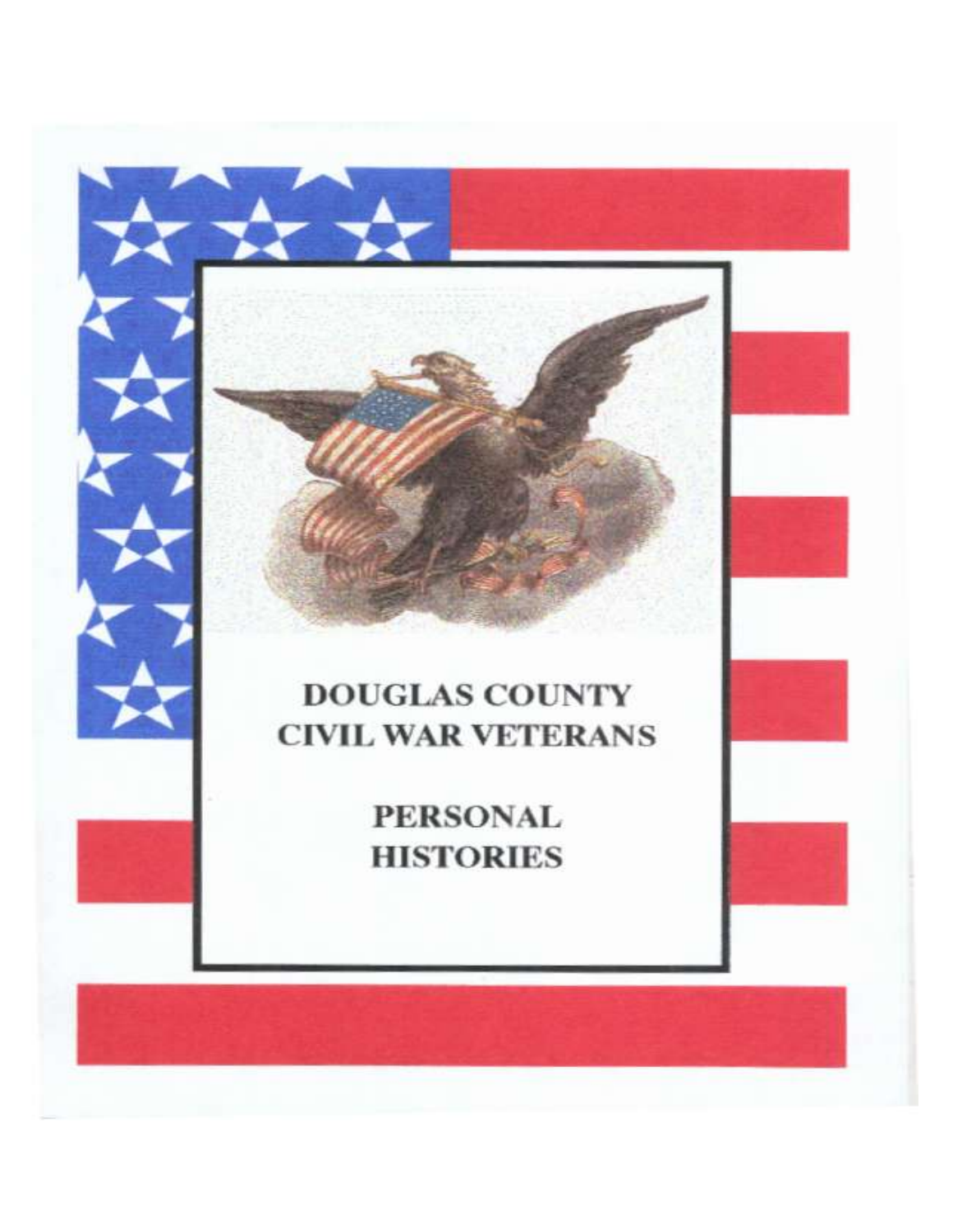# DOUGLAS COUNTY CIVIL WAR VETERANS

## PERSONAL HISTORIES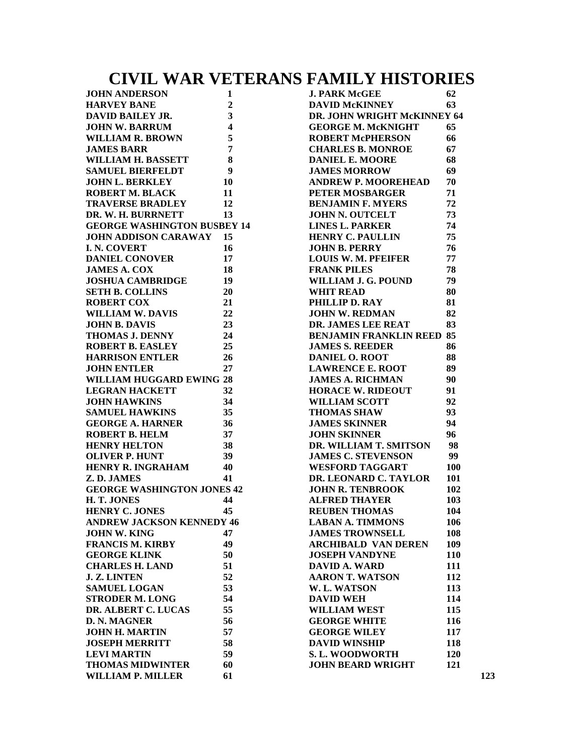# CIVIL WAR VETERANS FAMILY HISTORIES

| Name | Page |
| --- | --- |
| JOHN ANDERSON | 1 |
| HARVEY BANE | 2 |
| DAVID BAILEY JR. | 3 |
| JOHN W. BARRUM | 4 |
| WILLIAM R. BROWN | 5 |
| JAMES BARR | 7 |
| WILLIAM H. BASSETT | 8 |
| SAMUEL BIERFELDT | 9 |
| JOHN L. BERKLEY | 10 |
| ROBERT M. BLACK | 11 |
| TRAVERSE BRADLEY | 12 |
| DR. W. H. BURRNETT | 13 |
| GEORGE WASHINGTON BUSBEY | 14 |
| JOHN ADDISON CARAWAY | 15 |
| I. N. COVERT | 16 |
| DANIEL CONOVER | 17 |
| JAMES A. COX | 18 |
| JOSHUA CAMBRIDGE | 19 |
| SETH B. COLLINS | 20 |
| ROBERT COX | 21 |
| WILLIAM W. DAVIS | 22 |
| JOHN B. DAVIS | 23 |
| THOMAS J. DENNY | 24 |
| ROBERT B. EASLEY | 25 |
| HARRISON ENTLER | 26 |
| JOHN ENTLER | 27 |
| WILLIAM HUGGARD EWING | 28 |
| LEGRAN HACKETT | 32 |
| JOHN HAWKINS | 34 |
| SAMUEL HAWKINS | 35 |
| GEORGE A. HARNER | 36 |
| ROBERT B. HELM | 37 |
| HENRY HELTON | 38 |
| OLIVER P. HUNT | 39 |
| HENRY R. INGRAHAM | 40 |
| Z. D. JAMES | 41 |
| GEORGE WASHINGTON JONES | 42 |
| H. T. JONES | 44 |
| HENRY C. JONES | 45 |
| ANDREW JACKSON KENNEDY | 46 |
| JOHN W. KING | 47 |
| FRANCIS M. KIRBY | 49 |
| GEORGE KLINK | 50 |
| CHARLES H. LAND | 51 |
| J. Z. LINTEN | 52 |
| SAMUEL LOGAN | 53 |
| STRODER M. LONG | 54 |
| DR. ALBERT C. LUCAS | 55 |
| D. N. MAGNER | 56 |
| JOHN H. MARTIN | 57 |
| JOSEPH MERRITT | 58 |
| LEVI MARTIN | 59 |
| THOMAS MIDWINTER | 60 |
| WILLIAM P. MILLER | 61 |
| J. PARK McGEE | 62 |
| DAVID McKINNEY | 63 |
| DR. JOHN WRIGHT McKINNEY | 64 |
| GEORGE M. McKNIGHT | 65 |
| ROBERT McPHERSON | 66 |
| CHARLES B. MONROE | 67 |
| DANIEL E. MOORE | 68 |
| JAMES MORROW | 69 |
| ANDREW P. MOOREHEAD | 70 |
| PETER MOSBARGER | 71 |
| BENJAMIN F. MYERS | 72 |
| JOHN N. OUTCELT | 73 |
| LINES L. PARKER | 74 |
| HENRY C. PAULLIN | 75 |
| JOHN B. PERRY | 76 |
| LOUIS W. M. PFEIFER | 77 |
| FRANK PILES | 78 |
| WILLIAM J. G. POUND | 79 |
| WHIT READ | 80 |
| PHILLIP D. RAY | 81 |
| JOHN W. REDMAN | 82 |
| DR. JAMES LEE REAT | 83 |
| BENJAMIN FRANKLIN REED | 85 |
| JAMES S. REEDER | 86 |
| DANIEL O. ROOT | 88 |
| LAWRENCE E. ROOT | 89 |
| JAMES A. RICHMAN | 90 |
| HORACE W. RIDEOUT | 91 |
| WILLIAM SCOTT | 92 |
| THOMAS SHAW | 93 |
| JAMES SKINNER | 94 |
| JOHN SKINNER | 96 |
| DR. WILLIAM T. SMITSON | 98 |
| JAMES C. STEVENSON | 99 |
| WESFORD TAGGART | 100 |
| DR. LEONARD C. TAYLOR | 101 |
| JOHN R. TENBROOK | 102 |
| ALFRED THAYER | 103 |
| REUBEN THOMAS | 104 |
| LABAN A. TIMMONS | 106 |
| JAMES TROWNSELL | 108 |
| ARCHIBALD VAN DEREN | 109 |
| JOSEPH VANDYNE | 110 |
| DAVID A. WARD | 111 |
| AARON T. WATSON | 112 |
| W. L. WATSON | 113 |
| DAVID WEH | 114 |
| WILLIAM WEST | 115 |
| GEORGE WHITE | 116 |
| GEORGE WILEY | 117 |
| DAVID WINSHIP | 118 |
| S. L. WOODWORTH | 120 |
| JOHN BEARD WRIGHT | 121 |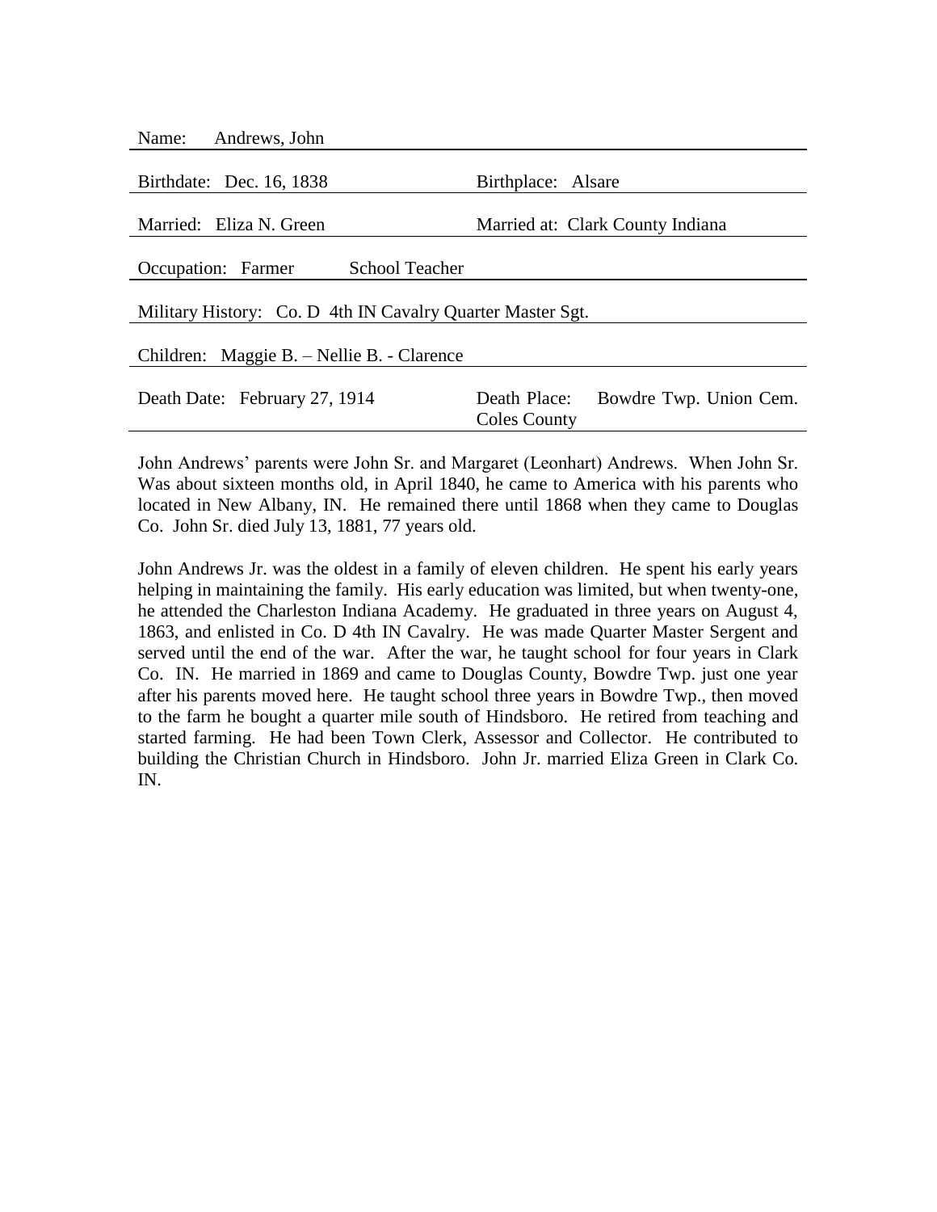Name: Andrews, John

Birthdate: Dec. 16, 1838 | Birthplace: Alsare

Married: Eliza N. Green | Married at: Clark County Indiana

Occupation: Farmer School Teacher

Military History: Co. D 4th IN Cavalry Quarter Master Sgt.

Children: Maggie B. – Nellie B. - Clarence

Death Date: February 27, 1914 | Death Place: Bowdre Twp. Union Cem. Coles County

John Andrews' parents were John Sr. and Margaret (Leonhart) Andrews. When John Sr. Was about sixteen months old, in April 1840, he came to America with his parents who located in New Albany, IN. He remained there until 1868 when they came to Douglas Co. John Sr. died July 13, 1881, 77 years old.

John Andrews Jr. was the oldest in a family of eleven children. He spent his early years helping in maintaining the family. His early education was limited, but when twenty-one, he attended the Charleston Indiana Academy. He graduated in three years on August 4, 1863, and enlisted in Co. D 4th IN Cavalry. He was made Quarter Master Sergent and served until the end of the war. After the war, he taught school for four years in Clark Co. IN. He married in 1869 and came to Douglas County, Bowdre Twp. just one year after his parents moved here. He taught school three years in Bowdre Twp., then moved to the farm he bought a quarter mile south of Hindsboro. He retired from teaching and started farming. He had been Town Clerk, Assessor and Collector. He contributed to building the Christian Church in Hindsboro. John Jr. married Eliza Green in Clark Co. IN.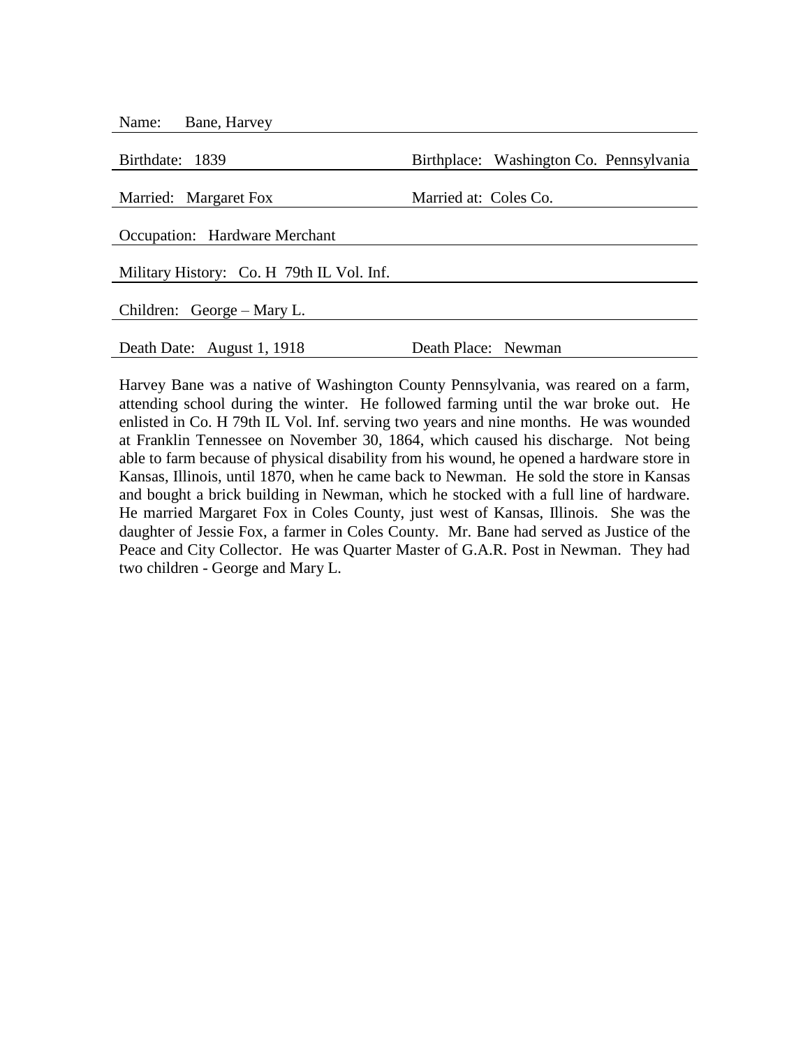Name: Bane, Harvey

Birthdate: 1839 | Birthplace: Washington Co. Pennsylvania

Married: Margaret Fox | Married at: Coles Co.

Occupation: Hardware Merchant

Military History: Co. H 79th IL Vol. Inf.

Children: George – Mary L.

Death Date: August 1, 1918 | Death Place: Newman

Harvey Bane was a native of Washington County Pennsylvania, was reared on a farm, attending school during the winter. He followed farming until the war broke out. He enlisted in Co. H 79th IL Vol. Inf. serving two years and nine months. He was wounded at Franklin Tennessee on November 30, 1864, which caused his discharge. Not being able to farm because of physical disability from his wound, he opened a hardware store in Kansas, Illinois, until 1870, when he came back to Newman. He sold the store in Kansas and bought a brick building in Newman, which he stocked with a full line of hardware. He married Margaret Fox in Coles County, just west of Kansas, Illinois. She was the daughter of Jessie Fox, a farmer in Coles County. Mr. Bane had served as Justice of the Peace and City Collector. He was Quarter Master of G.A.R. Post in Newman. They had two children - George and Mary L.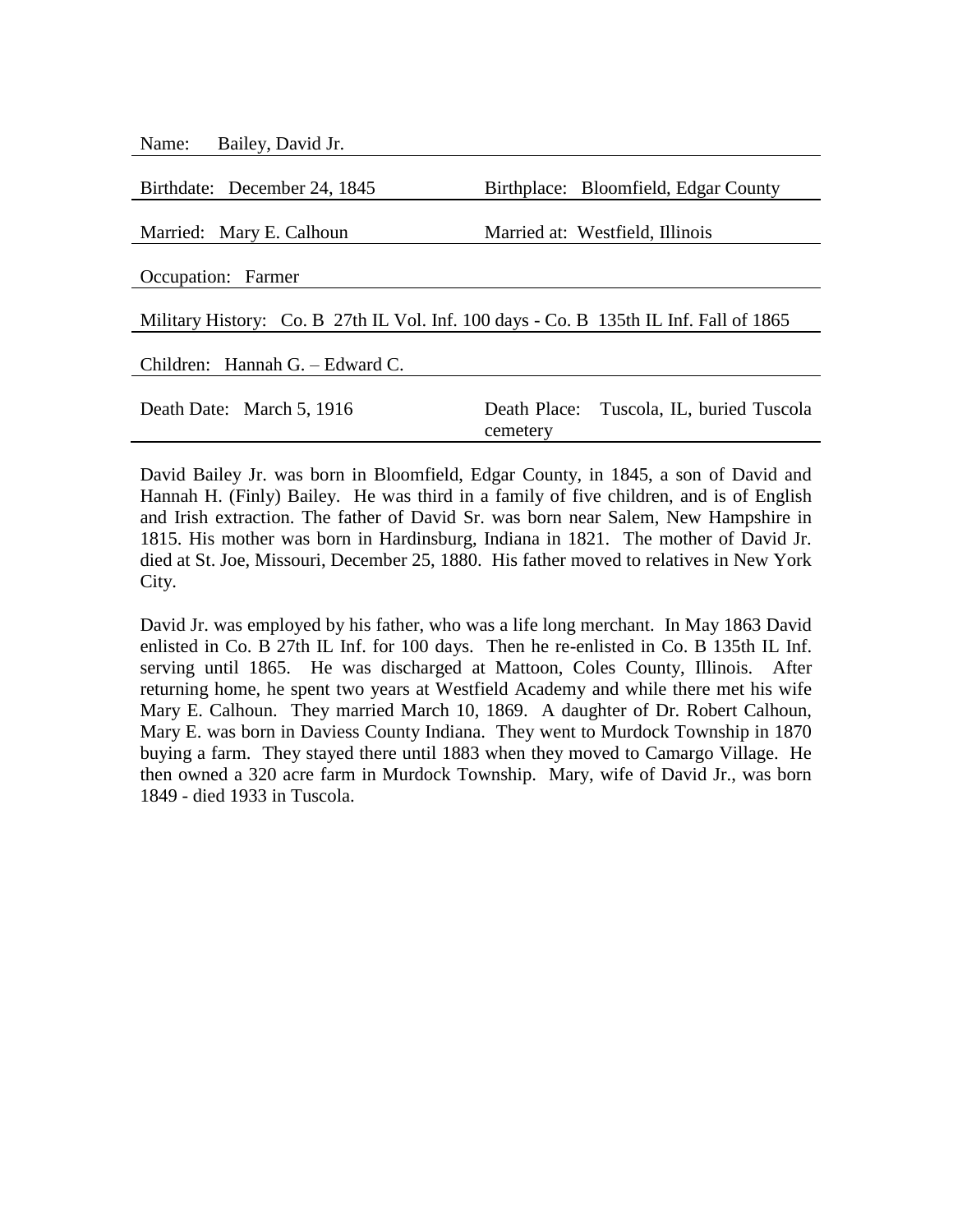Name: Bailey, David Jr.

| Birthdate: December 24, 1845 | Birthplace: Bloomfield, Edgar County |
|---|---|
| Married: Mary E. Calhoun | Married at: Westfield, Illinois |

Occupation: Farmer

Military History: Co. B 27th IL Vol. Inf. 100 days - Co. B 135th IL Inf. Fall of 1865

Children: Hannah G. – Edward C.

| Death Date: March 5, 1916 | Death Place: Tuscola, IL, buried Tuscola cemetery |
|---|---|

David Bailey Jr. was born in Bloomfield, Edgar County, in 1845, a son of David and Hannah H. (Finly) Bailey. He was third in a family of five children, and is of English and Irish extraction. The father of David Sr. was born near Salem, New Hampshire in 1815. His mother was born in Hardinsburg, Indiana in 1821. The mother of David Jr. died at St. Joe, Missouri, December 25, 1880. His father moved to relatives in New York City.

David Jr. was employed by his father, who was a life long merchant. In May 1863 David enlisted in Co. B 27th IL Inf. for 100 days. Then he re-enlisted in Co. B 135th IL Inf. serving until 1865. He was discharged at Mattoon, Coles County, Illinois. After returning home, he spent two years at Westfield Academy and while there met his wife Mary E. Calhoun. They married March 10, 1869. A daughter of Dr. Robert Calhoun, Mary E. was born in Daviess County Indiana. They went to Murdock Township in 1870 buying a farm. They stayed there until 1883 when they moved to Camargo Village. He then owned a 320 acre farm in Murdock Township. Mary, wife of David Jr., was born 1849 - died 1933 in Tuscola.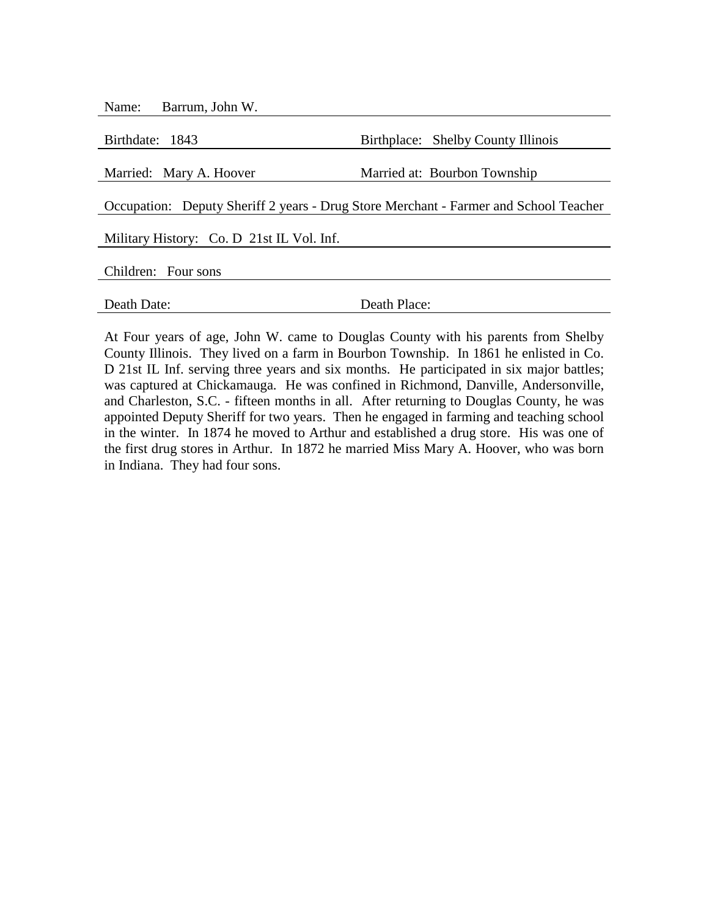Name: Barrum, John W.

Birthdate: 1843 Birthplace: Shelby County Illinois

Married: Mary A. Hoover Married at: Bourbon Township

Occupation: Deputy Sheriff 2 years - Drug Store Merchant - Farmer and School Teacher

Military History: Co. D 21st IL Vol. Inf.

Children: Four sons

Death Date: Death Place:

At Four years of age, John W. came to Douglas County with his parents from Shelby County Illinois. They lived on a farm in Bourbon Township. In 1861 he enlisted in Co. D 21st IL Inf. serving three years and six months. He participated in six major battles; was captured at Chickamauga. He was confined in Richmond, Danville, Andersonville, and Charleston, S.C. - fifteen months in all. After returning to Douglas County, he was appointed Deputy Sheriff for two years. Then he engaged in farming and teaching school in the winter. In 1874 he moved to Arthur and established a drug store. His was one of the first drug stores in Arthur. In 1872 he married Miss Mary A. Hoover, who was born in Indiana. They had four sons.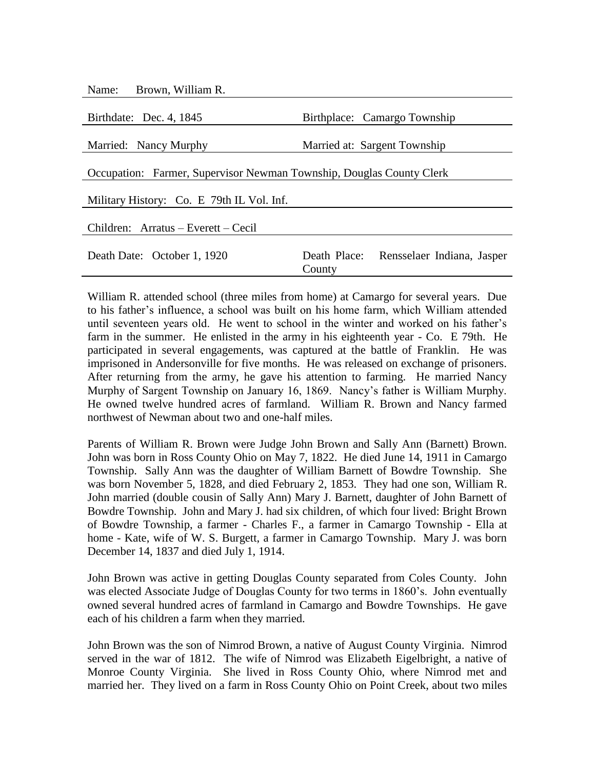Name: Brown, William R.

| | |
|---|---|
| Birthdate: Dec. 4, 1845 | Birthplace: Camargo Township |
| Married: Nancy Murphy | Married at: Sargent Township |
| Occupation: Farmer, Supervisor Newman Township, Douglas County Clerk | |
| Military History: Co. E 79th IL Vol. Inf. | |
| Children: Arratus – Everett – Cecil | |
| Death Date: October 1, 1920 | Death Place: Rensselaer Indiana, Jasper County |

William R. attended school (three miles from home) at Camargo for several years. Due to his father's influence, a school was built on his home farm, which William attended until seventeen years old. He went to school in the winter and worked on his father's farm in the summer. He enlisted in the army in his eighteenth year - Co. E 79th. He participated in several engagements, was captured at the battle of Franklin. He was imprisoned in Andersonville for five months. He was released on exchange of prisoners. After returning from the army, he gave his attention to farming. He married Nancy Murphy of Sargent Township on January 16, 1869. Nancy's father is William Murphy. He owned twelve hundred acres of farmland. William R. Brown and Nancy farmed northwest of Newman about two and one-half miles.

Parents of William R. Brown were Judge John Brown and Sally Ann (Barnett) Brown. John was born in Ross County Ohio on May 7, 1822. He died June 14, 1911 in Camargo Township. Sally Ann was the daughter of William Barnett of Bowdre Township. She was born November 5, 1828, and died February 2, 1853. They had one son, William R. John married (double cousin of Sally Ann) Mary J. Barnett, daughter of John Barnett of Bowdre Township. John and Mary J. had six children, of which four lived: Bright Brown of Bowdre Township, a farmer - Charles F., a farmer in Camargo Township - Ella at home - Kate, wife of W. S. Burgett, a farmer in Camargo Township. Mary J. was born December 14, 1837 and died July 1, 1914.

John Brown was active in getting Douglas County separated from Coles County. John was elected Associate Judge of Douglas County for two terms in 1860's. John eventually owned several hundred acres of farmland in Camargo and Bowdre Townships. He gave each of his children a farm when they married.

John Brown was the son of Nimrod Brown, a native of August County Virginia. Nimrod served in the war of 1812. The wife of Nimrod was Elizabeth Eigelbright, a native of Monroe County Virginia. She lived in Ross County Ohio, where Nimrod met and married her. They lived on a farm in Ross County Ohio on Point Creek, about two miles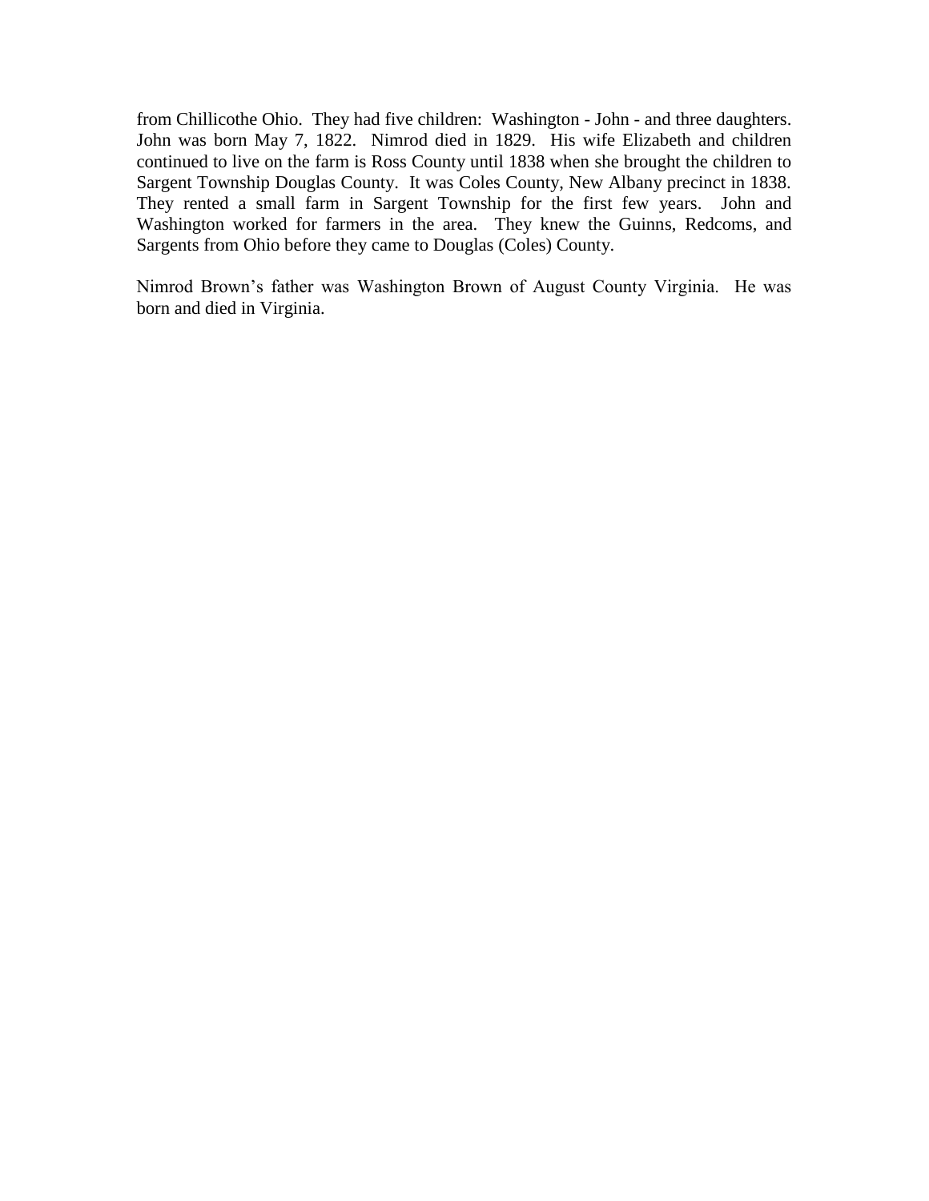from Chillicothe Ohio. They had five children: Washington - John - and three daughters. John was born May 7, 1822. Nimrod died in 1829. His wife Elizabeth and children continued to live on the farm is Ross County until 1838 when she brought the children to Sargent Township Douglas County. It was Coles County, New Albany precinct in 1838. They rented a small farm in Sargent Township for the first few years. John and Washington worked for farmers in the area. They knew the Guinns, Redcoms, and Sargents from Ohio before they came to Douglas (Coles) County.

Nimrod Brown's father was Washington Brown of August County Virginia. He was born and died in Virginia.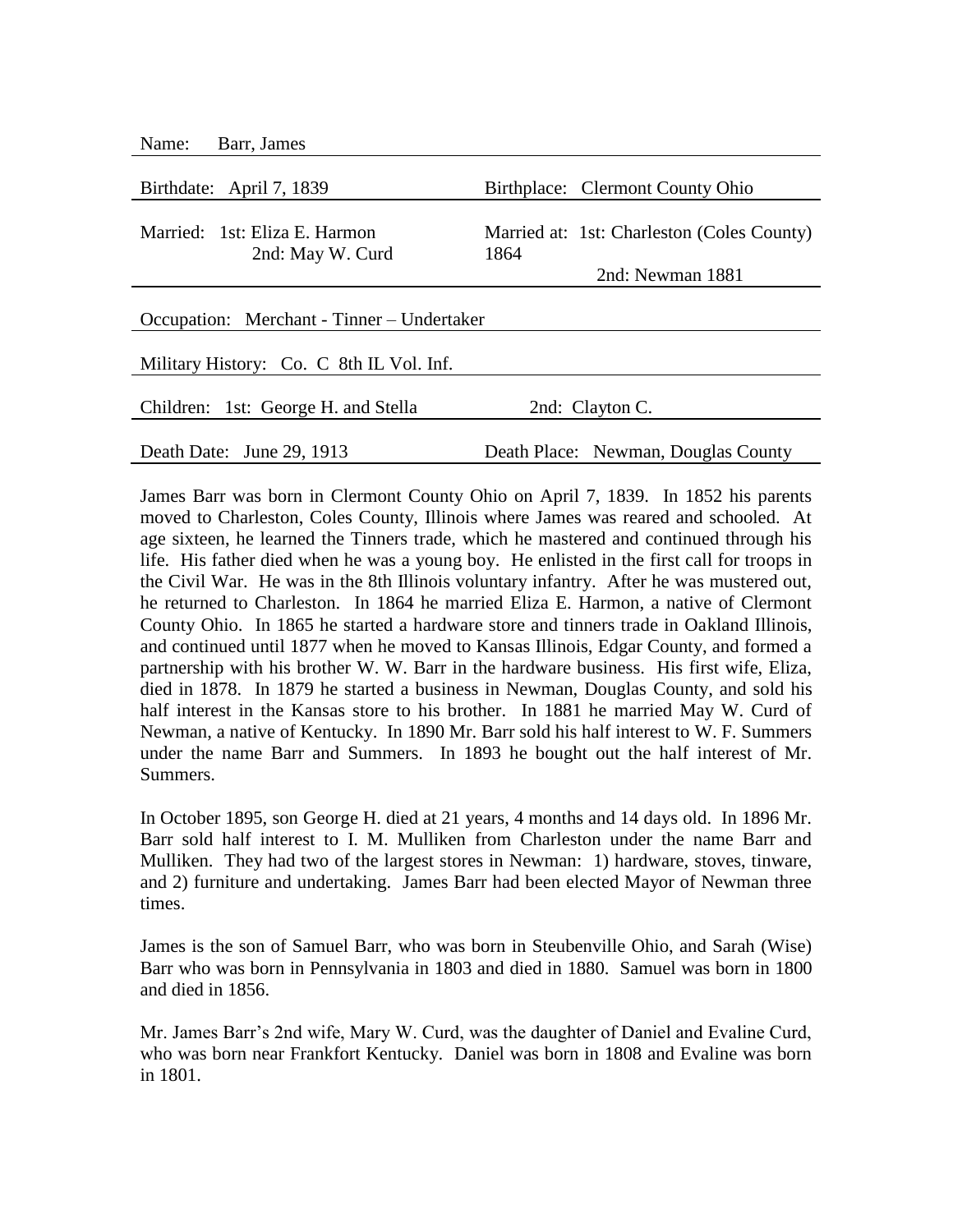Name: Barr, James

| | |
|---|---|
| Birthdate: April 7, 1839 | Birthplace: Clermont County Ohio |
| Married: 1st: Eliza E. Harmon<br>2nd: May W. Curd | Married at: 1st: Charleston (Coles County) 1864<br>2nd: Newman 1881 |

Occupation: Merchant - Tinner – Undertaker

Military History: Co. C 8th IL Vol. Inf.

| | |
|---|---|
| Children: 1st: George H. and Stella | 2nd: Clayton C. |
| Death Date: June 29, 1913 | Death Place: Newman, Douglas County |

James Barr was born in Clermont County Ohio on April 7, 1839. In 1852 his parents moved to Charleston, Coles County, Illinois where James was reared and schooled. At age sixteen, he learned the Tinners trade, which he mastered and continued through his life. His father died when he was a young boy. He enlisted in the first call for troops in the Civil War. He was in the 8th Illinois voluntary infantry. After he was mustered out, he returned to Charleston. In 1864 he married Eliza E. Harmon, a native of Clermont County Ohio. In 1865 he started a hardware store and tinners trade in Oakland Illinois, and continued until 1877 when he moved to Kansas Illinois, Edgar County, and formed a partnership with his brother W. W. Barr in the hardware business. His first wife, Eliza, died in 1878. In 1879 he started a business in Newman, Douglas County, and sold his half interest in the Kansas store to his brother. In 1881 he married May W. Curd of Newman, a native of Kentucky. In 1890 Mr. Barr sold his half interest to W. F. Summers under the name Barr and Summers. In 1893 he bought out the half interest of Mr. Summers.

In October 1895, son George H. died at 21 years, 4 months and 14 days old. In 1896 Mr. Barr sold half interest to I. M. Mulliken from Charleston under the name Barr and Mulliken. They had two of the largest stores in Newman: 1) hardware, stoves, tinware, and 2) furniture and undertaking. James Barr had been elected Mayor of Newman three times.

James is the son of Samuel Barr, who was born in Steubenville Ohio, and Sarah (Wise) Barr who was born in Pennsylvania in 1803 and died in 1880. Samuel was born in 1800 and died in 1856.

Mr. James Barr's 2nd wife, Mary W. Curd, was the daughter of Daniel and Evaline Curd, who was born near Frankfort Kentucky. Daniel was born in 1808 and Evaline was born in 1801.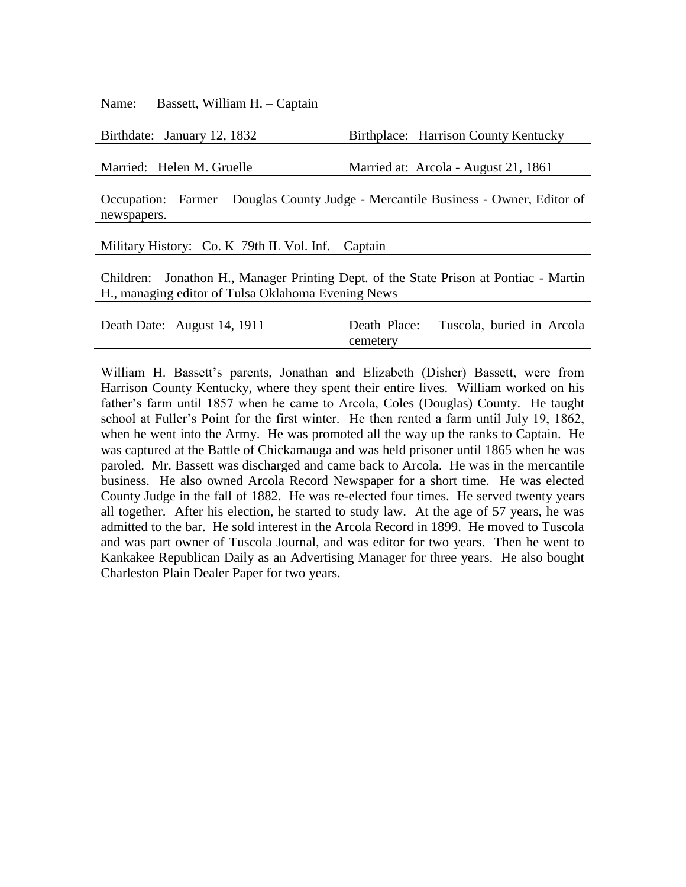Name: Bassett, William H. – Captain

Birthdate: January 12, 1832 | Birthplace: Harrison County Kentucky

Married: Helen M. Gruelle | Married at: Arcola - August 21, 1861

Occupation: Farmer – Douglas County Judge - Mercantile Business - Owner, Editor of newspapers.

Military History: Co. K 79th IL Vol. Inf. – Captain

Children: Jonathon H., Manager Printing Dept. of the State Prison at Pontiac - Martin H., managing editor of Tulsa Oklahoma Evening News

Death Date: August 14, 1911 | Death Place: Tuscola, buried in Arcola cemetery

William H. Bassett's parents, Jonathan and Elizabeth (Disher) Bassett, were from Harrison County Kentucky, where they spent their entire lives. William worked on his father's farm until 1857 when he came to Arcola, Coles (Douglas) County. He taught school at Fuller's Point for the first winter. He then rented a farm until July 19, 1862, when he went into the Army. He was promoted all the way up the ranks to Captain. He was captured at the Battle of Chickamauga and was held prisoner until 1865 when he was paroled. Mr. Bassett was discharged and came back to Arcola. He was in the mercantile business. He also owned Arcola Record Newspaper for a short time. He was elected County Judge in the fall of 1882. He was re-elected four times. He served twenty years all together. After his election, he started to study law. At the age of 57 years, he was admitted to the bar. He sold interest in the Arcola Record in 1899. He moved to Tuscola and was part owner of Tuscola Journal, and was editor for two years. Then he went to Kankakee Republican Daily as an Advertising Manager for three years. He also bought Charleston Plain Dealer Paper for two years.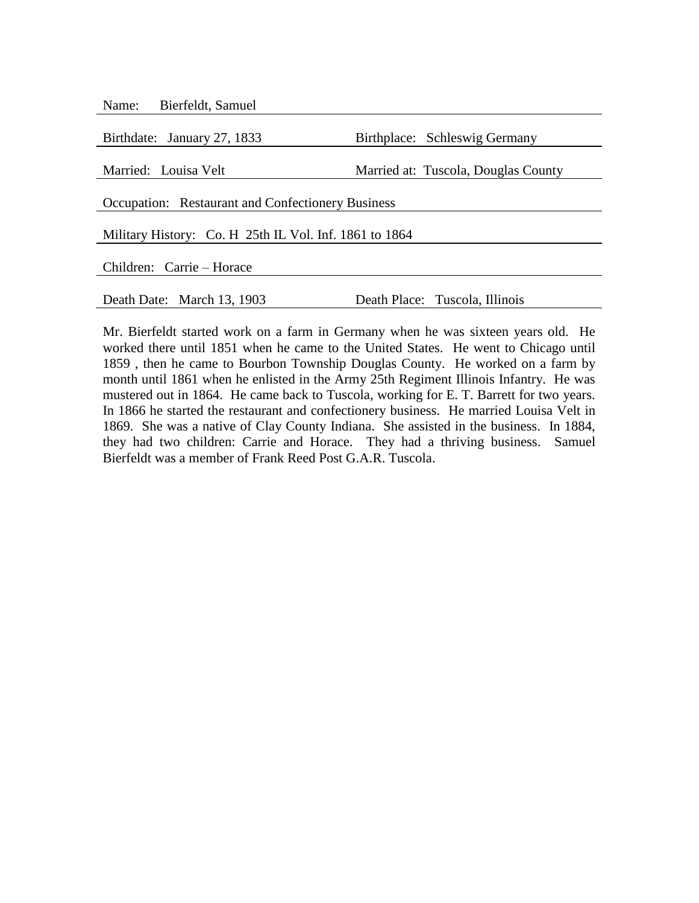Name: Bierfeldt, Samuel

Birthdate: January 27, 1833 | Birthplace: Schleswig Germany

Married: Louisa Velt | Married at: Tuscola, Douglas County

Occupation: Restaurant and Confectionery Business

Military History: Co. H 25th IL Vol. Inf. 1861 to 1864

Children: Carrie – Horace

Death Date: March 13, 1903 | Death Place: Tuscola, Illinois

Mr. Bierfeldt started work on a farm in Germany when he was sixteen years old. He worked there until 1851 when he came to the United States. He went to Chicago until 1859 , then he came to Bourbon Township Douglas County. He worked on a farm by month until 1861 when he enlisted in the Army 25th Regiment Illinois Infantry. He was mustered out in 1864. He came back to Tuscola, working for E. T. Barrett for two years. In 1866 he started the restaurant and confectionery business. He married Louisa Velt in 1869. She was a native of Clay County Indiana. She assisted in the business. In 1884, they had two children: Carrie and Horace. They had a thriving business. Samuel Bierfeldt was a member of Frank Reed Post G.A.R. Tuscola.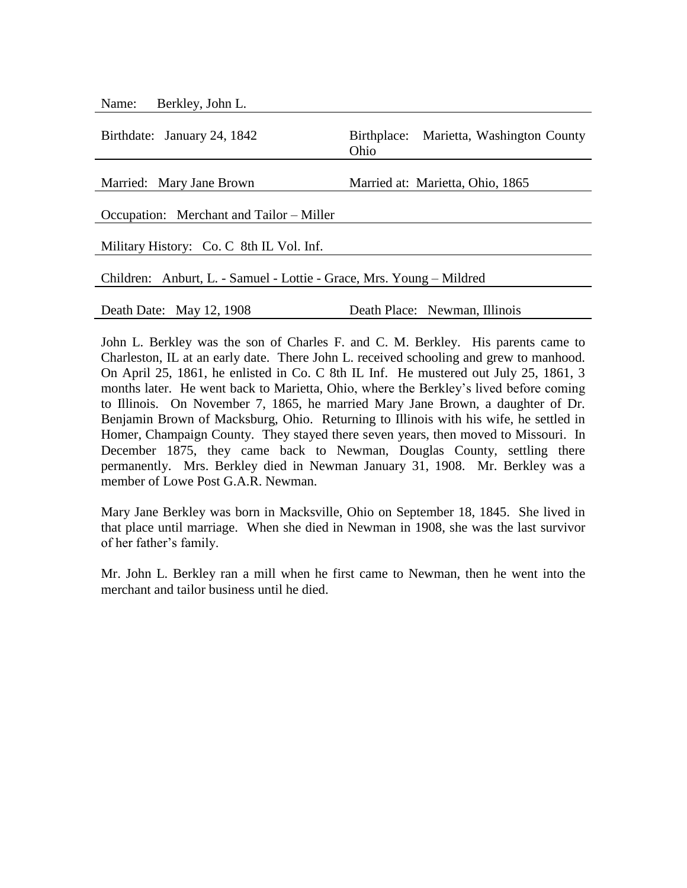Name: Berkley, John L.

Birthdate: January 24, 1842 | Birthplace: Marietta, Washington County Ohio

Married: Mary Jane Brown | Married at: Marietta, Ohio, 1865

Occupation: Merchant and Tailor – Miller

Military History: Co. C 8th IL Vol. Inf.

Children: Anburt, L. - Samuel - Lottie - Grace, Mrs. Young – Mildred

Death Date: May 12, 1908 | Death Place: Newman, Illinois

John L. Berkley was the son of Charles F. and C. M. Berkley. His parents came to Charleston, IL at an early date. There John L. received schooling and grew to manhood. On April 25, 1861, he enlisted in Co. C 8th IL Inf. He mustered out July 25, 1861, 3 months later. He went back to Marietta, Ohio, where the Berkley's lived before coming to Illinois. On November 7, 1865, he married Mary Jane Brown, a daughter of Dr. Benjamin Brown of Macksburg, Ohio. Returning to Illinois with his wife, he settled in Homer, Champaign County. They stayed there seven years, then moved to Missouri. In December 1875, they came back to Newman, Douglas County, settling there permanently. Mrs. Berkley died in Newman January 31, 1908. Mr. Berkley was a member of Lowe Post G.A.R. Newman.

Mary Jane Berkley was born in Macksville, Ohio on September 18, 1845. She lived in that place until marriage. When she died in Newman in 1908, she was the last survivor of her father's family.

Mr. John L. Berkley ran a mill when he first came to Newman, then he went into the merchant and tailor business until he died.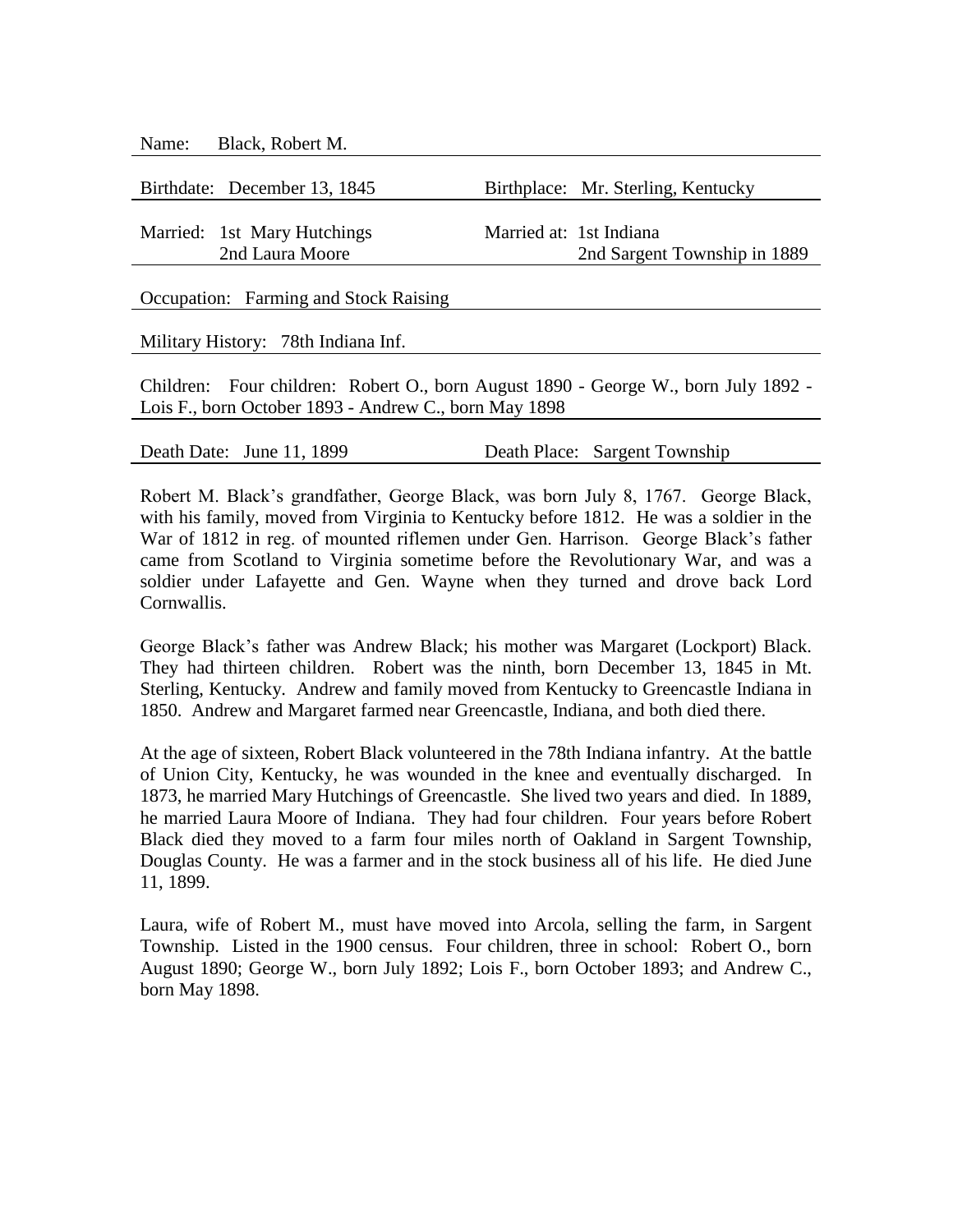Name: Black, Robert M.

Birthdate: December 13, 1845 | Birthplace: Mr. Sterling, Kentucky

Married: 1st Mary Hutchings
2nd Laura Moore

Married at: 1st Indiana
2nd Sargent Township in 1889

Occupation: Farming and Stock Raising

Military History: 78th Indiana Inf.

Children: Four children: Robert O., born August 1890 - George W., born July 1892 - Lois F., born October 1893 - Andrew C., born May 1898

Death Date: June 11, 1899 | Death Place: Sargent Township

Robert M. Black's grandfather, George Black, was born July 8, 1767. George Black, with his family, moved from Virginia to Kentucky before 1812. He was a soldier in the War of 1812 in reg. of mounted riflemen under Gen. Harrison. George Black's father came from Scotland to Virginia sometime before the Revolutionary War, and was a soldier under Lafayette and Gen. Wayne when they turned and drove back Lord Cornwallis.

George Black's father was Andrew Black; his mother was Margaret (Lockport) Black. They had thirteen children. Robert was the ninth, born December 13, 1845 in Mt. Sterling, Kentucky. Andrew and family moved from Kentucky to Greencastle Indiana in 1850. Andrew and Margaret farmed near Greencastle, Indiana, and both died there.

At the age of sixteen, Robert Black volunteered in the 78th Indiana infantry. At the battle of Union City, Kentucky, he was wounded in the knee and eventually discharged. In 1873, he married Mary Hutchings of Greencastle. She lived two years and died. In 1889, he married Laura Moore of Indiana. They had four children. Four years before Robert Black died they moved to a farm four miles north of Oakland in Sargent Township, Douglas County. He was a farmer and in the stock business all of his life. He died June 11, 1899.

Laura, wife of Robert M., must have moved into Arcola, selling the farm, in Sargent Township. Listed in the 1900 census. Four children, three in school: Robert O., born August 1890; George W., born July 1892; Lois F., born October 1893; and Andrew C., born May 1898.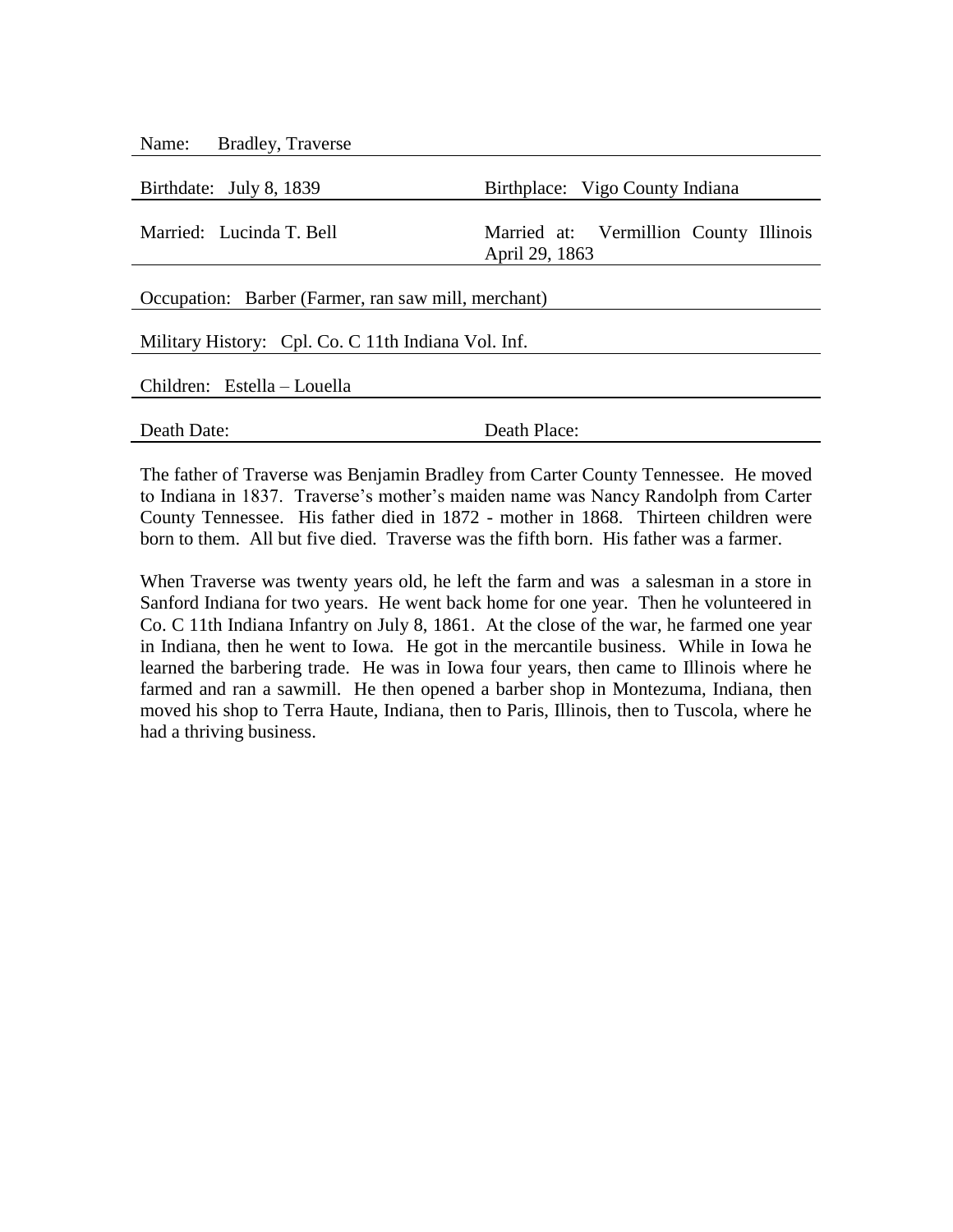Name: Bradley, Traverse

Birthdate: July 8, 1839 | Birthplace: Vigo County Indiana

Married: Lucinda T. Bell | Married at: Vermillion County Illinois April 29, 1863

Occupation: Barber (Farmer, ran saw mill, merchant)

Military History: Cpl. Co. C 11th Indiana Vol. Inf.

Children: Estella – Louella

Death Date: | Death Place:

The father of Traverse was Benjamin Bradley from Carter County Tennessee. He moved to Indiana in 1837. Traverse's mother's maiden name was Nancy Randolph from Carter County Tennessee. His father died in 1872 - mother in 1868. Thirteen children were born to them. All but five died. Traverse was the fifth born. His father was a farmer.

When Traverse was twenty years old, he left the farm and was a salesman in a store in Sanford Indiana for two years. He went back home for one year. Then he volunteered in Co. C 11th Indiana Infantry on July 8, 1861. At the close of the war, he farmed one year in Indiana, then he went to Iowa. He got in the mercantile business. While in Iowa he learned the barbering trade. He was in Iowa four years, then came to Illinois where he farmed and ran a sawmill. He then opened a barber shop in Montezuma, Indiana, then moved his shop to Terra Haute, Indiana, then to Paris, Illinois, then to Tuscola, where he had a thriving business.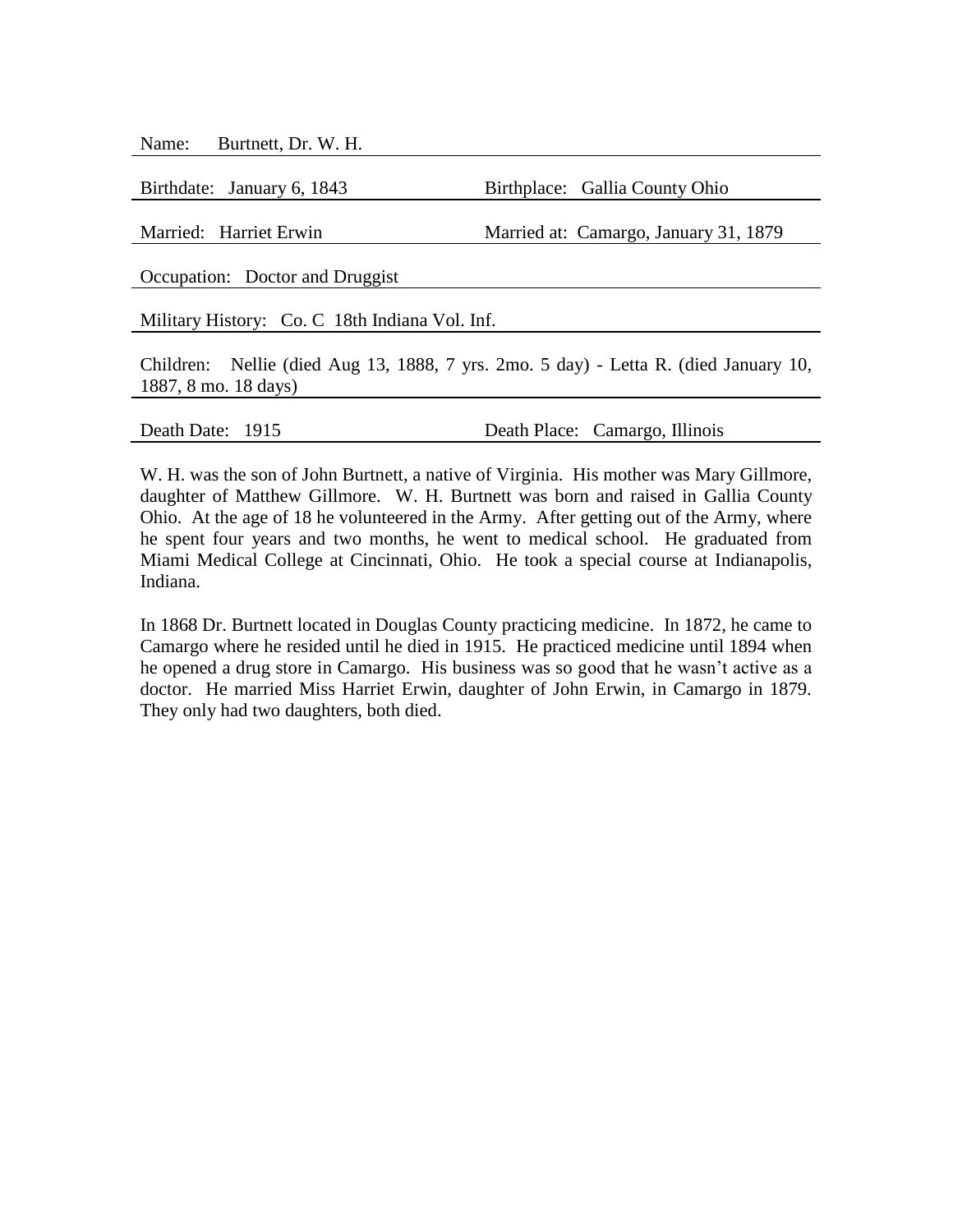Name: Burtnett, Dr. W. H.

Birthdate: January 6, 1843 Birthplace: Gallia County Ohio

Married: Harriet Erwin Married at: Camargo, January 31, 1879

Occupation: Doctor and Druggist

Military History: Co. C 18th Indiana Vol. Inf.

Children: Nellie (died Aug 13, 1888, 7 yrs. 2mo. 5 day) - Letta R. (died January 10, 1887, 8 mo. 18 days)

Death Date: 1915 Death Place: Camargo, Illinois

W. H. was the son of John Burtnett, a native of Virginia. His mother was Mary Gillmore, daughter of Matthew Gillmore. W. H. Burtnett was born and raised in Gallia County Ohio. At the age of 18 he volunteered in the Army. After getting out of the Army, where he spent four years and two months, he went to medical school. He graduated from Miami Medical College at Cincinnati, Ohio. He took a special course at Indianapolis, Indiana.

In 1868 Dr. Burtnett located in Douglas County practicing medicine. In 1872, he came to Camargo where he resided until he died in 1915. He practiced medicine until 1894 when he opened a drug store in Camargo. His business was so good that he wasn't active as a doctor. He married Miss Harriet Erwin, daughter of John Erwin, in Camargo in 1879. They only had two daughters, both died.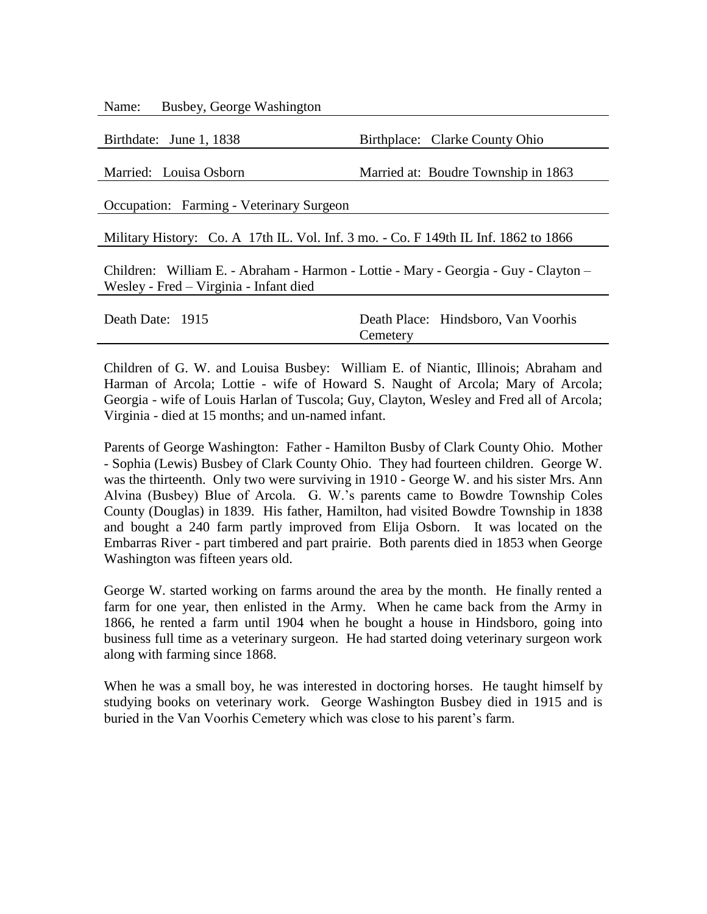Name: Busbey, George Washington

Birthdate: June 1, 1838 | Birthplace: Clarke County Ohio

Married: Louisa Osborn | Married at: Boudre Township in 1863

Occupation: Farming - Veterinary Surgeon

Military History: Co. A 17th IL. Vol. Inf. 3 mo. - Co. F 149th IL Inf. 1862 to 1866

Children: William E. - Abraham - Harmon - Lottie - Mary - Georgia - Guy - Clayton – Wesley - Fred – Virginia - Infant died

Death Date: 1915 | Death Place: Hindsboro, Van Voorhis Cemetery

Children of G. W. and Louisa Busbey: William E. of Niantic, Illinois; Abraham and Harman of Arcola; Lottie - wife of Howard S. Naught of Arcola; Mary of Arcola; Georgia - wife of Louis Harlan of Tuscola; Guy, Clayton, Wesley and Fred all of Arcola; Virginia - died at 15 months; and un-named infant.

Parents of George Washington: Father - Hamilton Busby of Clark County Ohio. Mother - Sophia (Lewis) Busbey of Clark County Ohio. They had fourteen children. George W. was the thirteenth. Only two were surviving in 1910 - George W. and his sister Mrs. Ann Alvina (Busbey) Blue of Arcola. G. W.'s parents came to Bowdre Township Coles County (Douglas) in 1839. His father, Hamilton, had visited Bowdre Township in 1838 and bought a 240 farm partly improved from Elija Osborn. It was located on the Embarras River - part timbered and part prairie. Both parents died in 1853 when George Washington was fifteen years old.

George W. started working on farms around the area by the month. He finally rented a farm for one year, then enlisted in the Army. When he came back from the Army in 1866, he rented a farm until 1904 when he bought a house in Hindsboro, going into business full time as a veterinary surgeon. He had started doing veterinary surgeon work along with farming since 1868.

When he was a small boy, he was interested in doctoring horses. He taught himself by studying books on veterinary work. George Washington Busbey died in 1915 and is buried in the Van Voorhis Cemetery which was close to his parent's farm.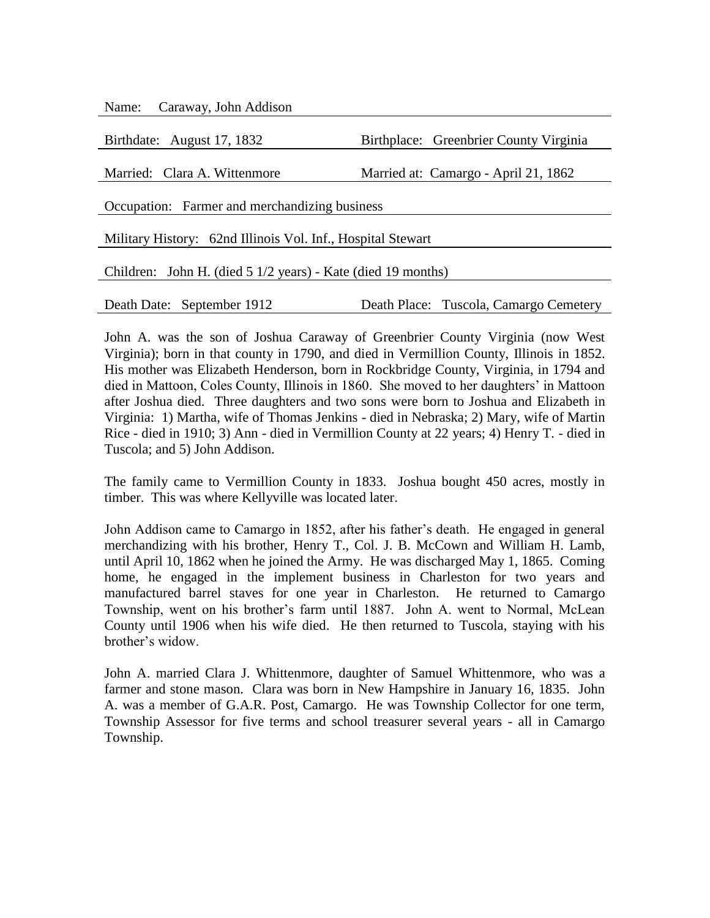Name: Caraway, John Addison

Birthdate: August 17, 1832 — Birthplace: Greenbrier County Virginia

Married: Clara A. Wittenmore — Married at: Camargo - April 21, 1862

Occupation: Farmer and merchandizing business

Military History: 62nd Illinois Vol. Inf., Hospital Stewart

Children: John H. (died 5 1/2 years) - Kate (died 19 months)

Death Date: September 1912 — Death Place: Tuscola, Camargo Cemetery

John A. was the son of Joshua Caraway of Greenbrier County Virginia (now West Virginia); born in that county in 1790, and died in Vermillion County, Illinois in 1852. His mother was Elizabeth Henderson, born in Rockbridge County, Virginia, in 1794 and died in Mattoon, Coles County, Illinois in 1860. She moved to her daughters' in Mattoon after Joshua died. Three daughters and two sons were born to Joshua and Elizabeth in Virginia: 1) Martha, wife of Thomas Jenkins - died in Nebraska; 2) Mary, wife of Martin Rice - died in 1910; 3) Ann - died in Vermillion County at 22 years; 4) Henry T. - died in Tuscola; and 5) John Addison.

The family came to Vermillion County in 1833. Joshua bought 450 acres, mostly in timber. This was where Kellyville was located later.

John Addison came to Camargo in 1852, after his father's death. He engaged in general merchandizing with his brother, Henry T., Col. J. B. McCown and William H. Lamb, until April 10, 1862 when he joined the Army. He was discharged May 1, 1865. Coming home, he engaged in the implement business in Charleston for two years and manufactured barrel staves for one year in Charleston. He returned to Camargo Township, went on his brother's farm until 1887. John A. went to Normal, McLean County until 1906 when his wife died. He then returned to Tuscola, staying with his brother's widow.

John A. married Clara J. Whittenmore, daughter of Samuel Whittenmore, who was a farmer and stone mason. Clara was born in New Hampshire in January 16, 1835. John A. was a member of G.A.R. Post, Camargo. He was Township Collector for one term, Township Assessor for five terms and school treasurer several years - all in Camargo Township.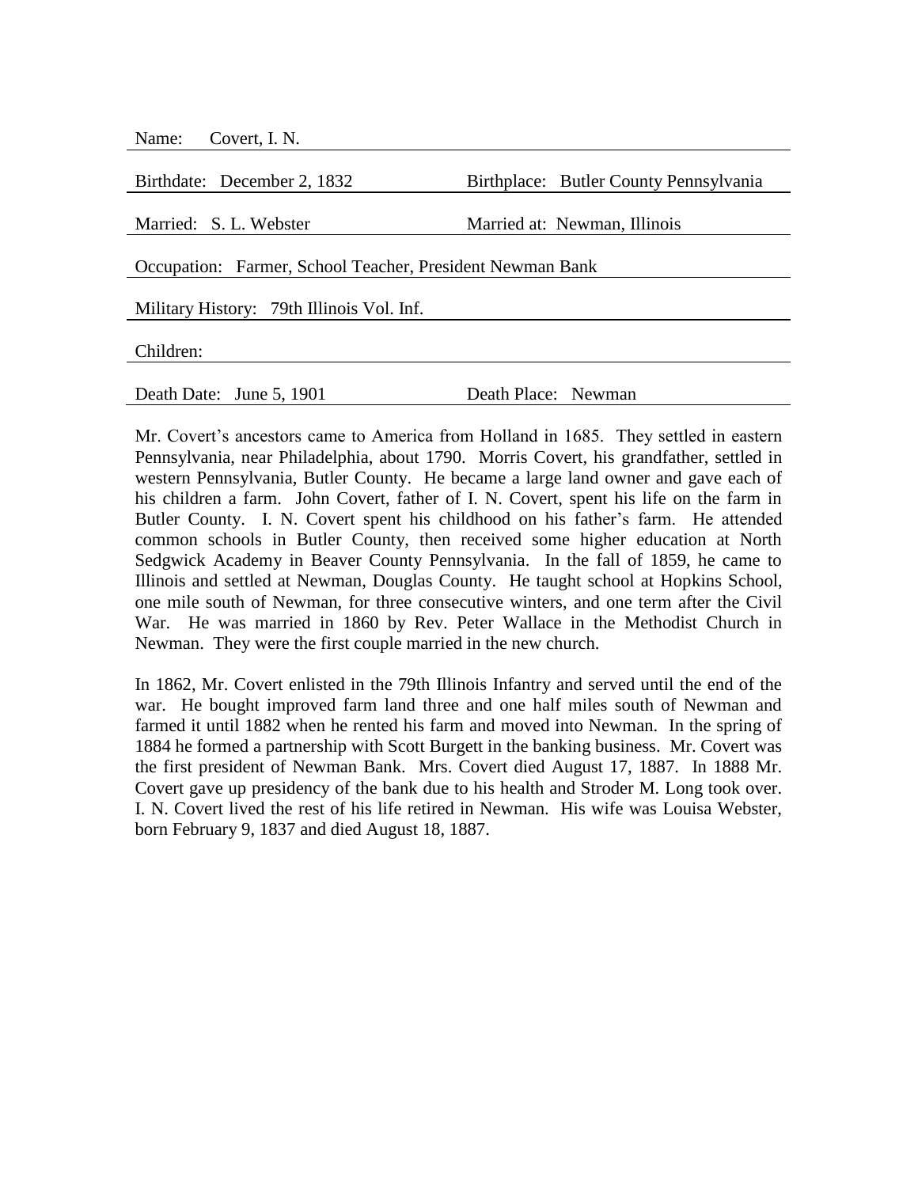Name: Covert, I. N.

Birthdate: December 2, 1832 | Birthplace: Butler County Pennsylvania

Married: S. L. Webster | Married at: Newman, Illinois

Occupation: Farmer, School Teacher, President Newman Bank

Military History: 79th Illinois Vol. Inf.

Children:

Death Date: June 5, 1901 | Death Place: Newman

Mr. Covert's ancestors came to America from Holland in 1685. They settled in eastern Pennsylvania, near Philadelphia, about 1790. Morris Covert, his grandfather, settled in western Pennsylvania, Butler County. He became a large land owner and gave each of his children a farm. John Covert, father of I. N. Covert, spent his life on the farm in Butler County. I. N. Covert spent his childhood on his father's farm. He attended common schools in Butler County, then received some higher education at North Sedgwick Academy in Beaver County Pennsylvania. In the fall of 1859, he came to Illinois and settled at Newman, Douglas County. He taught school at Hopkins School, one mile south of Newman, for three consecutive winters, and one term after the Civil War. He was married in 1860 by Rev. Peter Wallace in the Methodist Church in Newman. They were the first couple married in the new church.

In 1862, Mr. Covert enlisted in the 79th Illinois Infantry and served until the end of the war. He bought improved farm land three and one half miles south of Newman and farmed it until 1882 when he rented his farm and moved into Newman. In the spring of 1884 he formed a partnership with Scott Burgett in the banking business. Mr. Covert was the first president of Newman Bank. Mrs. Covert died August 17, 1887. In 1888 Mr. Covert gave up presidency of the bank due to his health and Stroder M. Long took over. I. N. Covert lived the rest of his life retired in Newman. His wife was Louisa Webster, born February 9, 1837 and died August 18, 1887.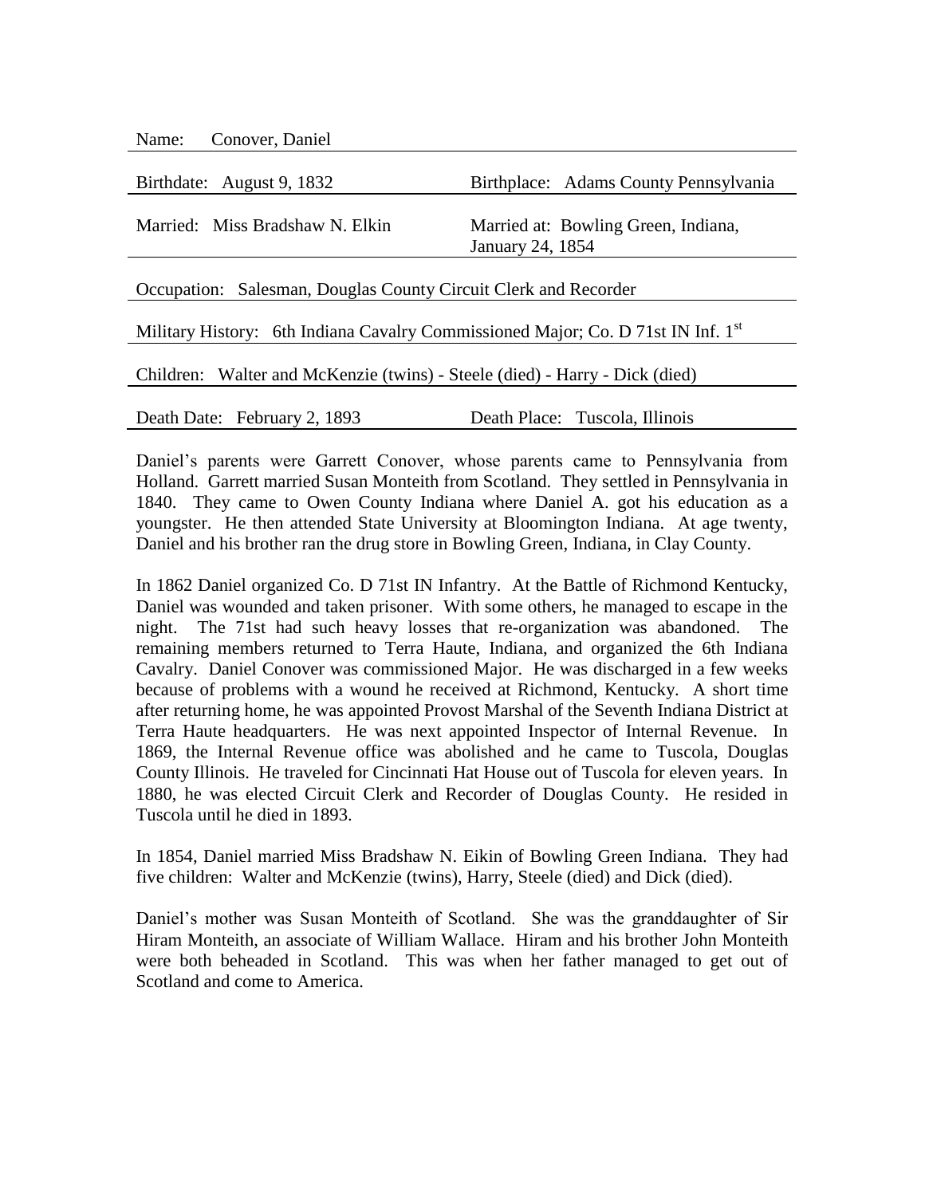Name: Conover, Daniel

Birthdate: August 9, 1832 | Birthplace: Adams County Pennsylvania

Married: Miss Bradshaw N. Elkin | Married at: Bowling Green, Indiana, January 24, 1854

Occupation: Salesman, Douglas County Circuit Clerk and Recorder

Military History: 6th Indiana Cavalry Commissioned Major; Co. D 71st IN Inf. 1st

Children: Walter and McKenzie (twins) - Steele (died) - Harry - Dick (died)

Death Date: February 2, 1893 | Death Place: Tuscola, Illinois

---

Daniel's parents were Garrett Conover, whose parents came to Pennsylvania from Holland. Garrett married Susan Monteith from Scotland. They settled in Pennsylvania in 1840. They came to Owen County Indiana where Daniel A. got his education as a youngster. He then attended State University at Bloomington Indiana. At age twenty, Daniel and his brother ran the drug store in Bowling Green, Indiana, in Clay County.

In 1862 Daniel organized Co. D 71st IN Infantry. At the Battle of Richmond Kentucky, Daniel was wounded and taken prisoner. With some others, he managed to escape in the night. The 71st had such heavy losses that re-organization was abandoned. The remaining members returned to Terra Haute, Indiana, and organized the 6th Indiana Cavalry. Daniel Conover was commissioned Major. He was discharged in a few weeks because of problems with a wound he received at Richmond, Kentucky. A short time after returning home, he was appointed Provost Marshal of the Seventh Indiana District at Terra Haute headquarters. He was next appointed Inspector of Internal Revenue. In 1869, the Internal Revenue office was abolished and he came to Tuscola, Douglas County Illinois. He traveled for Cincinnati Hat House out of Tuscola for eleven years. In 1880, he was elected Circuit Clerk and Recorder of Douglas County. He resided in Tuscola until he died in 1893.

In 1854, Daniel married Miss Bradshaw N. Eikin of Bowling Green Indiana. They had five children: Walter and McKenzie (twins), Harry, Steele (died) and Dick (died).

Daniel's mother was Susan Monteith of Scotland. She was the granddaughter of Sir Hiram Monteith, an associate of William Wallace. Hiram and his brother John Monteith were both beheaded in Scotland. This was when her father managed to get out of Scotland and come to America.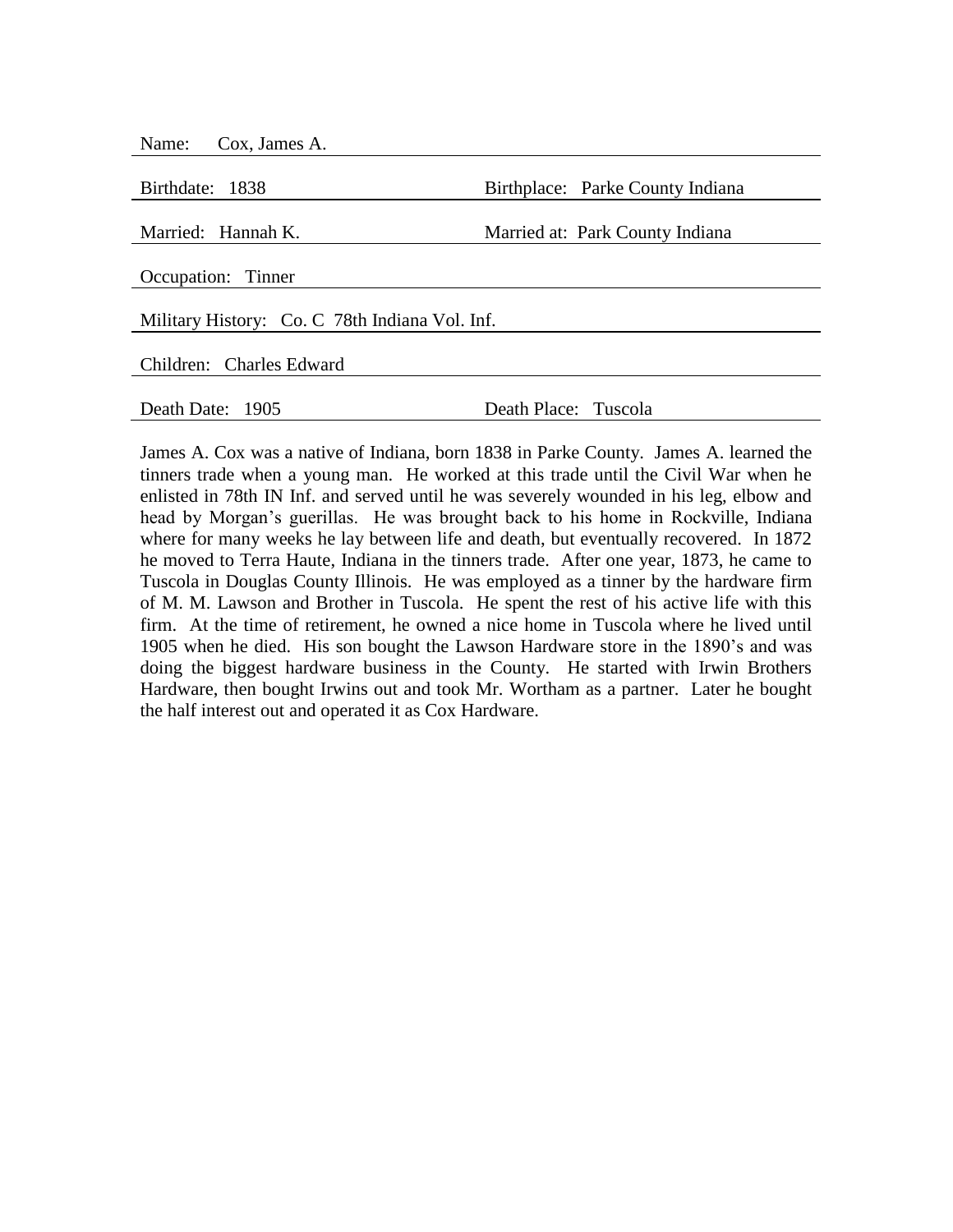Name: Cox, James A.

Birthdate: 1838 | Birthplace: Parke County Indiana

Married: Hannah K. | Married at: Park County Indiana

Occupation: Tinner

Military History: Co. C 78th Indiana Vol. Inf.

Children: Charles Edward

Death Date: 1905 | Death Place: Tuscola

James A. Cox was a native of Indiana, born 1838 in Parke County. James A. learned the tinners trade when a young man. He worked at this trade until the Civil War when he enlisted in 78th IN Inf. and served until he was severely wounded in his leg, elbow and head by Morgan's guerillas. He was brought back to his home in Rockville, Indiana where for many weeks he lay between life and death, but eventually recovered. In 1872 he moved to Terra Haute, Indiana in the tinners trade. After one year, 1873, he came to Tuscola in Douglas County Illinois. He was employed as a tinner by the hardware firm of M. M. Lawson and Brother in Tuscola. He spent the rest of his active life with this firm. At the time of retirement, he owned a nice home in Tuscola where he lived until 1905 when he died. His son bought the Lawson Hardware store in the 1890's and was doing the biggest hardware business in the County. He started with Irwin Brothers Hardware, then bought Irwins out and took Mr. Wortham as a partner. Later he bought the half interest out and operated it as Cox Hardware.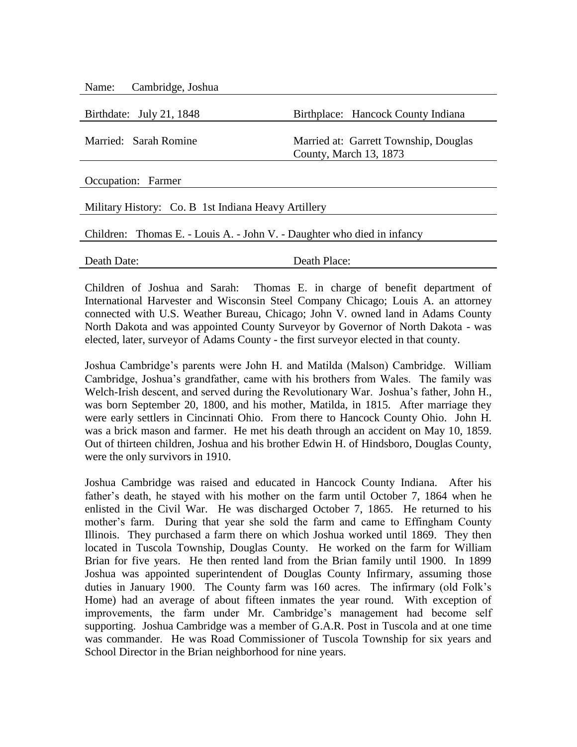| Name: Cambridge, Joshua | |
|---|---|
| Birthdate: July 21, 1848 | Birthplace: Hancock County Indiana |
| Married: Sarah Romine | Married at: Garrett Township, Douglas County, March 13, 1873 |
| Occupation: Farmer | |
| Military History: Co. B 1st Indiana Heavy Artillery | |
| Children: Thomas E. - Louis A. - John V. - Daughter who died in infancy | |
| Death Date: | Death Place: |

Children of Joshua and Sarah: Thomas E. in charge of benefit department of International Harvester and Wisconsin Steel Company Chicago; Louis A. an attorney connected with U.S. Weather Bureau, Chicago; John V. owned land in Adams County North Dakota and was appointed County Surveyor by Governor of North Dakota - was elected, later, surveyor of Adams County - the first surveyor elected in that county.

Joshua Cambridge's parents were John H. and Matilda (Malson) Cambridge. William Cambridge, Joshua's grandfather, came with his brothers from Wales. The family was Welch-Irish descent, and served during the Revolutionary War. Joshua's father, John H., was born September 20, 1800, and his mother, Matilda, in 1815. After marriage they were early settlers in Cincinnati Ohio. From there to Hancock County Ohio. John H. was a brick mason and farmer. He met his death through an accident on May 10, 1859. Out of thirteen children, Joshua and his brother Edwin H. of Hindsboro, Douglas County, were the only survivors in 1910.

Joshua Cambridge was raised and educated in Hancock County Indiana. After his father's death, he stayed with his mother on the farm until October 7, 1864 when he enlisted in the Civil War. He was discharged October 7, 1865. He returned to his mother's farm. During that year she sold the farm and came to Effingham County Illinois. They purchased a farm there on which Joshua worked until 1869. They then located in Tuscola Township, Douglas County. He worked on the farm for William Brian for five years. He then rented land from the Brian family until 1900. In 1899 Joshua was appointed superintendent of Douglas County Infirmary, assuming those duties in January 1900. The County farm was 160 acres. The infirmary (old Folk's Home) had an average of about fifteen inmates the year round. With exception of improvements, the farm under Mr. Cambridge's management had become self supporting. Joshua Cambridge was a member of G.A.R. Post in Tuscola and at one time was commander. He was Road Commissioner of Tuscola Township for six years and School Director in the Brian neighborhood for nine years.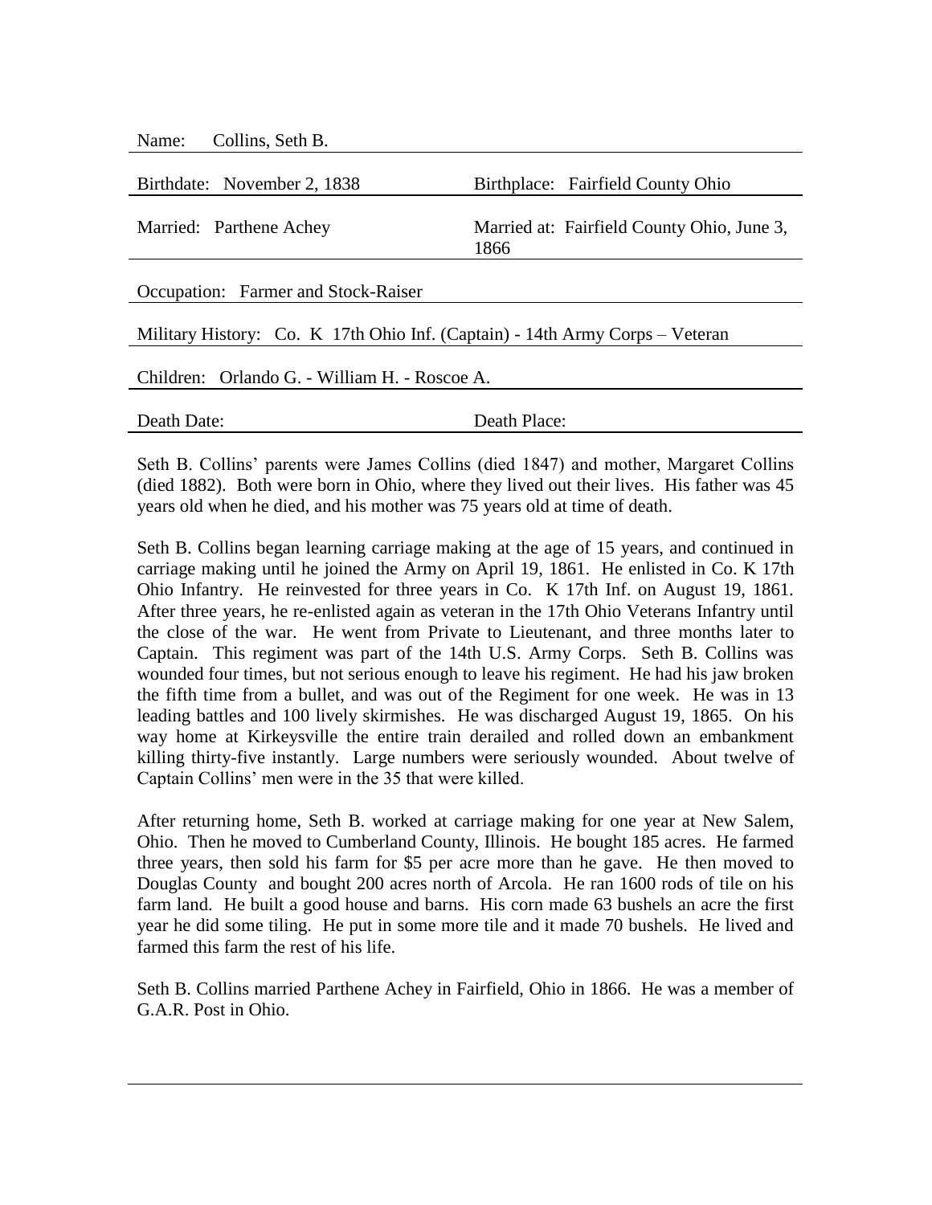Name: Collins, Seth B.

Birthdate: November 2, 1838 | Birthplace: Fairfield County Ohio

Married: Parthene Achey | Married at: Fairfield County Ohio, June 3, 1866

Occupation: Farmer and Stock-Raiser

Military History: Co. K 17th Ohio Inf. (Captain) - 14th Army Corps – Veteran

Children: Orlando G. - William H. - Roscoe A.

Death Date: | Death Place:

Seth B. Collins' parents were James Collins (died 1847) and mother, Margaret Collins (died 1882). Both were born in Ohio, where they lived out their lives. His father was 45 years old when he died, and his mother was 75 years old at time of death.

Seth B. Collins began learning carriage making at the age of 15 years, and continued in carriage making until he joined the Army on April 19, 1861. He enlisted in Co. K 17th Ohio Infantry. He reinvested for three years in Co. K 17th Inf. on August 19, 1861. After three years, he re-enlisted again as veteran in the 17th Ohio Veterans Infantry until the close of the war. He went from Private to Lieutenant, and three months later to Captain. This regiment was part of the 14th U.S. Army Corps. Seth B. Collins was wounded four times, but not serious enough to leave his regiment. He had his jaw broken the fifth time from a bullet, and was out of the Regiment for one week. He was in 13 leading battles and 100 lively skirmishes. He was discharged August 19, 1865. On his way home at Kirkeysville the entire train derailed and rolled down an embankment killing thirty-five instantly. Large numbers were seriously wounded. About twelve of Captain Collins' men were in the 35 that were killed.

After returning home, Seth B. worked at carriage making for one year at New Salem, Ohio. Then he moved to Cumberland County, Illinois. He bought 185 acres. He farmed three years, then sold his farm for $5 per acre more than he gave. He then moved to Douglas County and bought 200 acres north of Arcola. He ran 1600 rods of tile on his farm land. He built a good house and barns. His corn made 63 bushels an acre the first year he did some tiling. He put in some more tile and it made 70 bushels. He lived and farmed this farm the rest of his life.

Seth B. Collins married Parthene Achey in Fairfield, Ohio in 1866. He was a member of G.A.R. Post in Ohio.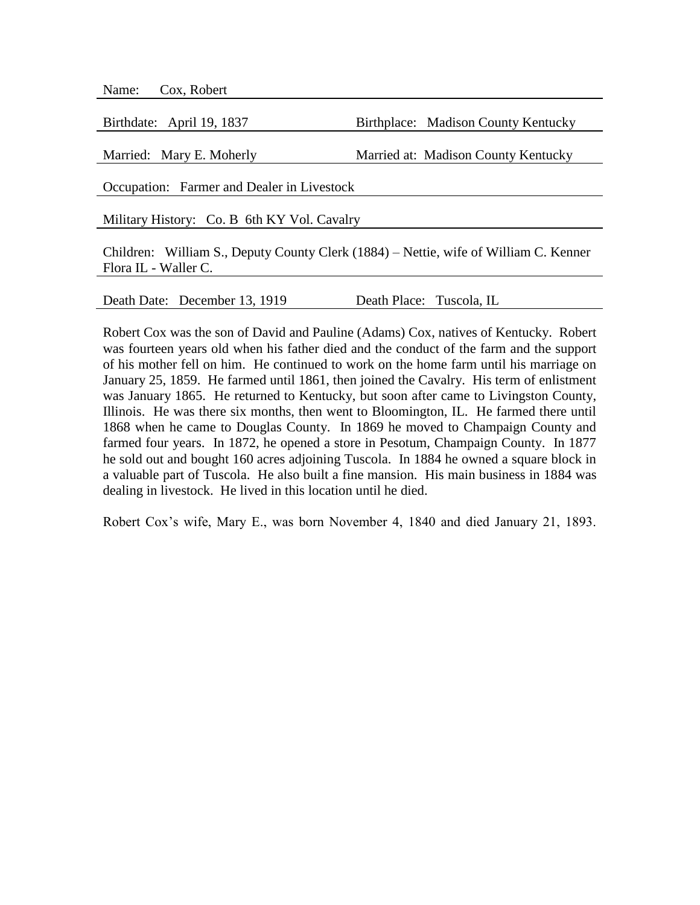Name: Cox, Robert

Birthdate: April 19, 1837 | Birthplace: Madison County Kentucky

Married: Mary E. Moherly | Married at: Madison County Kentucky

Occupation: Farmer and Dealer in Livestock

Military History: Co. B 6th KY Vol. Cavalry

Children: William S., Deputy County Clerk (1884) – Nettie, wife of William C. Kenner Flora IL - Waller C.

Death Date: December 13, 1919 | Death Place: Tuscola, IL

Robert Cox was the son of David and Pauline (Adams) Cox, natives of Kentucky. Robert was fourteen years old when his father died and the conduct of the farm and the support of his mother fell on him. He continued to work on the home farm until his marriage on January 25, 1859. He farmed until 1861, then joined the Cavalry. His term of enlistment was January 1865. He returned to Kentucky, but soon after came to Livingston County, Illinois. He was there six months, then went to Bloomington, IL. He farmed there until 1868 when he came to Douglas County. In 1869 he moved to Champaign County and farmed four years. In 1872, he opened a store in Pesotum, Champaign County. In 1877 he sold out and bought 160 acres adjoining Tuscola. In 1884 he owned a square block in a valuable part of Tuscola. He also built a fine mansion. His main business in 1884 was dealing in livestock. He lived in this location until he died.

Robert Cox's wife, Mary E., was born November 4, 1840 and died January 21, 1893.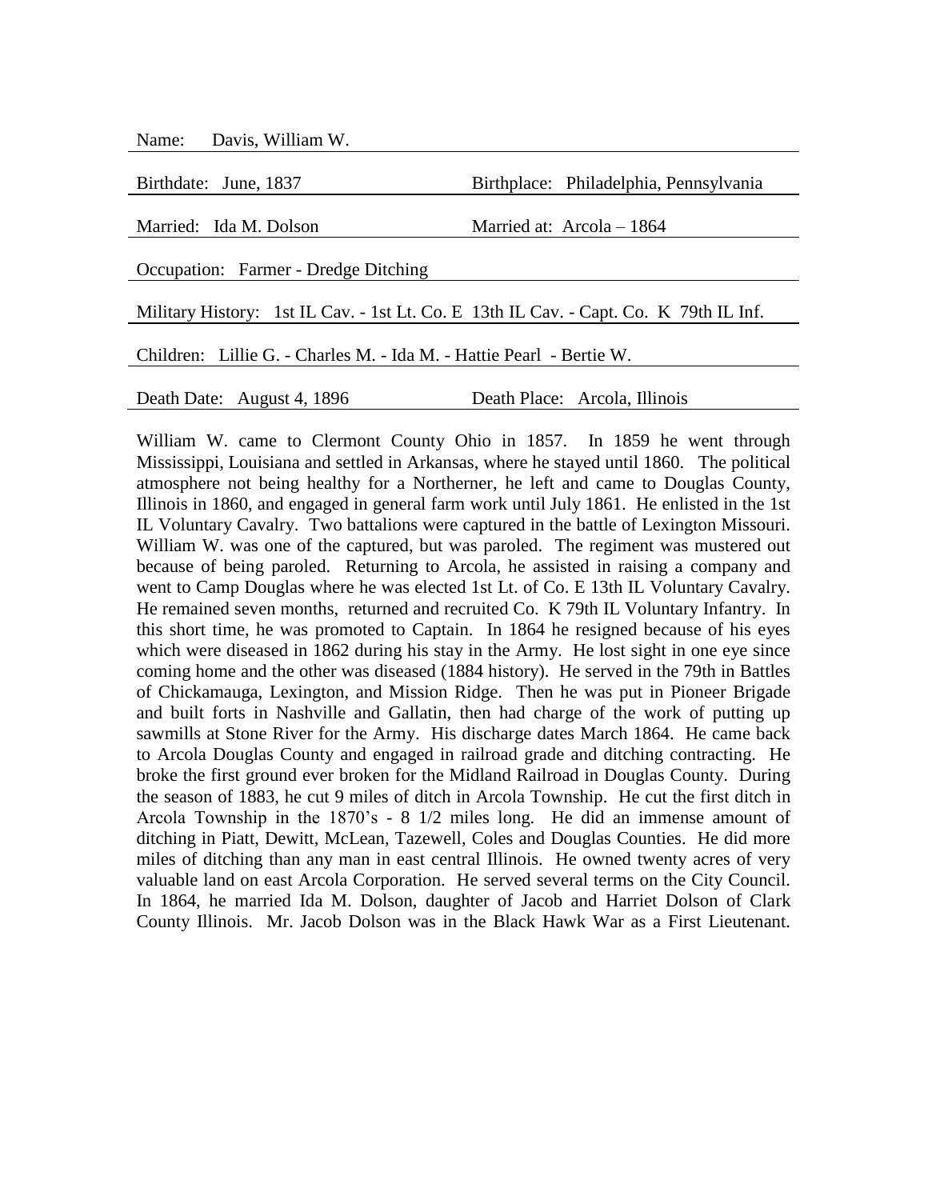Name: Davis, William W.

Birthdate: June, 1837 | Birthplace: Philadelphia, Pennsylvania

Married: Ida M. Dolson | Married at: Arcola – 1864

Occupation: Farmer - Dredge Ditching

Military History: 1st IL Cav. - 1st Lt. Co. E 13th IL Cav. - Capt. Co. K 79th IL Inf.

Children: Lillie G. - Charles M. - Ida M. - Hattie Pearl - Bertie W.

Death Date: August 4, 1896 | Death Place: Arcola, Illinois

William W. came to Clermont County Ohio in 1857. In 1859 he went through Mississippi, Louisiana and settled in Arkansas, where he stayed until 1860. The political atmosphere not being healthy for a Northerner, he left and came to Douglas County, Illinois in 1860, and engaged in general farm work until July 1861. He enlisted in the 1st IL Voluntary Cavalry. Two battalions were captured in the battle of Lexington Missouri. William W. was one of the captured, but was paroled. The regiment was mustered out because of being paroled. Returning to Arcola, he assisted in raising a company and went to Camp Douglas where he was elected 1st Lt. of Co. E 13th IL Voluntary Cavalry. He remained seven months, returned and recruited Co. K 79th IL Voluntary Infantry. In this short time, he was promoted to Captain. In 1864 he resigned because of his eyes which were diseased in 1862 during his stay in the Army. He lost sight in one eye since coming home and the other was diseased (1884 history). He served in the 79th in Battles of Chickamauga, Lexington, and Mission Ridge. Then he was put in Pioneer Brigade and built forts in Nashville and Gallatin, then had charge of the work of putting up sawmills at Stone River for the Army. His discharge dates March 1864. He came back to Arcola Douglas County and engaged in railroad grade and ditching contracting. He broke the first ground ever broken for the Midland Railroad in Douglas County. During the season of 1883, he cut 9 miles of ditch in Arcola Township. He cut the first ditch in Arcola Township in the 1870's - 8 1/2 miles long. He did an immense amount of ditching in Piatt, Dewitt, McLean, Tazewell, Coles and Douglas Counties. He did more miles of ditching than any man in east central Illinois. He owned twenty acres of very valuable land on east Arcola Corporation. He served several terms on the City Council. In 1864, he married Ida M. Dolson, daughter of Jacob and Harriet Dolson of Clark County Illinois. Mr. Jacob Dolson was in the Black Hawk War as a First Lieutenant.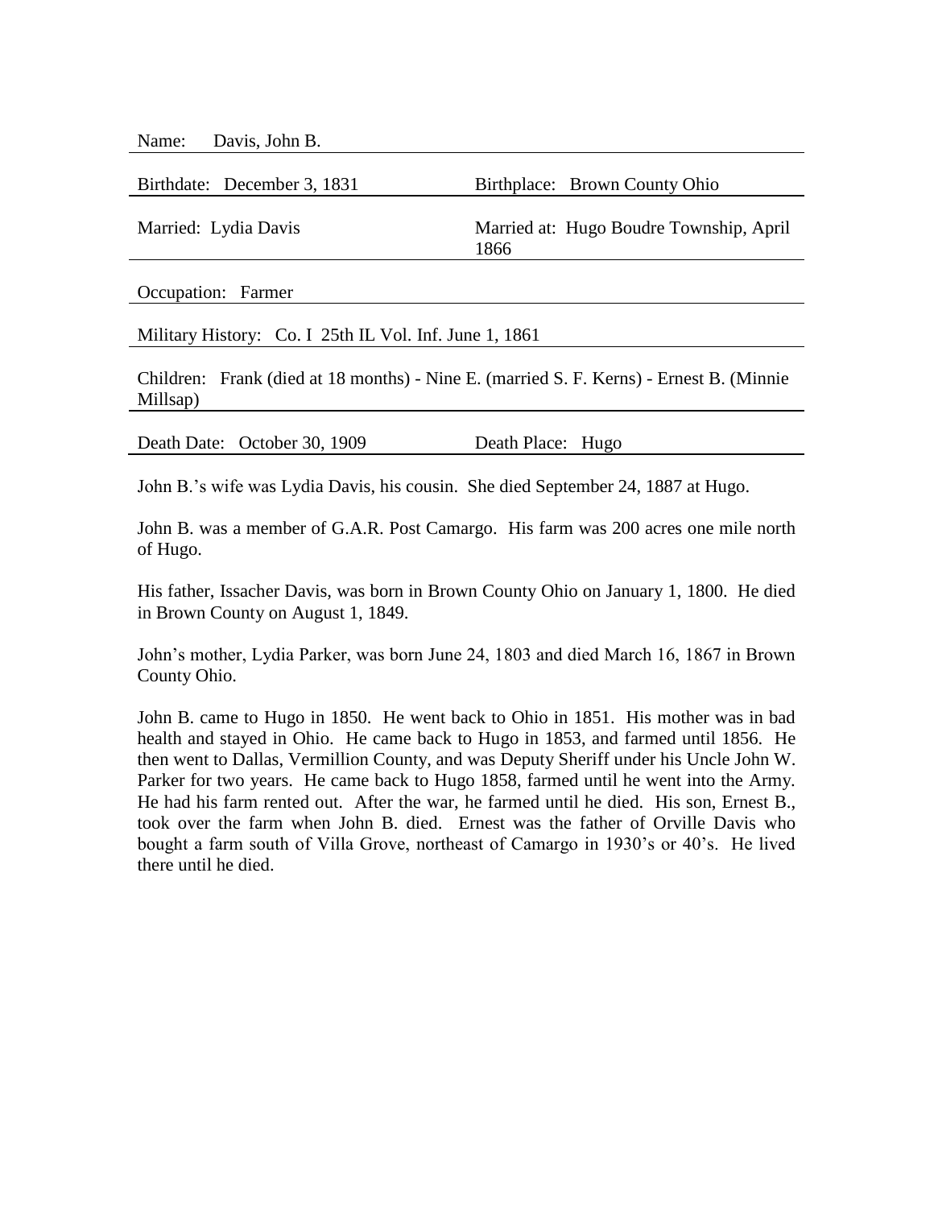Name: Davis, John B.

Birthdate: December 3, 1831 | Birthplace: Brown County Ohio

Married: Lydia Davis | Married at: Hugo Boudre Township, April 1866

Occupation: Farmer

Military History: Co. I 25th IL Vol. Inf. June 1, 1861

Children: Frank (died at 18 months) - Nine E. (married S. F. Kerns) - Ernest B. (Minnie Millsap)

Death Date: October 30, 1909 | Death Place: Hugo

John B.'s wife was Lydia Davis, his cousin. She died September 24, 1887 at Hugo.

John B. was a member of G.A.R. Post Camargo. His farm was 200 acres one mile north of Hugo.

His father, Issacher Davis, was born in Brown County Ohio on January 1, 1800. He died in Brown County on August 1, 1849.

John's mother, Lydia Parker, was born June 24, 1803 and died March 16, 1867 in Brown County Ohio.

John B. came to Hugo in 1850. He went back to Ohio in 1851. His mother was in bad health and stayed in Ohio. He came back to Hugo in 1853, and farmed until 1856. He then went to Dallas, Vermillion County, and was Deputy Sheriff under his Uncle John W. Parker for two years. He came back to Hugo 1858, farmed until he went into the Army. He had his farm rented out. After the war, he farmed until he died. His son, Ernest B., took over the farm when John B. died. Ernest was the father of Orville Davis who bought a farm south of Villa Grove, northeast of Camargo in 1930's or 40's. He lived there until he died.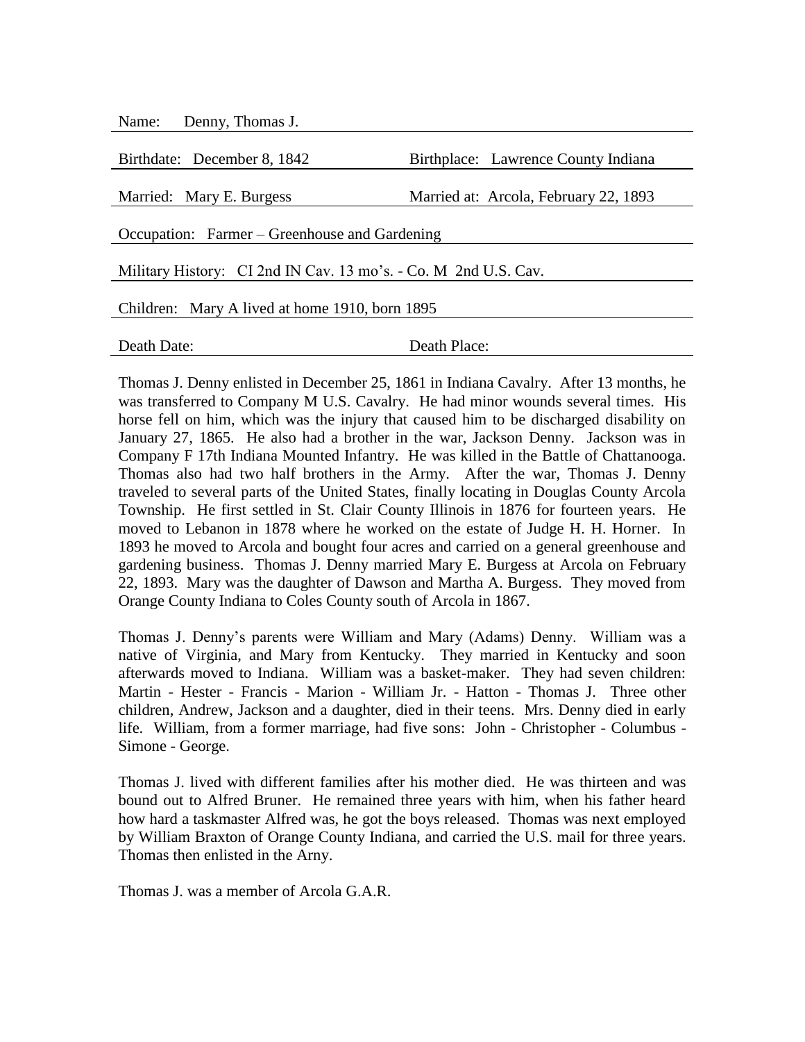Name: Denny, Thomas J.

Birthdate: December 8, 1842 | Birthplace: Lawrence County Indiana

Married: Mary E. Burgess | Married at: Arcola, February 22, 1893

Occupation: Farmer – Greenhouse and Gardening

Military History: CI 2nd IN Cav. 13 mo's. - Co. M 2nd U.S. Cav.

Children: Mary A lived at home 1910, born 1895

Death Date: | Death Place:

Thomas J. Denny enlisted in December 25, 1861 in Indiana Cavalry. After 13 months, he was transferred to Company M U.S. Cavalry. He had minor wounds several times. His horse fell on him, which was the injury that caused him to be discharged disability on January 27, 1865. He also had a brother in the war, Jackson Denny. Jackson was in Company F 17th Indiana Mounted Infantry. He was killed in the Battle of Chattanooga. Thomas also had two half brothers in the Army. After the war, Thomas J. Denny traveled to several parts of the United States, finally locating in Douglas County Arcola Township. He first settled in St. Clair County Illinois in 1876 for fourteen years. He moved to Lebanon in 1878 where he worked on the estate of Judge H. H. Horner. In 1893 he moved to Arcola and bought four acres and carried on a general greenhouse and gardening business. Thomas J. Denny married Mary E. Burgess at Arcola on February 22, 1893. Mary was the daughter of Dawson and Martha A. Burgess. They moved from Orange County Indiana to Coles County south of Arcola in 1867.

Thomas J. Denny's parents were William and Mary (Adams) Denny. William was a native of Virginia, and Mary from Kentucky. They married in Kentucky and soon afterwards moved to Indiana. William was a basket-maker. They had seven children: Martin - Hester - Francis - Marion - William Jr. - Hatton - Thomas J. Three other children, Andrew, Jackson and a daughter, died in their teens. Mrs. Denny died in early life. William, from a former marriage, had five sons: John - Christopher - Columbus - Simone - George.

Thomas J. lived with different families after his mother died. He was thirteen and was bound out to Alfred Bruner. He remained three years with him, when his father heard how hard a taskmaster Alfred was, he got the boys released. Thomas was next employed by William Braxton of Orange County Indiana, and carried the U.S. mail for three years. Thomas then enlisted in the Arny.

Thomas J. was a member of Arcola G.A.R.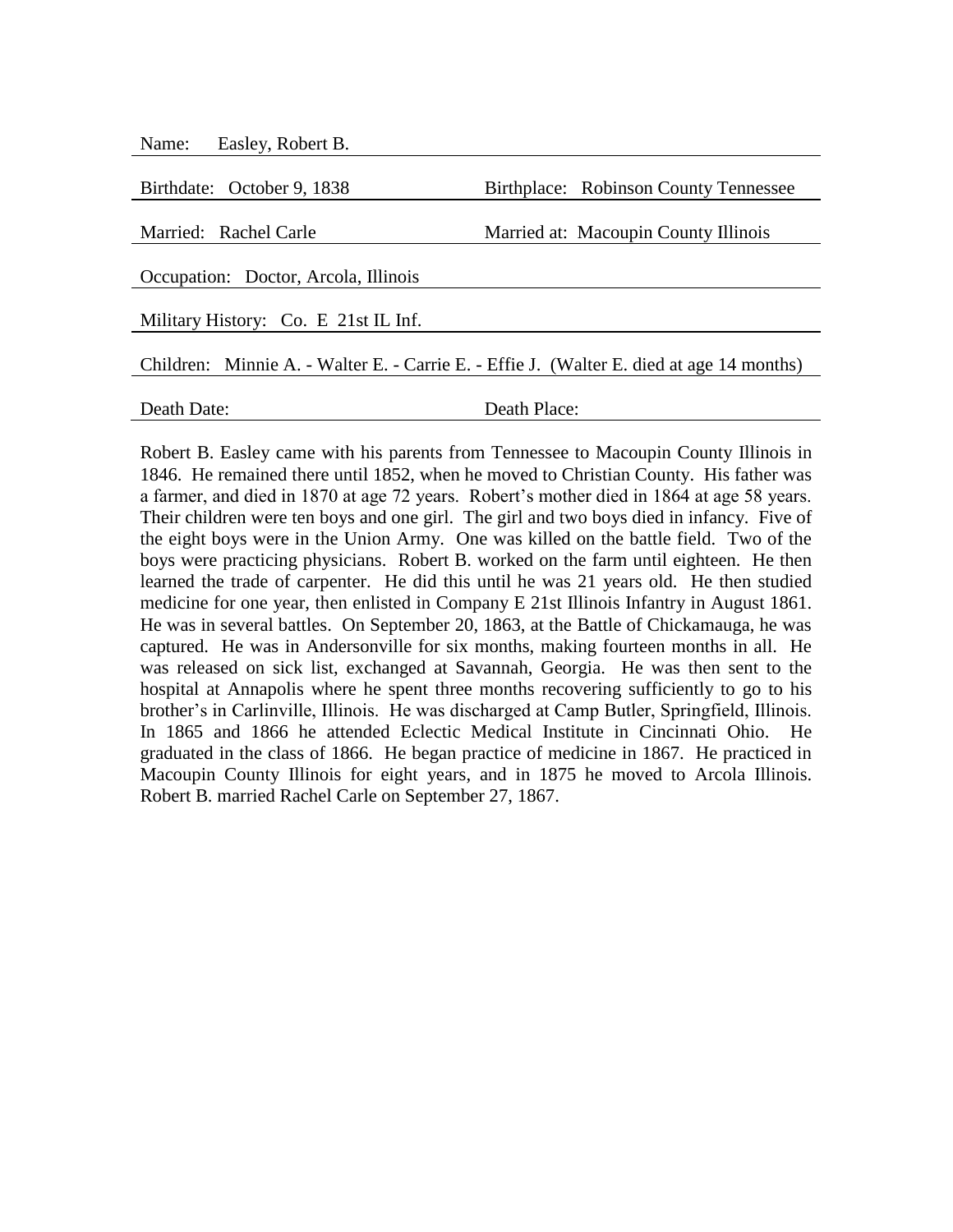Name: Easley, Robert B.

Birthdate: October 9, 1838 | Birthplace: Robinson County Tennessee

Married: Rachel Carle | Married at: Macoupin County Illinois

Occupation: Doctor, Arcola, Illinois

Military History: Co. E 21st IL Inf.

Children: Minnie A. - Walter E. - Carrie E. - Effie J. (Walter E. died at age 14 months)

Death Date: | Death Place:

Robert B. Easley came with his parents from Tennessee to Macoupin County Illinois in 1846. He remained there until 1852, when he moved to Christian County. His father was a farmer, and died in 1870 at age 72 years. Robert's mother died in 1864 at age 58 years. Their children were ten boys and one girl. The girl and two boys died in infancy. Five of the eight boys were in the Union Army. One was killed on the battle field. Two of the boys were practicing physicians. Robert B. worked on the farm until eighteen. He then learned the trade of carpenter. He did this until he was 21 years old. He then studied medicine for one year, then enlisted in Company E 21st Illinois Infantry in August 1861. He was in several battles. On September 20, 1863, at the Battle of Chickamauga, he was captured. He was in Andersonville for six months, making fourteen months in all. He was released on sick list, exchanged at Savannah, Georgia. He was then sent to the hospital at Annapolis where he spent three months recovering sufficiently to go to his brother's in Carlinville, Illinois. He was discharged at Camp Butler, Springfield, Illinois. In 1865 and 1866 he attended Eclectic Medical Institute in Cincinnati Ohio. He graduated in the class of 1866. He began practice of medicine in 1867. He practiced in Macoupin County Illinois for eight years, and in 1875 he moved to Arcola Illinois. Robert B. married Rachel Carle on September 27, 1867.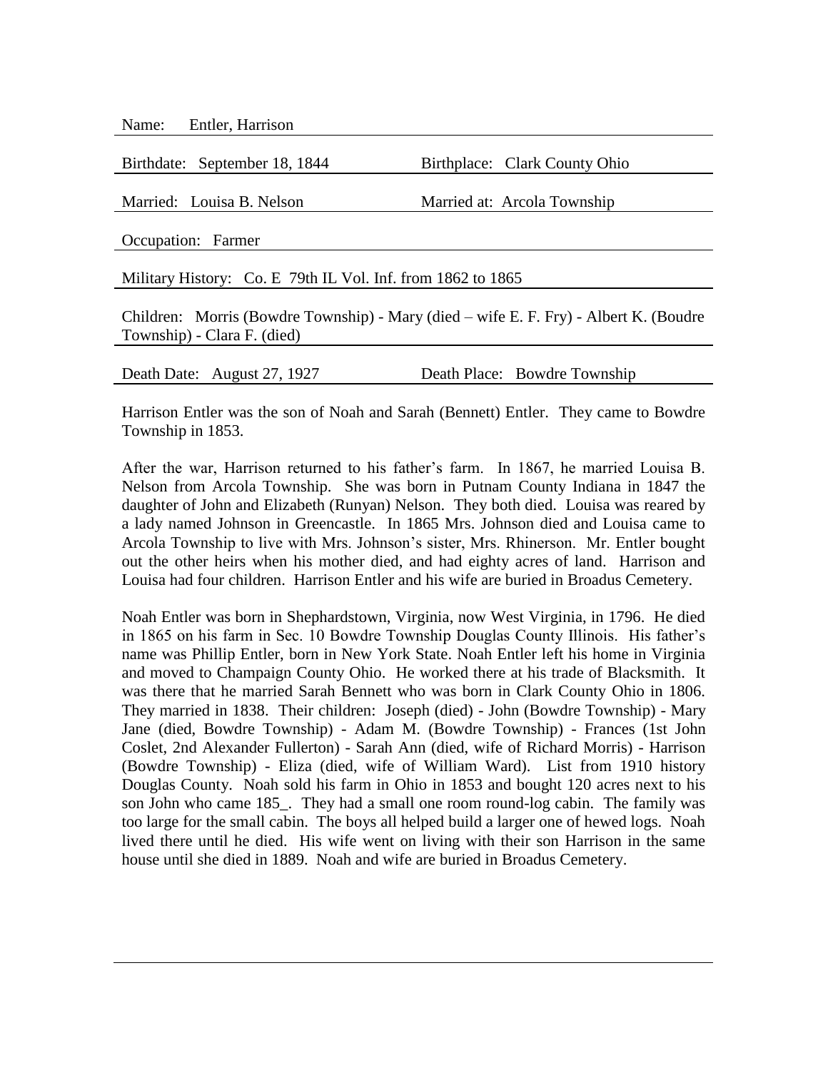Name: Entler, Harrison

Birthdate: September 18, 1844 | Birthplace: Clark County Ohio

Married: Louisa B. Nelson | Married at: Arcola Township

Occupation: Farmer

Military History: Co. E 79th IL Vol. Inf. from 1862 to 1865

Children: Morris (Bowdre Township) - Mary (died – wife E. F. Fry) - Albert K. (Boudre Township) - Clara F. (died)

Death Date: August 27, 1927 | Death Place: Bowdre Township

Harrison Entler was the son of Noah and Sarah (Bennett) Entler. They came to Bowdre Township in 1853.

After the war, Harrison returned to his father's farm. In 1867, he married Louisa B. Nelson from Arcola Township. She was born in Putnam County Indiana in 1847 the daughter of John and Elizabeth (Runyan) Nelson. They both died. Louisa was reared by a lady named Johnson in Greencastle. In 1865 Mrs. Johnson died and Louisa came to Arcola Township to live with Mrs. Johnson's sister, Mrs. Rhinerson. Mr. Entler bought out the other heirs when his mother died, and had eighty acres of land. Harrison and Louisa had four children. Harrison Entler and his wife are buried in Broadus Cemetery.

Noah Entler was born in Shephardstown, Virginia, now West Virginia, in 1796. He died in 1865 on his farm in Sec. 10 Bowdre Township Douglas County Illinois. His father's name was Phillip Entler, born in New York State. Noah Entler left his home in Virginia and moved to Champaign County Ohio. He worked there at his trade of Blacksmith. It was there that he married Sarah Bennett who was born in Clark County Ohio in 1806. They married in 1838. Their children: Joseph (died) - John (Bowdre Township) - Mary Jane (died, Bowdre Township) - Adam M. (Bowdre Township) - Frances (1st John Coslet, 2nd Alexander Fullerton) - Sarah Ann (died, wife of Richard Morris) - Harrison (Bowdre Township) - Eliza (died, wife of William Ward). List from 1910 history Douglas County. Noah sold his farm in Ohio in 1853 and bought 120 acres next to his son John who came 185_. They had a small one room round-log cabin. The family was too large for the small cabin. The boys all helped build a larger one of hewed logs. Noah lived there until he died. His wife went on living with their son Harrison in the same house until she died in 1889. Noah and wife are buried in Broadus Cemetery.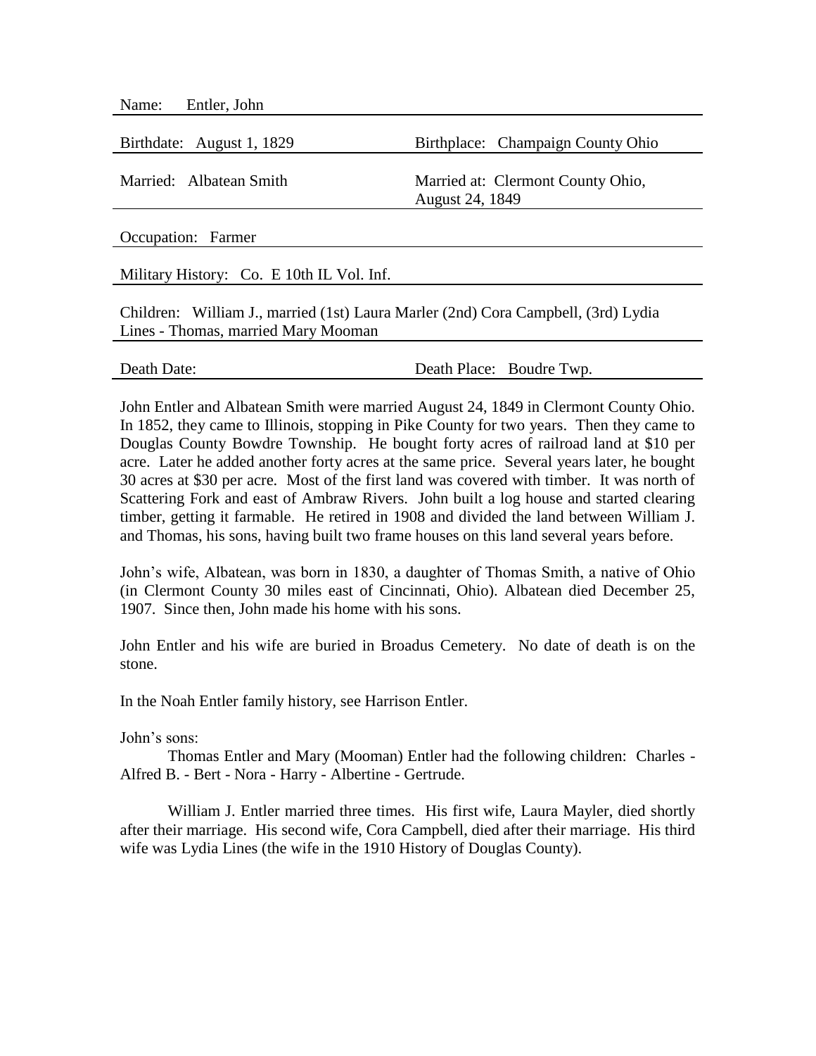Name: Entler, John

Birthdate: August 1, 1829 | Birthplace: Champaign County Ohio

Married: Albatean Smith | Married at: Clermont County Ohio, August 24, 1849

Occupation: Farmer

Military History: Co. E 10th IL Vol. Inf.

Children: William J., married (1st) Laura Marler (2nd) Cora Campbell, (3rd) Lydia Lines - Thomas, married Mary Mooman

Death Date: | Death Place: Boudre Twp.

John Entler and Albatean Smith were married August 24, 1849 in Clermont County Ohio. In 1852, they came to Illinois, stopping in Pike County for two years. Then they came to Douglas County Bowdre Township. He bought forty acres of railroad land at $10 per acre. Later he added another forty acres at the same price. Several years later, he bought 30 acres at $30 per acre. Most of the first land was covered with timber. It was north of Scattering Fork and east of Ambraw Rivers. John built a log house and started clearing timber, getting it farmable. He retired in 1908 and divided the land between William J. and Thomas, his sons, having built two frame houses on this land several years before.

John's wife, Albatean, was born in 1830, a daughter of Thomas Smith, a native of Ohio (in Clermont County 30 miles east of Cincinnati, Ohio). Albatean died December 25, 1907. Since then, John made his home with his sons.

John Entler and his wife are buried in Broadus Cemetery. No date of death is on the stone.

In the Noah Entler family history, see Harrison Entler.

John's sons:

Thomas Entler and Mary (Mooman) Entler had the following children: Charles - Alfred B. - Bert - Nora - Harry - Albertine - Gertrude.

William J. Entler married three times. His first wife, Laura Mayler, died shortly after their marriage. His second wife, Cora Campbell, died after their marriage. His third wife was Lydia Lines (the wife in the 1910 History of Douglas County).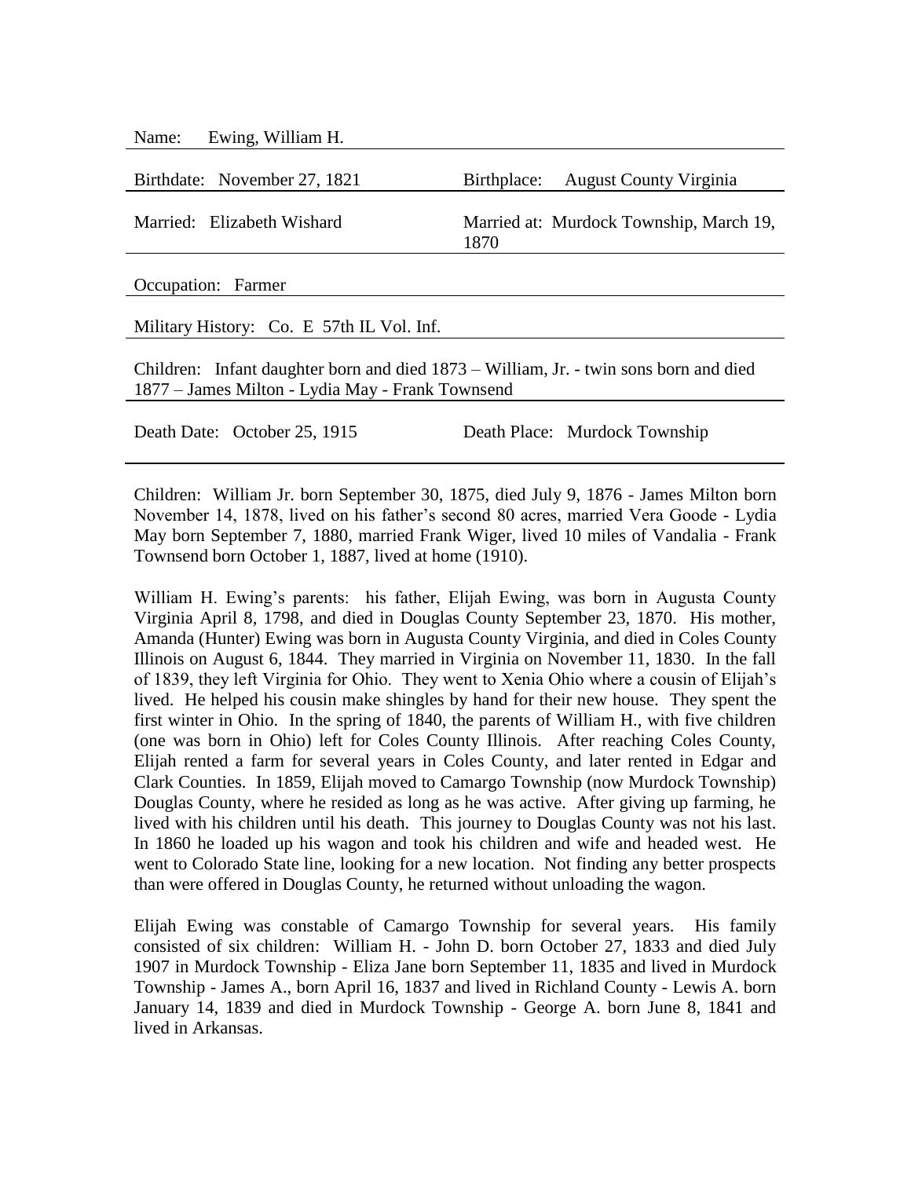Name: Ewing, William H.

Birthdate: November 27, 1821 | Birthplace: August County Virginia

Married: Elizabeth Wishard | Married at: Murdock Township, March 19, 1870

Occupation: Farmer

Military History: Co. E 57th IL Vol. Inf.

Children: Infant daughter born and died 1873 – William, Jr. - twin sons born and died 1877 – James Milton - Lydia May - Frank Townsend

Death Date: October 25, 1915 | Death Place: Murdock Township

---

Children: William Jr. born September 30, 1875, died July 9, 1876 - James Milton born November 14, 1878, lived on his father's second 80 acres, married Vera Goode - Lydia May born September 7, 1880, married Frank Wiger, lived 10 miles of Vandalia - Frank Townsend born October 1, 1887, lived at home (1910).

William H. Ewing's parents: his father, Elijah Ewing, was born in Augusta County Virginia April 8, 1798, and died in Douglas County September 23, 1870. His mother, Amanda (Hunter) Ewing was born in Augusta County Virginia, and died in Coles County Illinois on August 6, 1844. They married in Virginia on November 11, 1830. In the fall of 1839, they left Virginia for Ohio. They went to Xenia Ohio where a cousin of Elijah's lived. He helped his cousin make shingles by hand for their new house. They spent the first winter in Ohio. In the spring of 1840, the parents of William H., with five children (one was born in Ohio) left for Coles County Illinois. After reaching Coles County, Elijah rented a farm for several years in Coles County, and later rented in Edgar and Clark Counties. In 1859, Elijah moved to Camargo Township (now Murdock Township) Douglas County, where he resided as long as he was active. After giving up farming, he lived with his children until his death. This journey to Douglas County was not his last. In 1860 he loaded up his wagon and took his children and wife and headed west. He went to Colorado State line, looking for a new location. Not finding any better prospects than were offered in Douglas County, he returned without unloading the wagon.

Elijah Ewing was constable of Camargo Township for several years. His family consisted of six children: William H. - John D. born October 27, 1833 and died July 1907 in Murdock Township - Eliza Jane born September 11, 1835 and lived in Murdock Township - James A., born April 16, 1837 and lived in Richland County - Lewis A. born January 14, 1839 and died in Murdock Township - George A. born June 8, 1841 and lived in Arkansas.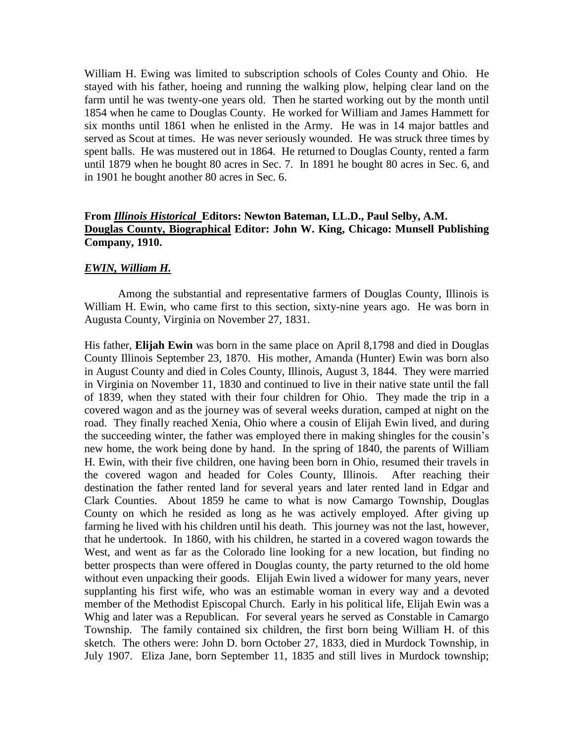William H. Ewing was limited to subscription schools of Coles County and Ohio. He stayed with his father, hoeing and running the walking plow, helping clear land on the farm until he was twenty-one years old. Then he started working out by the month until 1854 when he came to Douglas County. He worked for William and James Hammett for six months until 1861 when he enlisted in the Army. He was in 14 major battles and served as Scout at times. He was never seriously wounded. He was struck three times by spent balls. He was mustered out in 1864. He returned to Douglas County, rented a farm until 1879 when he bought 80 acres in Sec. 7. In 1891 he bought 80 acres in Sec. 6, and in 1901 he bought another 80 acres in Sec. 6.

**From *Illinois Historical* Editors: Newton Bateman, LL.D., Paul Selby, A.M. Douglas County, Biographical Editor: John W. King, Chicago: Munsell Publishing Company, 1910.**

***EWIN, William H.***

Among the substantial and representative farmers of Douglas County, Illinois is William H. Ewin, who came first to this section, sixty-nine years ago. He was born in Augusta County, Virginia on November 27, 1831.

His father, **Elijah Ewin** was born in the same place on April 8,1798 and died in Douglas County Illinois September 23, 1870. His mother, Amanda (Hunter) Ewin was born also in August County and died in Coles County, Illinois, August 3, 1844. They were married in Virginia on November 11, 1830 and continued to live in their native state until the fall of 1839, when they stated with their four children for Ohio. They made the trip in a covered wagon and as the journey was of several weeks duration, camped at night on the road. They finally reached Xenia, Ohio where a cousin of Elijah Ewin lived, and during the succeeding winter, the father was employed there in making shingles for the cousin's new home, the work being done by hand. In the spring of 1840, the parents of William H. Ewin, with their five children, one having been born in Ohio, resumed their travels in the covered wagon and headed for Coles County, Illinois. After reaching their destination the father rented land for several years and later rented land in Edgar and Clark Counties. About 1859 he came to what is now Camargo Township, Douglas County on which he resided as long as he was actively employed. After giving up farming he lived with his children until his death. This journey was not the last, however, that he undertook. In 1860, with his children, he started in a covered wagon towards the West, and went as far as the Colorado line looking for a new location, but finding no better prospects than were offered in Douglas county, the party returned to the old home without even unpacking their goods. Elijah Ewin lived a widower for many years, never supplanting his first wife, who was an estimable woman in every way and a devoted member of the Methodist Episcopal Church. Early in his political life, Elijah Ewin was a Whig and later was a Republican. For several years he served as Constable in Camargo Township. The family contained six children, the first born being William H. of this sketch. The others were: John D. born October 27, 1833, died in Murdock Township, in July 1907. Eliza Jane, born September 11, 1835 and still lives in Murdock township;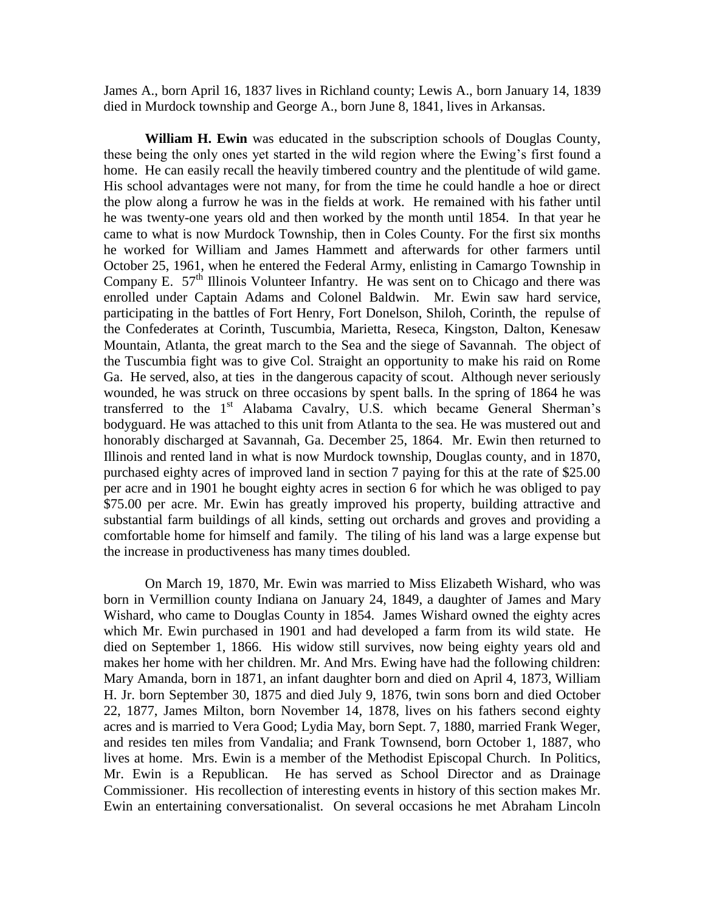James A., born April 16, 1837 lives in Richland county; Lewis A., born January 14, 1839 died in Murdock township and George A., born June 8, 1841, lives in Arkansas.

**William H. Ewin** was educated in the subscription schools of Douglas County, these being the only ones yet started in the wild region where the Ewing's first found a home. He can easily recall the heavily timbered country and the plentitude of wild game. His school advantages were not many, for from the time he could handle a hoe or direct the plow along a furrow he was in the fields at work. He remained with his father until he was twenty-one years old and then worked by the month until 1854. In that year he came to what is now Murdock Township, then in Coles County. For the first six months he worked for William and James Hammett and afterwards for other farmers until October 25, 1961, when he entered the Federal Army, enlisting in Camargo Township in Company E. 57th Illinois Volunteer Infantry. He was sent on to Chicago and there was enrolled under Captain Adams and Colonel Baldwin. Mr. Ewin saw hard service, participating in the battles of Fort Henry, Fort Donelson, Shiloh, Corinth, the repulse of the Confederates at Corinth, Tuscumbia, Marietta, Reseca, Kingston, Dalton, Kenesaw Mountain, Atlanta, the great march to the Sea and the siege of Savannah. The object of the Tuscumbia fight was to give Col. Straight an opportunity to make his raid on Rome Ga. He served, also, at ties in the dangerous capacity of scout. Although never seriously wounded, he was struck on three occasions by spent balls. In the spring of 1864 he was transferred to the 1st Alabama Cavalry, U.S. which became General Sherman's bodyguard. He was attached to this unit from Atlanta to the sea. He was mustered out and honorably discharged at Savannah, Ga. December 25, 1864. Mr. Ewin then returned to Illinois and rented land in what is now Murdock township, Douglas county, and in 1870, purchased eighty acres of improved land in section 7 paying for this at the rate of $25.00 per acre and in 1901 he bought eighty acres in section 6 for which he was obliged to pay $75.00 per acre. Mr. Ewin has greatly improved his property, building attractive and substantial farm buildings of all kinds, setting out orchards and groves and providing a comfortable home for himself and family. The tiling of his land was a large expense but the increase in productiveness has many times doubled.

On March 19, 1870, Mr. Ewin was married to Miss Elizabeth Wishard, who was born in Vermillion county Indiana on January 24, 1849, a daughter of James and Mary Wishard, who came to Douglas County in 1854. James Wishard owned the eighty acres which Mr. Ewin purchased in 1901 and had developed a farm from its wild state. He died on September 1, 1866. His widow still survives, now being eighty years old and makes her home with her children. Mr. And Mrs. Ewing have had the following children: Mary Amanda, born in 1871, an infant daughter born and died on April 4, 1873, William H. Jr. born September 30, 1875 and died July 9, 1876, twin sons born and died October 22, 1877, James Milton, born November 14, 1878, lives on his fathers second eighty acres and is married to Vera Good; Lydia May, born Sept. 7, 1880, married Frank Weger, and resides ten miles from Vandalia; and Frank Townsend, born October 1, 1887, who lives at home. Mrs. Ewin is a member of the Methodist Episcopal Church. In Politics, Mr. Ewin is a Republican. He has served as School Director and as Drainage Commissioner. His recollection of interesting events in history of this section makes Mr. Ewin an entertaining conversationalist. On several occasions he met Abraham Lincoln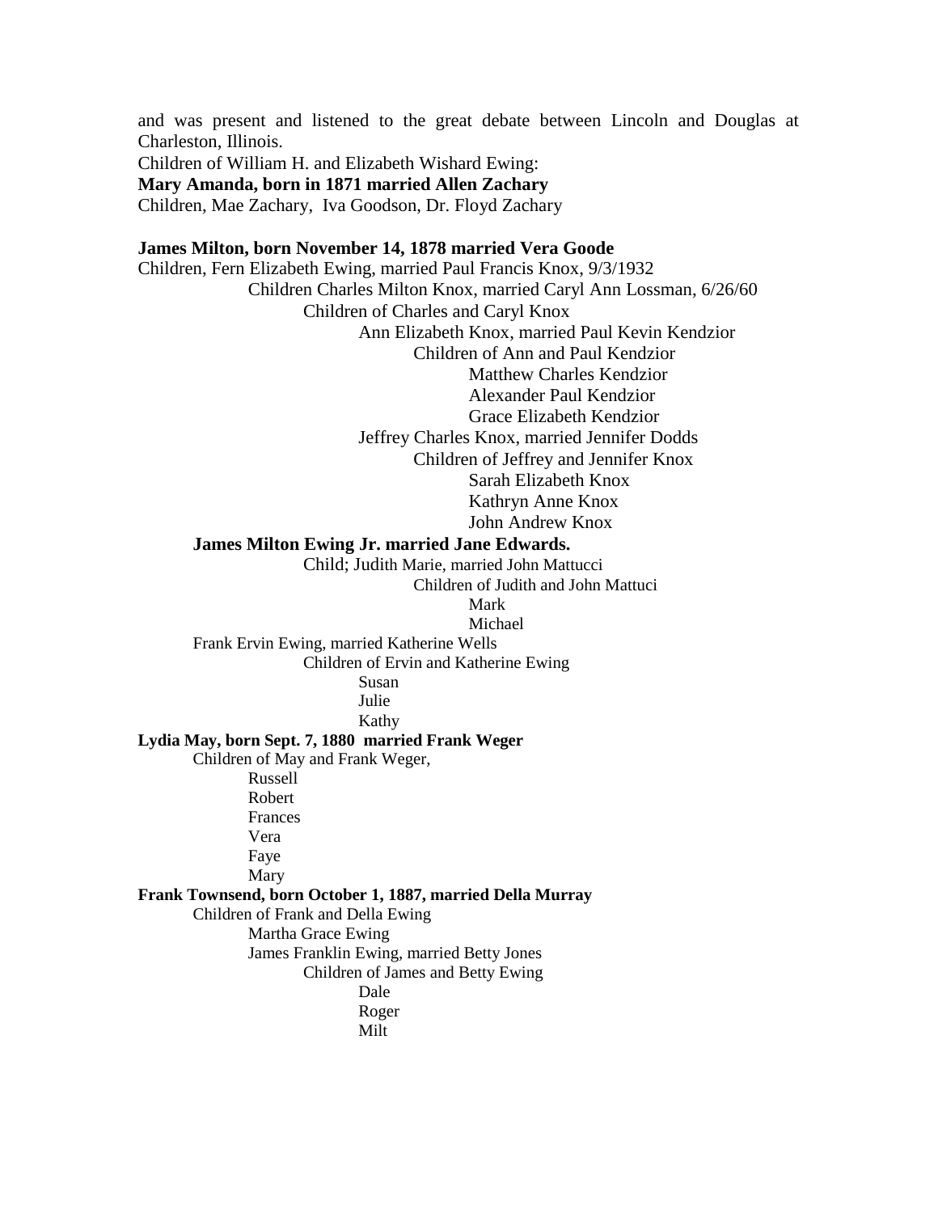and was present and listened to the great debate between Lincoln and Douglas at Charleston, Illinois.

Children of William H. and Elizabeth Wishard Ewing:

**Mary Amanda, born in 1871 married Allen Zachary**

Children, Mae Zachary, Iva Goodson, Dr. Floyd Zachary

**James Milton, born November 14, 1878 married Vera Goode**

Children, Fern Elizabeth Ewing, married Paul Francis Knox, 9/3/1932

- Children Charles Milton Knox, married Caryl Ann Lossman, 6/26/60
  - Children of Charles and Caryl Knox
    - Ann Elizabeth Knox, married Paul Kevin Kendzior
      - Children of Ann and Paul Kendzior
        - Matthew Charles Kendzior
        - Alexander Paul Kendzior
        - Grace Elizabeth Kendzior
    - Jeffrey Charles Knox, married Jennifer Dodds
      - Children of Jeffrey and Jennifer Knox
        - Sarah Elizabeth Knox
        - Kathryn Anne Knox
        - John Andrew Knox

**James Milton Ewing Jr. married Jane Edwards.**

- Child; Judith Marie, married John Mattucci
  - Children of Judith and John Mattuci
    - Mark
    - Michael

Frank Ervin Ewing, married Katherine Wells

- Children of Ervin and Katherine Ewing
  - Susan
  - Julie
  - Kathy

**Lydia May, born Sept. 7, 1880 married Frank Weger**

- Children of May and Frank Weger,
  - Russell
  - Robert
  - Frances
  - Vera
  - Faye
  - Mary

**Frank Townsend, born October 1, 1887, married Della Murray**

- Children of Frank and Della Ewing
  - Martha Grace Ewing
  - James Franklin Ewing, married Betty Jones
    - Children of James and Betty Ewing
      - Dale
      - Roger
      - Milt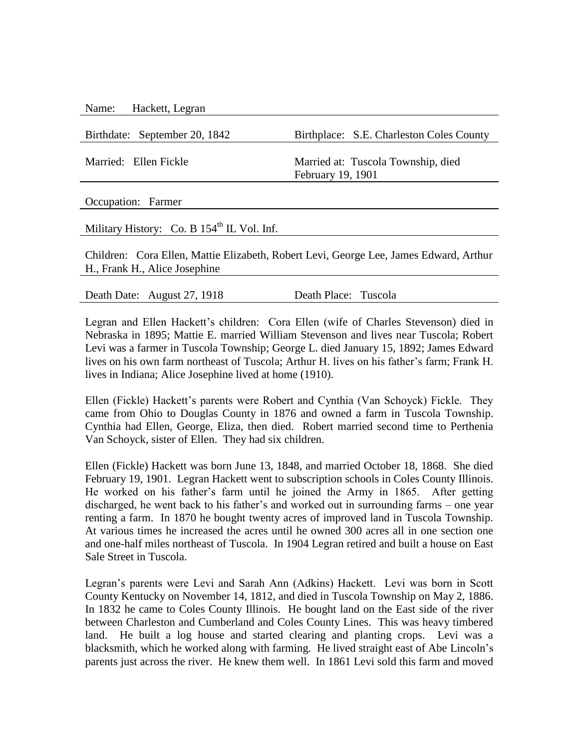Name: Hackett, Legran

Birthdate: September 20, 1842 | Birthplace: S.E. Charleston Coles County

Married: Ellen Fickle | Married at: Tuscola Township, died February 19, 1901

Occupation: Farmer

Military History: Co. B 154th IL Vol. Inf.

Children: Cora Ellen, Mattie Elizabeth, Robert Levi, George Lee, James Edward, Arthur H., Frank H., Alice Josephine

Death Date: August 27, 1918 | Death Place: Tuscola

Legran and Ellen Hackett's children: Cora Ellen (wife of Charles Stevenson) died in Nebraska in 1895; Mattie E. married William Stevenson and lives near Tuscola; Robert Levi was a farmer in Tuscola Township; George L. died January 15, 1892; James Edward lives on his own farm northeast of Tuscola; Arthur H. lives on his father's farm; Frank H. lives in Indiana; Alice Josephine lived at home (1910).

Ellen (Fickle) Hackett's parents were Robert and Cynthia (Van Schoyck) Fickle. They came from Ohio to Douglas County in 1876 and owned a farm in Tuscola Township. Cynthia had Ellen, George, Eliza, then died. Robert married second time to Perthenia Van Schoyck, sister of Ellen. They had six children.

Ellen (Fickle) Hackett was born June 13, 1848, and married October 18, 1868. She died February 19, 1901. Legran Hackett went to subscription schools in Coles County Illinois. He worked on his father's farm until he joined the Army in 1865. After getting discharged, he went back to his father's and worked out in surrounding farms – one year renting a farm. In 1870 he bought twenty acres of improved land in Tuscola Township. At various times he increased the acres until he owned 300 acres all in one section one and one-half miles northeast of Tuscola. In 1904 Legran retired and built a house on East Sale Street in Tuscola.

Legran's parents were Levi and Sarah Ann (Adkins) Hackett. Levi was born in Scott County Kentucky on November 14, 1812, and died in Tuscola Township on May 2, 1886. In 1832 he came to Coles County Illinois. He bought land on the East side of the river between Charleston and Cumberland and Coles County Lines. This was heavy timbered land. He built a log house and started clearing and planting crops. Levi was a blacksmith, which he worked along with farming. He lived straight east of Abe Lincoln's parents just across the river. He knew them well. In 1861 Levi sold this farm and moved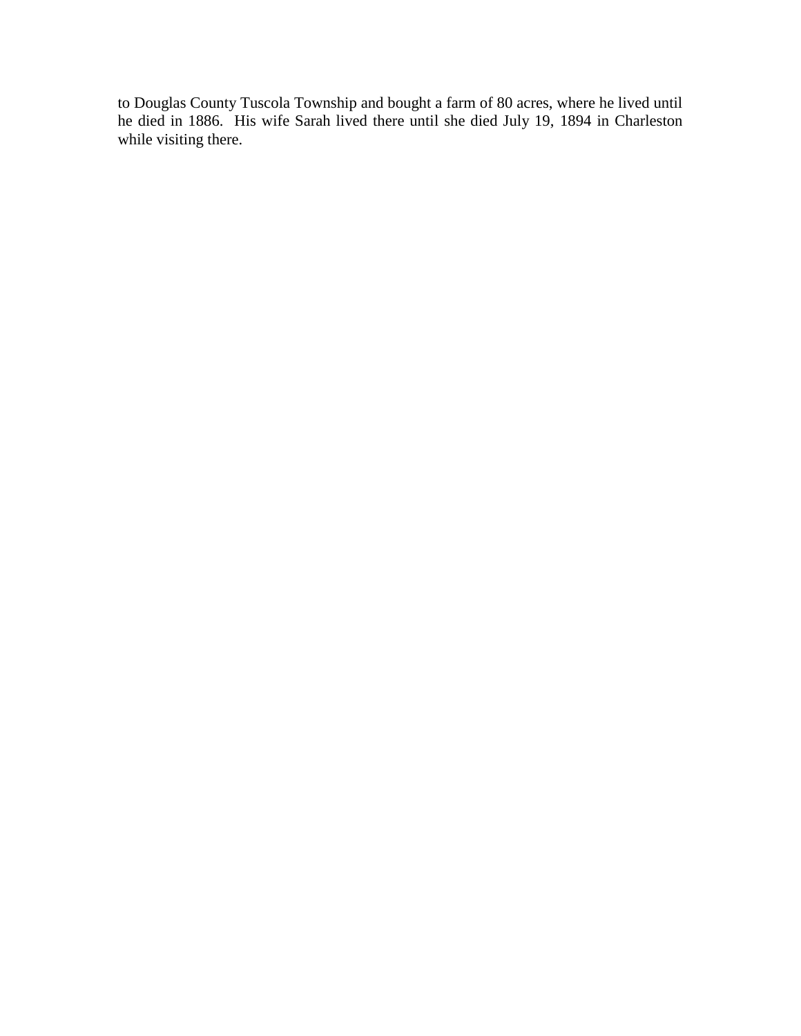to Douglas County Tuscola Township and bought a farm of 80 acres, where he lived until he died in 1886. His wife Sarah lived there until she died July 19, 1894 in Charleston while visiting there.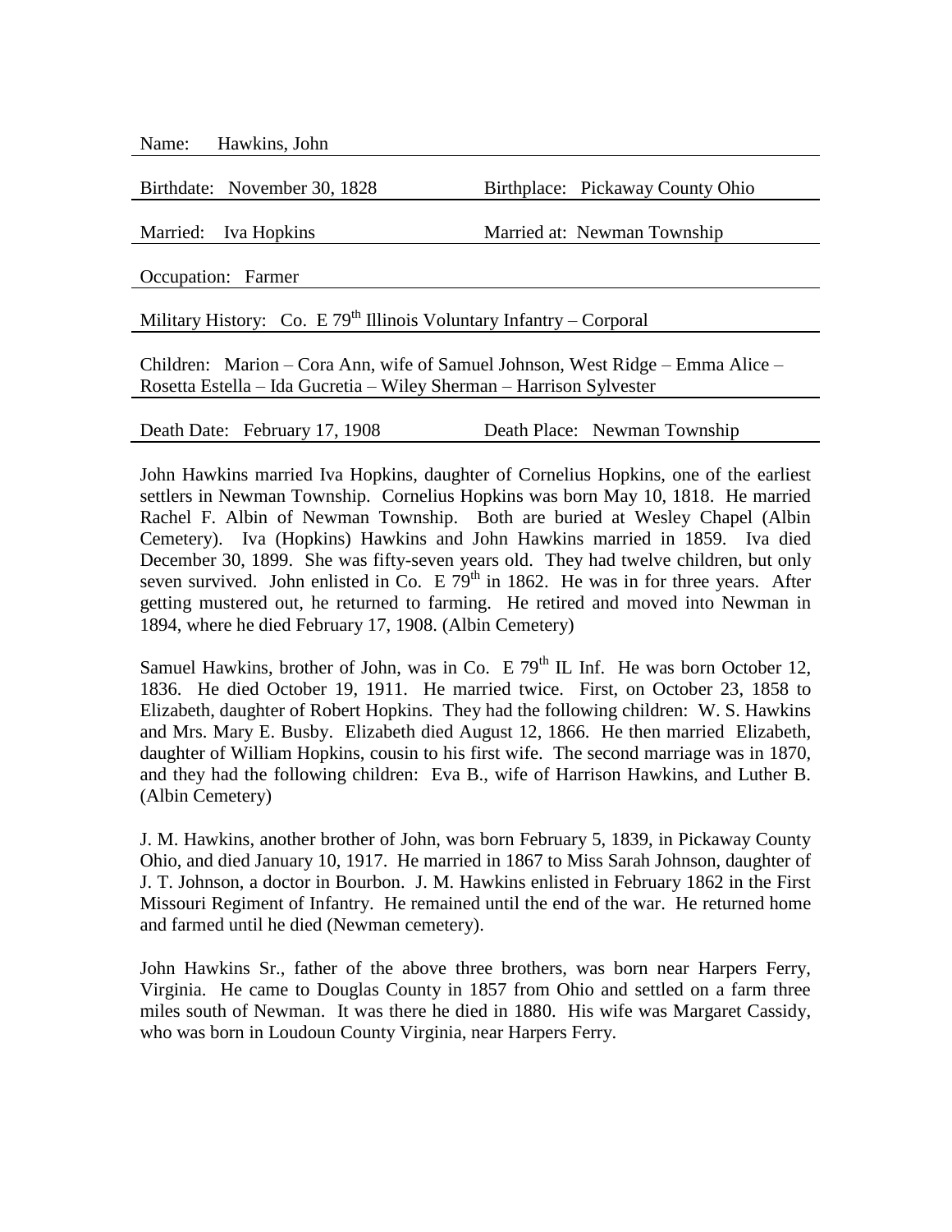Name: Hawkins, John

Birthdate: November 30, 1828 | Birthplace: Pickaway County Ohio

Married: Iva Hopkins | Married at: Newman Township

Occupation: Farmer

Military History: Co. E 79th Illinois Voluntary Infantry – Corporal

Children: Marion – Cora Ann, wife of Samuel Johnson, West Ridge – Emma Alice – Rosetta Estella – Ida Gucretia – Wiley Sherman – Harrison Sylvester

Death Date: February 17, 1908 | Death Place: Newman Township

John Hawkins married Iva Hopkins, daughter of Cornelius Hopkins, one of the earliest settlers in Newman Township. Cornelius Hopkins was born May 10, 1818. He married Rachel F. Albin of Newman Township. Both are buried at Wesley Chapel (Albin Cemetery). Iva (Hopkins) Hawkins and John Hawkins married in 1859. Iva died December 30, 1899. She was fifty-seven years old. They had twelve children, but only seven survived. John enlisted in Co. E 79th in 1862. He was in for three years. After getting mustered out, he returned to farming. He retired and moved into Newman in 1894, where he died February 17, 1908. (Albin Cemetery)

Samuel Hawkins, brother of John, was in Co. E 79th IL Inf. He was born October 12, 1836. He died October 19, 1911. He married twice. First, on October 23, 1858 to Elizabeth, daughter of Robert Hopkins. They had the following children: W. S. Hawkins and Mrs. Mary E. Busby. Elizabeth died August 12, 1866. He then married Elizabeth, daughter of William Hopkins, cousin to his first wife. The second marriage was in 1870, and they had the following children: Eva B., wife of Harrison Hawkins, and Luther B. (Albin Cemetery)

J. M. Hawkins, another brother of John, was born February 5, 1839, in Pickaway County Ohio, and died January 10, 1917. He married in 1867 to Miss Sarah Johnson, daughter of J. T. Johnson, a doctor in Bourbon. J. M. Hawkins enlisted in February 1862 in the First Missouri Regiment of Infantry. He remained until the end of the war. He returned home and farmed until he died (Newman cemetery).

John Hawkins Sr., father of the above three brothers, was born near Harpers Ferry, Virginia. He came to Douglas County in 1857 from Ohio and settled on a farm three miles south of Newman. It was there he died in 1880. His wife was Margaret Cassidy, who was born in Loudoun County Virginia, near Harpers Ferry.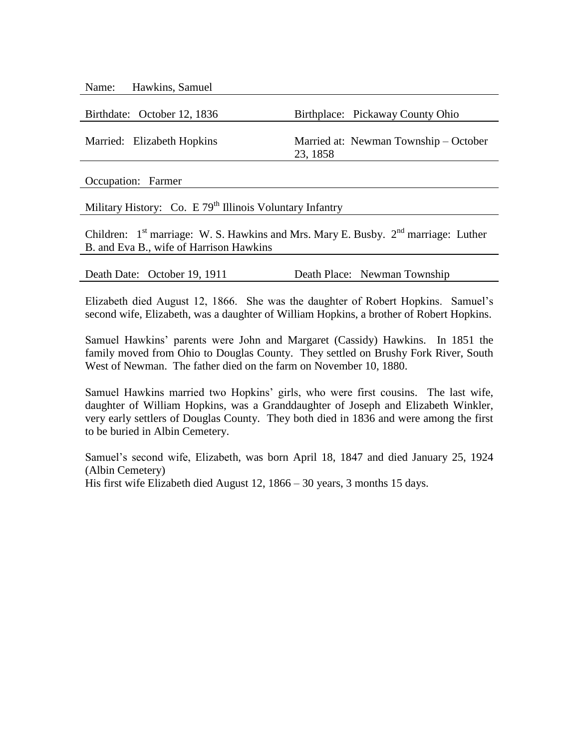Name: Hawkins, Samuel

Birthdate: October 12, 1836 | Birthplace: Pickaway County Ohio

Married: Elizabeth Hopkins | Married at: Newman Township – October 23, 1858

Occupation: Farmer

Military History: Co. E 79th Illinois Voluntary Infantry

Children: 1st marriage: W. S. Hawkins and Mrs. Mary E. Busby. 2nd marriage: Luther B. and Eva B., wife of Harrison Hawkins

Death Date: October 19, 1911 | Death Place: Newman Township

Elizabeth died August 12, 1866. She was the daughter of Robert Hopkins. Samuel's second wife, Elizabeth, was a daughter of William Hopkins, a brother of Robert Hopkins.

Samuel Hawkins' parents were John and Margaret (Cassidy) Hawkins. In 1851 the family moved from Ohio to Douglas County. They settled on Brushy Fork River, South West of Newman. The father died on the farm on November 10, 1880.

Samuel Hawkins married two Hopkins' girls, who were first cousins. The last wife, daughter of William Hopkins, was a Granddaughter of Joseph and Elizabeth Winkler, very early settlers of Douglas County. They both died in 1836 and were among the first to be buried in Albin Cemetery.

Samuel's second wife, Elizabeth, was born April 18, 1847 and died January 25, 1924 (Albin Cemetery)
His first wife Elizabeth died August 12, 1866 – 30 years, 3 months 15 days.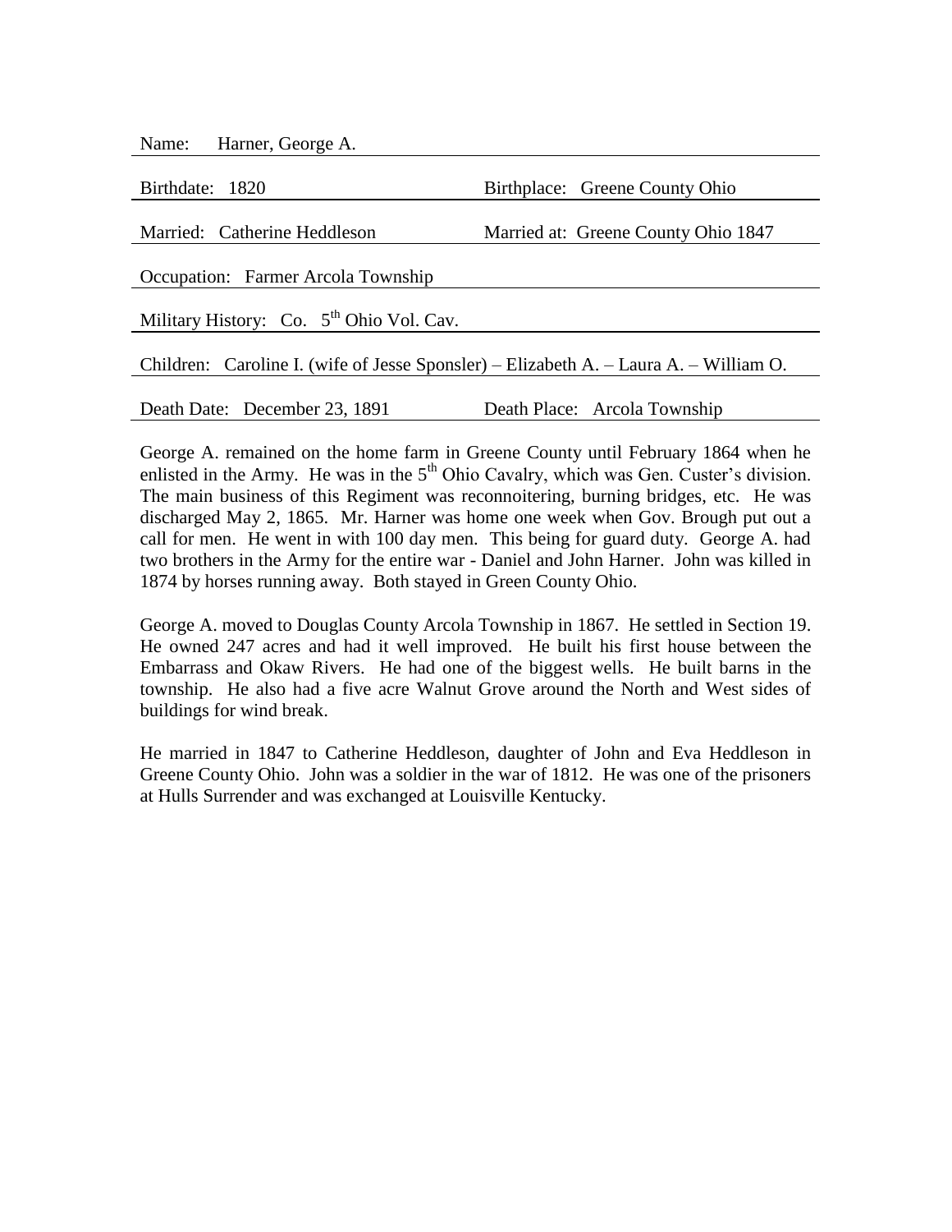Name: Harner, George A.

Birthdate: 1820 | Birthplace: Greene County Ohio

Married: Catherine Heddleson | Married at: Greene County Ohio 1847

Occupation: Farmer Arcola Township

Military History: Co. 5th Ohio Vol. Cav.

Children: Caroline I. (wife of Jesse Sponsler) – Elizabeth A. – Laura A. – William O.

Death Date: December 23, 1891 | Death Place: Arcola Township

George A. remained on the home farm in Greene County until February 1864 when he enlisted in the Army. He was in the 5th Ohio Cavalry, which was Gen. Custer's division. The main business of this Regiment was reconnoitering, burning bridges, etc. He was discharged May 2, 1865. Mr. Harner was home one week when Gov. Brough put out a call for men. He went in with 100 day men. This being for guard duty. George A. had two brothers in the Army for the entire war - Daniel and John Harner. John was killed in 1874 by horses running away. Both stayed in Green County Ohio.

George A. moved to Douglas County Arcola Township in 1867. He settled in Section 19. He owned 247 acres and had it well improved. He built his first house between the Embarrass and Okaw Rivers. He had one of the biggest wells. He built barns in the township. He also had a five acre Walnut Grove around the North and West sides of buildings for wind break.

He married in 1847 to Catherine Heddleson, daughter of John and Eva Heddleson in Greene County Ohio. John was a soldier in the war of 1812. He was one of the prisoners at Hulls Surrender and was exchanged at Louisville Kentucky.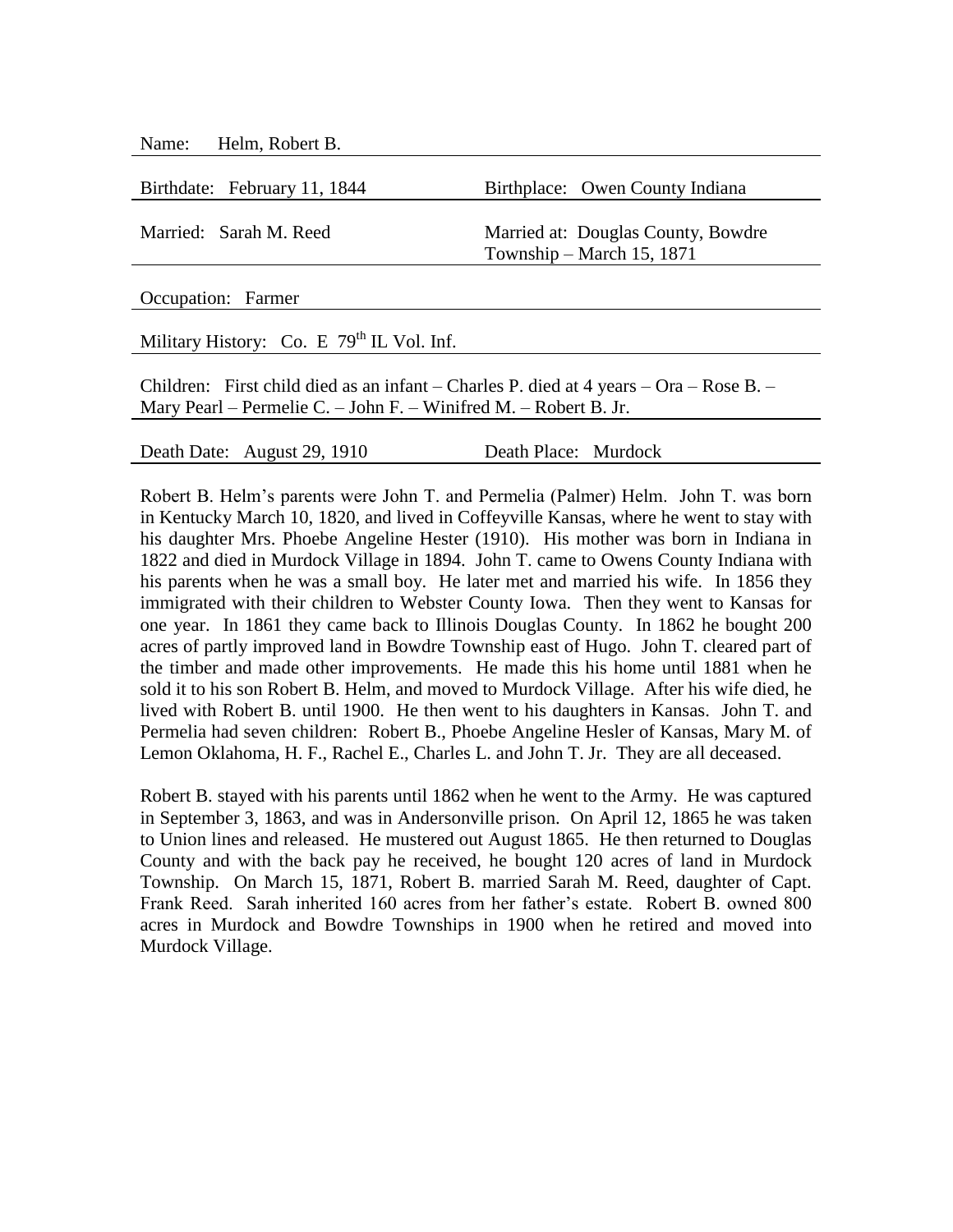Name: Helm, Robert B.

Birthdate: February 11, 1844 | Birthplace: Owen County Indiana

Married: Sarah M. Reed | Married at: Douglas County, Bowdre Township – March 15, 1871

Occupation: Farmer

Military History: Co. E 79th IL Vol. Inf.

Children: First child died as an infant – Charles P. died at 4 years – Ora – Rose B. – Mary Pearl – Permelie C. – John F. – Winifred M. – Robert B. Jr.

Death Date: August 29, 1910 | Death Place: Murdock

Robert B. Helm's parents were John T. and Permelia (Palmer) Helm. John T. was born in Kentucky March 10, 1820, and lived in Coffeyville Kansas, where he went to stay with his daughter Mrs. Phoebe Angeline Hester (1910). His mother was born in Indiana in 1822 and died in Murdock Village in 1894. John T. came to Owens County Indiana with his parents when he was a small boy. He later met and married his wife. In 1856 they immigrated with their children to Webster County Iowa. Then they went to Kansas for one year. In 1861 they came back to Illinois Douglas County. In 1862 he bought 200 acres of partly improved land in Bowdre Township east of Hugo. John T. cleared part of the timber and made other improvements. He made this his home until 1881 when he sold it to his son Robert B. Helm, and moved to Murdock Village. After his wife died, he lived with Robert B. until 1900. He then went to his daughters in Kansas. John T. and Permelia had seven children: Robert B., Phoebe Angeline Hesler of Kansas, Mary M. of Lemon Oklahoma, H. F., Rachel E., Charles L. and John T. Jr. They are all deceased.

Robert B. stayed with his parents until 1862 when he went to the Army. He was captured in September 3, 1863, and was in Andersonville prison. On April 12, 1865 he was taken to Union lines and released. He mustered out August 1865. He then returned to Douglas County and with the back pay he received, he bought 120 acres of land in Murdock Township. On March 15, 1871, Robert B. married Sarah M. Reed, daughter of Capt. Frank Reed. Sarah inherited 160 acres from her father's estate. Robert B. owned 800 acres in Murdock and Bowdre Townships in 1900 when he retired and moved into Murdock Village.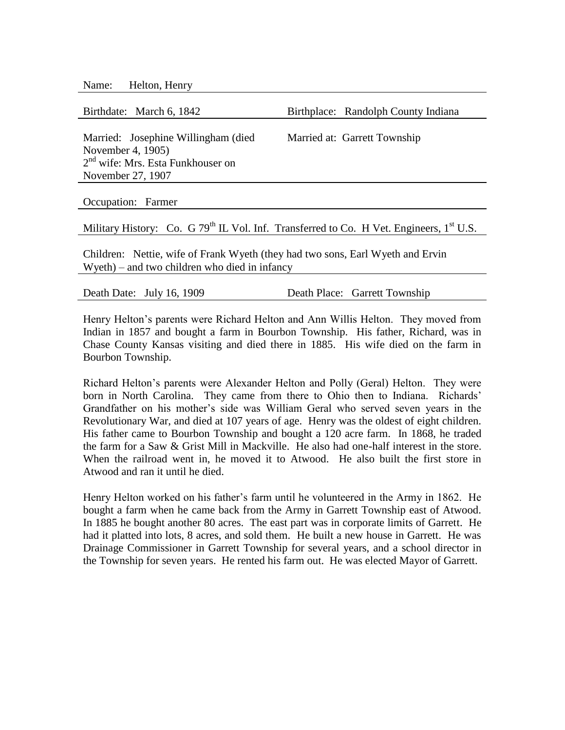Name: Helton, Henry

Birthdate: March 6, 1842 | Birthplace: Randolph County Indiana

Married: Josephine Willingham (died November 4, 1905)
2nd wife: Mrs. Esta Funkhouser on November 27, 1907

Married at: Garrett Township

Occupation: Farmer

Military History: Co. G 79th IL Vol. Inf. Transferred to Co. H Vet. Engineers, 1st U.S.

Children: Nettie, wife of Frank Wyeth (they had two sons, Earl Wyeth and Ervin Wyeth) – and two children who died in infancy

Death Date: July 16, 1909 | Death Place: Garrett Township

Henry Helton's parents were Richard Helton and Ann Willis Helton. They moved from Indian in 1857 and bought a farm in Bourbon Township. His father, Richard, was in Chase County Kansas visiting and died there in 1885. His wife died on the farm in Bourbon Township.

Richard Helton's parents were Alexander Helton and Polly (Geral) Helton. They were born in North Carolina. They came from there to Ohio then to Indiana. Richards' Grandfather on his mother's side was William Geral who served seven years in the Revolutionary War, and died at 107 years of age. Henry was the oldest of eight children. His father came to Bourbon Township and bought a 120 acre farm. In 1868, he traded the farm for a Saw & Grist Mill in Mackville. He also had one-half interest in the store. When the railroad went in, he moved it to Atwood. He also built the first store in Atwood and ran it until he died.

Henry Helton worked on his father's farm until he volunteered in the Army in 1862. He bought a farm when he came back from the Army in Garrett Township east of Atwood. In 1885 he bought another 80 acres. The east part was in corporate limits of Garrett. He had it platted into lots, 8 acres, and sold them. He built a new house in Garrett. He was Drainage Commissioner in Garrett Township for several years, and a school director in the Township for seven years. He rented his farm out. He was elected Mayor of Garrett.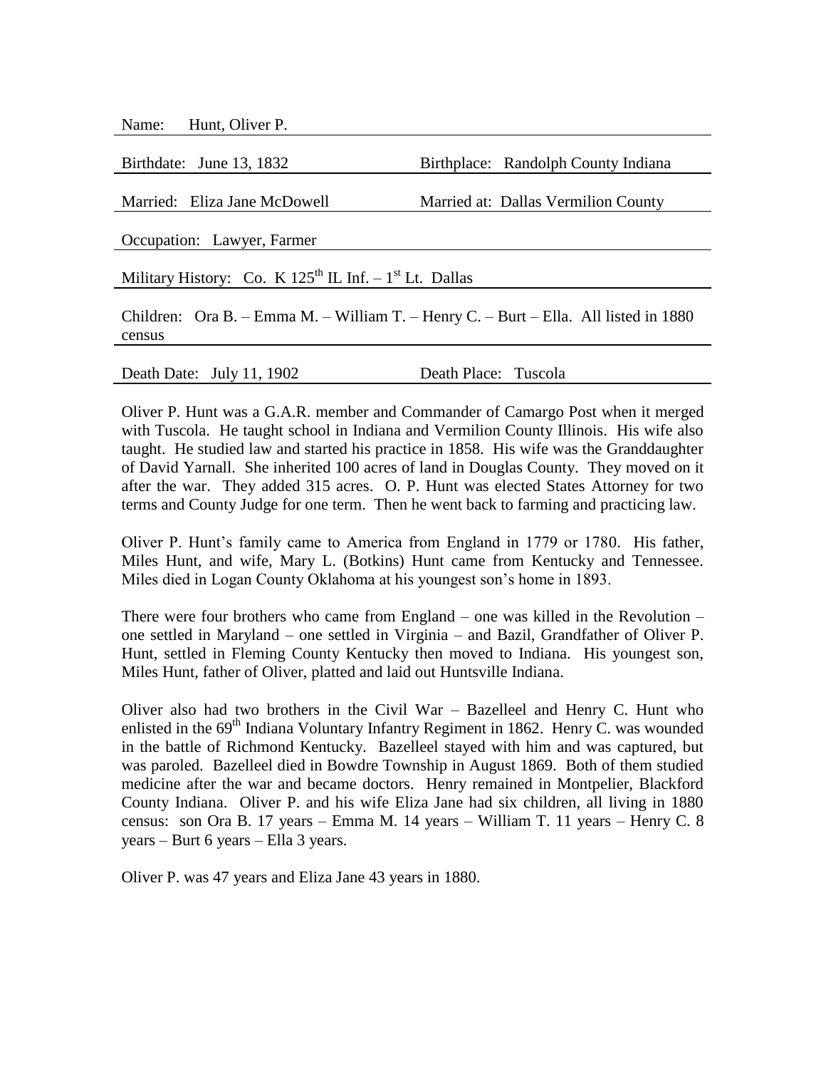Name: Hunt, Oliver P.

Birthdate: June 13, 1832 Birthplace: Randolph County Indiana

Married: Eliza Jane McDowell Married at: Dallas Vermilion County

Occupation: Lawyer, Farmer

Military History: Co. K 125th IL Inf. – 1st Lt. Dallas

Children: Ora B. – Emma M. – William T. – Henry C. – Burt – Ella. All listed in 1880 census

Death Date: July 11, 1902 Death Place: Tuscola

Oliver P. Hunt was a G.A.R. member and Commander of Camargo Post when it merged with Tuscola. He taught school in Indiana and Vermilion County Illinois. His wife also taught. He studied law and started his practice in 1858. His wife was the Granddaughter of David Yarnall. She inherited 100 acres of land in Douglas County. They moved on it after the war. They added 315 acres. O. P. Hunt was elected States Attorney for two terms and County Judge for one term. Then he went back to farming and practicing law.

Oliver P. Hunt's family came to America from England in 1779 or 1780. His father, Miles Hunt, and wife, Mary L. (Botkins) Hunt came from Kentucky and Tennessee. Miles died in Logan County Oklahoma at his youngest son's home in 1893.

There were four brothers who came from England – one was killed in the Revolution – one settled in Maryland – one settled in Virginia – and Bazil, Grandfather of Oliver P. Hunt, settled in Fleming County Kentucky then moved to Indiana. His youngest son, Miles Hunt, father of Oliver, platted and laid out Huntsville Indiana.

Oliver also had two brothers in the Civil War – Bazelleel and Henry C. Hunt who enlisted in the 69th Indiana Voluntary Infantry Regiment in 1862. Henry C. was wounded in the battle of Richmond Kentucky. Bazelleel stayed with him and was captured, but was paroled. Bazelleel died in Bowdre Township in August 1869. Both of them studied medicine after the war and became doctors. Henry remained in Montpelier, Blackford County Indiana. Oliver P. and his wife Eliza Jane had six children, all living in 1880 census: son Ora B. 17 years – Emma M. 14 years – William T. 11 years – Henry C. 8 years – Burt 6 years – Ella 3 years.

Oliver P. was 47 years and Eliza Jane 43 years in 1880.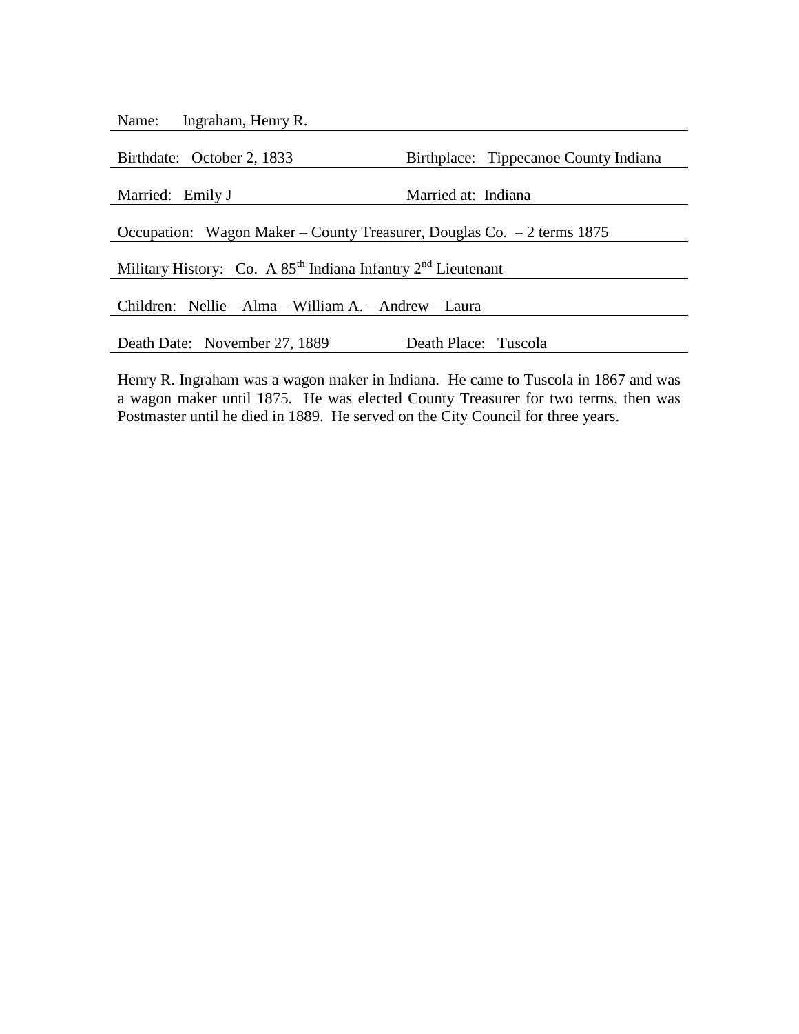Name: Ingraham, Henry R.

Birthdate: October 2, 1833 Birthplace: Tippecanoe County Indiana

Married: Emily J Married at: Indiana

Occupation: Wagon Maker – County Treasurer, Douglas Co. – 2 terms 1875

Military History: Co. A 85th Indiana Infantry 2nd Lieutenant

Children: Nellie – Alma – William A. – Andrew – Laura

Death Date: November 27, 1889 Death Place: Tuscola

Henry R. Ingraham was a wagon maker in Indiana. He came to Tuscola in 1867 and was a wagon maker until 1875. He was elected County Treasurer for two terms, then was Postmaster until he died in 1889. He served on the City Council for three years.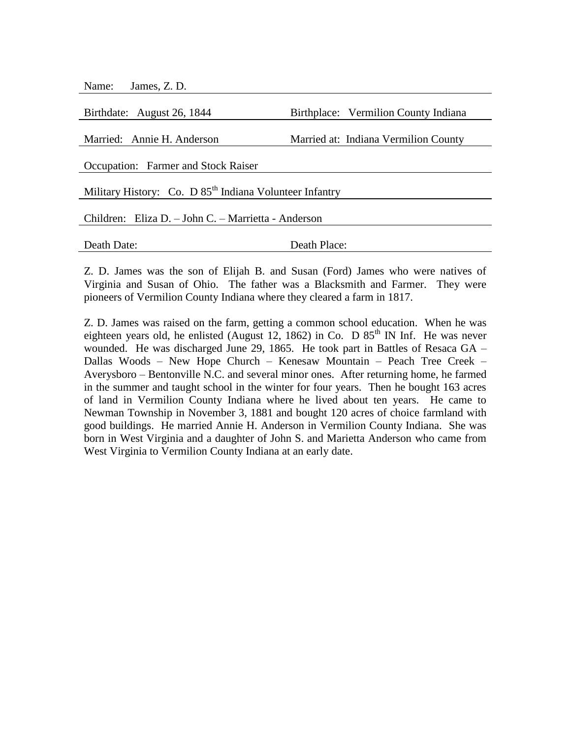Name: James, Z. D.

Birthdate: August 26, 1844 | Birthplace: Vermilion County Indiana

Married: Annie H. Anderson | Married at: Indiana Vermilion County

Occupation: Farmer and Stock Raiser

Military History: Co. D 85th Indiana Volunteer Infantry

Children: Eliza D. – John C. – Marrietta - Anderson

Death Date: | Death Place:

Z. D. James was the son of Elijah B. and Susan (Ford) James who were natives of Virginia and Susan of Ohio. The father was a Blacksmith and Farmer. They were pioneers of Vermilion County Indiana where they cleared a farm in 1817.

Z. D. James was raised on the farm, getting a common school education. When he was eighteen years old, he enlisted (August 12, 1862) in Co. D 85th IN Inf. He was never wounded. He was discharged June 29, 1865. He took part in Battles of Resaca GA – Dallas Woods – New Hope Church – Kenesaw Mountain – Peach Tree Creek – Averysboro – Bentonville N.C. and several minor ones. After returning home, he farmed in the summer and taught school in the winter for four years. Then he bought 163 acres of land in Vermilion County Indiana where he lived about ten years. He came to Newman Township in November 3, 1881 and bought 120 acres of choice farmland with good buildings. He married Annie H. Anderson in Vermilion County Indiana. She was born in West Virginia and a daughter of John S. and Marietta Anderson who came from West Virginia to Vermilion County Indiana at an early date.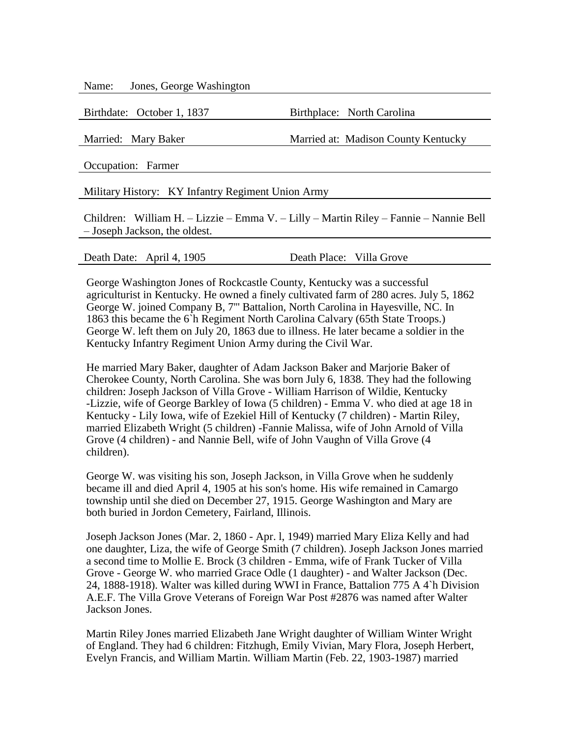Name: Jones, George Washington

Birthdate: October 1, 1837 Birthplace: North Carolina

Married: Mary Baker Married at: Madison County Kentucky

Occupation: Farmer

Military History: KY Infantry Regiment Union Army

Children: William H. – Lizzie – Emma V. – Lilly – Martin Riley – Fannie – Nannie Bell – Joseph Jackson, the oldest.

Death Date: April 4, 1905 Death Place: Villa Grove

George Washington Jones of Rockcastle County, Kentucky was a successful agriculturist in Kentucky. He owned a finely cultivated farm of 280 acres. July 5, 1862 George W. joined Company B, 7'" Battalion, North Carolina in Hayesville, NC. In 1863 this became the 6`h Regiment North Carolina Calvary (65th State Troops.) George W. left them on July 20, 1863 due to illness. He later became a soldier in the Kentucky Infantry Regiment Union Army during the Civil War.

He married Mary Baker, daughter of Adam Jackson Baker and Marjorie Baker of Cherokee County, North Carolina. She was born July 6, 1838. They had the following children: Joseph Jackson of Villa Grove - William Harrison of Wildie, Kentucky -Lizzie, wife of George Barkley of Iowa (5 children) - Emma V. who died at age 18 in Kentucky - Lily Iowa, wife of Ezekiel Hill of Kentucky (7 children) - Martin Riley, married Elizabeth Wright (5 children) -Fannie Malissa, wife of John Arnold of Villa Grove (4 children) - and Nannie Bell, wife of John Vaughn of Villa Grove (4 children).

George W. was visiting his son, Joseph Jackson, in Villa Grove when he suddenly became ill and died April 4, 1905 at his son's home. His wife remained in Camargo township until she died on December 27, 1915. George Washington and Mary are both buried in Jordon Cemetery, Fairland, Illinois.

Joseph Jackson Jones (Mar. 2, 1860 - Apr. l, 1949) married Mary Eliza Kelly and had one daughter, Liza, the wife of George Smith (7 children). Joseph Jackson Jones married a second time to Mollie E. Brock (3 children - Emma, wife of Frank Tucker of Villa Grove - George W. who married Grace Odle (1 daughter) - and Walter Jackson (Dec. 24, 1888-1918). Walter was killed during WWI in France, Battalion 775 A 4`h Division A.E.F. The Villa Grove Veterans of Foreign War Post #2876 was named after Walter Jackson Jones.

Martin Riley Jones married Elizabeth Jane Wright daughter of William Winter Wright of England. They had 6 children: Fitzhugh, Emily Vivian, Mary Flora, Joseph Herbert, Evelyn Francis, and William Martin. William Martin (Feb. 22, 1903-1987) married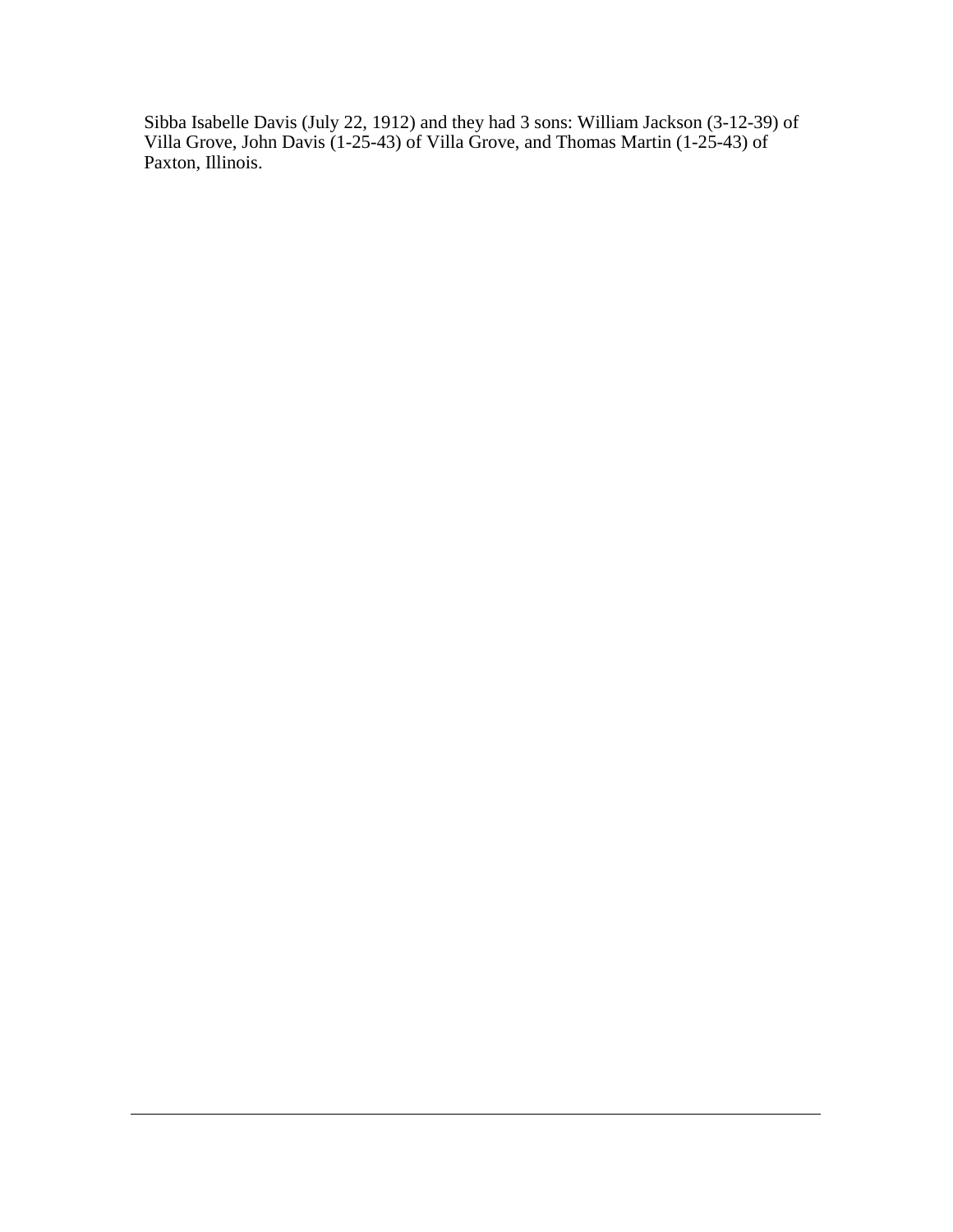Sibba Isabelle Davis (July 22, 1912) and they had 3 sons: William Jackson (3-12-39) of Villa Grove, John Davis (1-25-43) of Villa Grove, and Thomas Martin (1-25-43) of Paxton, Illinois.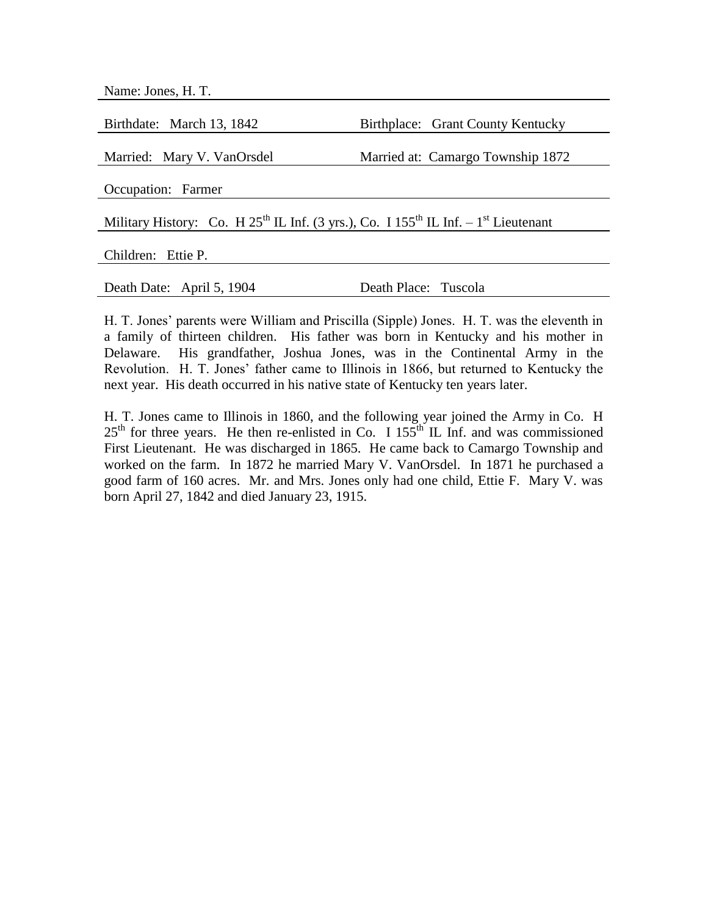Name: Jones, H. T.

Birthdate: March 13, 1842 | Birthplace: Grant County Kentucky

Married: Mary V. VanOrsdel | Married at: Camargo Township 1872

Occupation: Farmer

Military History: Co. H 25th IL Inf. (3 yrs.), Co. I 155th IL Inf. – 1st Lieutenant

Children: Ettie P.

Death Date: April 5, 1904 | Death Place: Tuscola

H. T. Jones' parents were William and Priscilla (Sipple) Jones. H. T. was the eleventh in a family of thirteen children. His father was born in Kentucky and his mother in Delaware. His grandfather, Joshua Jones, was in the Continental Army in the Revolution. H. T. Jones' father came to Illinois in 1866, but returned to Kentucky the next year. His death occurred in his native state of Kentucky ten years later.

H. T. Jones came to Illinois in 1860, and the following year joined the Army in Co. H 25th for three years. He then re-enlisted in Co. I 155th IL Inf. and was commissioned First Lieutenant. He was discharged in 1865. He came back to Camargo Township and worked on the farm. In 1872 he married Mary V. VanOrsdel. In 1871 he purchased a good farm of 160 acres. Mr. and Mrs. Jones only had one child, Ettie F. Mary V. was born April 27, 1842 and died January 23, 1915.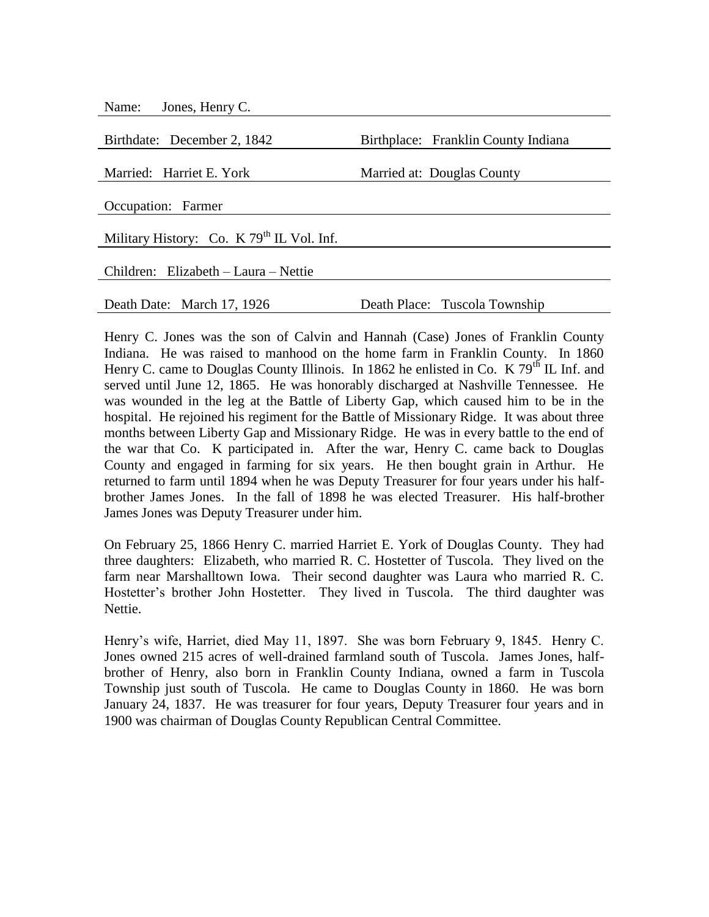Name: Jones, Henry C.

Birthdate: December 2, 1842 | Birthplace: Franklin County Indiana

Married: Harriet E. York | Married at: Douglas County

Occupation: Farmer

Military History: Co. K 79th IL Vol. Inf.

Children: Elizabeth – Laura – Nettie

Death Date: March 17, 1926 | Death Place: Tuscola Township

Henry C. Jones was the son of Calvin and Hannah (Case) Jones of Franklin County Indiana. He was raised to manhood on the home farm in Franklin County. In 1860 Henry C. came to Douglas County Illinois. In 1862 he enlisted in Co. K 79th IL Inf. and served until June 12, 1865. He was honorably discharged at Nashville Tennessee. He was wounded in the leg at the Battle of Liberty Gap, which caused him to be in the hospital. He rejoined his regiment for the Battle of Missionary Ridge. It was about three months between Liberty Gap and Missionary Ridge. He was in every battle to the end of the war that Co. K participated in. After the war, Henry C. came back to Douglas County and engaged in farming for six years. He then bought grain in Arthur. He returned to farm until 1894 when he was Deputy Treasurer for four years under his half-brother James Jones. In the fall of 1898 he was elected Treasurer. His half-brother James Jones was Deputy Treasurer under him.

On February 25, 1866 Henry C. married Harriet E. York of Douglas County. They had three daughters: Elizabeth, who married R. C. Hostetter of Tuscola. They lived on the farm near Marshalltown Iowa. Their second daughter was Laura who married R. C. Hostetter's brother John Hostetter. They lived in Tuscola. The third daughter was Nettie.

Henry's wife, Harriet, died May 11, 1897. She was born February 9, 1845. Henry C. Jones owned 215 acres of well-drained farmland south of Tuscola. James Jones, half-brother of Henry, also born in Franklin County Indiana, owned a farm in Tuscola Township just south of Tuscola. He came to Douglas County in 1860. He was born January 24, 1837. He was treasurer for four years, Deputy Treasurer four years and in 1900 was chairman of Douglas County Republican Central Committee.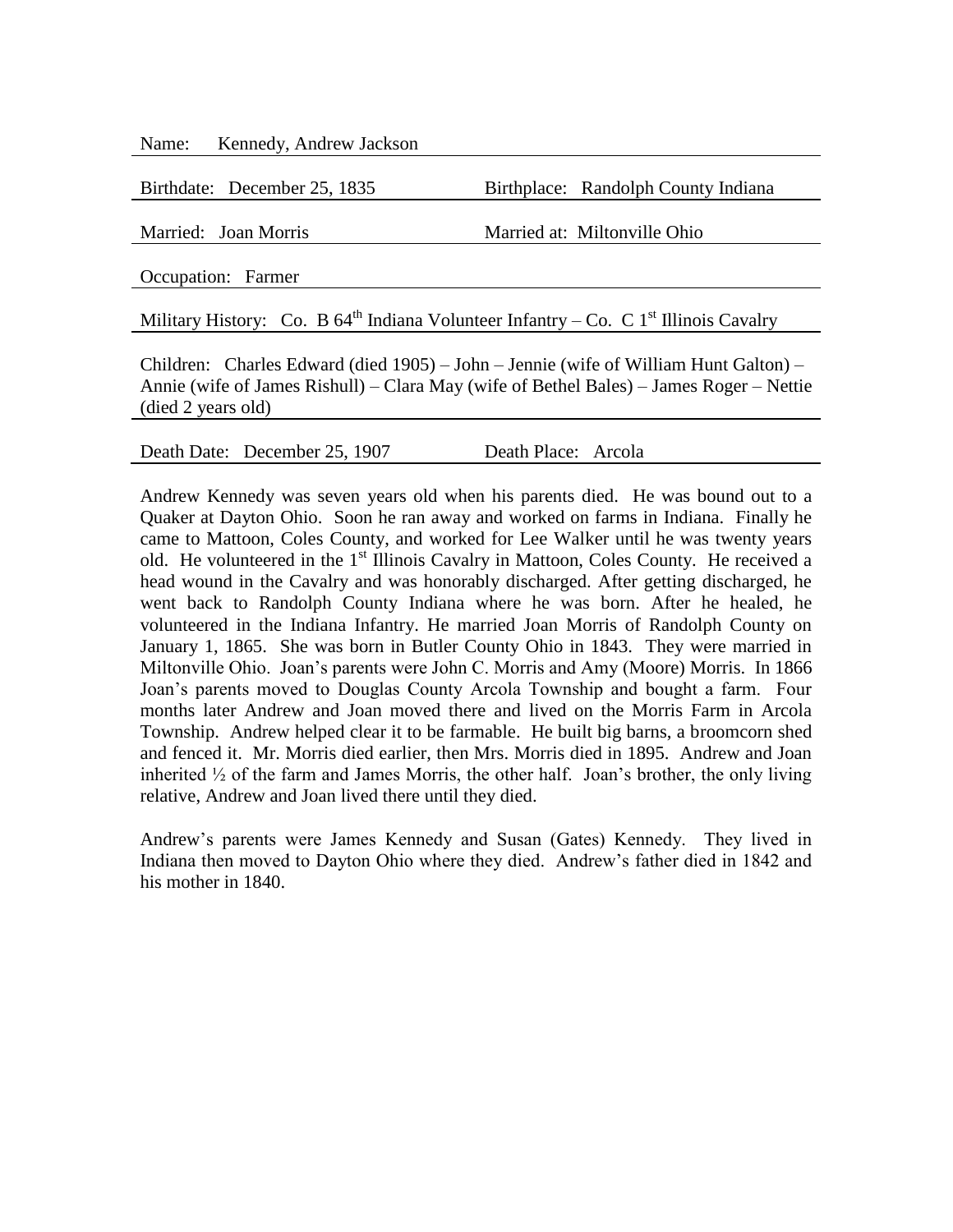Name: Kennedy, Andrew Jackson

Birthdate: December 25, 1835 | Birthplace: Randolph County Indiana

Married: Joan Morris | Married at: Miltonville Ohio

Occupation: Farmer

Military History: Co. B 64th Indiana Volunteer Infantry – Co. C 1st Illinois Cavalry

Children: Charles Edward (died 1905) – John – Jennie (wife of William Hunt Galton) – Annie (wife of James Rishull) – Clara May (wife of Bethel Bales) – James Roger – Nettie (died 2 years old)

Death Date: December 25, 1907 | Death Place: Arcola

Andrew Kennedy was seven years old when his parents died. He was bound out to a Quaker at Dayton Ohio. Soon he ran away and worked on farms in Indiana. Finally he came to Mattoon, Coles County, and worked for Lee Walker until he was twenty years old. He volunteered in the 1st Illinois Cavalry in Mattoon, Coles County. He received a head wound in the Cavalry and was honorably discharged. After getting discharged, he went back to Randolph County Indiana where he was born. After he healed, he volunteered in the Indiana Infantry. He married Joan Morris of Randolph County on January 1, 1865. She was born in Butler County Ohio in 1843. They were married in Miltonville Ohio. Joan's parents were John C. Morris and Amy (Moore) Morris. In 1866 Joan's parents moved to Douglas County Arcola Township and bought a farm. Four months later Andrew and Joan moved there and lived on the Morris Farm in Arcola Township. Andrew helped clear it to be farmable. He built big barns, a broomcorn shed and fenced it. Mr. Morris died earlier, then Mrs. Morris died in 1895. Andrew and Joan inherited ½ of the farm and James Morris, the other half. Joan's brother, the only living relative, Andrew and Joan lived there until they died.

Andrew's parents were James Kennedy and Susan (Gates) Kennedy. They lived in Indiana then moved to Dayton Ohio where they died. Andrew's father died in 1842 and his mother in 1840.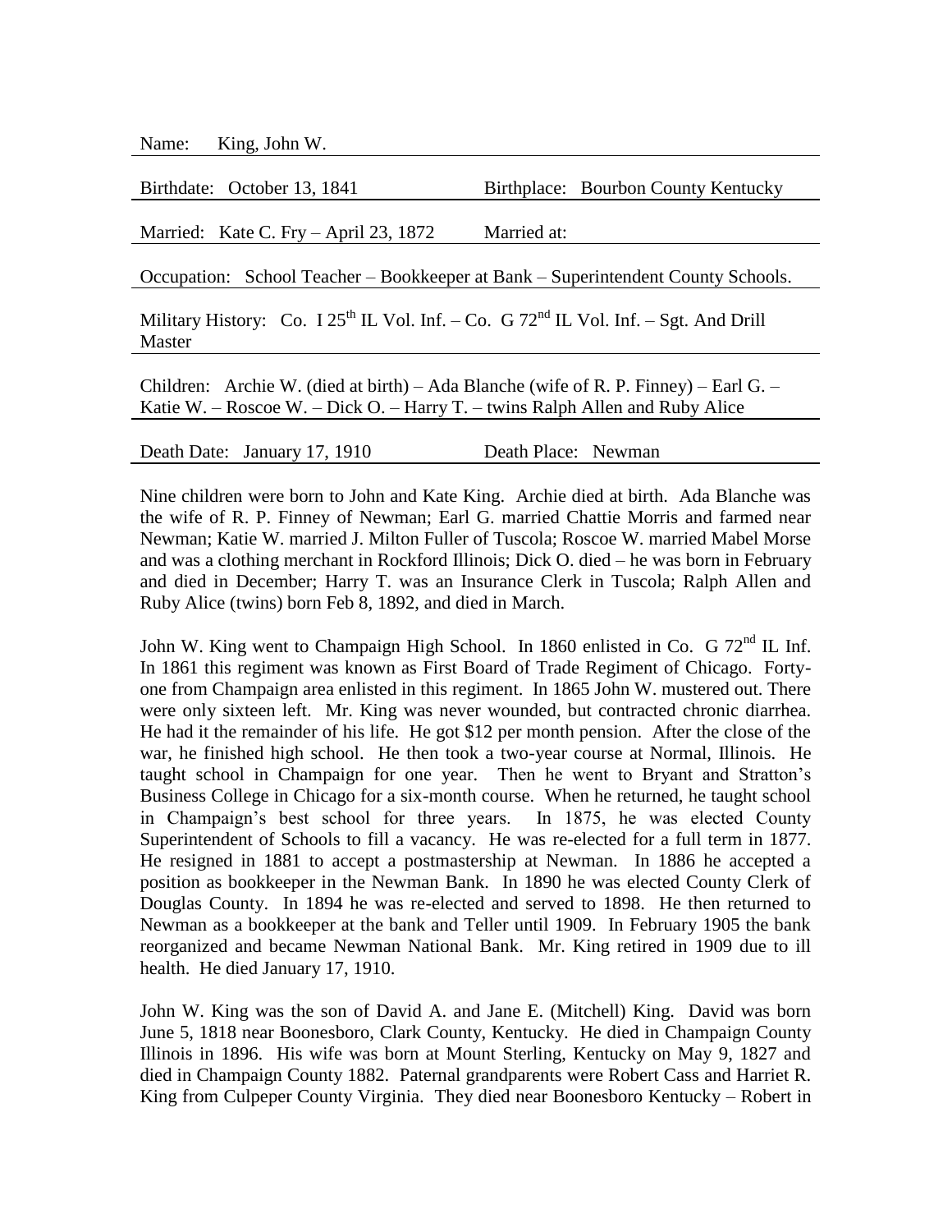Name: King, John W.

Birthdate: October 13, 1841 Birthplace: Bourbon County Kentucky

Married: Kate C. Fry – April 23, 1872 Married at:

Occupation: School Teacher – Bookkeeper at Bank – Superintendent County Schools.

Military History: Co. I 25th IL Vol. Inf. – Co. G 72nd IL Vol. Inf. – Sgt. And Drill Master

Children: Archie W. (died at birth) – Ada Blanche (wife of R. P. Finney) – Earl G. – Katie W. – Roscoe W. – Dick O. – Harry T. – twins Ralph Allen and Ruby Alice

Death Date: January 17, 1910 Death Place: Newman

Nine children were born to John and Kate King. Archie died at birth. Ada Blanche was the wife of R. P. Finney of Newman; Earl G. married Chattie Morris and farmed near Newman; Katie W. married J. Milton Fuller of Tuscola; Roscoe W. married Mabel Morse and was a clothing merchant in Rockford Illinois; Dick O. died – he was born in February and died in December; Harry T. was an Insurance Clerk in Tuscola; Ralph Allen and Ruby Alice (twins) born Feb 8, 1892, and died in March.

John W. King went to Champaign High School. In 1860 enlisted in Co. G 72nd IL Inf. In 1861 this regiment was known as First Board of Trade Regiment of Chicago. Forty-one from Champaign area enlisted in this regiment. In 1865 John W. mustered out. There were only sixteen left. Mr. King was never wounded, but contracted chronic diarrhea. He had it the remainder of his life. He got $12 per month pension. After the close of the war, he finished high school. He then took a two-year course at Normal, Illinois. He taught school in Champaign for one year. Then he went to Bryant and Stratton's Business College in Chicago for a six-month course. When he returned, he taught school in Champaign's best school for three years. In 1875, he was elected County Superintendent of Schools to fill a vacancy. He was re-elected for a full term in 1877. He resigned in 1881 to accept a postmastership at Newman. In 1886 he accepted a position as bookkeeper in the Newman Bank. In 1890 he was elected County Clerk of Douglas County. In 1894 he was re-elected and served to 1898. He then returned to Newman as a bookkeeper at the bank and Teller until 1909. In February 1905 the bank reorganized and became Newman National Bank. Mr. King retired in 1909 due to ill health. He died January 17, 1910.

John W. King was the son of David A. and Jane E. (Mitchell) King. David was born June 5, 1818 near Boonesboro, Clark County, Kentucky. He died in Champaign County Illinois in 1896. His wife was born at Mount Sterling, Kentucky on May 9, 1827 and died in Champaign County 1882. Paternal grandparents were Robert Cass and Harriet R. King from Culpeper County Virginia. They died near Boonesboro Kentucky – Robert in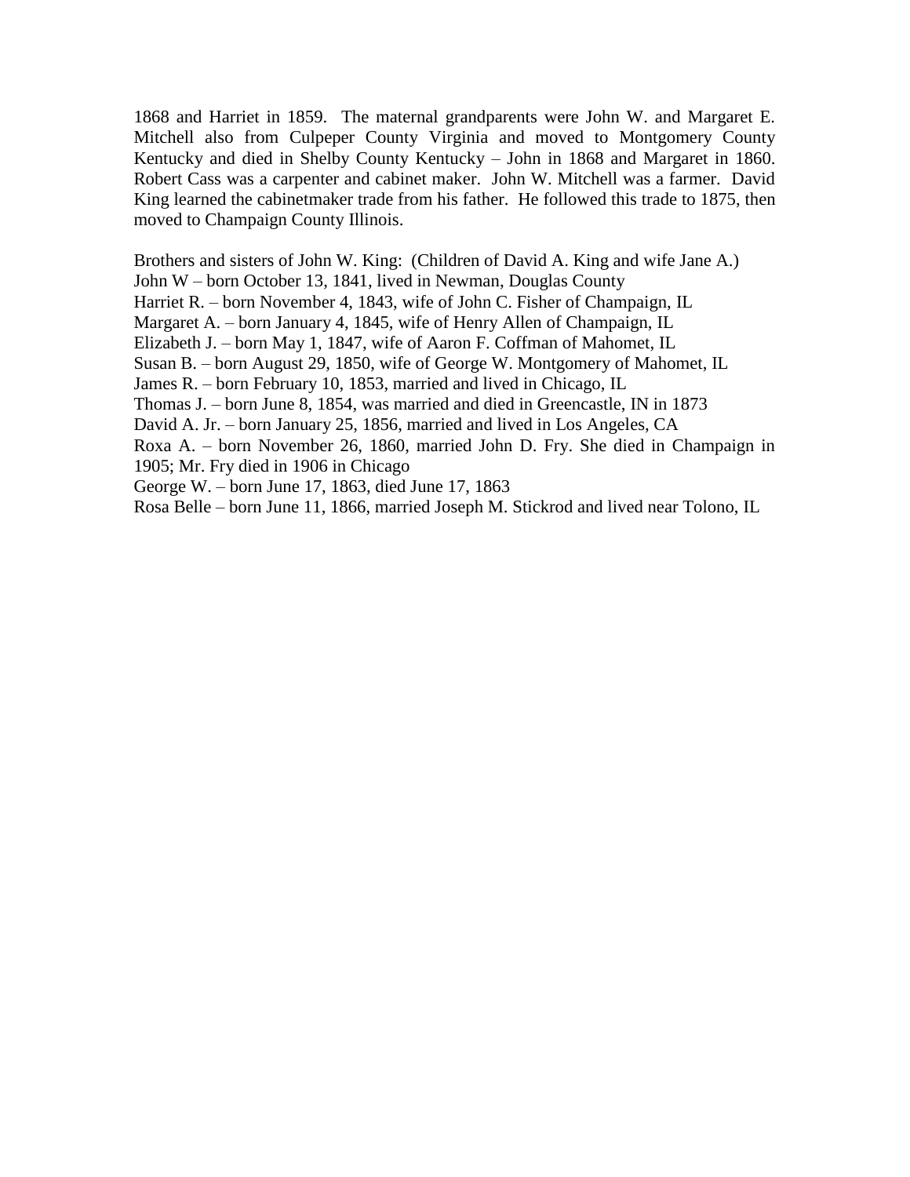1868 and Harriet in 1859. The maternal grandparents were John W. and Margaret E. Mitchell also from Culpeper County Virginia and moved to Montgomery County Kentucky and died in Shelby County Kentucky – John in 1868 and Margaret in 1860. Robert Cass was a carpenter and cabinet maker. John W. Mitchell was a farmer. David King learned the cabinetmaker trade from his father. He followed this trade to 1875, then moved to Champaign County Illinois.

Brothers and sisters of John W. King: (Children of David A. King and wife Jane A.)
John W – born October 13, 1841, lived in Newman, Douglas County
Harriet R. – born November 4, 1843, wife of John C. Fisher of Champaign, IL
Margaret A. – born January 4, 1845, wife of Henry Allen of Champaign, IL
Elizabeth J. – born May 1, 1847, wife of Aaron F. Coffman of Mahomet, IL
Susan B. – born August 29, 1850, wife of George W. Montgomery of Mahomet, IL
James R. – born February 10, 1853, married and lived in Chicago, IL
Thomas J. – born June 8, 1854, was married and died in Greencastle, IN in 1873
David A. Jr. – born January 25, 1856, married and lived in Los Angeles, CA
Roxa A. – born November 26, 1860, married John D. Fry. She died in Champaign in 1905; Mr. Fry died in 1906 in Chicago
George W. – born June 17, 1863, died June 17, 1863
Rosa Belle – born June 11, 1866, married Joseph M. Stickrod and lived near Tolono, IL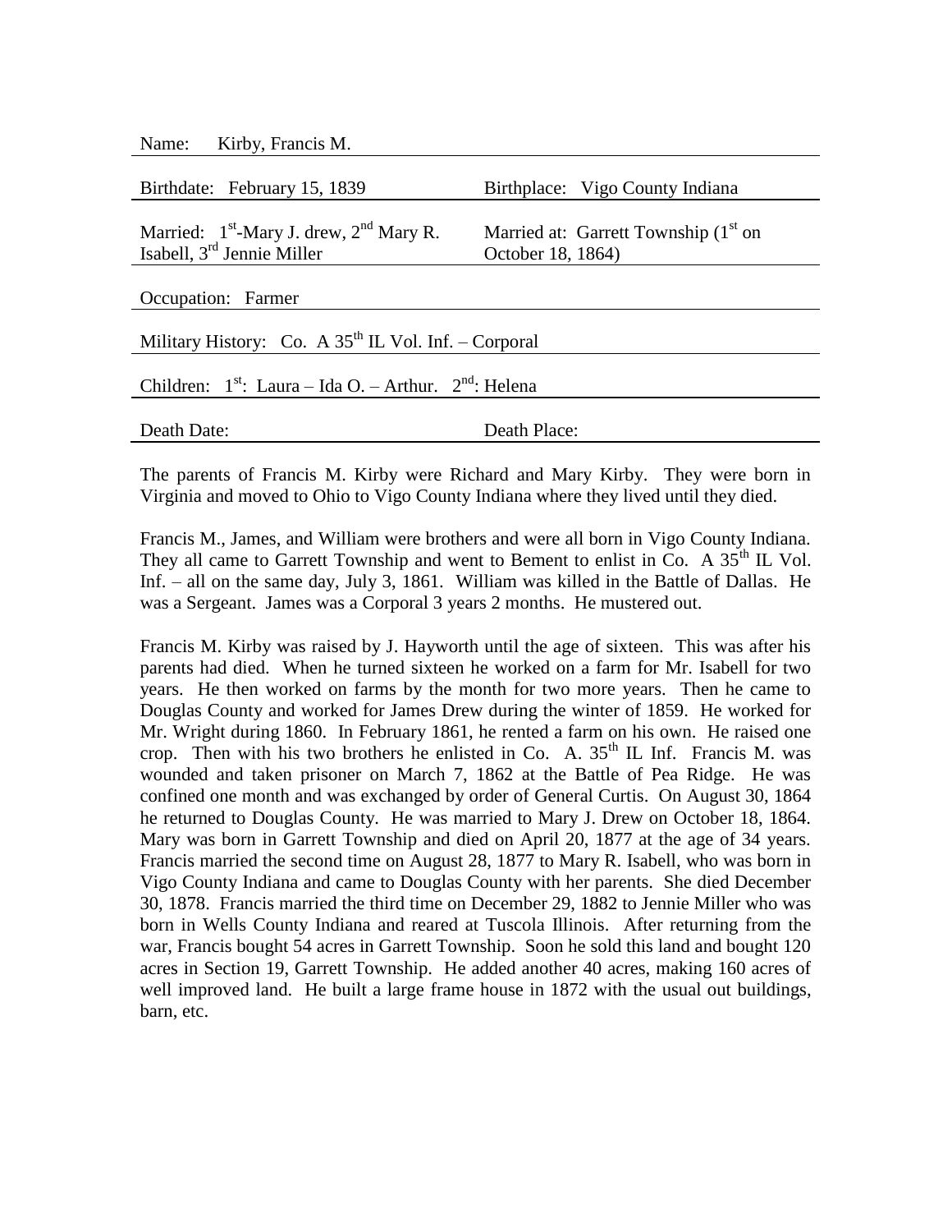| Name: Kirby, Francis M. | |
|---|---|
| Birthdate: February 15, 1839 | Birthplace: Vigo County Indiana |
| Married: 1st-Mary J. drew, 2nd Mary R. Isabell, 3rd Jennie Miller | Married at: Garrett Township (1st on October 18, 1864) |
| Occupation: Farmer | |
| Military History: Co. A 35th IL Vol. Inf. – Corporal | |
| Children: 1st: Laura – Ida O. – Arthur. 2nd: Helena | |
| Death Date: | Death Place: |

The parents of Francis M. Kirby were Richard and Mary Kirby. They were born in Virginia and moved to Ohio to Vigo County Indiana where they lived until they died.

Francis M., James, and William were brothers and were all born in Vigo County Indiana. They all came to Garrett Township and went to Bement to enlist in Co. A 35th IL Vol. Inf. – all on the same day, July 3, 1861. William was killed in the Battle of Dallas. He was a Sergeant. James was a Corporal 3 years 2 months. He mustered out.

Francis M. Kirby was raised by J. Hayworth until the age of sixteen. This was after his parents had died. When he turned sixteen he worked on a farm for Mr. Isabell for two years. He then worked on farms by the month for two more years. Then he came to Douglas County and worked for James Drew during the winter of 1859. He worked for Mr. Wright during 1860. In February 1861, he rented a farm on his own. He raised one crop. Then with his two brothers he enlisted in Co. A. 35th IL Inf. Francis M. was wounded and taken prisoner on March 7, 1862 at the Battle of Pea Ridge. He was confined one month and was exchanged by order of General Curtis. On August 30, 1864 he returned to Douglas County. He was married to Mary J. Drew on October 18, 1864. Mary was born in Garrett Township and died on April 20, 1877 at the age of 34 years. Francis married the second time on August 28, 1877 to Mary R. Isabell, who was born in Vigo County Indiana and came to Douglas County with her parents. She died December 30, 1878. Francis married the third time on December 29, 1882 to Jennie Miller who was born in Wells County Indiana and reared at Tuscola Illinois. After returning from the war, Francis bought 54 acres in Garrett Township. Soon he sold this land and bought 120 acres in Section 19, Garrett Township. He added another 40 acres, making 160 acres of well improved land. He built a large frame house in 1872 with the usual out buildings, barn, etc.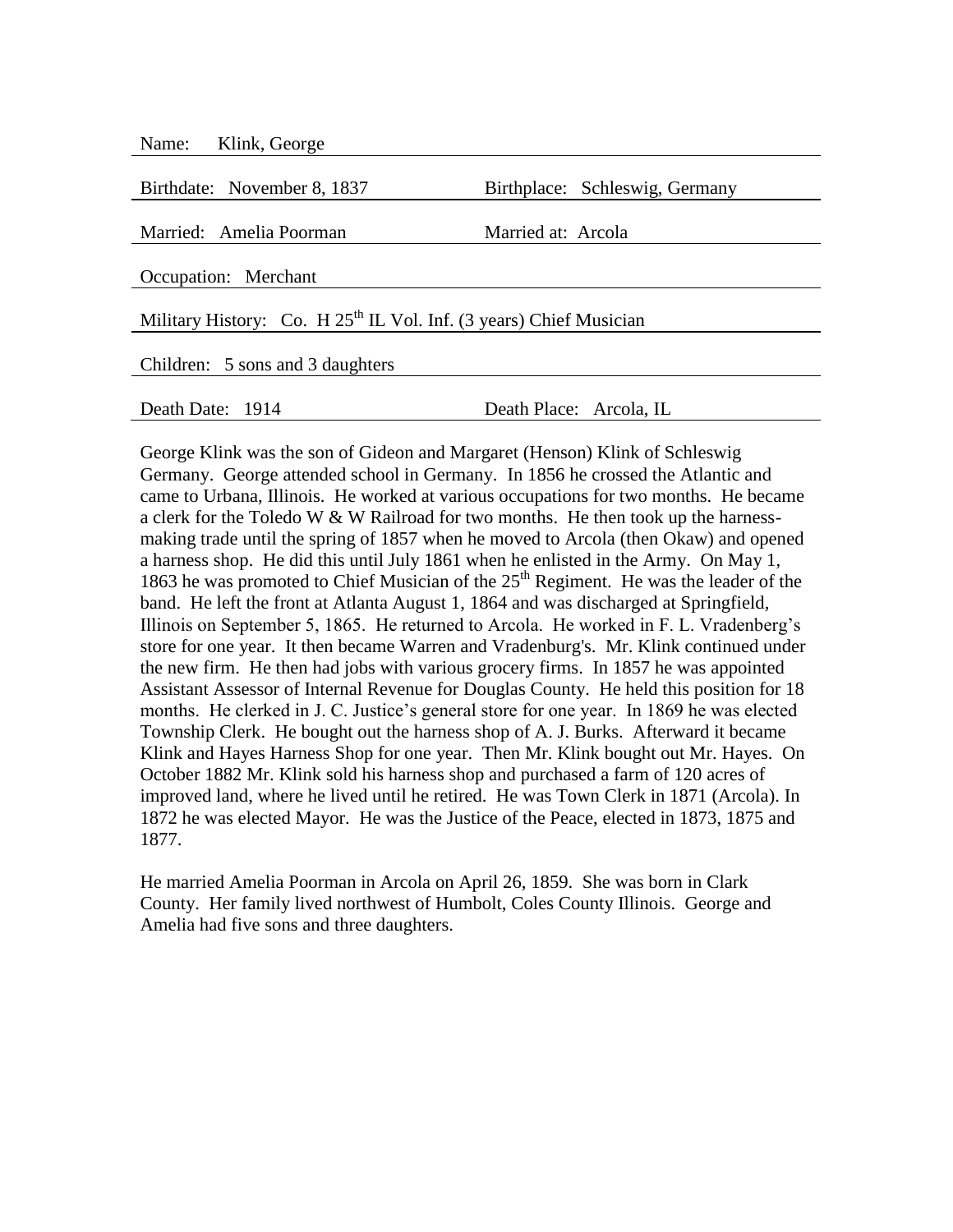Name: Klink, George

Birthdate: November 8, 1837 | Birthplace: Schleswig, Germany

Married: Amelia Poorman | Married at: Arcola

Occupation: Merchant

Military History: Co. H 25th IL Vol. Inf. (3 years) Chief Musician

Children: 5 sons and 3 daughters

Death Date: 1914 | Death Place: Arcola, IL

George Klink was the son of Gideon and Margaret (Henson) Klink of Schleswig Germany. George attended school in Germany. In 1856 he crossed the Atlantic and came to Urbana, Illinois. He worked at various occupations for two months. He became a clerk for the Toledo W & W Railroad for two months. He then took up the harness-making trade until the spring of 1857 when he moved to Arcola (then Okaw) and opened a harness shop. He did this until July 1861 when he enlisted in the Army. On May 1, 1863 he was promoted to Chief Musician of the 25th Regiment. He was the leader of the band. He left the front at Atlanta August 1, 1864 and was discharged at Springfield, Illinois on September 5, 1865. He returned to Arcola. He worked in F. L. Vradenberg's store for one year. It then became Warren and Vradenburg's. Mr. Klink continued under the new firm. He then had jobs with various grocery firms. In 1857 he was appointed Assistant Assessor of Internal Revenue for Douglas County. He held this position for 18 months. He clerked in J. C. Justice's general store for one year. In 1869 he was elected Township Clerk. He bought out the harness shop of A. J. Burks. Afterward it became Klink and Hayes Harness Shop for one year. Then Mr. Klink bought out Mr. Hayes. On October 1882 Mr. Klink sold his harness shop and purchased a farm of 120 acres of improved land, where he lived until he retired. He was Town Clerk in 1871 (Arcola). In 1872 he was elected Mayor. He was the Justice of the Peace, elected in 1873, 1875 and 1877.

He married Amelia Poorman in Arcola on April 26, 1859. She was born in Clark County. Her family lived northwest of Humbolt, Coles County Illinois. George and Amelia had five sons and three daughters.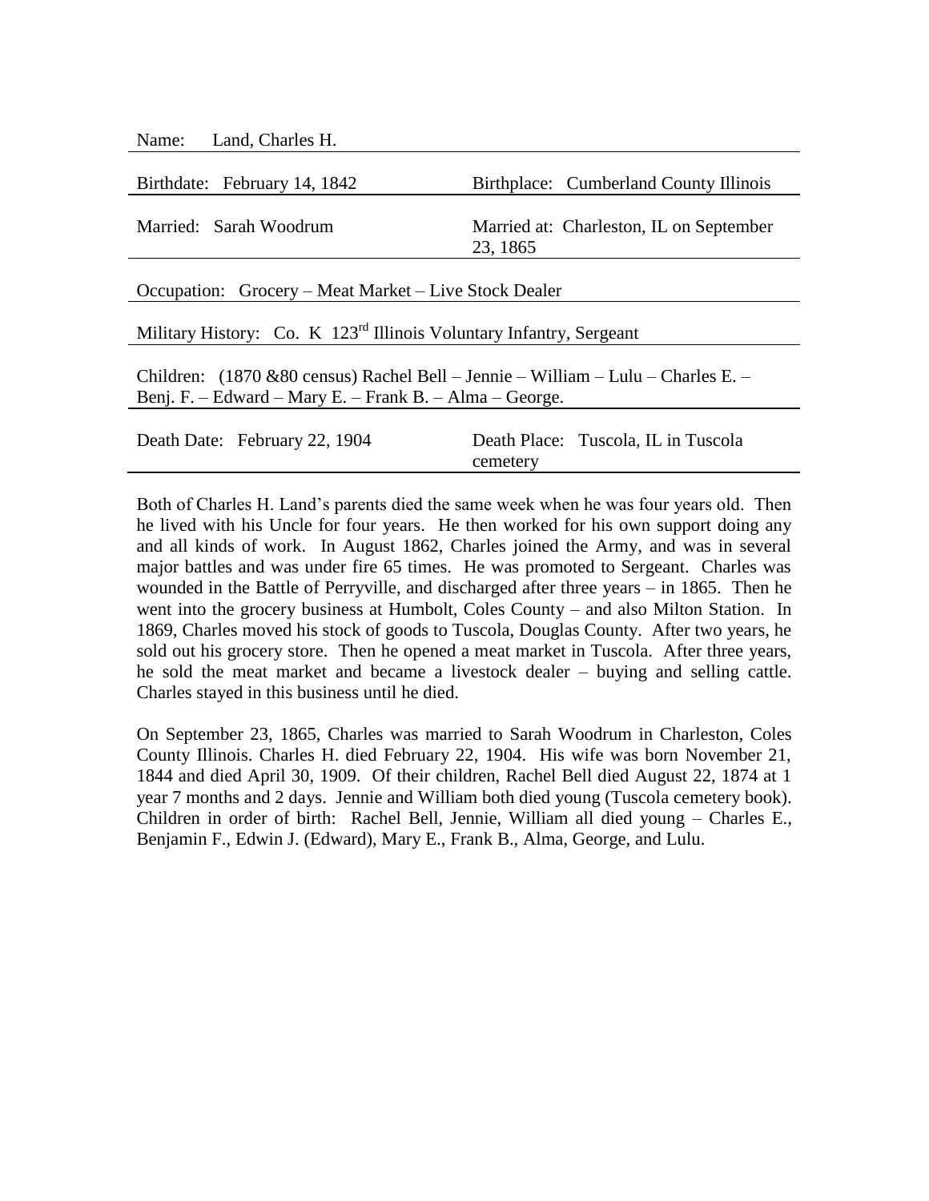Name: Land, Charles H.

Birthdate: February 14, 1842 — Birthplace: Cumberland County Illinois

Married: Sarah Woodrum — Married at: Charleston, IL on September 23, 1865

Occupation: Grocery – Meat Market – Live Stock Dealer

Military History: Co. K 123rd Illinois Voluntary Infantry, Sergeant

Children: (1870 &80 census) Rachel Bell – Jennie – William – Lulu – Charles E. – Benj. F. – Edward – Mary E. – Frank B. – Alma – George.

Death Date: February 22, 1904 — Death Place: Tuscola, IL in Tuscola cemetery

Both of Charles H. Land's parents died the same week when he was four years old. Then he lived with his Uncle for four years. He then worked for his own support doing any and all kinds of work. In August 1862, Charles joined the Army, and was in several major battles and was under fire 65 times. He was promoted to Sergeant. Charles was wounded in the Battle of Perryville, and discharged after three years – in 1865. Then he went into the grocery business at Humbolt, Coles County – and also Milton Station. In 1869, Charles moved his stock of goods to Tuscola, Douglas County. After two years, he sold out his grocery store. Then he opened a meat market in Tuscola. After three years, he sold the meat market and became a livestock dealer – buying and selling cattle. Charles stayed in this business until he died.

On September 23, 1865, Charles was married to Sarah Woodrum in Charleston, Coles County Illinois. Charles H. died February 22, 1904. His wife was born November 21, 1844 and died April 30, 1909. Of their children, Rachel Bell died August 22, 1874 at 1 year 7 months and 2 days. Jennie and William both died young (Tuscola cemetery book). Children in order of birth: Rachel Bell, Jennie, William all died young – Charles E., Benjamin F., Edwin J. (Edward), Mary E., Frank B., Alma, George, and Lulu.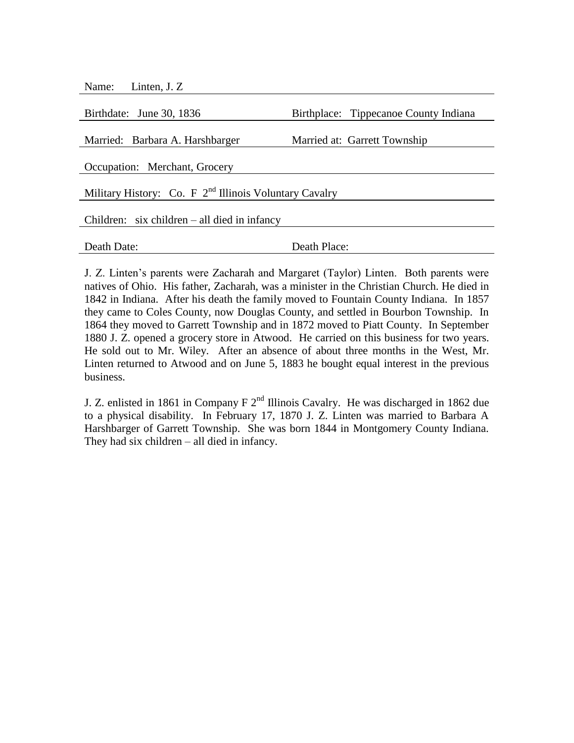Name: Linten, J. Z

Birthdate: June 30, 1836 | Birthplace: Tippecanoe County Indiana

Married: Barbara A. Harshbarger | Married at: Garrett Township

Occupation: Merchant, Grocery

Military History: Co. F 2nd Illinois Voluntary Cavalry

Children: six children – all died in infancy

Death Date: | Death Place:

J. Z. Linten's parents were Zacharah and Margaret (Taylor) Linten. Both parents were natives of Ohio. His father, Zacharah, was a minister in the Christian Church. He died in 1842 in Indiana. After his death the family moved to Fountain County Indiana. In 1857 they came to Coles County, now Douglas County, and settled in Bourbon Township. In 1864 they moved to Garrett Township and in 1872 moved to Piatt County. In September 1880 J. Z. opened a grocery store in Atwood. He carried on this business for two years. He sold out to Mr. Wiley. After an absence of about three months in the West, Mr. Linten returned to Atwood and on June 5, 1883 he bought equal interest in the previous business.

J. Z. enlisted in 1861 in Company F 2nd Illinois Cavalry. He was discharged in 1862 due to a physical disability. In February 17, 1870 J. Z. Linten was married to Barbara A Harshbarger of Garrett Township. She was born 1844 in Montgomery County Indiana. They had six children – all died in infancy.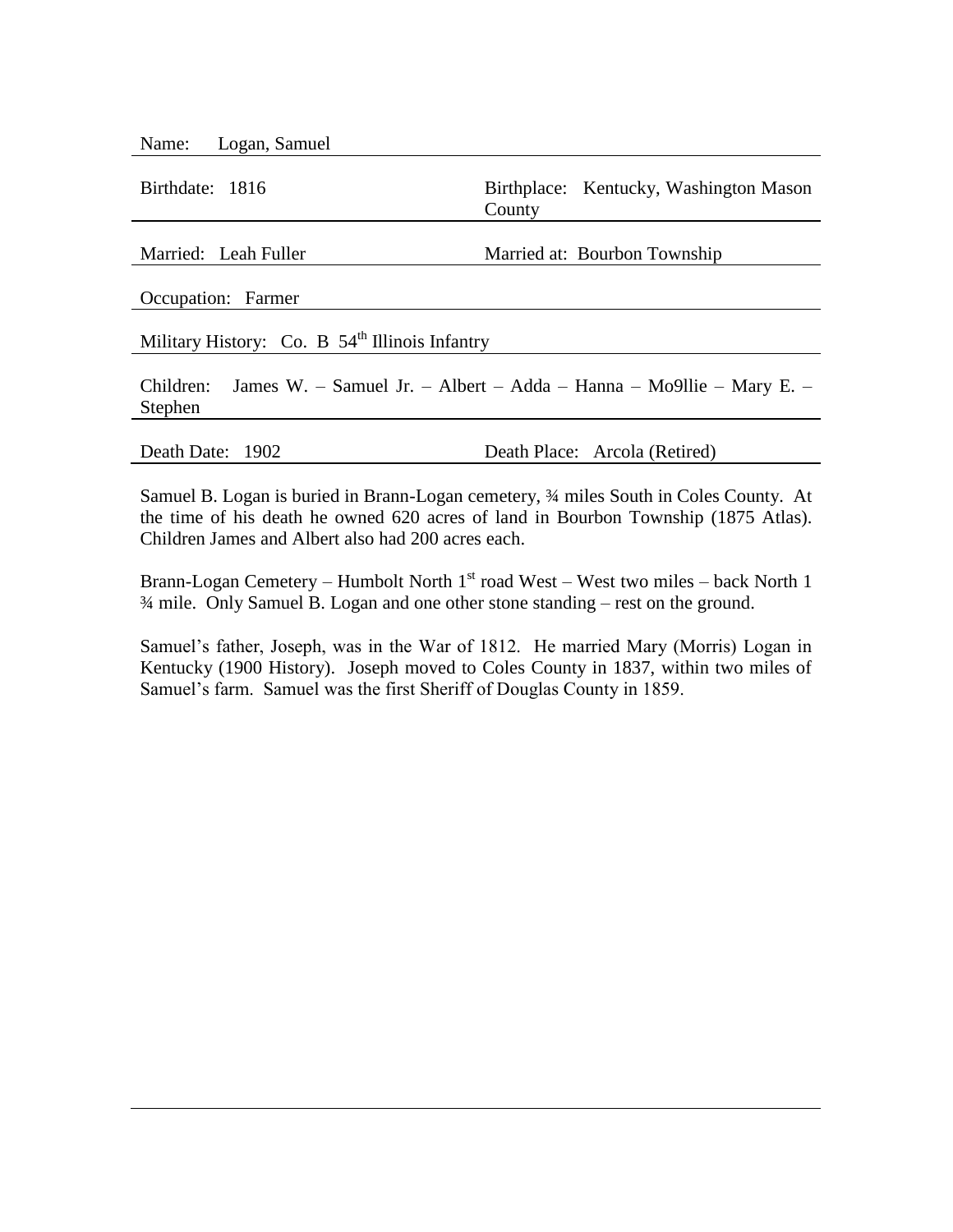Name: Logan, Samuel

Birthdate: 1816

Birthplace: Kentucky, Washington Mason County

Married: Leah Fuller

Married at: Bourbon Township

Occupation: Farmer

Military History: Co. B 54th Illinois Infantry

Children: James W. – Samuel Jr. – Albert – Adda – Hanna – Mo9llie – Mary E. – Stephen

Death Date: 1902

Death Place: Arcola (Retired)

Samuel B. Logan is buried in Brann-Logan cemetery, ¾ miles South in Coles County. At the time of his death he owned 620 acres of land in Bourbon Township (1875 Atlas). Children James and Albert also had 200 acres each.

Brann-Logan Cemetery – Humbolt North 1st road West – West two miles – back North 1 ¾ mile. Only Samuel B. Logan and one other stone standing – rest on the ground.

Samuel's father, Joseph, was in the War of 1812. He married Mary (Morris) Logan in Kentucky (1900 History). Joseph moved to Coles County in 1837, within two miles of Samuel's farm. Samuel was the first Sheriff of Douglas County in 1859.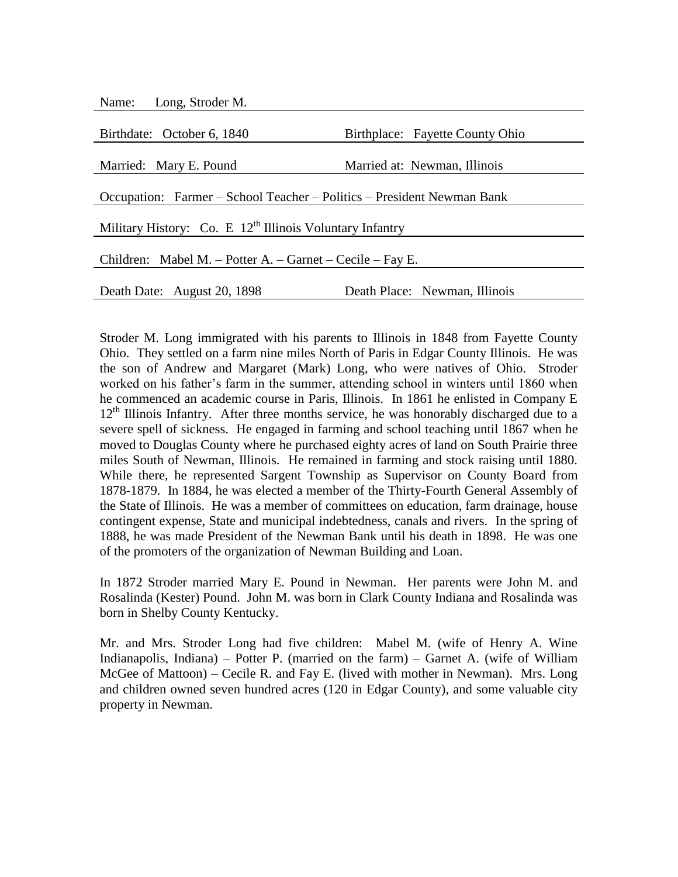Name: Long, Strođer M.

| | |
|---|---|
| Birthdate: October 6, 1840 | Birthplace: Fayette County Ohio |
| Married: Mary E. Pound | Married at: Newman, Illinois |

Occupation: Farmer – School Teacher – Politics – President Newman Bank

Military History: Co. E 12th Illinois Voluntary Infantry

Children: Mabel M. – Potter A. – Garnet – Cecile – Fay E.

| | |
|---|---|
| Death Date: August 20, 1898 | Death Place: Newman, Illinois |

Stroder M. Long immigrated with his parents to Illinois in 1848 from Fayette County Ohio. They settled on a farm nine miles North of Paris in Edgar County Illinois. He was the son of Andrew and Margaret (Mark) Long, who were natives of Ohio. Stroder worked on his father's farm in the summer, attending school in winters until 1860 when he commenced an academic course in Paris, Illinois. In 1861 he enlisted in Company E 12th Illinois Infantry. After three months service, he was honorably discharged due to a severe spell of sickness. He engaged in farming and school teaching until 1867 when he moved to Douglas County where he purchased eighty acres of land on South Prairie three miles South of Newman, Illinois. He remained in farming and stock raising until 1880. While there, he represented Sargent Township as Supervisor on County Board from 1878-1879. In 1884, he was elected a member of the Thirty-Fourth General Assembly of the State of Illinois. He was a member of committees on education, farm drainage, house contingent expense, State and municipal indebtedness, canals and rivers. In the spring of 1888, he was made President of the Newman Bank until his death in 1898. He was one of the promoters of the organization of Newman Building and Loan.

In 1872 Stroder married Mary E. Pound in Newman. Her parents were John M. and Rosalinda (Kester) Pound. John M. was born in Clark County Indiana and Rosalinda was born in Shelby County Kentucky.

Mr. and Mrs. Stroder Long had five children: Mabel M. (wife of Henry A. Wine Indianapolis, Indiana) – Potter P. (married on the farm) – Garnet A. (wife of William McGee of Mattoon) – Cecile R. and Fay E. (lived with mother in Newman). Mrs. Long and children owned seven hundred acres (120 in Edgar County), and some valuable city property in Newman.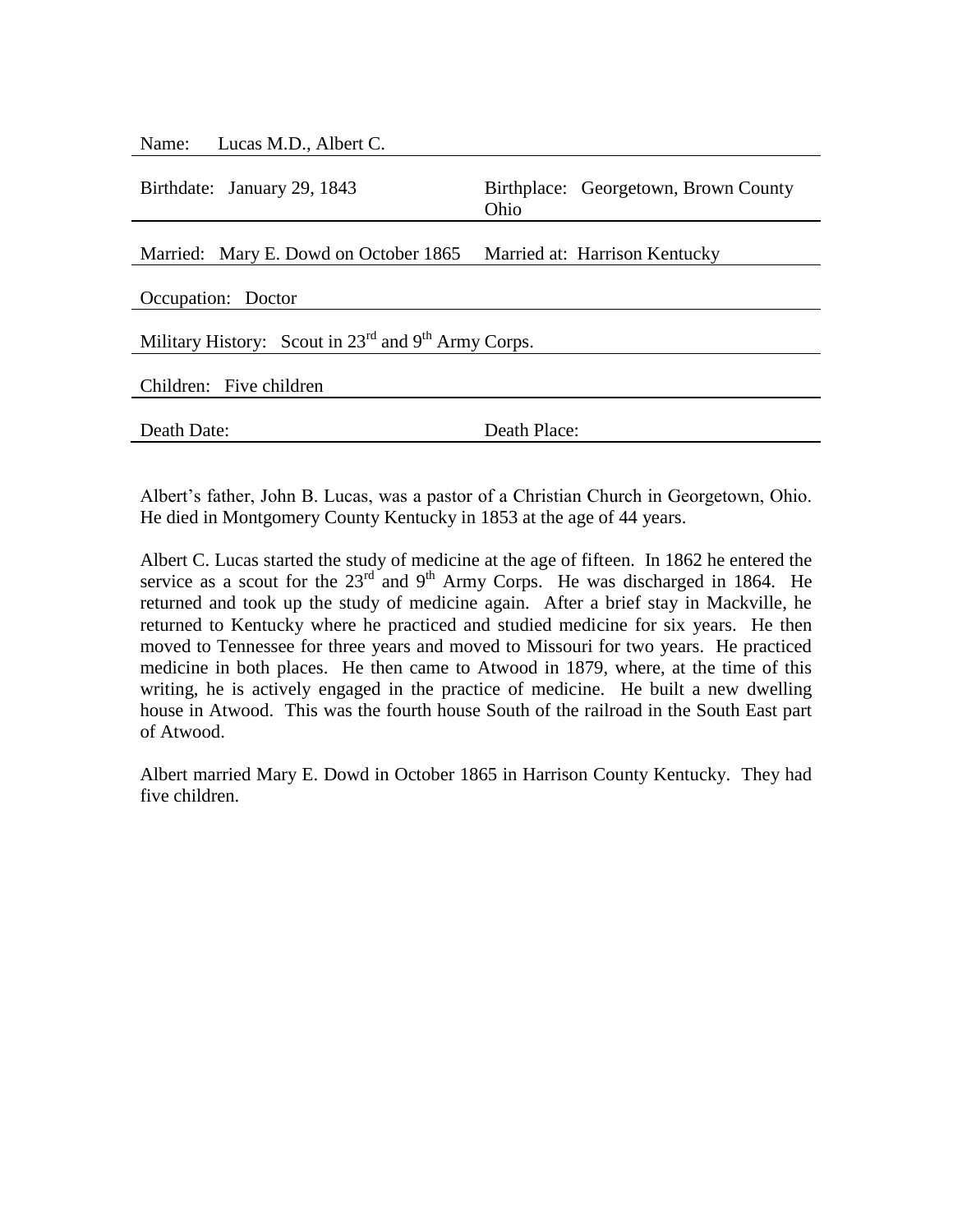| Name: Lucas M.D., Albert C. | |
|---|---|
| Birthdate: January 29, 1843 | Birthplace: Georgetown, Brown County Ohio |
| Married: Mary E. Dowd on October 1865 | Married at: Harrison Kentucky |
| Occupation: Doctor | |
| Military History: Scout in 23rd and 9th Army Corps. | |
| Children: Five children | |
| Death Date: | Death Place: |

Albert's father, John B. Lucas, was a pastor of a Christian Church in Georgetown, Ohio. He died in Montgomery County Kentucky in 1853 at the age of 44 years.

Albert C. Lucas started the study of medicine at the age of fifteen. In 1862 he entered the service as a scout for the 23rd and 9th Army Corps. He was discharged in 1864. He returned and took up the study of medicine again. After a brief stay in Mackville, he returned to Kentucky where he practiced and studied medicine for six years. He then moved to Tennessee for three years and moved to Missouri for two years. He practiced medicine in both places. He then came to Atwood in 1879, where, at the time of this writing, he is actively engaged in the practice of medicine. He built a new dwelling house in Atwood. This was the fourth house South of the railroad in the South East part of Atwood.

Albert married Mary E. Dowd in October 1865 in Harrison County Kentucky. They had five children.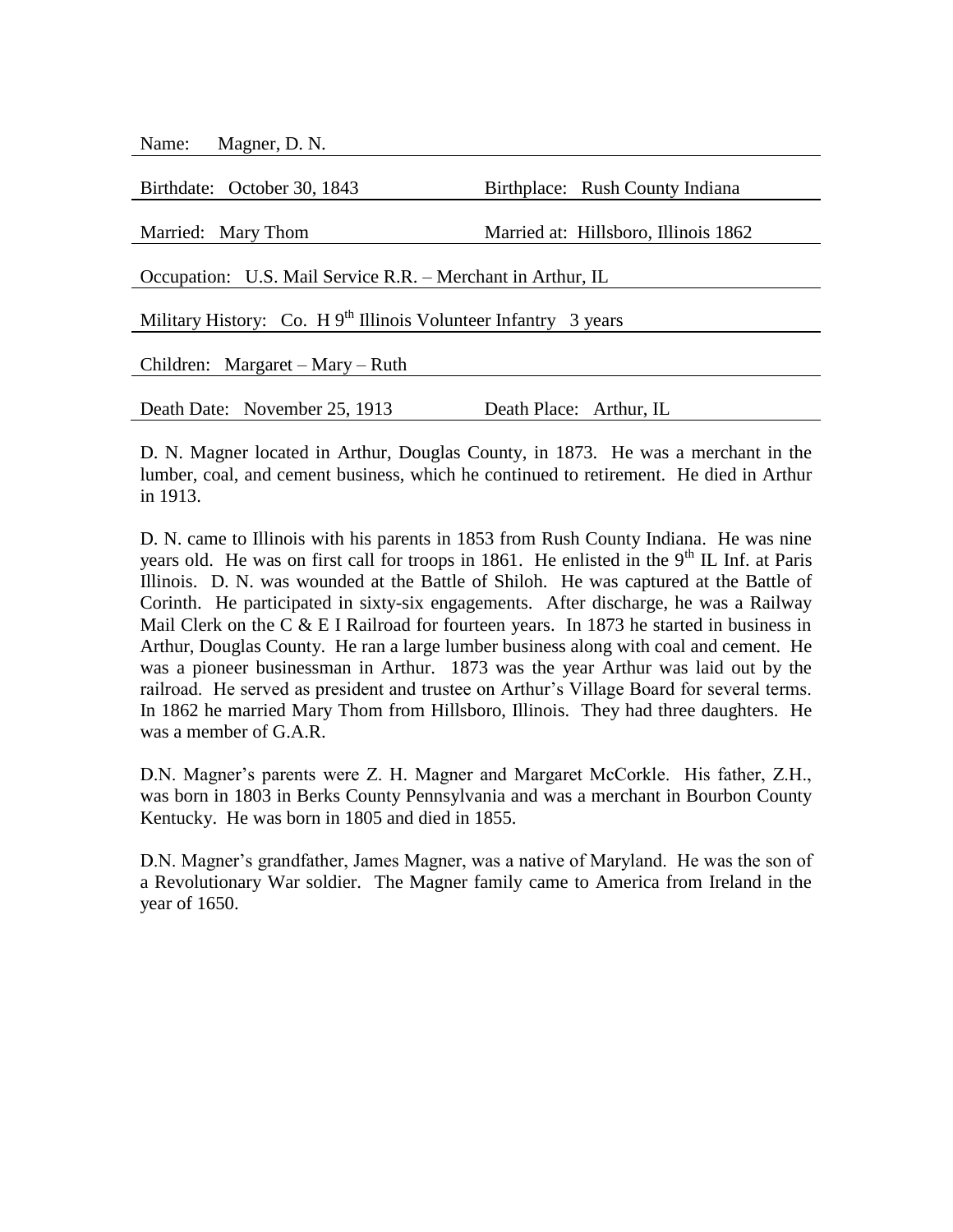Name: Magner, D. N.

Birthdate: October 30, 1843 | Birthplace: Rush County Indiana

Married: Mary Thom | Married at: Hillsboro, Illinois 1862

Occupation: U.S. Mail Service R.R. – Merchant in Arthur, IL

Military History: Co. H 9th Illinois Volunteer Infantry 3 years

Children: Margaret – Mary – Ruth

Death Date: November 25, 1913 | Death Place: Arthur, IL

D. N. Magner located in Arthur, Douglas County, in 1873. He was a merchant in the lumber, coal, and cement business, which he continued to retirement. He died in Arthur in 1913.

D. N. came to Illinois with his parents in 1853 from Rush County Indiana. He was nine years old. He was on first call for troops in 1861. He enlisted in the 9th IL Inf. at Paris Illinois. D. N. was wounded at the Battle of Shiloh. He was captured at the Battle of Corinth. He participated in sixty-six engagements. After discharge, he was a Railway Mail Clerk on the C & E I Railroad for fourteen years. In 1873 he started in business in Arthur, Douglas County. He ran a large lumber business along with coal and cement. He was a pioneer businessman in Arthur. 1873 was the year Arthur was laid out by the railroad. He served as president and trustee on Arthur's Village Board for several terms. In 1862 he married Mary Thom from Hillsboro, Illinois. They had three daughters. He was a member of G.A.R.

D.N. Magner's parents were Z. H. Magner and Margaret McCorkle. His father, Z.H., was born in 1803 in Berks County Pennsylvania and was a merchant in Bourbon County Kentucky. He was born in 1805 and died in 1855.

D.N. Magner's grandfather, James Magner, was a native of Maryland. He was the son of a Revolutionary War soldier. The Magner family came to America from Ireland in the year of 1650.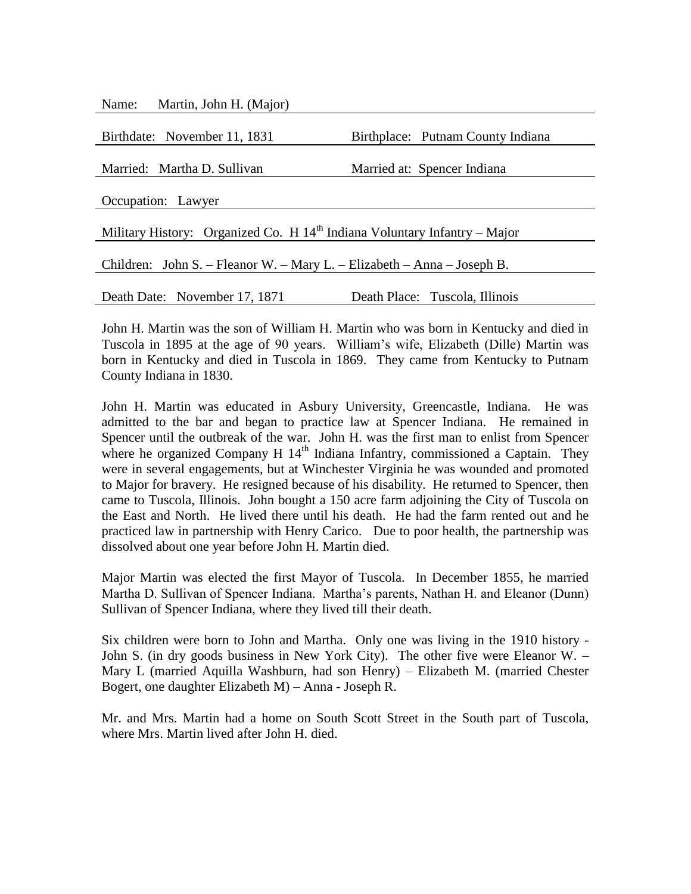Name: Martin, John H. (Major)

Birthdate: November 11, 1831 Birthplace: Putnam County Indiana

Married: Martha D. Sullivan Married at: Spencer Indiana

Occupation: Lawyer

Military History: Organized Co. H $14^{th}$ Indiana Voluntary Infantry – Major

Children: John S. – Fleanor W. – Mary L. – Elizabeth – Anna – Joseph B.

Death Date: November 17, 1871 Death Place: Tuscola, Illinois

John H. Martin was the son of William H. Martin who was born in Kentucky and died in Tuscola in 1895 at the age of 90 years. William's wife, Elizabeth (Dille) Martin was born in Kentucky and died in Tuscola in 1869. They came from Kentucky to Putnam County Indiana in 1830.

John H. Martin was educated in Asbury University, Greencastle, Indiana. He was admitted to the bar and began to practice law at Spencer Indiana. He remained in Spencer until the outbreak of the war. John H. was the first man to enlist from Spencer where he organized Company H $14^{th}$ Indiana Infantry, commissioned a Captain. They were in several engagements, but at Winchester Virginia he was wounded and promoted to Major for bravery. He resigned because of his disability. He returned to Spencer, then came to Tuscola, Illinois. John bought a 150 acre farm adjoining the City of Tuscola on the East and North. He lived there until his death. He had the farm rented out and he practiced law in partnership with Henry Carico. Due to poor health, the partnership was dissolved about one year before John H. Martin died.

Major Martin was elected the first Mayor of Tuscola. In December 1855, he married Martha D. Sullivan of Spencer Indiana. Martha's parents, Nathan H. and Eleanor (Dunn) Sullivan of Spencer Indiana, where they lived till their death.

Six children were born to John and Martha. Only one was living in the 1910 history - John S. (in dry goods business in New York City). The other five were Eleanor W. – Mary L (married Aquilla Washburn, had son Henry) – Elizabeth M. (married Chester Bogert, one daughter Elizabeth M) – Anna - Joseph R.

Mr. and Mrs. Martin had a home on South Scott Street in the South part of Tuscola, where Mrs. Martin lived after John H. died.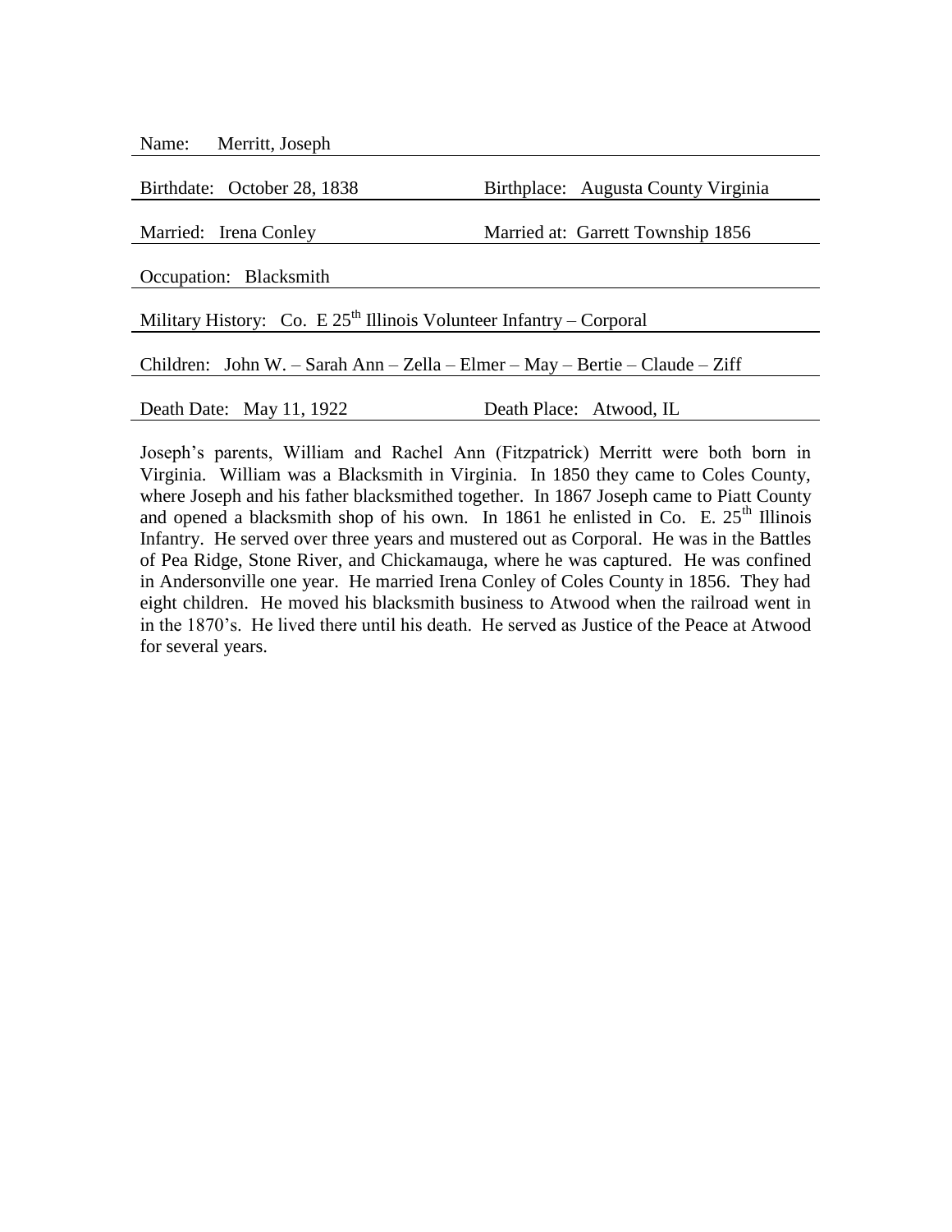Name: Merritt, Joseph

Birthdate: October 28, 1838 Birthplace: Augusta County Virginia

Married: Irena Conley Married at: Garrett Township 1856

Occupation: Blacksmith

Military History: Co. E 25th Illinois Volunteer Infantry – Corporal

Children: John W. – Sarah Ann – Zella – Elmer – May – Bertie – Claude – Ziff

Death Date: May 11, 1922 Death Place: Atwood, IL

Joseph's parents, William and Rachel Ann (Fitzpatrick) Merritt were both born in Virginia. William was a Blacksmith in Virginia. In 1850 they came to Coles County, where Joseph and his father blacksmithed together. In 1867 Joseph came to Piatt County and opened a blacksmith shop of his own. In 1861 he enlisted in Co. E. 25th Illinois Infantry. He served over three years and mustered out as Corporal. He was in the Battles of Pea Ridge, Stone River, and Chickamauga, where he was captured. He was confined in Andersonville one year. He married Irena Conley of Coles County in 1856. They had eight children. He moved his blacksmith business to Atwood when the railroad went in in the 1870's. He lived there until his death. He served as Justice of the Peace at Atwood for several years.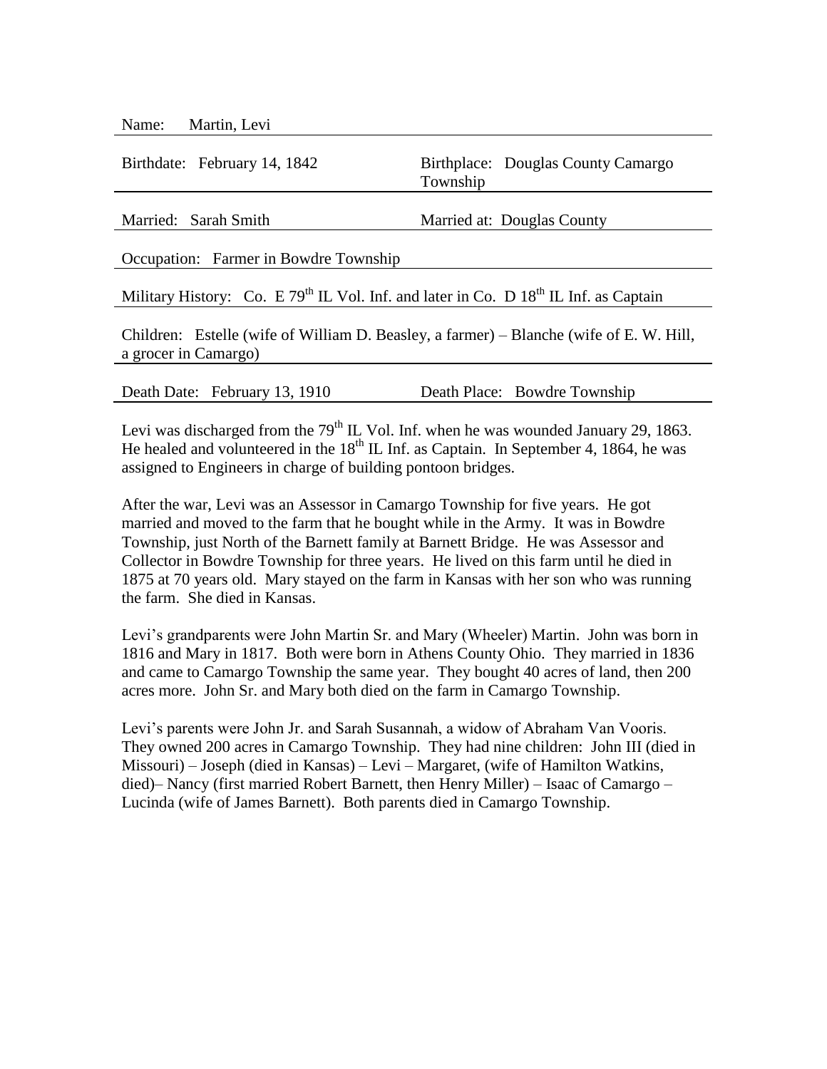Name: Martin, Levi

Birthdate: February 14, 1842 | Birthplace: Douglas County Camargo Township

Married: Sarah Smith | Married at: Douglas County

Occupation: Farmer in Bowdre Township

Military History: Co. E 79th IL Vol. Inf. and later in Co. D 18th IL Inf. as Captain

Children: Estelle (wife of William D. Beasley, a farmer) – Blanche (wife of E. W. Hill, a grocer in Camargo)

Death Date: February 13, 1910 | Death Place: Bowdre Township

Levi was discharged from the 79th IL Vol. Inf. when he was wounded January 29, 1863. He healed and volunteered in the 18th IL Inf. as Captain. In September 4, 1864, he was assigned to Engineers in charge of building pontoon bridges.

After the war, Levi was an Assessor in Camargo Township for five years. He got married and moved to the farm that he bought while in the Army. It was in Bowdre Township, just North of the Barnett family at Barnett Bridge. He was Assessor and Collector in Bowdre Township for three years. He lived on this farm until he died in 1875 at 70 years old. Mary stayed on the farm in Kansas with her son who was running the farm. She died in Kansas.

Levi's grandparents were John Martin Sr. and Mary (Wheeler) Martin. John was born in 1816 and Mary in 1817. Both were born in Athens County Ohio. They married in 1836 and came to Camargo Township the same year. They bought 40 acres of land, then 200 acres more. John Sr. and Mary both died on the farm in Camargo Township.

Levi's parents were John Jr. and Sarah Susannah, a widow of Abraham Van Vooris. They owned 200 acres in Camargo Township. They had nine children: John III (died in Missouri) – Joseph (died in Kansas) – Levi – Margaret, (wife of Hamilton Watkins, died)– Nancy (first married Robert Barnett, then Henry Miller) – Isaac of Camargo – Lucinda (wife of James Barnett). Both parents died in Camargo Township.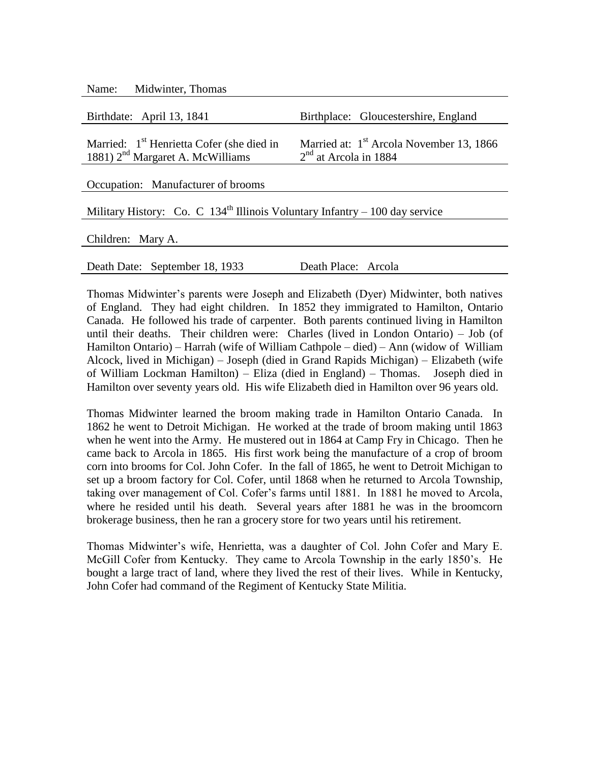Name: Midwinter, Thomas

Birthdate: April 13, 1841 | Birthplace: Gloucestershire, England

Married: 1st Henrietta Cofer (she died in 1881) 2nd Margaret A. McWilliams | Married at: 1st Arcola November 13, 1866 2nd at Arcola in 1884

Occupation: Manufacturer of brooms

Military History: Co. C 134th Illinois Voluntary Infantry – 100 day service

Children: Mary A.

Death Date: September 18, 1933 | Death Place: Arcola

Thomas Midwinter's parents were Joseph and Elizabeth (Dyer) Midwinter, both natives of England. They had eight children. In 1852 they immigrated to Hamilton, Ontario Canada. He followed his trade of carpenter. Both parents continued living in Hamilton until their deaths. Their children were: Charles (lived in London Ontario) – Job (of Hamilton Ontario) – Harrah (wife of William Cathpole – died) – Ann (widow of William Alcock, lived in Michigan) – Joseph (died in Grand Rapids Michigan) – Elizabeth (wife of William Lockman Hamilton) – Eliza (died in England) – Thomas. Joseph died in Hamilton over seventy years old. His wife Elizabeth died in Hamilton over 96 years old.

Thomas Midwinter learned the broom making trade in Hamilton Ontario Canada. In 1862 he went to Detroit Michigan. He worked at the trade of broom making until 1863 when he went into the Army. He mustered out in 1864 at Camp Fry in Chicago. Then he came back to Arcola in 1865. His first work being the manufacture of a crop of broom corn into brooms for Col. John Cofer. In the fall of 1865, he went to Detroit Michigan to set up a broom factory for Col. Cofer, until 1868 when he returned to Arcola Township, taking over management of Col. Cofer's farms until 1881. In 1881 he moved to Arcola, where he resided until his death. Several years after 1881 he was in the broomcorn brokerage business, then he ran a grocery store for two years until his retirement.

Thomas Midwinter's wife, Henrietta, was a daughter of Col. John Cofer and Mary E. McGill Cofer from Kentucky. They came to Arcola Township in the early 1850's. He bought a large tract of land, where they lived the rest of their lives. While in Kentucky, John Cofer had command of the Regiment of Kentucky State Militia.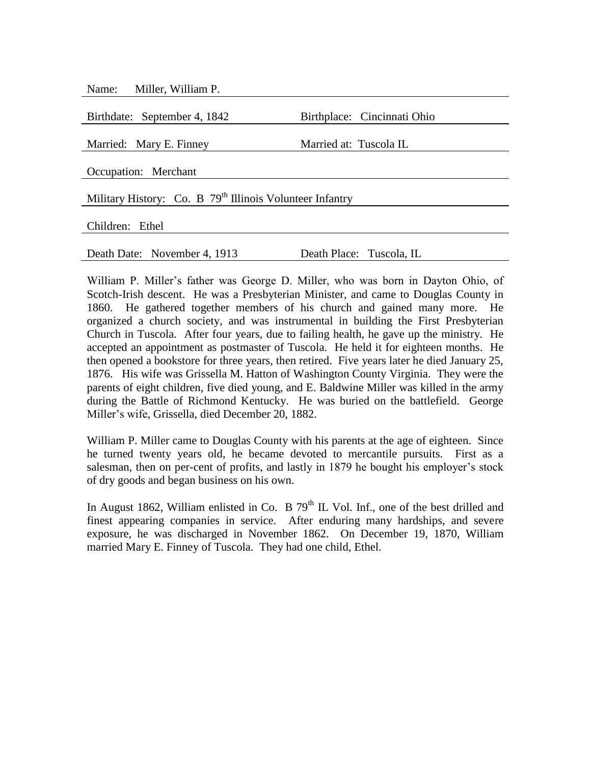Name: Miller, William P.

Birthdate: September 4, 1842 | Birthplace: Cincinnati Ohio

Married: Mary E. Finney | Married at: Tuscola IL

Occupation: Merchant

Military History: Co. B 79th Illinois Volunteer Infantry

Children: Ethel

Death Date: November 4, 1913 | Death Place: Tuscola, IL

William P. Miller's father was George D. Miller, who was born in Dayton Ohio, of Scotch-Irish descent. He was a Presbyterian Minister, and came to Douglas County in 1860. He gathered together members of his church and gained many more. He organized a church society, and was instrumental in building the First Presbyterian Church in Tuscola. After four years, due to failing health, he gave up the ministry. He accepted an appointment as postmaster of Tuscola. He held it for eighteen months. He then opened a bookstore for three years, then retired. Five years later he died January 25, 1876. His wife was Grissella M. Hatton of Washington County Virginia. They were the parents of eight children, five died young, and E. Baldwine Miller was killed in the army during the Battle of Richmond Kentucky. He was buried on the battlefield. George Miller's wife, Grissella, died December 20, 1882.

William P. Miller came to Douglas County with his parents at the age of eighteen. Since he turned twenty years old, he became devoted to mercantile pursuits. First as a salesman, then on per-cent of profits, and lastly in 1879 he bought his employer's stock of dry goods and began business on his own.

In August 1862, William enlisted in Co. B 79th IL Vol. Inf., one of the best drilled and finest appearing companies in service. After enduring many hardships, and severe exposure, he was discharged in November 1862. On December 19, 1870, William married Mary E. Finney of Tuscola. They had one child, Ethel.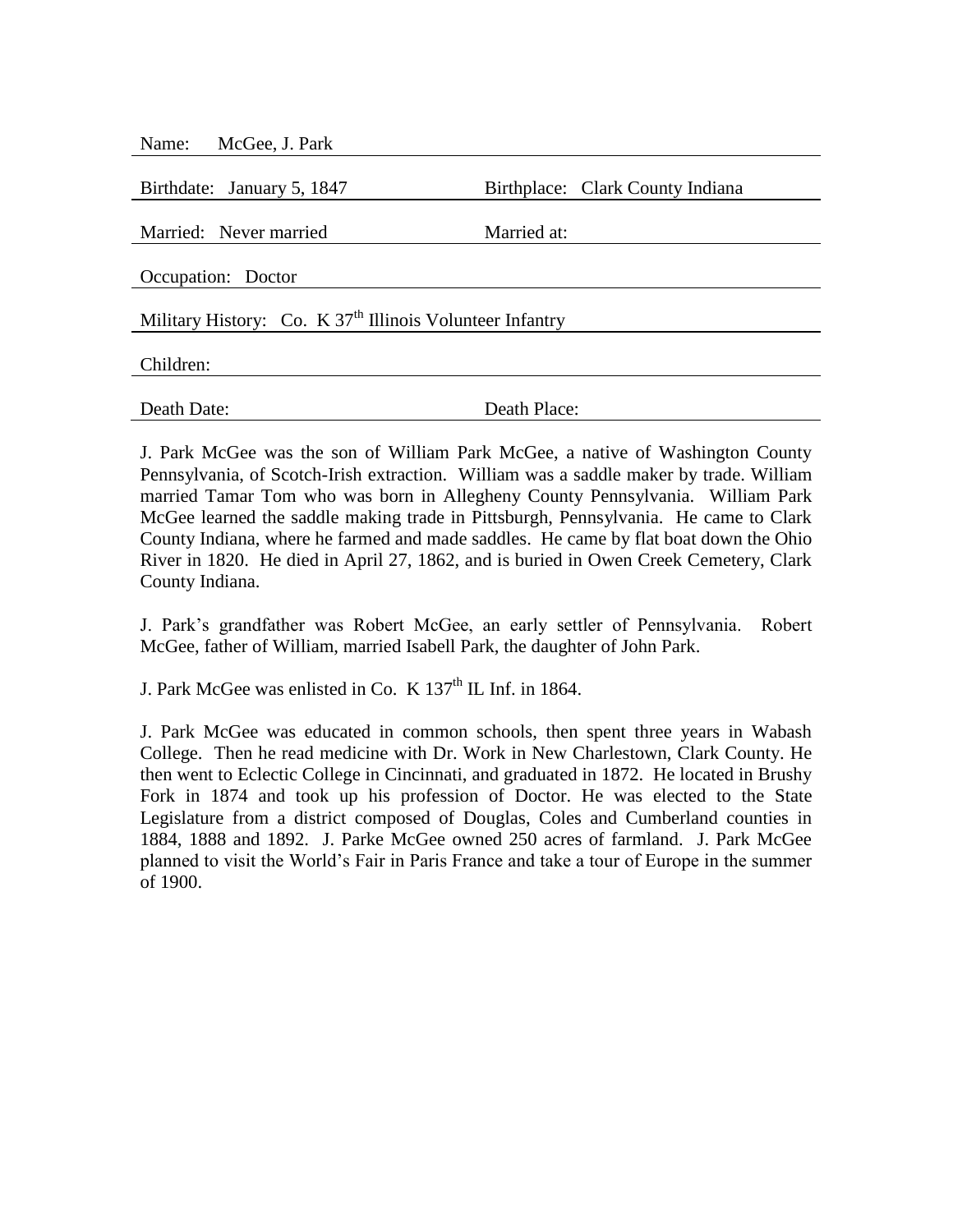Name: McGee, J. Park

Birthdate: January 5, 1847 | Birthplace: Clark County Indiana

Married: Never married | Married at:

Occupation: Doctor

Military History: Co. K 37th Illinois Volunteer Infantry

Children:

Death Date: | Death Place:

J. Park McGee was the son of William Park McGee, a native of Washington County Pennsylvania, of Scotch-Irish extraction. William was a saddle maker by trade. William married Tamar Tom who was born in Allegheny County Pennsylvania. William Park McGee learned the saddle making trade in Pittsburgh, Pennsylvania. He came to Clark County Indiana, where he farmed and made saddles. He came by flat boat down the Ohio River in 1820. He died in April 27, 1862, and is buried in Owen Creek Cemetery, Clark County Indiana.

J. Park's grandfather was Robert McGee, an early settler of Pennsylvania. Robert McGee, father of William, married Isabell Park, the daughter of John Park.

J. Park McGee was enlisted in Co. K 137th IL Inf. in 1864.

J. Park McGee was educated in common schools, then spent three years in Wabash College. Then he read medicine with Dr. Work in New Charlestown, Clark County. He then went to Eclectic College in Cincinnati, and graduated in 1872. He located in Brushy Fork in 1874 and took up his profession of Doctor. He was elected to the State Legislature from a district composed of Douglas, Coles and Cumberland counties in 1884, 1888 and 1892. J. Parke McGee owned 250 acres of farmland. J. Park McGee planned to visit the World's Fair in Paris France and take a tour of Europe in the summer of 1900.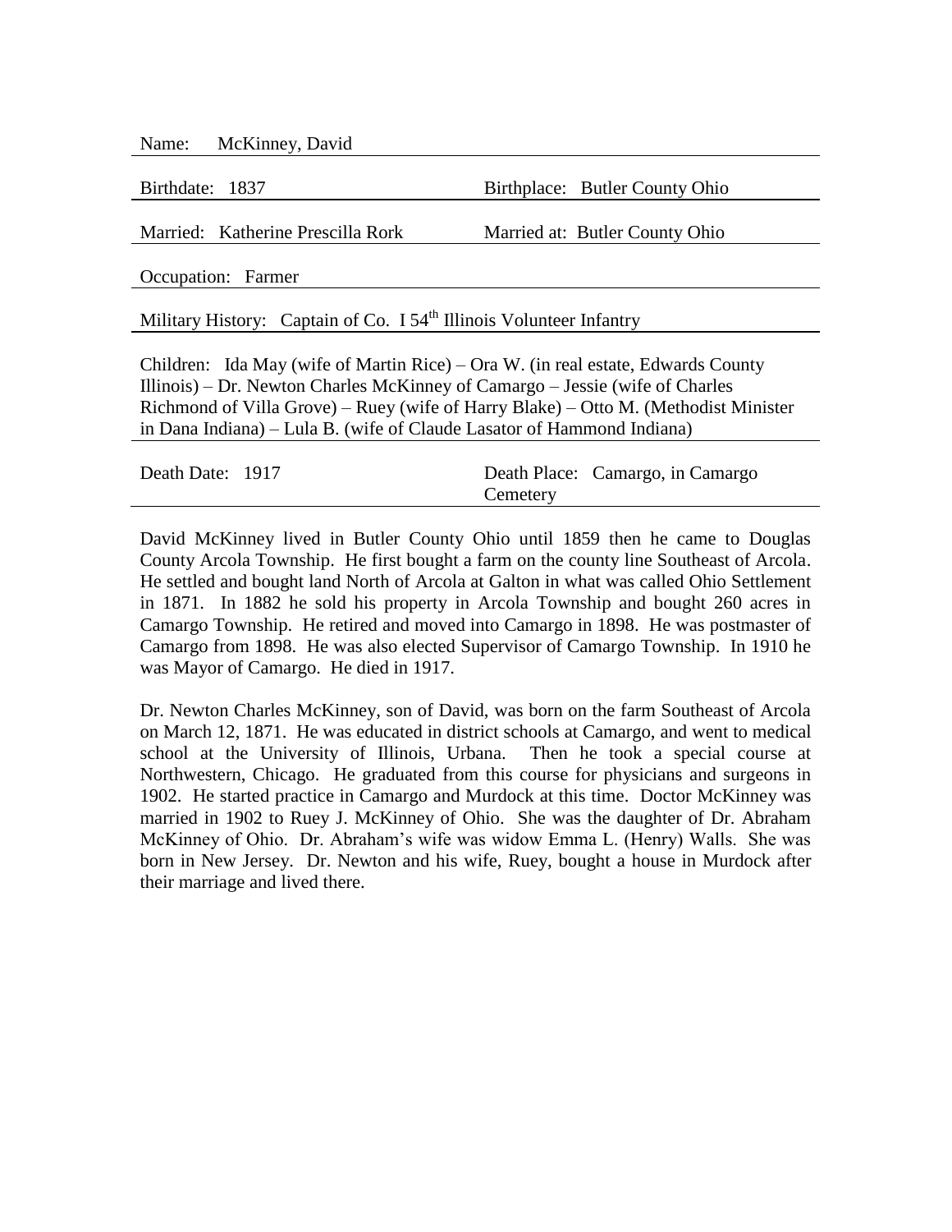Name: McKinney, David

Birthdate: 1837 Birthplace: Butler County Ohio

Married: Katherine Prescilla Rork Married at: Butler County Ohio

Occupation: Farmer

Military History: Captain of Co. I 54th Illinois Volunteer Infantry

Children: Ida May (wife of Martin Rice) – Ora W. (in real estate, Edwards County Illinois) – Dr. Newton Charles McKinney of Camargo – Jessie (wife of Charles Richmond of Villa Grove) – Ruey (wife of Harry Blake) – Otto M. (Methodist Minister in Dana Indiana) – Lula B. (wife of Claude Lasator of Hammond Indiana)

Death Date: 1917 Death Place: Camargo, in Camargo Cemetery

David McKinney lived in Butler County Ohio until 1859 then he came to Douglas County Arcola Township. He first bought a farm on the county line Southeast of Arcola. He settled and bought land North of Arcola at Galton in what was called Ohio Settlement in 1871. In 1882 he sold his property in Arcola Township and bought 260 acres in Camargo Township. He retired and moved into Camargo in 1898. He was postmaster of Camargo from 1898. He was also elected Supervisor of Camargo Township. In 1910 he was Mayor of Camargo. He died in 1917.

Dr. Newton Charles McKinney, son of David, was born on the farm Southeast of Arcola on March 12, 1871. He was educated in district schools at Camargo, and went to medical school at the University of Illinois, Urbana. Then he took a special course at Northwestern, Chicago. He graduated from this course for physicians and surgeons in 1902. He started practice in Camargo and Murdock at this time. Doctor McKinney was married in 1902 to Ruey J. McKinney of Ohio. She was the daughter of Dr. Abraham McKinney of Ohio. Dr. Abraham's wife was widow Emma L. (Henry) Walls. She was born in New Jersey. Dr. Newton and his wife, Ruey, bought a house in Murdock after their marriage and lived there.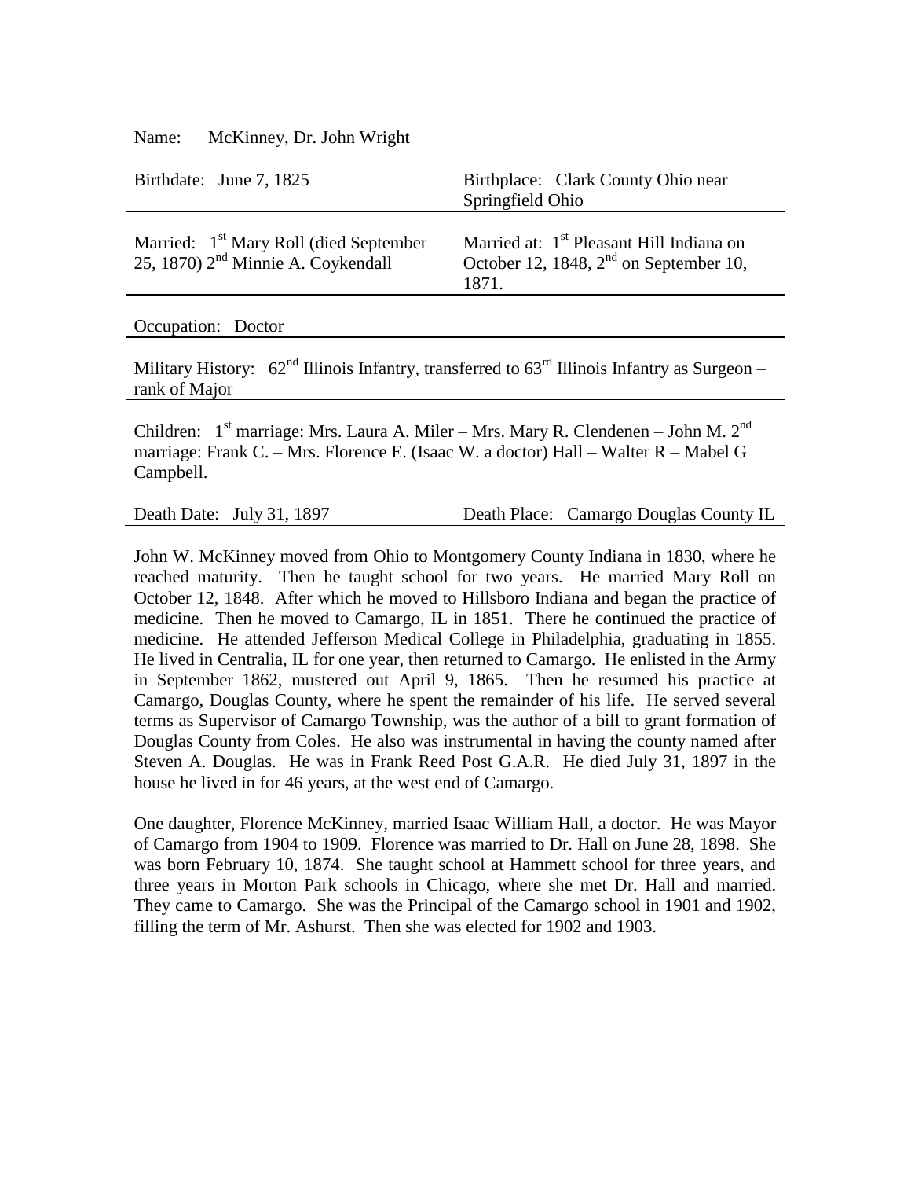Name: McKinney, Dr. John Wright

Birthdate: June 7, 1825

Birthplace: Clark County Ohio near Springfield Ohio

Married: 1st Mary Roll (died September 25, 1870) 2nd Minnie A. Coykendall

Married at: 1st Pleasant Hill Indiana on October 12, 1848, 2nd on September 10, 1871.

Occupation: Doctor

Military History: 62nd Illinois Infantry, transferred to 63rd Illinois Infantry as Surgeon – rank of Major

Children: 1st marriage: Mrs. Laura A. Miler – Mrs. Mary R. Clendenen – John M. 2nd marriage: Frank C. – Mrs. Florence E. (Isaac W. a doctor) Hall – Walter R – Mabel G Campbell.

Death Date: July 31, 1897

Death Place: Camargo Douglas County IL

John W. McKinney moved from Ohio to Montgomery County Indiana in 1830, where he reached maturity. Then he taught school for two years. He married Mary Roll on October 12, 1848. After which he moved to Hillsboro Indiana and began the practice of medicine. Then he moved to Camargo, IL in 1851. There he continued the practice of medicine. He attended Jefferson Medical College in Philadelphia, graduating in 1855. He lived in Centralia, IL for one year, then returned to Camargo. He enlisted in the Army in September 1862, mustered out April 9, 1865. Then he resumed his practice at Camargo, Douglas County, where he spent the remainder of his life. He served several terms as Supervisor of Camargo Township, was the author of a bill to grant formation of Douglas County from Coles. He also was instrumental in having the county named after Steven A. Douglas. He was in Frank Reed Post G.A.R. He died July 31, 1897 in the house he lived in for 46 years, at the west end of Camargo.

One daughter, Florence McKinney, married Isaac William Hall, a doctor. He was Mayor of Camargo from 1904 to 1909. Florence was married to Dr. Hall on June 28, 1898. She was born February 10, 1874. She taught school at Hammett school for three years, and three years in Morton Park schools in Chicago, where she met Dr. Hall and married. They came to Camargo. She was the Principal of the Camargo school in 1901 and 1902, filling the term of Mr. Ashurst. Then she was elected for 1902 and 1903.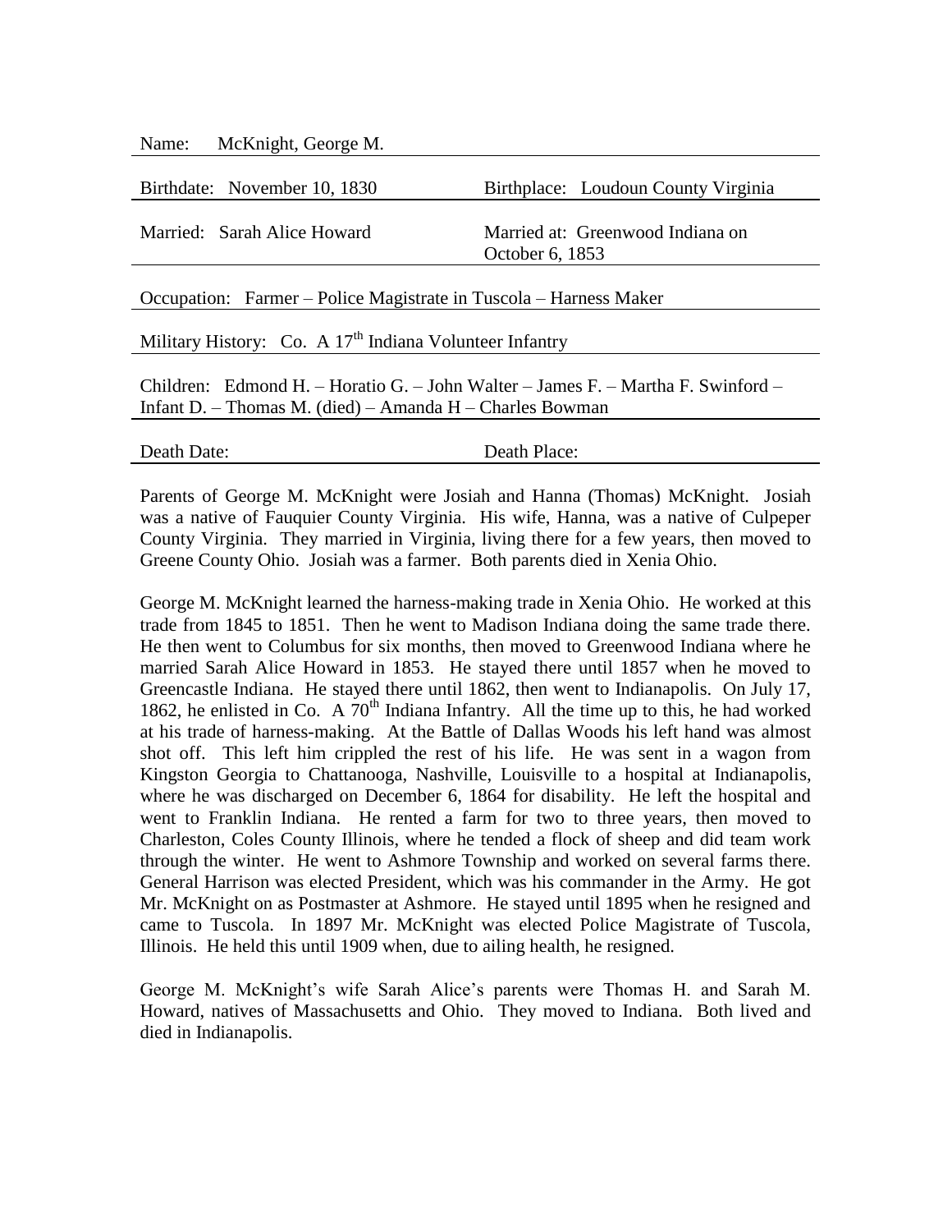Name: McKnight, George M.

Birthdate: November 10, 1830 | Birthplace: Loudoun County Virginia

Married: Sarah Alice Howard | Married at: Greenwood Indiana on October 6, 1853

Occupation: Farmer – Police Magistrate in Tuscola – Harness Maker

Military History: Co. A 17th Indiana Volunteer Infantry

Children: Edmond H. – Horatio G. – John Walter – James F. – Martha F. Swinford – Infant D. – Thomas M. (died) – Amanda H – Charles Bowman

Death Date: | Death Place:

Parents of George M. McKnight were Josiah and Hanna (Thomas) McKnight. Josiah was a native of Fauquier County Virginia. His wife, Hanna, was a native of Culpeper County Virginia. They married in Virginia, living there for a few years, then moved to Greene County Ohio. Josiah was a farmer. Both parents died in Xenia Ohio.

George M. McKnight learned the harness-making trade in Xenia Ohio. He worked at this trade from 1845 to 1851. Then he went to Madison Indiana doing the same trade there. He then went to Columbus for six months, then moved to Greenwood Indiana where he married Sarah Alice Howard in 1853. He stayed there until 1857 when he moved to Greencastle Indiana. He stayed there until 1862, then went to Indianapolis. On July 17, 1862, he enlisted in Co. A 70th Indiana Infantry. All the time up to this, he had worked at his trade of harness-making. At the Battle of Dallas Woods his left hand was almost shot off. This left him crippled the rest of his life. He was sent in a wagon from Kingston Georgia to Chattanooga, Nashville, Louisville to a hospital at Indianapolis, where he was discharged on December 6, 1864 for disability. He left the hospital and went to Franklin Indiana. He rented a farm for two to three years, then moved to Charleston, Coles County Illinois, where he tended a flock of sheep and did team work through the winter. He went to Ashmore Township and worked on several farms there. General Harrison was elected President, which was his commander in the Army. He got Mr. McKnight on as Postmaster at Ashmore. He stayed until 1895 when he resigned and came to Tuscola. In 1897 Mr. McKnight was elected Police Magistrate of Tuscola, Illinois. He held this until 1909 when, due to ailing health, he resigned.

George M. McKnight's wife Sarah Alice's parents were Thomas H. and Sarah M. Howard, natives of Massachusetts and Ohio. They moved to Indiana. Both lived and died in Indianapolis.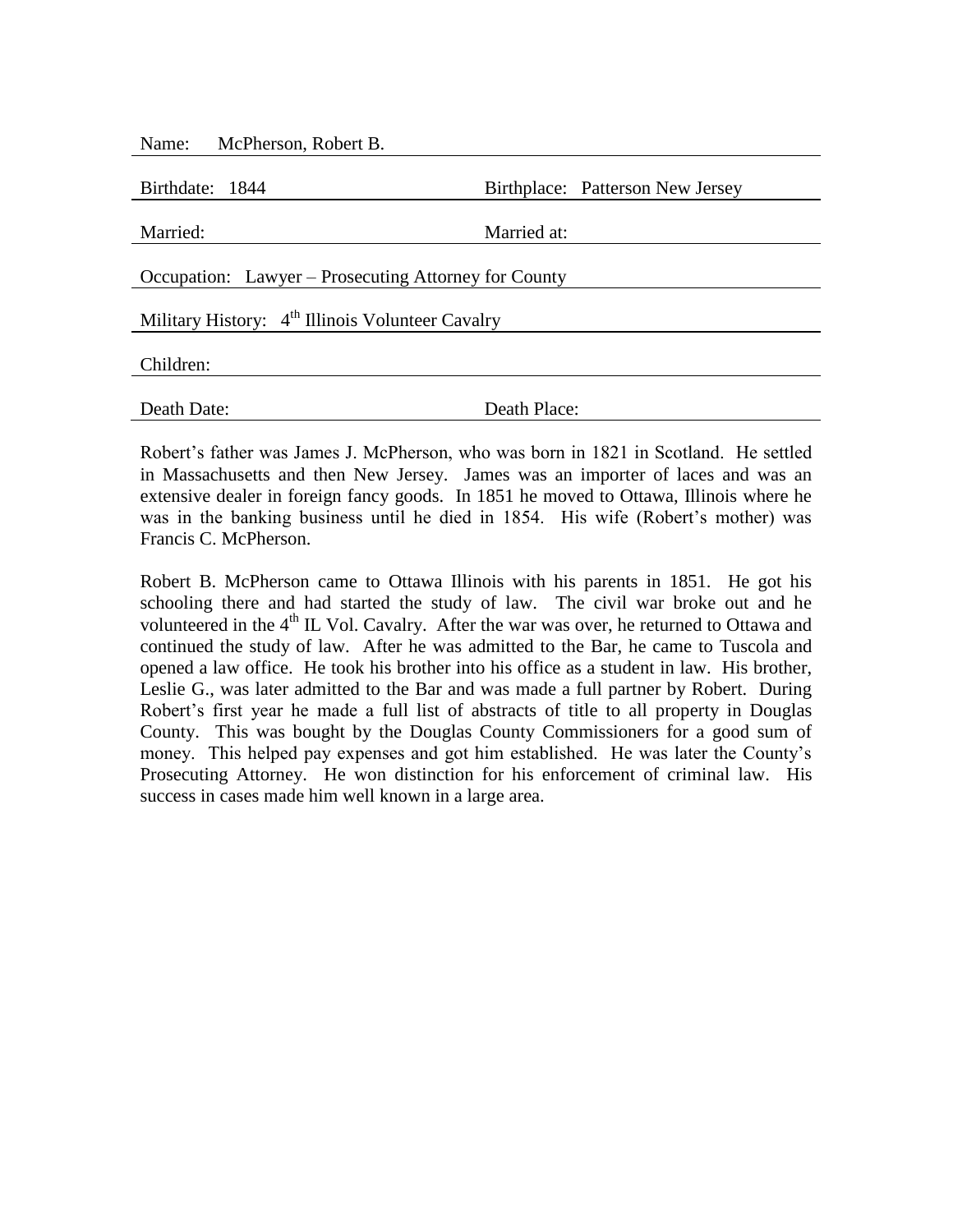| Name: McPherson, Robert B. | |
|---|---|
| Birthdate: 1844 | Birthplace: Patterson New Jersey |
| Married: | Married at: |
| Occupation: Lawyer – Prosecuting Attorney for County | |
| Military History: 4th Illinois Volunteer Cavalry | |
| Children: | |
| Death Date: | Death Place: |

Robert's father was James J. McPherson, who was born in 1821 in Scotland. He settled in Massachusetts and then New Jersey. James was an importer of laces and was an extensive dealer in foreign fancy goods. In 1851 he moved to Ottawa, Illinois where he was in the banking business until he died in 1854. His wife (Robert's mother) was Francis C. McPherson.

Robert B. McPherson came to Ottawa Illinois with his parents in 1851. He got his schooling there and had started the study of law. The civil war broke out and he volunteered in the 4th IL Vol. Cavalry. After the war was over, he returned to Ottawa and continued the study of law. After he was admitted to the Bar, he came to Tuscola and opened a law office. He took his brother into his office as a student in law. His brother, Leslie G., was later admitted to the Bar and was made a full partner by Robert. During Robert's first year he made a full list of abstracts of title to all property in Douglas County. This was bought by the Douglas County Commissioners for a good sum of money. This helped pay expenses and got him established. He was later the County's Prosecuting Attorney. He won distinction for his enforcement of criminal law. His success in cases made him well known in a large area.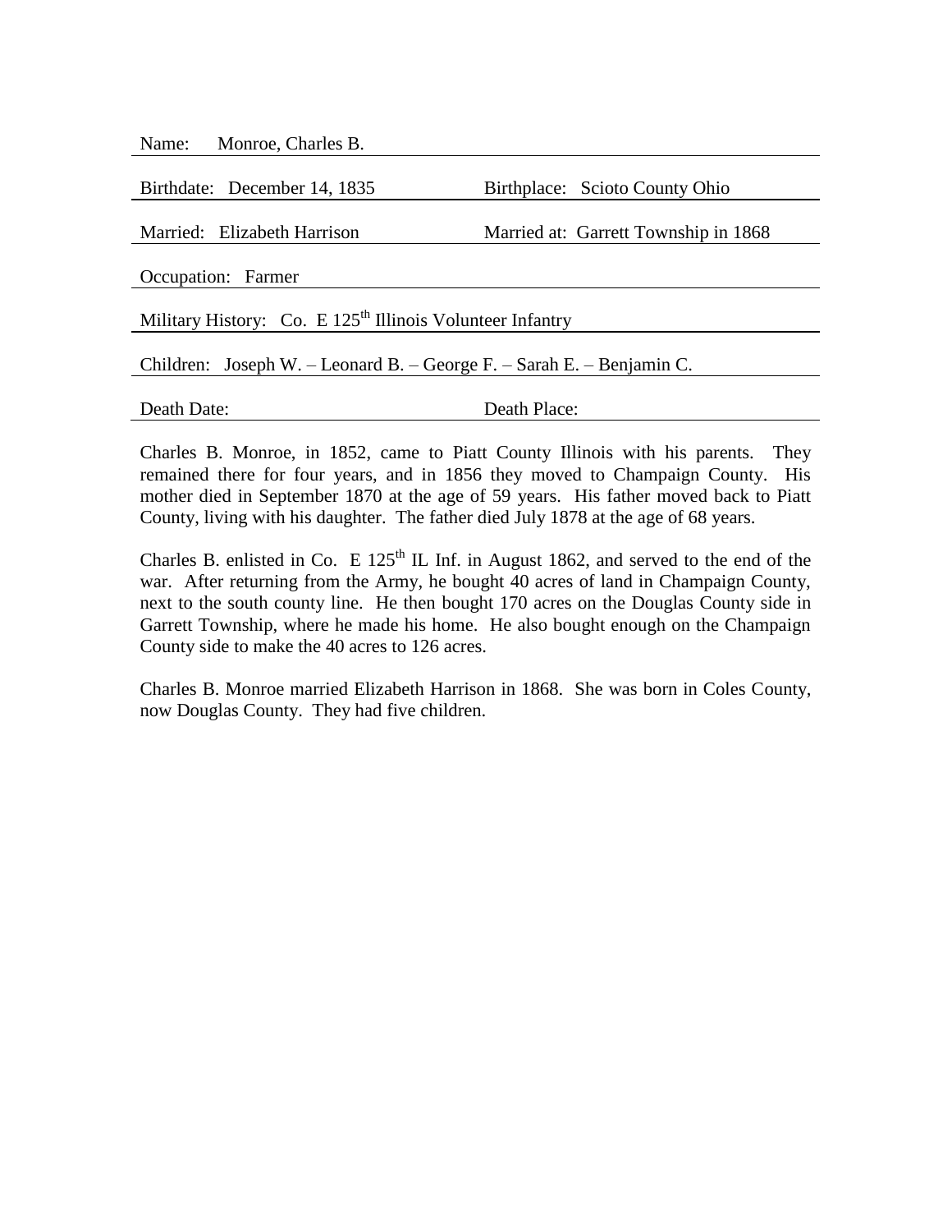Name: Monroe, Charles B.

Birthdate: December 14, 1835 | Birthplace: Scioto County Ohio

Married: Elizabeth Harrison | Married at: Garrett Township in 1868

Occupation: Farmer

Military History: Co. E 125th Illinois Volunteer Infantry

Children: Joseph W. – Leonard B. – George F. – Sarah E. – Benjamin C.

Death Date: | Death Place:

Charles B. Monroe, in 1852, came to Piatt County Illinois with his parents. They remained there for four years, and in 1856 they moved to Champaign County. His mother died in September 1870 at the age of 59 years. His father moved back to Piatt County, living with his daughter. The father died July 1878 at the age of 68 years.

Charles B. enlisted in Co. E 125th IL Inf. in August 1862, and served to the end of the war. After returning from the Army, he bought 40 acres of land in Champaign County, next to the south county line. He then bought 170 acres on the Douglas County side in Garrett Township, where he made his home. He also bought enough on the Champaign County side to make the 40 acres to 126 acres.

Charles B. Monroe married Elizabeth Harrison in 1868. She was born in Coles County, now Douglas County. They had five children.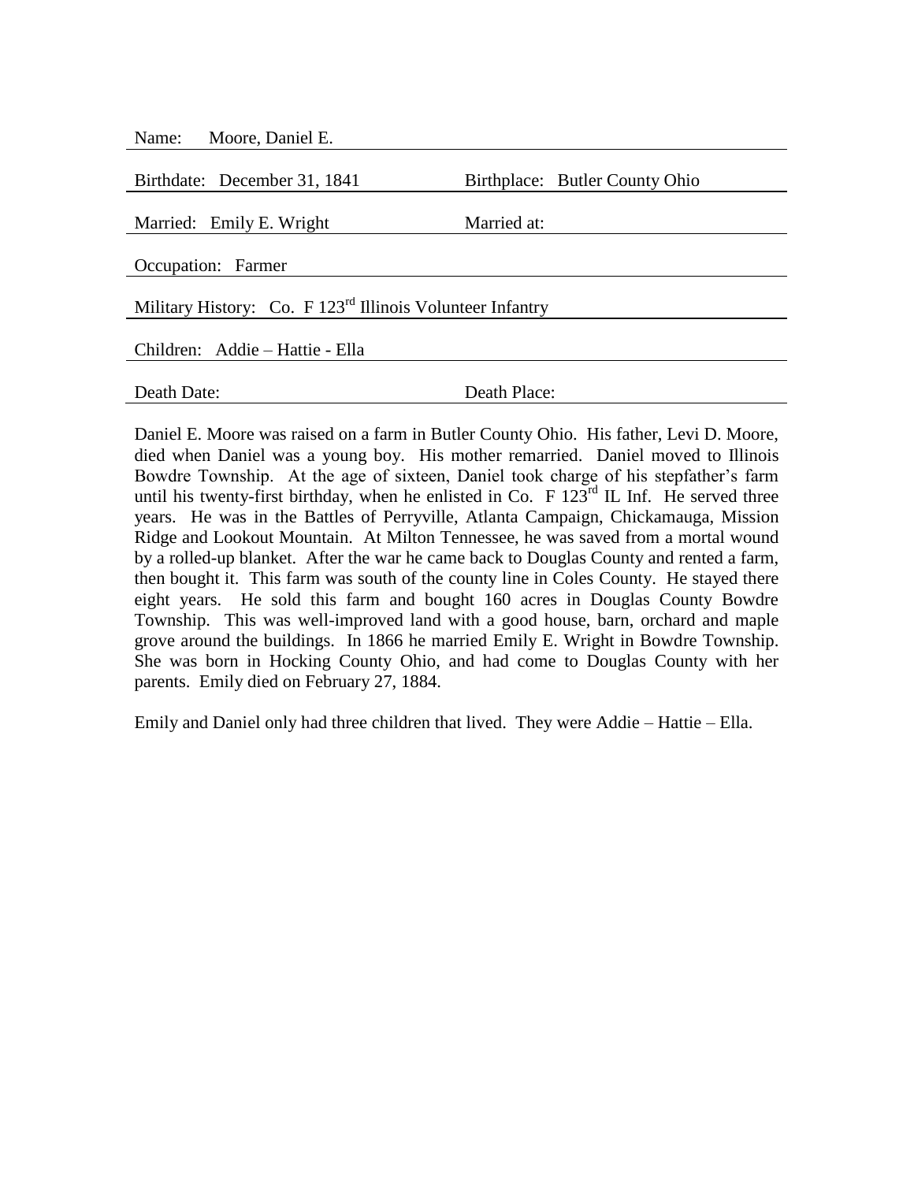Name: Moore, Daniel E.

Birthdate: December 31, 1841 | Birthplace: Butler County Ohio

Married: Emily E. Wright | Married at:

Occupation: Farmer

Military History: Co. F 123rd Illinois Volunteer Infantry

Children: Addie – Hattie - Ella

Death Date: | Death Place:

Daniel E. Moore was raised on a farm in Butler County Ohio. His father, Levi D. Moore, died when Daniel was a young boy. His mother remarried. Daniel moved to Illinois Bowdre Township. At the age of sixteen, Daniel took charge of his stepfather's farm until his twenty-first birthday, when he enlisted in Co. F 123rd IL Inf. He served three years. He was in the Battles of Perryville, Atlanta Campaign, Chickamauga, Mission Ridge and Lookout Mountain. At Milton Tennessee, he was saved from a mortal wound by a rolled-up blanket. After the war he came back to Douglas County and rented a farm, then bought it. This farm was south of the county line in Coles County. He stayed there eight years. He sold this farm and bought 160 acres in Douglas County Bowdre Township. This was well-improved land with a good house, barn, orchard and maple grove around the buildings. In 1866 he married Emily E. Wright in Bowdre Township. She was born in Hocking County Ohio, and had come to Douglas County with her parents. Emily died on February 27, 1884.

Emily and Daniel only had three children that lived. They were Addie – Hattie – Ella.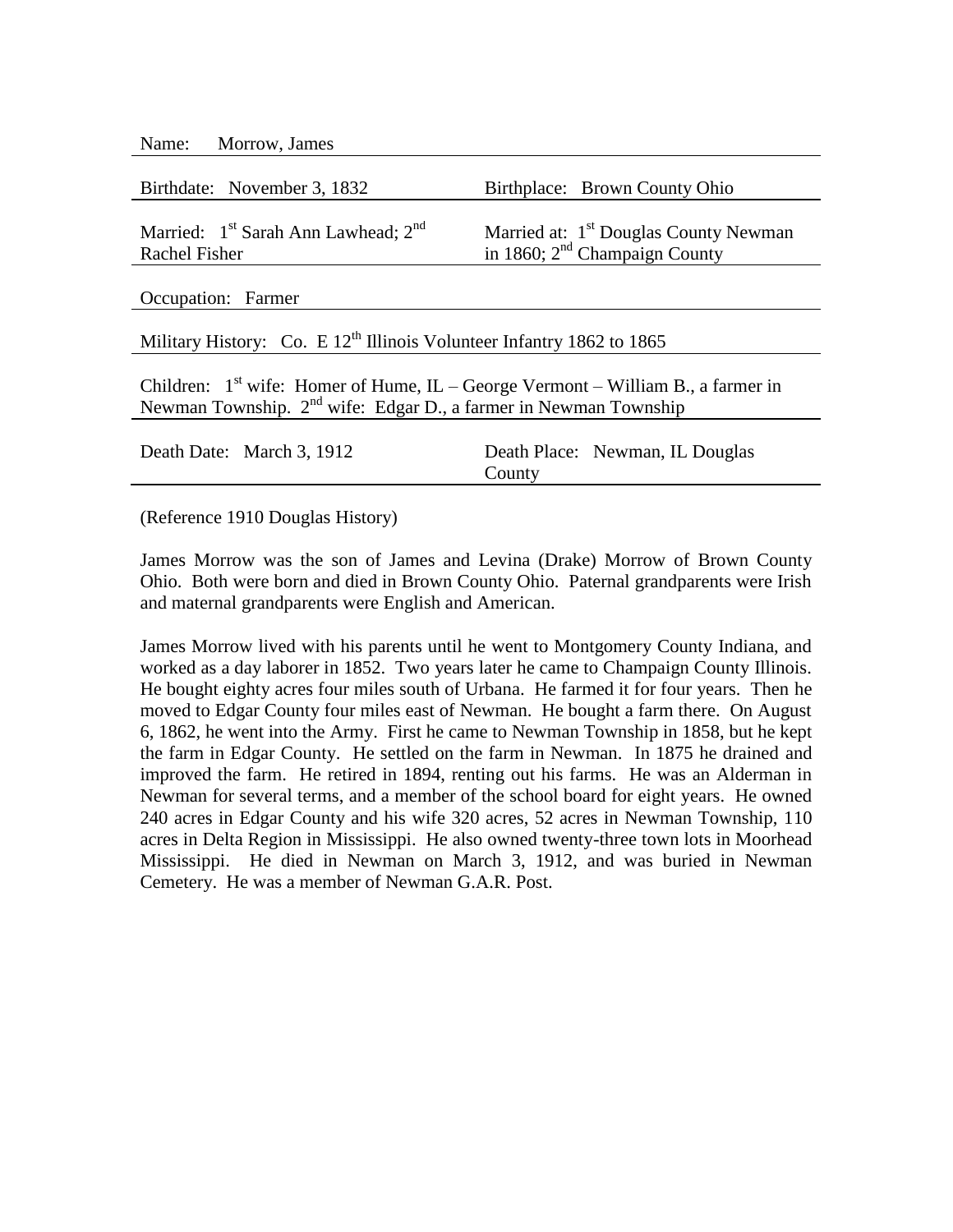Name: Morrow, James

Birthdate: November 3, 1832 | Birthplace: Brown County Ohio

Married: 1st Sarah Ann Lawhead; 2nd Rachel Fisher | Married at: 1st Douglas County Newman in 1860; 2nd Champaign County

Occupation: Farmer

Military History: Co. E 12th Illinois Volunteer Infantry 1862 to 1865

Children: 1st wife: Homer of Hume, IL – George Vermont – William B., a farmer in Newman Township. 2nd wife: Edgar D., a farmer in Newman Township

Death Date: March 3, 1912 | Death Place: Newman, IL Douglas County

(Reference 1910 Douglas History)

James Morrow was the son of James and Levina (Drake) Morrow of Brown County Ohio. Both were born and died in Brown County Ohio. Paternal grandparents were Irish and maternal grandparents were English and American.

James Morrow lived with his parents until he went to Montgomery County Indiana, and worked as a day laborer in 1852. Two years later he came to Champaign County Illinois. He bought eighty acres four miles south of Urbana. He farmed it for four years. Then he moved to Edgar County four miles east of Newman. He bought a farm there. On August 6, 1862, he went into the Army. First he came to Newman Township in 1858, but he kept the farm in Edgar County. He settled on the farm in Newman. In 1875 he drained and improved the farm. He retired in 1894, renting out his farms. He was an Alderman in Newman for several terms, and a member of the school board for eight years. He owned 240 acres in Edgar County and his wife 320 acres, 52 acres in Newman Township, 110 acres in Delta Region in Mississippi. He also owned twenty-three town lots in Moorhead Mississippi. He died in Newman on March 3, 1912, and was buried in Newman Cemetery. He was a member of Newman G.A.R. Post.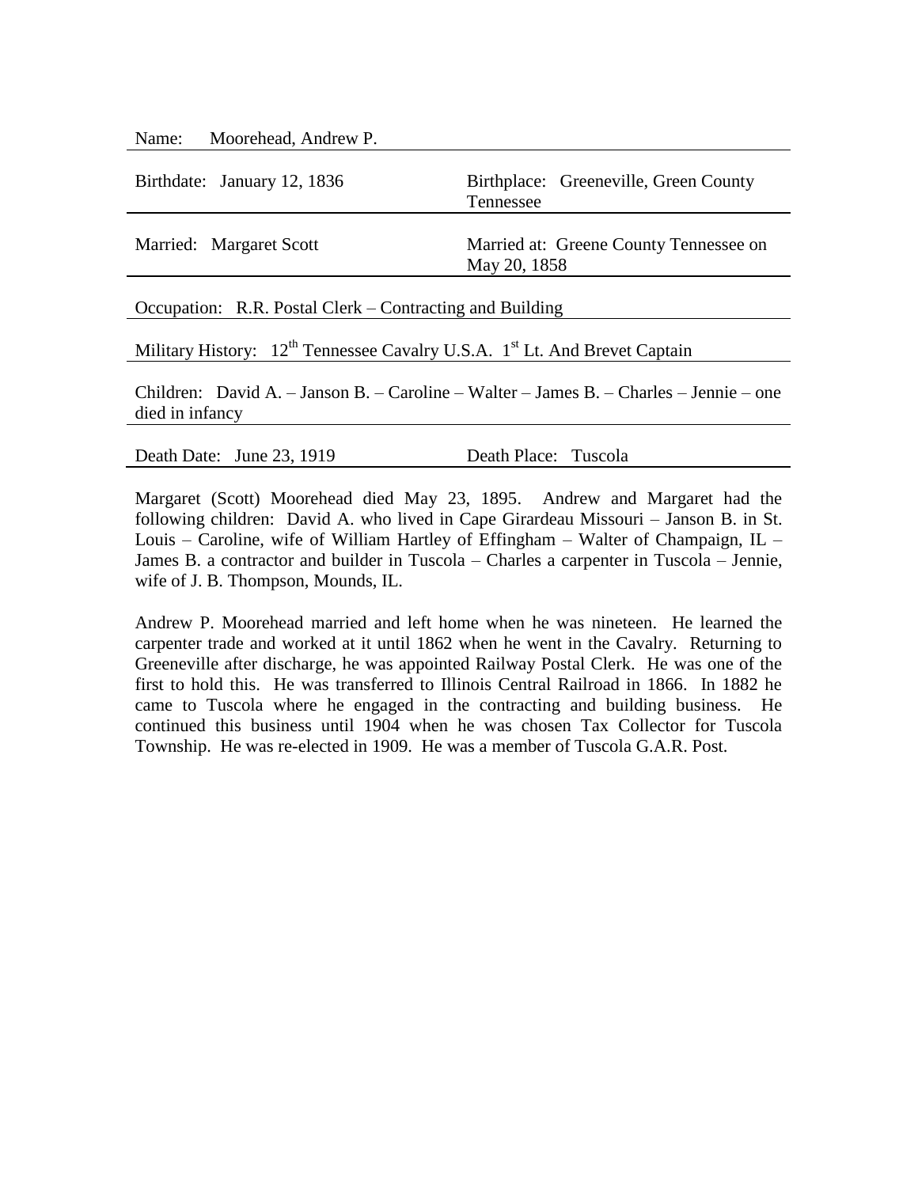Name: Moorehead, Andrew P.

Birthdate: January 12, 1836

Birthplace: Greeneville, Green County Tennessee

Married: Margaret Scott

Married at: Greene County Tennessee on May 20, 1858

Occupation: R.R. Postal Clerk – Contracting and Building

Military History: 12th Tennessee Cavalry U.S.A. 1st Lt. And Brevet Captain

Children: David A. – Janson B. – Caroline – Walter – James B. – Charles – Jennie – one died in infancy

Death Date: June 23, 1919

Death Place: Tuscola

Margaret (Scott) Moorehead died May 23, 1895. Andrew and Margaret had the following children: David A. who lived in Cape Girardeau Missouri – Janson B. in St. Louis – Caroline, wife of William Hartley of Effingham – Walter of Champaign, IL – James B. a contractor and builder in Tuscola – Charles a carpenter in Tuscola – Jennie, wife of J. B. Thompson, Mounds, IL.

Andrew P. Moorehead married and left home when he was nineteen. He learned the carpenter trade and worked at it until 1862 when he went in the Cavalry. Returning to Greeneville after discharge, he was appointed Railway Postal Clerk. He was one of the first to hold this. He was transferred to Illinois Central Railroad in 1866. In 1882 he came to Tuscola where he engaged in the contracting and building business. He continued this business until 1904 when he was chosen Tax Collector for Tuscola Township. He was re-elected in 1909. He was a member of Tuscola G.A.R. Post.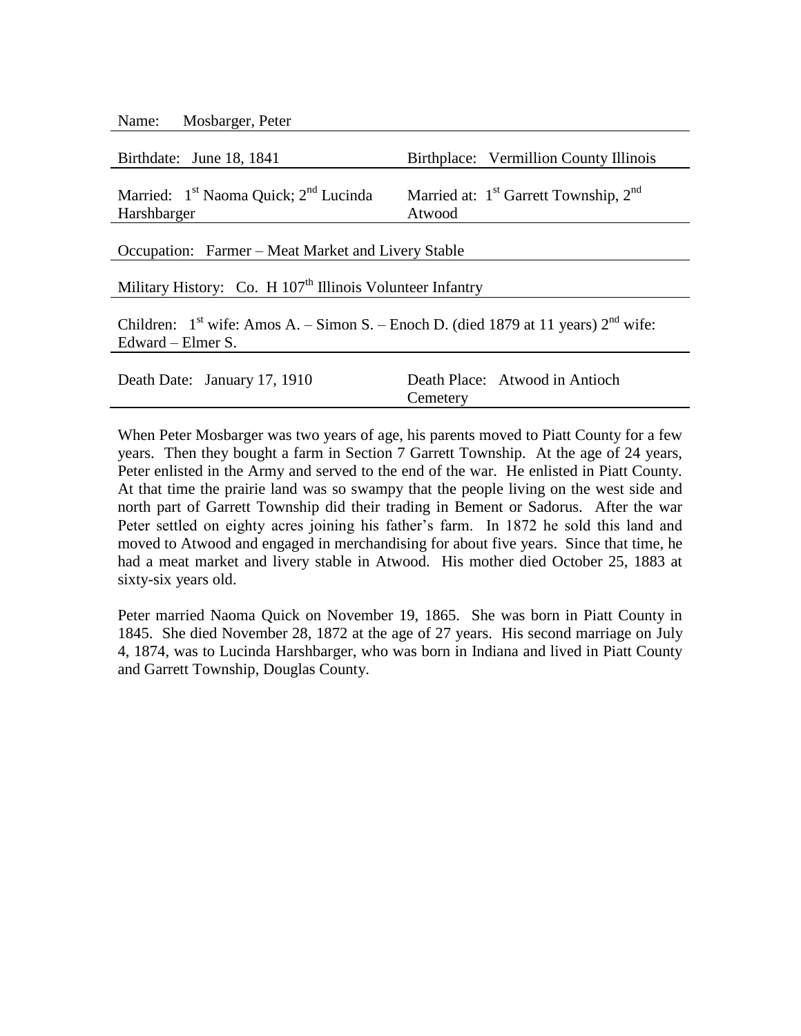Name: Mosbarger, Peter

| | |
|---|---|
| Birthdate: June 18, 1841 | Birthplace: Vermillion County Illinois |
| Married: 1st Naoma Quick; 2nd Lucinda Harshbarger | Married at: 1st Garrett Township, 2nd Atwood |

Occupation: Farmer – Meat Market and Livery Stable

Military History: Co. H 107th Illinois Volunteer Infantry

Children: 1st wife: Amos A. – Simon S. – Enoch D. (died 1879 at 11 years) 2nd wife: Edward – Elmer S.

| | |
|---|---|
| Death Date: January 17, 1910 | Death Place: Atwood in Antioch Cemetery |

When Peter Mosbarger was two years of age, his parents moved to Piatt County for a few years. Then they bought a farm in Section 7 Garrett Township. At the age of 24 years, Peter enlisted in the Army and served to the end of the war. He enlisted in Piatt County. At that time the prairie land was so swampy that the people living on the west side and north part of Garrett Township did their trading in Bement or Sadorus. After the war Peter settled on eighty acres joining his father's farm. In 1872 he sold this land and moved to Atwood and engaged in merchandising for about five years. Since that time, he had a meat market and livery stable in Atwood. His mother died October 25, 1883 at sixty-six years old.

Peter married Naoma Quick on November 19, 1865. She was born in Piatt County in 1845. She died November 28, 1872 at the age of 27 years. His second marriage on July 4, 1874, was to Lucinda Harshbarger, who was born in Indiana and lived in Piatt County and Garrett Township, Douglas County.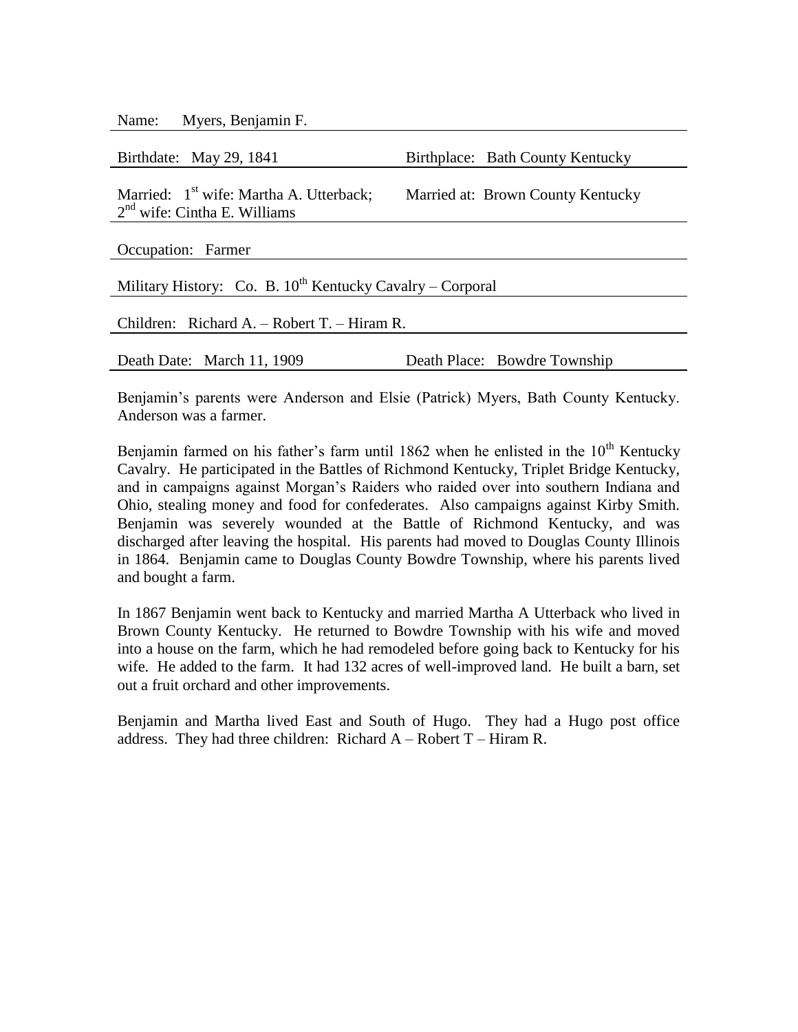Name: Myers, Benjamin F.

Birthdate: May 29, 1841 | Birthplace: Bath County Kentucky

Married: 1st wife: Martha A. Utterback; 2nd wife: Cintha E. Williams | Married at: Brown County Kentucky

Occupation: Farmer

Military History: Co. B. 10th Kentucky Cavalry – Corporal

Children: Richard A. – Robert T. – Hiram R.

Death Date: March 11, 1909 | Death Place: Bowdre Township

Benjamin's parents were Anderson and Elsie (Patrick) Myers, Bath County Kentucky. Anderson was a farmer.

Benjamin farmed on his father's farm until 1862 when he enlisted in the 10th Kentucky Cavalry. He participated in the Battles of Richmond Kentucky, Triplet Bridge Kentucky, and in campaigns against Morgan's Raiders who raided over into southern Indiana and Ohio, stealing money and food for confederates. Also campaigns against Kirby Smith. Benjamin was severely wounded at the Battle of Richmond Kentucky, and was discharged after leaving the hospital. His parents had moved to Douglas County Illinois in 1864. Benjamin came to Douglas County Bowdre Township, where his parents lived and bought a farm.

In 1867 Benjamin went back to Kentucky and married Martha A Utterback who lived in Brown County Kentucky. He returned to Bowdre Township with his wife and moved into a house on the farm, which he had remodeled before going back to Kentucky for his wife. He added to the farm. It had 132 acres of well-improved land. He built a barn, set out a fruit orchard and other improvements.

Benjamin and Martha lived East and South of Hugo. They had a Hugo post office address. They had three children: Richard A – Robert T – Hiram R.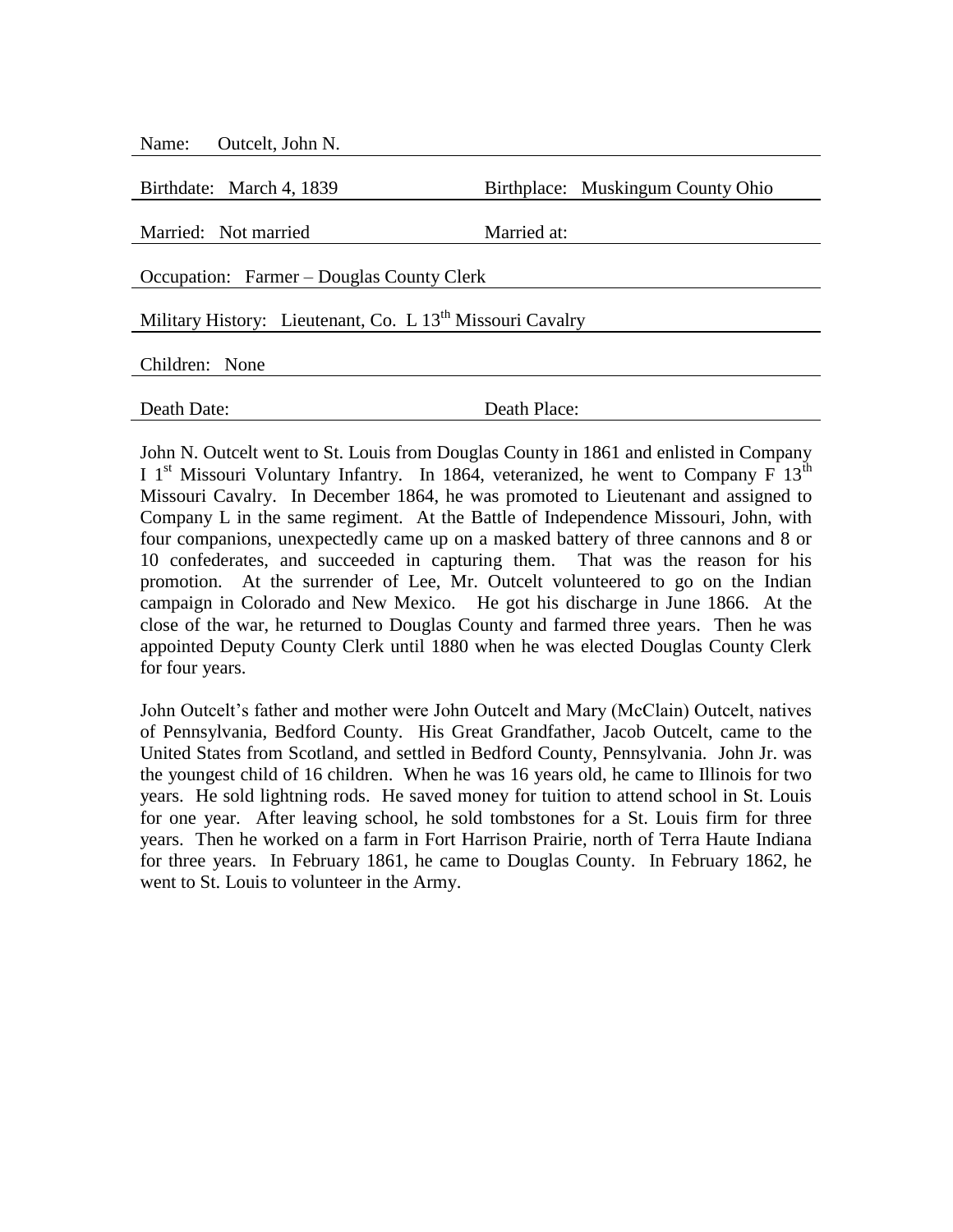Name: Outcelt, John N.

Birthdate: March 4, 1839 | Birthplace: Muskingum County Ohio

Married: Not married | Married at:

Occupation: Farmer – Douglas County Clerk

Military History: Lieutenant, Co. L 13th Missouri Cavalry

Children: None

Death Date: | Death Place:

John N. Outcelt went to St. Louis from Douglas County in 1861 and enlisted in Company I 1st Missouri Voluntary Infantry. In 1864, veteranized, he went to Company F 13th Missouri Cavalry. In December 1864, he was promoted to Lieutenant and assigned to Company L in the same regiment. At the Battle of Independence Missouri, John, with four companions, unexpectedly came up on a masked battery of three cannons and 8 or 10 confederates, and succeeded in capturing them. That was the reason for his promotion. At the surrender of Lee, Mr. Outcelt volunteered to go on the Indian campaign in Colorado and New Mexico. He got his discharge in June 1866. At the close of the war, he returned to Douglas County and farmed three years. Then he was appointed Deputy County Clerk until 1880 when he was elected Douglas County Clerk for four years.

John Outcelt's father and mother were John Outcelt and Mary (McClain) Outcelt, natives of Pennsylvania, Bedford County. His Great Grandfather, Jacob Outcelt, came to the United States from Scotland, and settled in Bedford County, Pennsylvania. John Jr. was the youngest child of 16 children. When he was 16 years old, he came to Illinois for two years. He sold lightning rods. He saved money for tuition to attend school in St. Louis for one year. After leaving school, he sold tombstones for a St. Louis firm for three years. Then he worked on a farm in Fort Harrison Prairie, north of Terra Haute Indiana for three years. In February 1861, he came to Douglas County. In February 1862, he went to St. Louis to volunteer in the Army.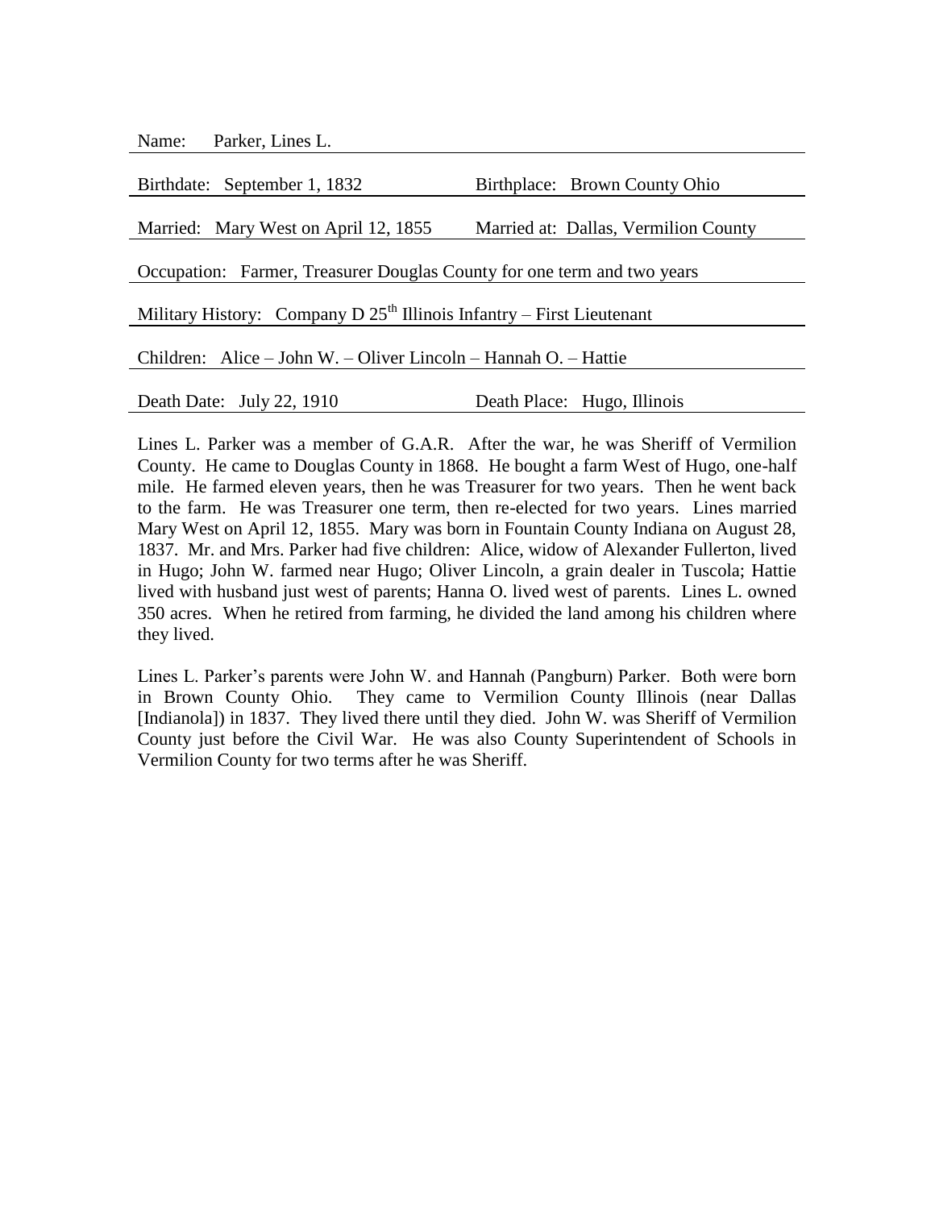Name: Parker, Lines L.

Birthdate: September 1, 1832 Birthplace: Brown County Ohio

Married: Mary West on April 12, 1855 Married at: Dallas, Vermilion County

Occupation: Farmer, Treasurer Douglas County for one term and two years

Military History: Company D 25th Illinois Infantry – First Lieutenant

Children: Alice – John W. – Oliver Lincoln – Hannah O. – Hattie

Death Date: July 22, 1910 Death Place: Hugo, Illinois

Lines L. Parker was a member of G.A.R. After the war, he was Sheriff of Vermilion County. He came to Douglas County in 1868. He bought a farm West of Hugo, one-half mile. He farmed eleven years, then he was Treasurer for two years. Then he went back to the farm. He was Treasurer one term, then re-elected for two years. Lines married Mary West on April 12, 1855. Mary was born in Fountain County Indiana on August 28, 1837. Mr. and Mrs. Parker had five children: Alice, widow of Alexander Fullerton, lived in Hugo; John W. farmed near Hugo; Oliver Lincoln, a grain dealer in Tuscola; Hattie lived with husband just west of parents; Hanna O. lived west of parents. Lines L. owned 350 acres. When he retired from farming, he divided the land among his children where they lived.

Lines L. Parker's parents were John W. and Hannah (Pangburn) Parker. Both were born in Brown County Ohio. They came to Vermilion County Illinois (near Dallas [Indianola]) in 1837. They lived there until they died. John W. was Sheriff of Vermilion County just before the Civil War. He was also County Superintendent of Schools in Vermilion County for two terms after he was Sheriff.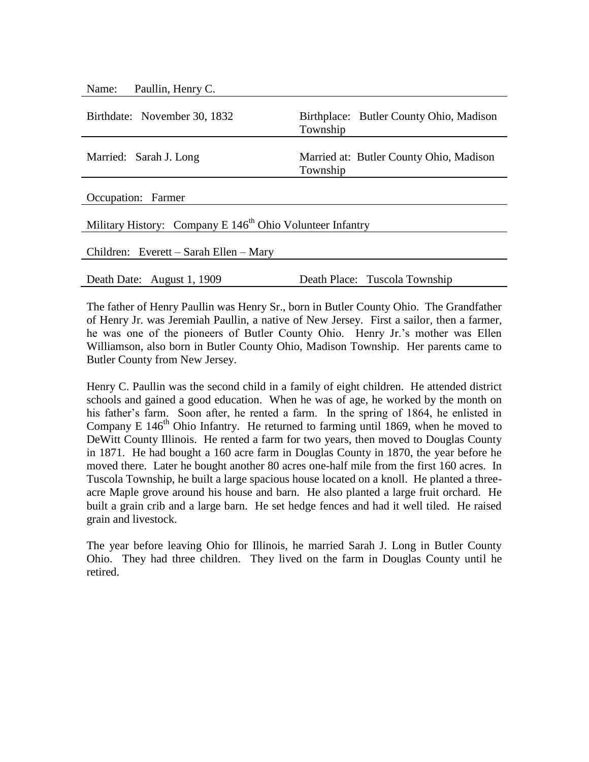Name: Paullin, Henry C.

| | |
|---|---|
| Birthdate: November 30, 1832 | Birthplace: Butler County Ohio, Madison Township |
| Married: Sarah J. Long | Married at: Butler County Ohio, Madison Township |
| Occupation: Farmer | |
| Military History: Company E 146th Ohio Volunteer Infantry | |
| Children: Everett – Sarah Ellen – Mary | |
| Death Date: August 1, 1909 | Death Place: Tuscola Township |

The father of Henry Paullin was Henry Sr., born in Butler County Ohio. The Grandfather of Henry Jr. was Jeremiah Paullin, a native of New Jersey. First a sailor, then a farmer, he was one of the pioneers of Butler County Ohio. Henry Jr.'s mother was Ellen Williamson, also born in Butler County Ohio, Madison Township. Her parents came to Butler County from New Jersey.

Henry C. Paullin was the second child in a family of eight children. He attended district schools and gained a good education. When he was of age, he worked by the month on his father's farm. Soon after, he rented a farm. In the spring of 1864, he enlisted in Company E 146th Ohio Infantry. He returned to farming until 1869, when he moved to DeWitt County Illinois. He rented a farm for two years, then moved to Douglas County in 1871. He had bought a 160 acre farm in Douglas County in 1870, the year before he moved there. Later he bought another 80 acres one-half mile from the first 160 acres. In Tuscola Township, he built a large spacious house located on a knoll. He planted a three-acre Maple grove around his house and barn. He also planted a large fruit orchard. He built a grain crib and a large barn. He set hedge fences and had it well tiled. He raised grain and livestock.

The year before leaving Ohio for Illinois, he married Sarah J. Long in Butler County Ohio. They had three children. They lived on the farm in Douglas County until he retired.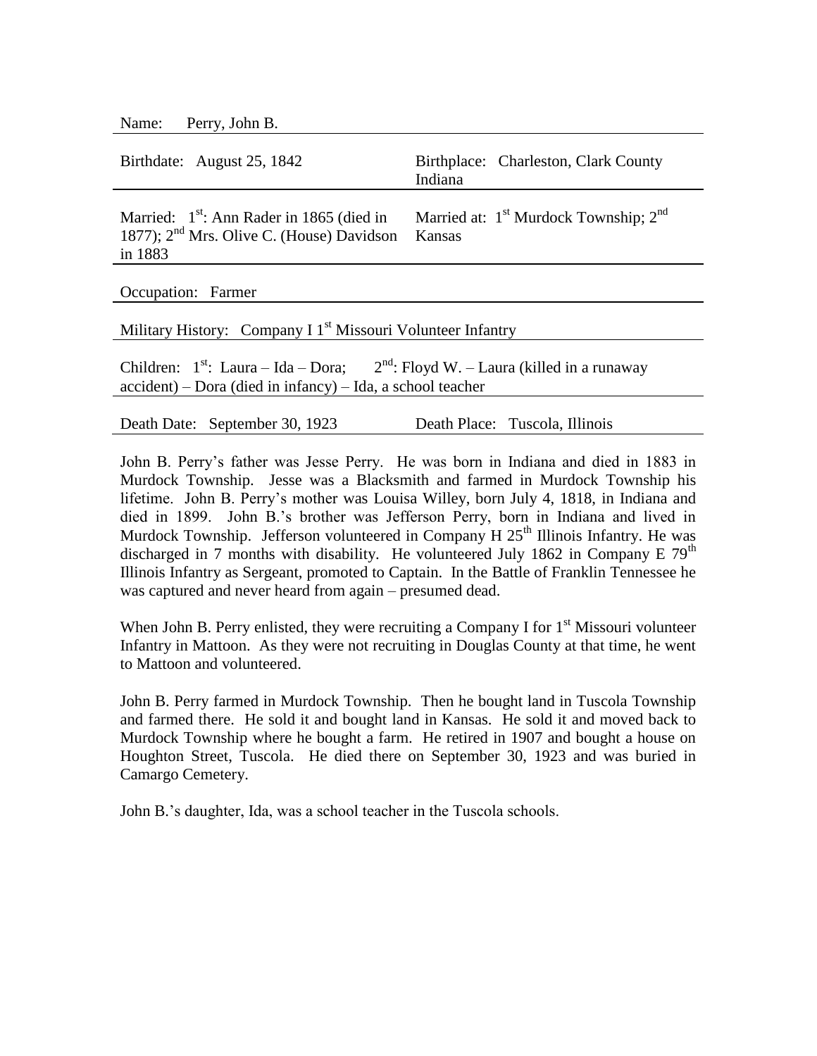Name: Perry, John B.

| | |
|---|---|
| Birthdate: August 25, 1842 | Birthplace: Charleston, Clark County Indiana |
| Married: 1st: Ann Rader in 1865 (died in 1877); 2nd Mrs. Olive C. (House) Davidson in 1883 | Married at: 1st Murdock Township; 2nd Kansas |

Occupation: Farmer

Military History: Company I 1st Missouri Volunteer Infantry

Children: 1st: Laura – Ida – Dora; 2nd: Floyd W. – Laura (killed in a runaway accident) – Dora (died in infancy) – Ida, a school teacher

| | |
|---|---|
| Death Date: September 30, 1923 | Death Place: Tuscola, Illinois |

John B. Perry's father was Jesse Perry. He was born in Indiana and died in 1883 in Murdock Township. Jesse was a Blacksmith and farmed in Murdock Township his lifetime. John B. Perry's mother was Louisa Willey, born July 4, 1818, in Indiana and died in 1899. John B.'s brother was Jefferson Perry, born in Indiana and lived in Murdock Township. Jefferson volunteered in Company H 25th Illinois Infantry. He was discharged in 7 months with disability. He volunteered July 1862 in Company E 79th Illinois Infantry as Sergeant, promoted to Captain. In the Battle of Franklin Tennessee he was captured and never heard from again – presumed dead.

When John B. Perry enlisted, they were recruiting a Company I for 1st Missouri volunteer Infantry in Mattoon. As they were not recruiting in Douglas County at that time, he went to Mattoon and volunteered.

John B. Perry farmed in Murdock Township. Then he bought land in Tuscola Township and farmed there. He sold it and bought land in Kansas. He sold it and moved back to Murdock Township where he bought a farm. He retired in 1907 and bought a house on Houghton Street, Tuscola. He died there on September 30, 1923 and was buried in Camargo Cemetery.

John B.'s daughter, Ida, was a school teacher in the Tuscola schools.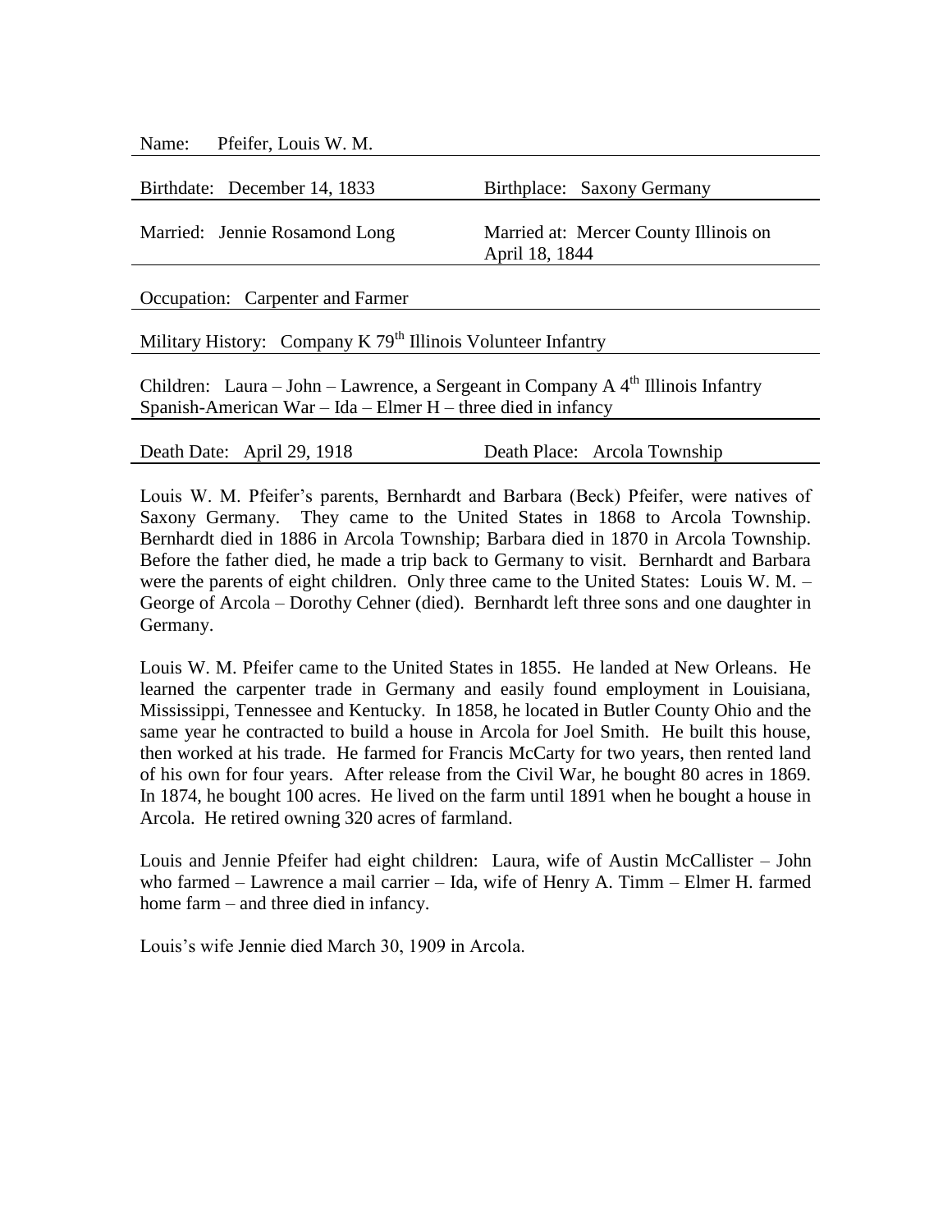Name: Pfeifer, Louis W. M.

Birthdate: December 14, 1833 | Birthplace: Saxony Germany

Married: Jennie Rosamond Long | Married at: Mercer County Illinois on April 18, 1844

Occupation: Carpenter and Farmer

Military History: Company K 79th Illinois Volunteer Infantry

Children: Laura – John – Lawrence, a Sergeant in Company A 4th Illinois Infantry Spanish-American War – Ida – Elmer H – three died in infancy

Death Date: April 29, 1918 | Death Place: Arcola Township

Louis W. M. Pfeifer's parents, Bernhardt and Barbara (Beck) Pfeifer, were natives of Saxony Germany. They came to the United States in 1868 to Arcola Township. Bernhardt died in 1886 in Arcola Township; Barbara died in 1870 in Arcola Township. Before the father died, he made a trip back to Germany to visit. Bernhardt and Barbara were the parents of eight children. Only three came to the United States: Louis W. M. – George of Arcola – Dorothy Cehner (died). Bernhardt left three sons and one daughter in Germany.

Louis W. M. Pfeifer came to the United States in 1855. He landed at New Orleans. He learned the carpenter trade in Germany and easily found employment in Louisiana, Mississippi, Tennessee and Kentucky. In 1858, he located in Butler County Ohio and the same year he contracted to build a house in Arcola for Joel Smith. He built this house, then worked at his trade. He farmed for Francis McCarty for two years, then rented land of his own for four years. After release from the Civil War, he bought 80 acres in 1869. In 1874, he bought 100 acres. He lived on the farm until 1891 when he bought a house in Arcola. He retired owning 320 acres of farmland.

Louis and Jennie Pfeifer had eight children: Laura, wife of Austin McCallister – John who farmed – Lawrence a mail carrier – Ida, wife of Henry A. Timm – Elmer H. farmed home farm – and three died in infancy.

Louis's wife Jennie died March 30, 1909 in Arcola.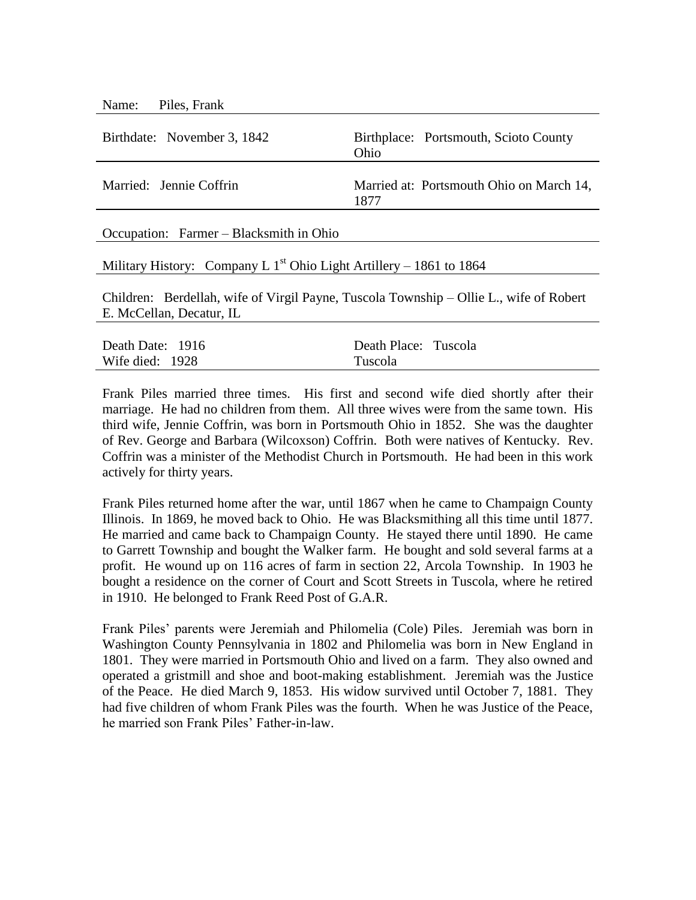Name: Piles, Frank

Birthdate: November 3, 1842 | Birthplace: Portsmouth, Scioto County Ohio

Married: Jennie Coffrin | Married at: Portsmouth Ohio on March 14, 1877

Occupation: Farmer – Blacksmith in Ohio

Military History: Company L 1st Ohio Light Artillery – 1861 to 1864

Children: Berdellah, wife of Virgil Payne, Tuscola Township – Ollie L., wife of Robert E. McCellan, Decatur, IL

Death Date: 1916 | Death Place: Tuscola
Wife died: 1928 | Tuscola

Frank Piles married three times. His first and second wife died shortly after their marriage. He had no children from them. All three wives were from the same town. His third wife, Jennie Coffrin, was born in Portsmouth Ohio in 1852. She was the daughter of Rev. George and Barbara (Wilcoxson) Coffrin. Both were natives of Kentucky. Rev. Coffrin was a minister of the Methodist Church in Portsmouth. He had been in this work actively for thirty years.

Frank Piles returned home after the war, until 1867 when he came to Champaign County Illinois. In 1869, he moved back to Ohio. He was Blacksmithing all this time until 1877. He married and came back to Champaign County. He stayed there until 1890. He came to Garrett Township and bought the Walker farm. He bought and sold several farms at a profit. He wound up on 116 acres of farm in section 22, Arcola Township. In 1903 he bought a residence on the corner of Court and Scott Streets in Tuscola, where he retired in 1910. He belonged to Frank Reed Post of G.A.R.

Frank Piles' parents were Jeremiah and Philomelia (Cole) Piles. Jeremiah was born in Washington County Pennsylvania in 1802 and Philomelia was born in New England in 1801. They were married in Portsmouth Ohio and lived on a farm. They also owned and operated a gristmill and shoe and boot-making establishment. Jeremiah was the Justice of the Peace. He died March 9, 1853. His widow survived until October 7, 1881. They had five children of whom Frank Piles was the fourth. When he was Justice of the Peace, he married son Frank Piles' Father-in-law.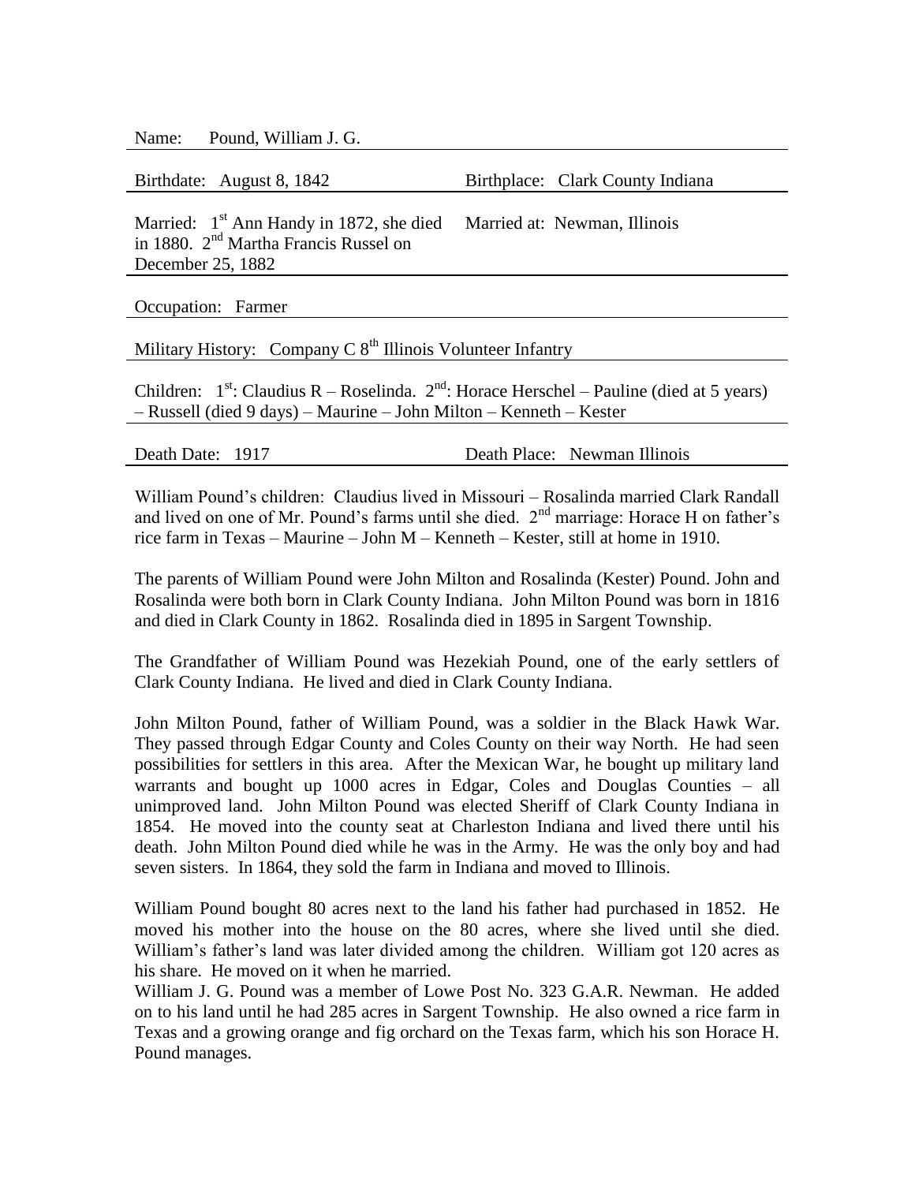Name: Pound, William J. G.

Birthdate: August 8, 1842 | Birthplace: Clark County Indiana

Married: 1st Ann Handy in 1872, she died in 1880. 2nd Martha Francis Russel on December 25, 1882 | Married at: Newman, Illinois

Occupation: Farmer

Military History: Company C 8th Illinois Volunteer Infantry

Children: 1st: Claudius R – Roselinda. 2nd: Horace Herschel – Pauline (died at 5 years) – Russell (died 9 days) – Maurine – John Milton – Kenneth – Kester

Death Date: 1917 | Death Place: Newman Illinois

William Pound's children: Claudius lived in Missouri – Rosalinda married Clark Randall and lived on one of Mr. Pound's farms until she died. 2nd marriage: Horace H on father's rice farm in Texas – Maurine – John M – Kenneth – Kester, still at home in 1910.

The parents of William Pound were John Milton and Rosalinda (Kester) Pound. John and Rosalinda were both born in Clark County Indiana. John Milton Pound was born in 1816 and died in Clark County in 1862. Rosalinda died in 1895 in Sargent Township.

The Grandfather of William Pound was Hezekiah Pound, one of the early settlers of Clark County Indiana. He lived and died in Clark County Indiana.

John Milton Pound, father of William Pound, was a soldier in the Black Hawk War. They passed through Edgar County and Coles County on their way North. He had seen possibilities for settlers in this area. After the Mexican War, he bought up military land warrants and bought up 1000 acres in Edgar, Coles and Douglas Counties – all unimproved land. John Milton Pound was elected Sheriff of Clark County Indiana in 1854. He moved into the county seat at Charleston Indiana and lived there until his death. John Milton Pound died while he was in the Army. He was the only boy and had seven sisters. In 1864, they sold the farm in Indiana and moved to Illinois.

William Pound bought 80 acres next to the land his father had purchased in 1852. He moved his mother into the house on the 80 acres, where she lived until she died. William's father's land was later divided among the children. William got 120 acres as his share. He moved on it when he married.

William J. G. Pound was a member of Lowe Post No. 323 G.A.R. Newman. He added on to his land until he had 285 acres in Sargent Township. He also owned a rice farm in Texas and a growing orange and fig orchard on the Texas farm, which his son Horace H. Pound manages.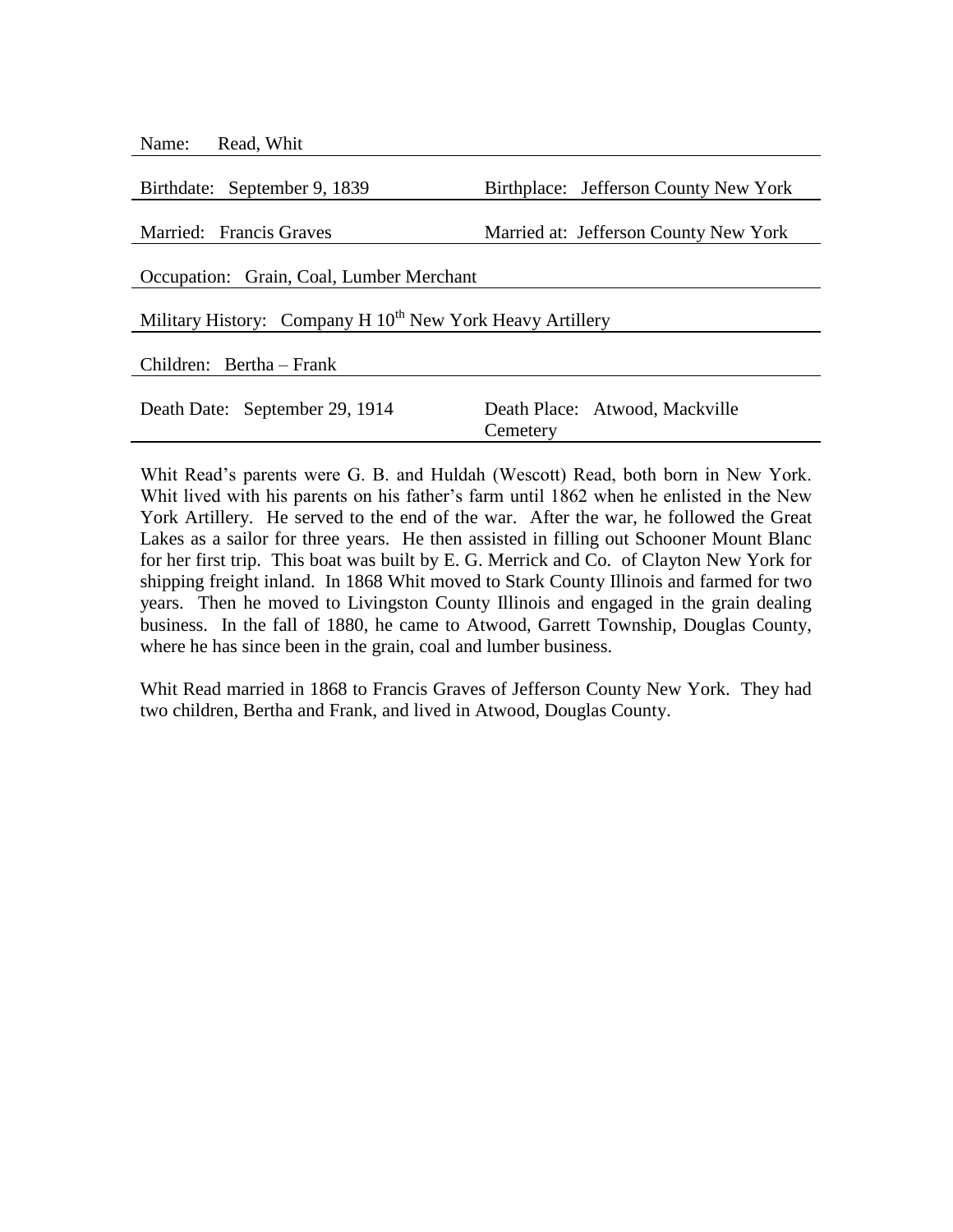Name: Read, Whit

Birthdate: September 9, 1839 | Birthplace: Jefferson County New York

Married: Francis Graves | Married at: Jefferson County New York

Occupation: Grain, Coal, Lumber Merchant

Military History: Company H 10th New York Heavy Artillery

Children: Bertha – Frank

Death Date: September 29, 1914 | Death Place: Atwood, Mackville Cemetery

Whit Read's parents were G. B. and Huldah (Wescott) Read, both born in New York. Whit lived with his parents on his father's farm until 1862 when he enlisted in the New York Artillery. He served to the end of the war. After the war, he followed the Great Lakes as a sailor for three years. He then assisted in filling out Schooner Mount Blanc for her first trip. This boat was built by E. G. Merrick and Co. of Clayton New York for shipping freight inland. In 1868 Whit moved to Stark County Illinois and farmed for two years. Then he moved to Livingston County Illinois and engaged in the grain dealing business. In the fall of 1880, he came to Atwood, Garrett Township, Douglas County, where he has since been in the grain, coal and lumber business.

Whit Read married in 1868 to Francis Graves of Jefferson County New York. They had two children, Bertha and Frank, and lived in Atwood, Douglas County.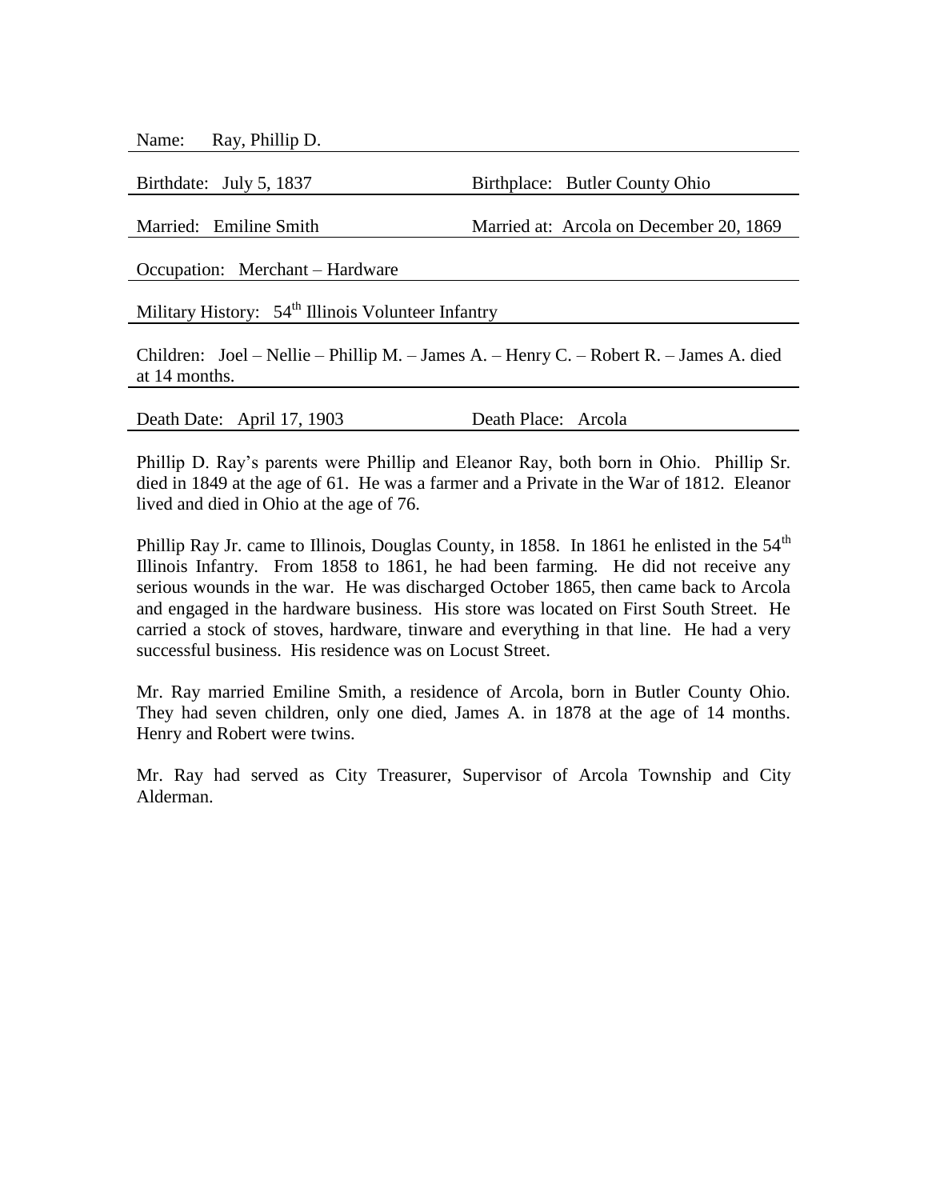Name: Ray, Phillip D.

Birthdate: July 5, 1837 Birthplace: Butler County Ohio

Married: Emiline Smith Married at: Arcola on December 20, 1869

Occupation: Merchant – Hardware

Military History: 54th Illinois Volunteer Infantry

Children: Joel – Nellie – Phillip M. – James A. – Henry C. – Robert R. – James A. died at 14 months.

Death Date: April 17, 1903 Death Place: Arcola

Phillip D. Ray's parents were Phillip and Eleanor Ray, both born in Ohio. Phillip Sr. died in 1849 at the age of 61. He was a farmer and a Private in the War of 1812. Eleanor lived and died in Ohio at the age of 76.

Phillip Ray Jr. came to Illinois, Douglas County, in 1858. In 1861 he enlisted in the 54th Illinois Infantry. From 1858 to 1861, he had been farming. He did not receive any serious wounds in the war. He was discharged October 1865, then came back to Arcola and engaged in the hardware business. His store was located on First South Street. He carried a stock of stoves, hardware, tinware and everything in that line. He had a very successful business. His residence was on Locust Street.

Mr. Ray married Emiline Smith, a residence of Arcola, born in Butler County Ohio. They had seven children, only one died, James A. in 1878 at the age of 14 months. Henry and Robert were twins.

Mr. Ray had served as City Treasurer, Supervisor of Arcola Township and City Alderman.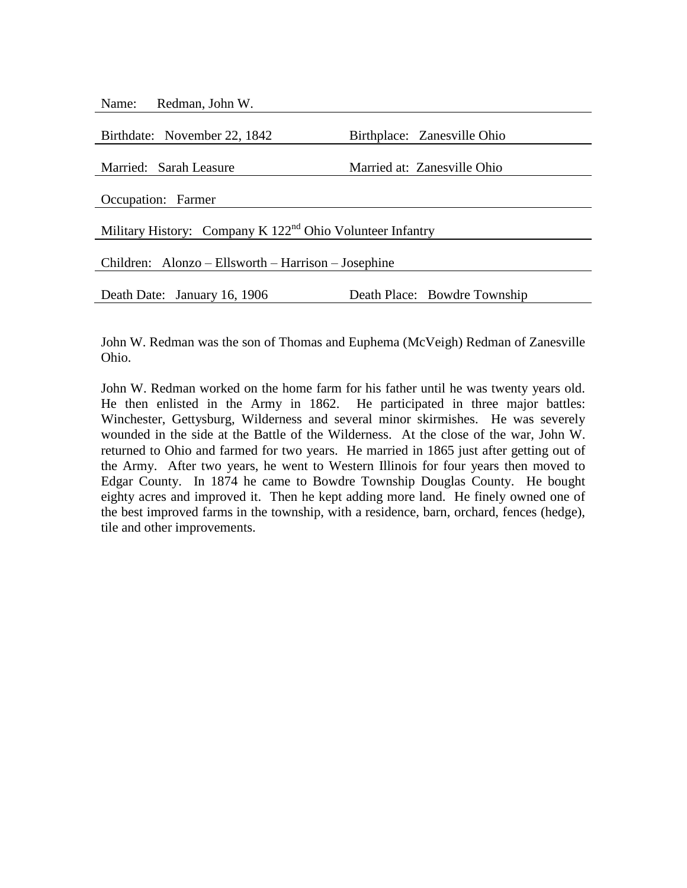Name: Redman, John W.

Birthdate: November 22, 1842 | Birthplace: Zanesville Ohio

Married: Sarah Leasure | Married at: Zanesville Ohio

Occupation: Farmer

Military History: Company K 122nd Ohio Volunteer Infantry

Children: Alonzo – Ellsworth – Harrison – Josephine

Death Date: January 16, 1906 | Death Place: Bowdre Township

John W. Redman was the son of Thomas and Euphema (McVeigh) Redman of Zanesville Ohio.

John W. Redman worked on the home farm for his father until he was twenty years old. He then enlisted in the Army in 1862. He participated in three major battles: Winchester, Gettysburg, Wilderness and several minor skirmishes. He was severely wounded in the side at the Battle of the Wilderness. At the close of the war, John W. returned to Ohio and farmed for two years. He married in 1865 just after getting out of the Army. After two years, he went to Western Illinois for four years then moved to Edgar County. In 1874 he came to Bowdre Township Douglas County. He bought eighty acres and improved it. Then he kept adding more land. He finely owned one of the best improved farms in the township, with a residence, barn, orchard, fences (hedge), tile and other improvements.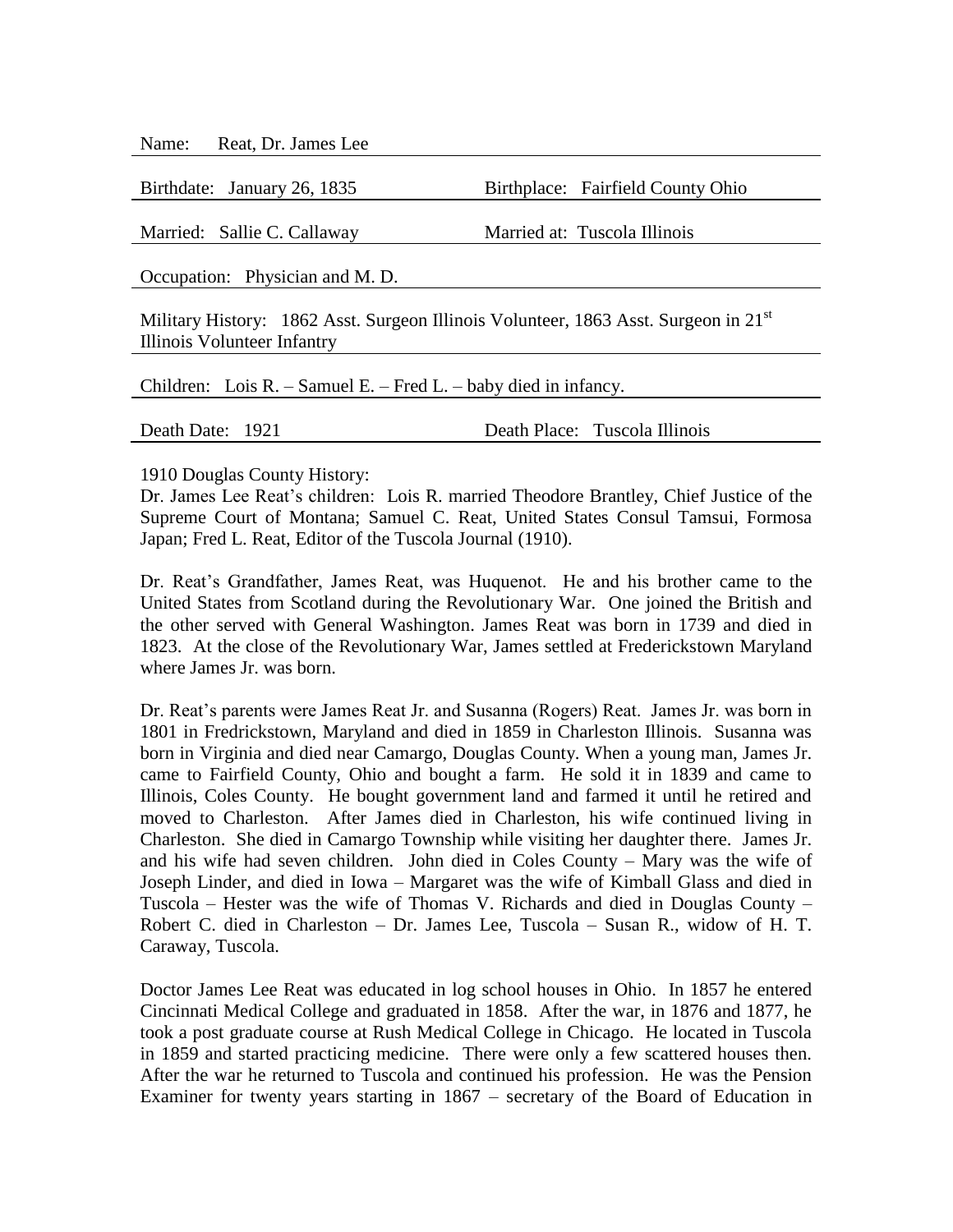Name: Reat, Dr. James Lee

Birthdate: January 26, 1835 Birthplace: Fairfield County Ohio

Married: Sallie C. Callaway Married at: Tuscola Illinois

Occupation: Physician and M. D.

Military History: 1862 Asst. Surgeon Illinois Volunteer, 1863 Asst. Surgeon in 21st Illinois Volunteer Infantry

Children: Lois R. – Samuel E. – Fred L. – baby died in infancy.

Death Date: 1921 Death Place: Tuscola Illinois

1910 Douglas County History:
Dr. James Lee Reat's children: Lois R. married Theodore Brantley, Chief Justice of the Supreme Court of Montana; Samuel C. Reat, United States Consul Tamsui, Formosa Japan; Fred L. Reat, Editor of the Tuscola Journal (1910).

Dr. Reat's Grandfather, James Reat, was Huqenot. He and his brother came to the United States from Scotland during the Revolutionary War. One joined the British and the other served with General Washington. James Reat was born in 1739 and died in 1823. At the close of the Revolutionary War, James settled at Frederickstown Maryland where James Jr. was born.

Dr. Reat's parents were James Reat Jr. and Susanna (Rogers) Reat. James Jr. was born in 1801 in Fredrickstown, Maryland and died in 1859 in Charleston Illinois. Susanna was born in Virginia and died near Camargo, Douglas County. When a young man, James Jr. came to Fairfield County, Ohio and bought a farm. He sold it in 1839 and came to Illinois, Coles County. He bought government land and farmed it until he retired and moved to Charleston. After James died in Charleston, his wife continued living in Charleston. She died in Camargo Township while visiting her daughter there. James Jr. and his wife had seven children. John died in Coles County – Mary was the wife of Joseph Linder, and died in Iowa – Margaret was the wife of Kimball Glass and died in Tuscola – Hester was the wife of Thomas V. Richards and died in Douglas County – Robert C. died in Charleston – Dr. James Lee, Tuscola – Susan R., widow of H. T. Caraway, Tuscola.

Doctor James Lee Reat was educated in log school houses in Ohio. In 1857 he entered Cincinnati Medical College and graduated in 1858. After the war, in 1876 and 1877, he took a post graduate course at Rush Medical College in Chicago. He located in Tuscola in 1859 and started practicing medicine. There were only a few scattered houses then. After the war he returned to Tuscola and continued his profession. He was the Pension Examiner for twenty years starting in 1867 – secretary of the Board of Education in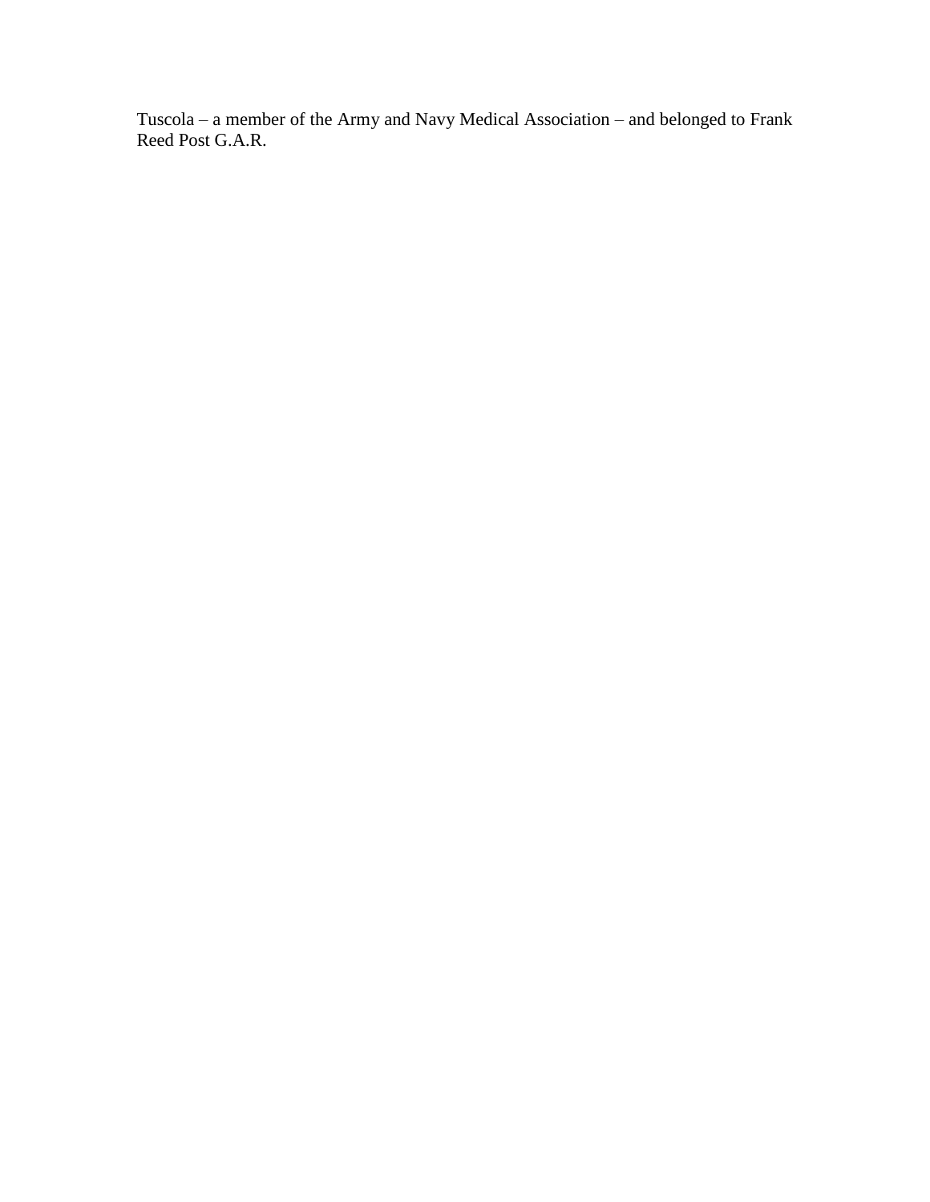Tuscola – a member of the Army and Navy Medical Association – and belonged to Frank Reed Post G.A.R.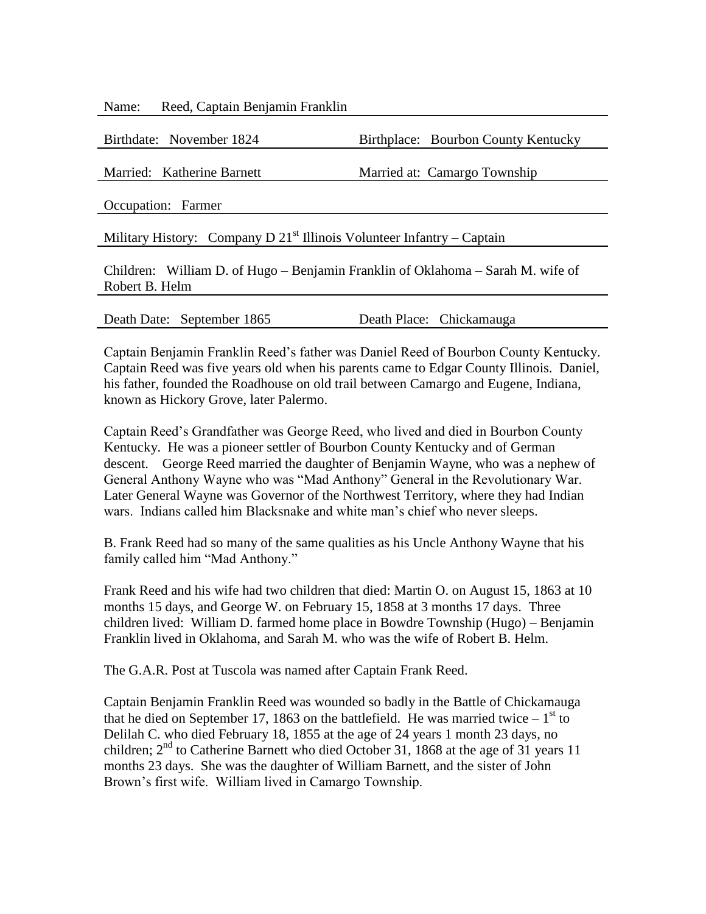Name: Reed, Captain Benjamin Franklin

Birthdate: November 1824 | Birthplace: Bourbon County Kentucky

Married: Katherine Barnett | Married at: Camargo Township

Occupation: Farmer

Military History: Company D 21st Illinois Volunteer Infantry – Captain

Children: William D. of Hugo – Benjamin Franklin of Oklahoma – Sarah M. wife of Robert B. Helm

Death Date: September 1865 | Death Place: Chickamauga

Captain Benjamin Franklin Reed's father was Daniel Reed of Bourbon County Kentucky. Captain Reed was five years old when his parents came to Edgar County Illinois. Daniel, his father, founded the Roadhouse on old trail between Camargo and Eugene, Indiana, known as Hickory Grove, later Palermo.

Captain Reed's Grandfather was George Reed, who lived and died in Bourbon County Kentucky. He was a pioneer settler of Bourbon County Kentucky and of German descent. George Reed married the daughter of Benjamin Wayne, who was a nephew of General Anthony Wayne who was "Mad Anthony" General in the Revolutionary War. Later General Wayne was Governor of the Northwest Territory, where they had Indian wars. Indians called him Blacksnake and white man's chief who never sleeps.

B. Frank Reed had so many of the same qualities as his Uncle Anthony Wayne that his family called him "Mad Anthony."

Frank Reed and his wife had two children that died: Martin O. on August 15, 1863 at 10 months 15 days, and George W. on February 15, 1858 at 3 months 17 days. Three children lived: William D. farmed home place in Bowdre Township (Hugo) – Benjamin Franklin lived in Oklahoma, and Sarah M. who was the wife of Robert B. Helm.

The G.A.R. Post at Tuscola was named after Captain Frank Reed.

Captain Benjamin Franklin Reed was wounded so badly in the Battle of Chickamauga that he died on September 17, 1863 on the battlefield. He was married twice – 1st to Delilah C. who died February 18, 1855 at the age of 24 years 1 month 23 days, no children; 2nd to Catherine Barnett who died October 31, 1868 at the age of 31 years 11 months 23 days. She was the daughter of William Barnett, and the sister of John Brown's first wife. William lived in Camargo Township.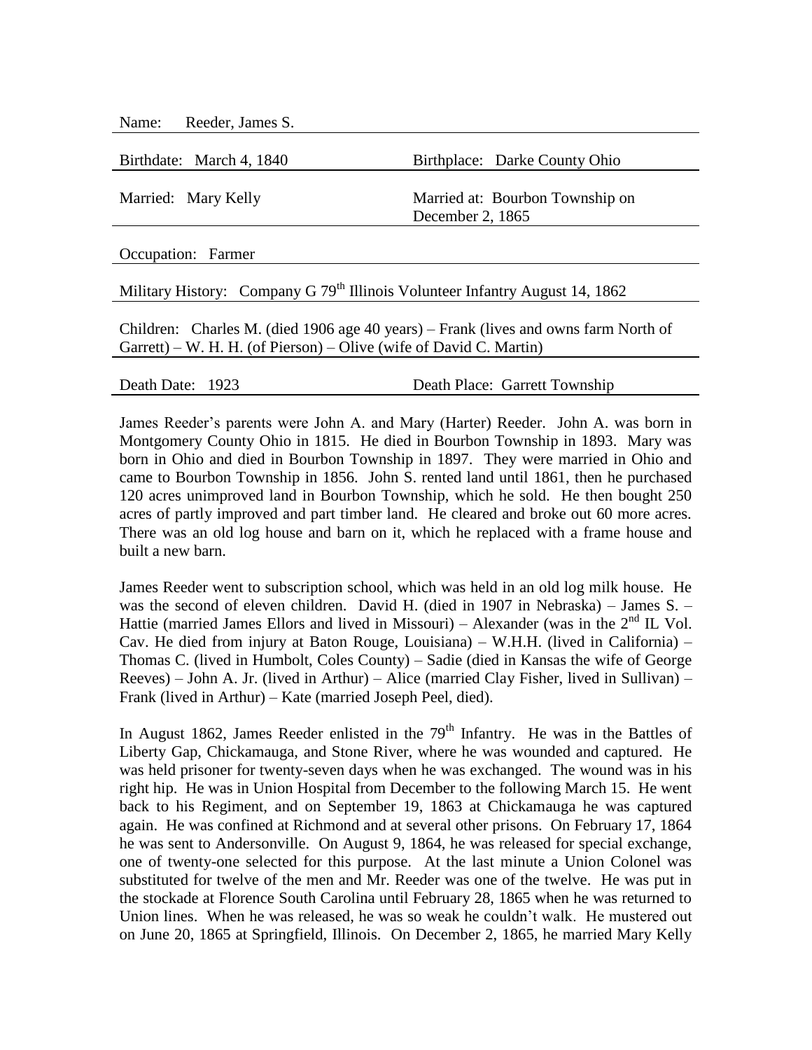Name: Reeder, James S.

| | |
|---|---|
| Birthdate: March 4, 1840 | Birthplace: Darke County Ohio |
| Married: Mary Kelly | Married at: Bourbon Township on December 2, 1865 |

Occupation: Farmer

Military History: Company G 79th Illinois Volunteer Infantry August 14, 1862

Children: Charles M. (died 1906 age 40 years) – Frank (lives and owns farm North of Garrett) – W. H. H. (of Pierson) – Olive (wife of David C. Martin)

| | |
|---|---|
| Death Date: 1923 | Death Place: Garrett Township |

James Reeder's parents were John A. and Mary (Harter) Reeder. John A. was born in Montgomery County Ohio in 1815. He died in Bourbon Township in 1893. Mary was born in Ohio and died in Bourbon Township in 1897. They were married in Ohio and came to Bourbon Township in 1856. John S. rented land until 1861, then he purchased 120 acres unimproved land in Bourbon Township, which he sold. He then bought 250 acres of partly improved and part timber land. He cleared and broke out 60 more acres. There was an old log house and barn on it, which he replaced with a frame house and built a new barn.

James Reeder went to subscription school, which was held in an old log milk house. He was the second of eleven children. David H. (died in 1907 in Nebraska) – James S. – Hattie (married James Ellors and lived in Missouri) – Alexander (was in the 2nd IL Vol. Cav. He died from injury at Baton Rouge, Louisiana) – W.H.H. (lived in California) – Thomas C. (lived in Humbolt, Coles County) – Sadie (died in Kansas the wife of George Reeves) – John A. Jr. (lived in Arthur) – Alice (married Clay Fisher, lived in Sullivan) – Frank (lived in Arthur) – Kate (married Joseph Peel, died).

In August 1862, James Reeder enlisted in the 79th Infantry. He was in the Battles of Liberty Gap, Chickamauga, and Stone River, where he was wounded and captured. He was held prisoner for twenty-seven days when he was exchanged. The wound was in his right hip. He was in Union Hospital from December to the following March 15. He went back to his Regiment, and on September 19, 1863 at Chickamauga he was captured again. He was confined at Richmond and at several other prisons. On February 17, 1864 he was sent to Andersonville. On August 9, 1864, he was released for special exchange, one of twenty-one selected for this purpose. At the last minute a Union Colonel was substituted for twelve of the men and Mr. Reeder was one of the twelve. He was put in the stockade at Florence South Carolina until February 28, 1865 when he was returned to Union lines. When he was released, he was so weak he couldn't walk. He mustered out on June 20, 1865 at Springfield, Illinois. On December 2, 1865, he married Mary Kelly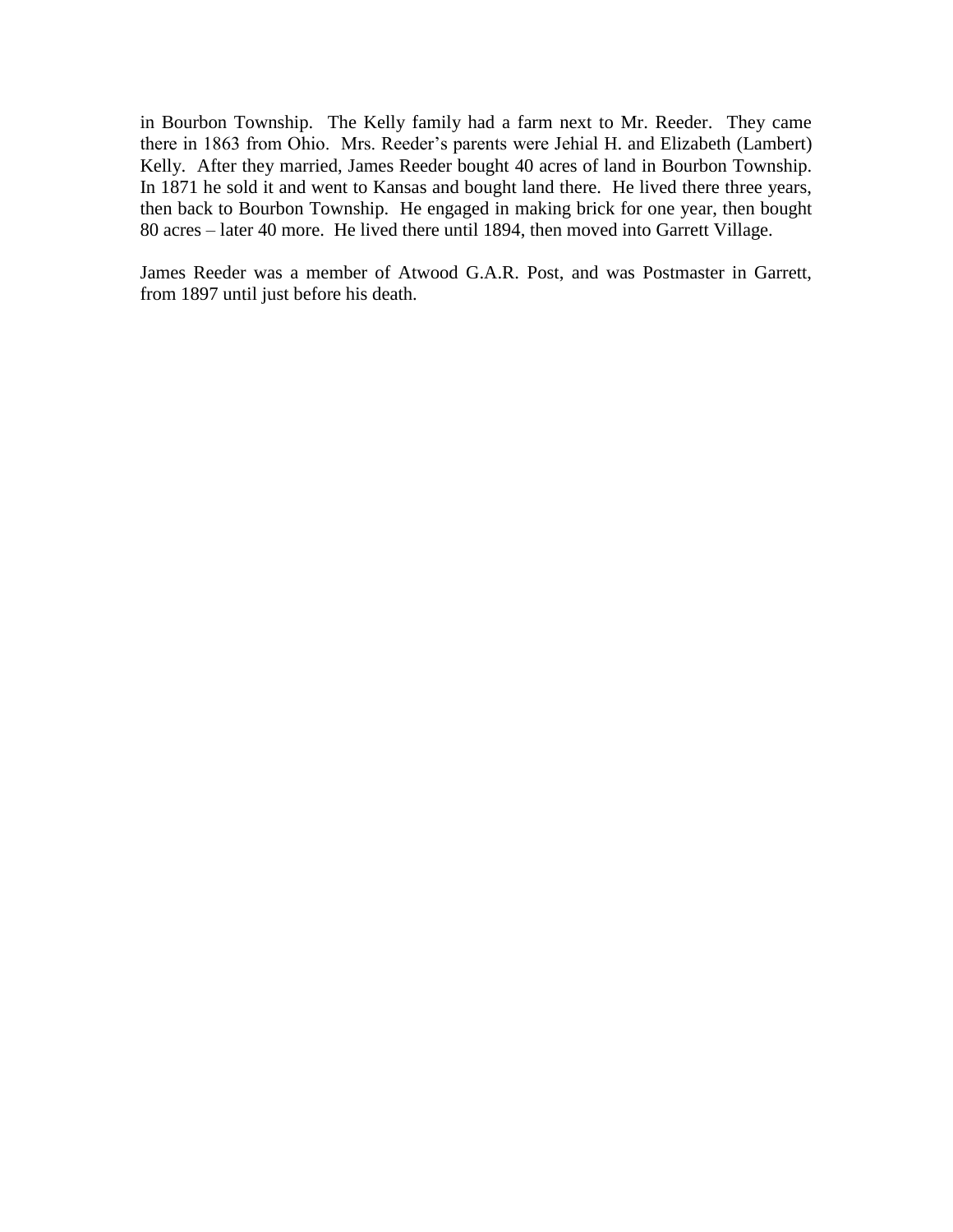in Bourbon Township. The Kelly family had a farm next to Mr. Reeder. They came there in 1863 from Ohio. Mrs. Reeder's parents were Jehial H. and Elizabeth (Lambert) Kelly. After they married, James Reeder bought 40 acres of land in Bourbon Township. In 1871 he sold it and went to Kansas and bought land there. He lived there three years, then back to Bourbon Township. He engaged in making brick for one year, then bought 80 acres – later 40 more. He lived there until 1894, then moved into Garrett Village.

James Reeder was a member of Atwood G.A.R. Post, and was Postmaster in Garrett, from 1897 until just before his death.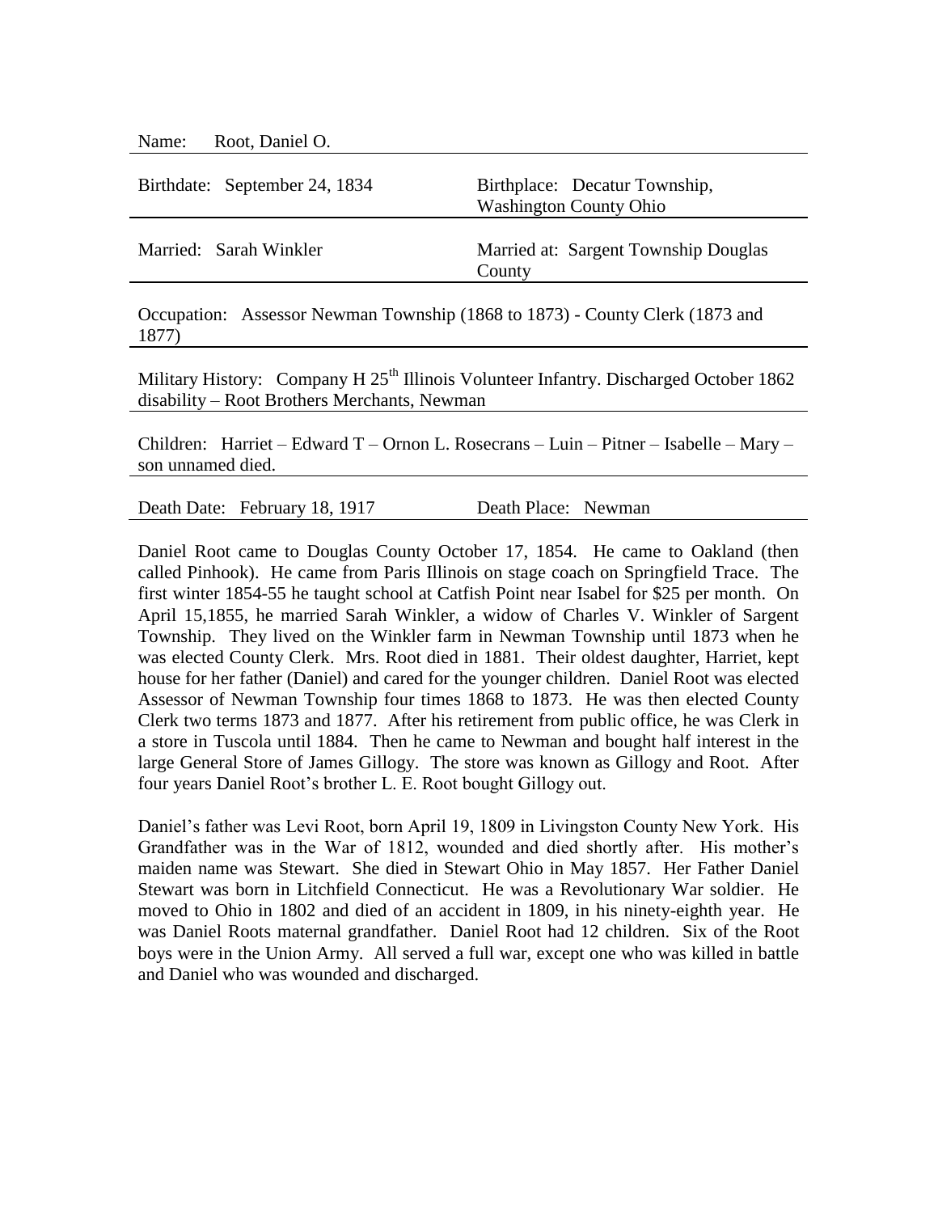Name: Root, Daniel O.

Birthdate: September 24, 1834

Birthplace: Decatur Township, Washington County Ohio

Married: Sarah Winkler

Married at: Sargent Township Douglas County

Occupation: Assessor Newman Township (1868 to 1873) - County Clerk (1873 and 1877)

Military History: Company H 25th Illinois Volunteer Infantry. Discharged October 1862 disability – Root Brothers Merchants, Newman

Children: Harriet – Edward T – Ornon L. Rosecrans – Luin – Pitner – Isabelle – Mary – son unnamed died.

Death Date: February 18, 1917

Death Place: Newman

Daniel Root came to Douglas County October 17, 1854. He came to Oakland (then called Pinhook). He came from Paris Illinois on stage coach on Springfield Trace. The first winter 1854-55 he taught school at Catfish Point near Isabel for $25 per month. On April 15,1855, he married Sarah Winkler, a widow of Charles V. Winkler of Sargent Township. They lived on the Winkler farm in Newman Township until 1873 when he was elected County Clerk. Mrs. Root died in 1881. Their oldest daughter, Harriet, kept house for her father (Daniel) and cared for the younger children. Daniel Root was elected Assessor of Newman Township four times 1868 to 1873. He was then elected County Clerk two terms 1873 and 1877. After his retirement from public office, he was Clerk in a store in Tuscola until 1884. Then he came to Newman and bought half interest in the large General Store of James Gillogy. The store was known as Gillogy and Root. After four years Daniel Root's brother L. E. Root bought Gillogy out.

Daniel's father was Levi Root, born April 19, 1809 in Livingston County New York. His Grandfather was in the War of 1812, wounded and died shortly after. His mother's maiden name was Stewart. She died in Stewart Ohio in May 1857. Her Father Daniel Stewart was born in Litchfield Connecticut. He was a Revolutionary War soldier. He moved to Ohio in 1802 and died of an accident in 1809, in his ninety-eighth year. He was Daniel Roots maternal grandfather. Daniel Root had 12 children. Six of the Root boys were in the Union Army. All served a full war, except one who was killed in battle and Daniel who was wounded and discharged.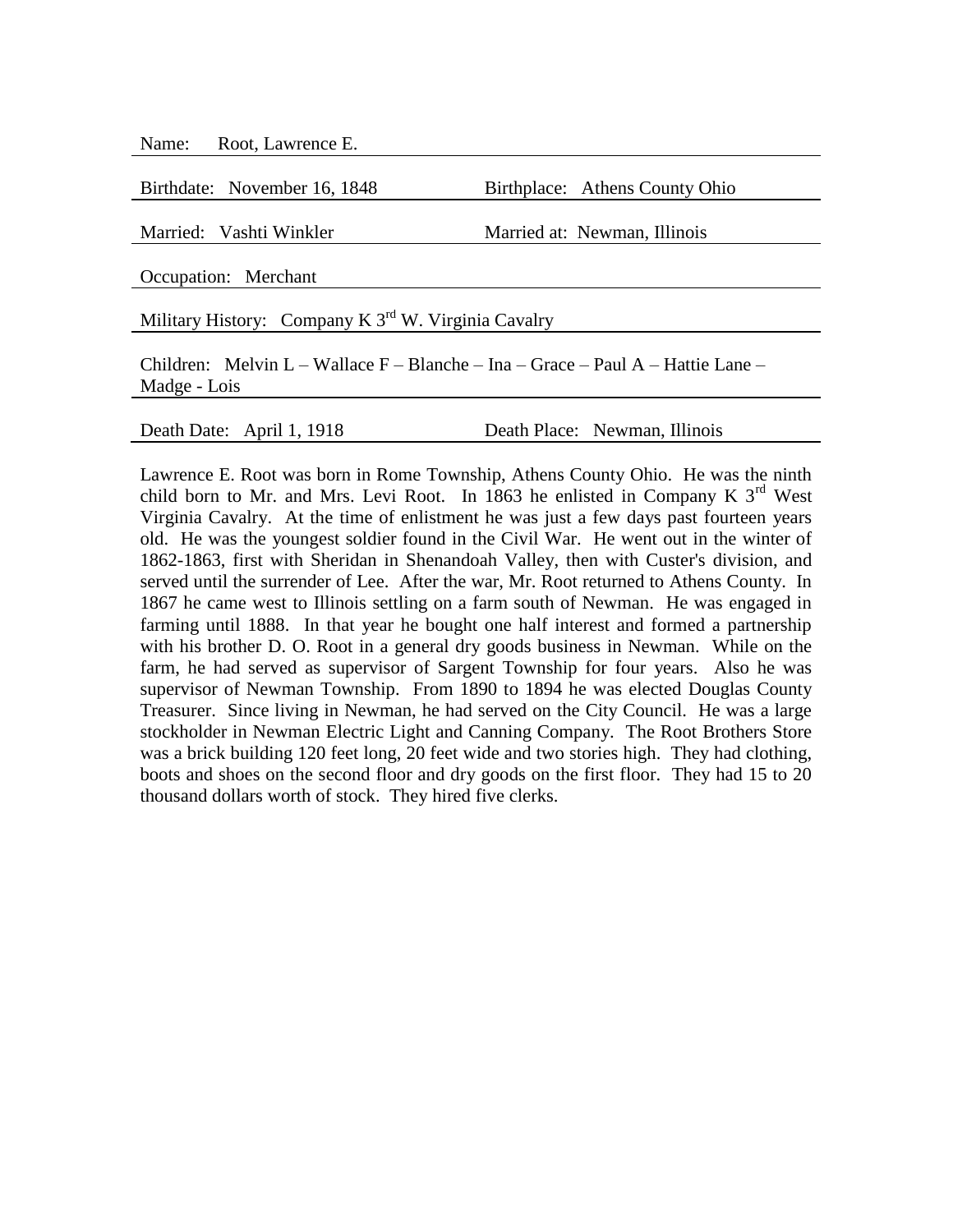Name: Root, Lawrence E.

Birthdate: November 16, 1848 | Birthplace: Athens County Ohio

Married: Vashti Winkler | Married at: Newman, Illinois

Occupation: Merchant

Military History: Company K 3rd W. Virginia Cavalry

Children: Melvin L – Wallace F – Blanche – Ina – Grace – Paul A – Hattie Lane – Madge - Lois

Death Date: April 1, 1918 | Death Place: Newman, Illinois

Lawrence E. Root was born in Rome Township, Athens County Ohio. He was the ninth child born to Mr. and Mrs. Levi Root. In 1863 he enlisted in Company K 3rd West Virginia Cavalry. At the time of enlistment he was just a few days past fourteen years old. He was the youngest soldier found in the Civil War. He went out in the winter of 1862-1863, first with Sheridan in Shenandoah Valley, then with Custer's division, and served until the surrender of Lee. After the war, Mr. Root returned to Athens County. In 1867 he came west to Illinois settling on a farm south of Newman. He was engaged in farming until 1888. In that year he bought one half interest and formed a partnership with his brother D. O. Root in a general dry goods business in Newman. While on the farm, he had served as supervisor of Sargent Township for four years. Also he was supervisor of Newman Township. From 1890 to 1894 he was elected Douglas County Treasurer. Since living in Newman, he had served on the City Council. He was a large stockholder in Newman Electric Light and Canning Company. The Root Brothers Store was a brick building 120 feet long, 20 feet wide and two stories high. They had clothing, boots and shoes on the second floor and dry goods on the first floor. They had 15 to 20 thousand dollars worth of stock. They hired five clerks.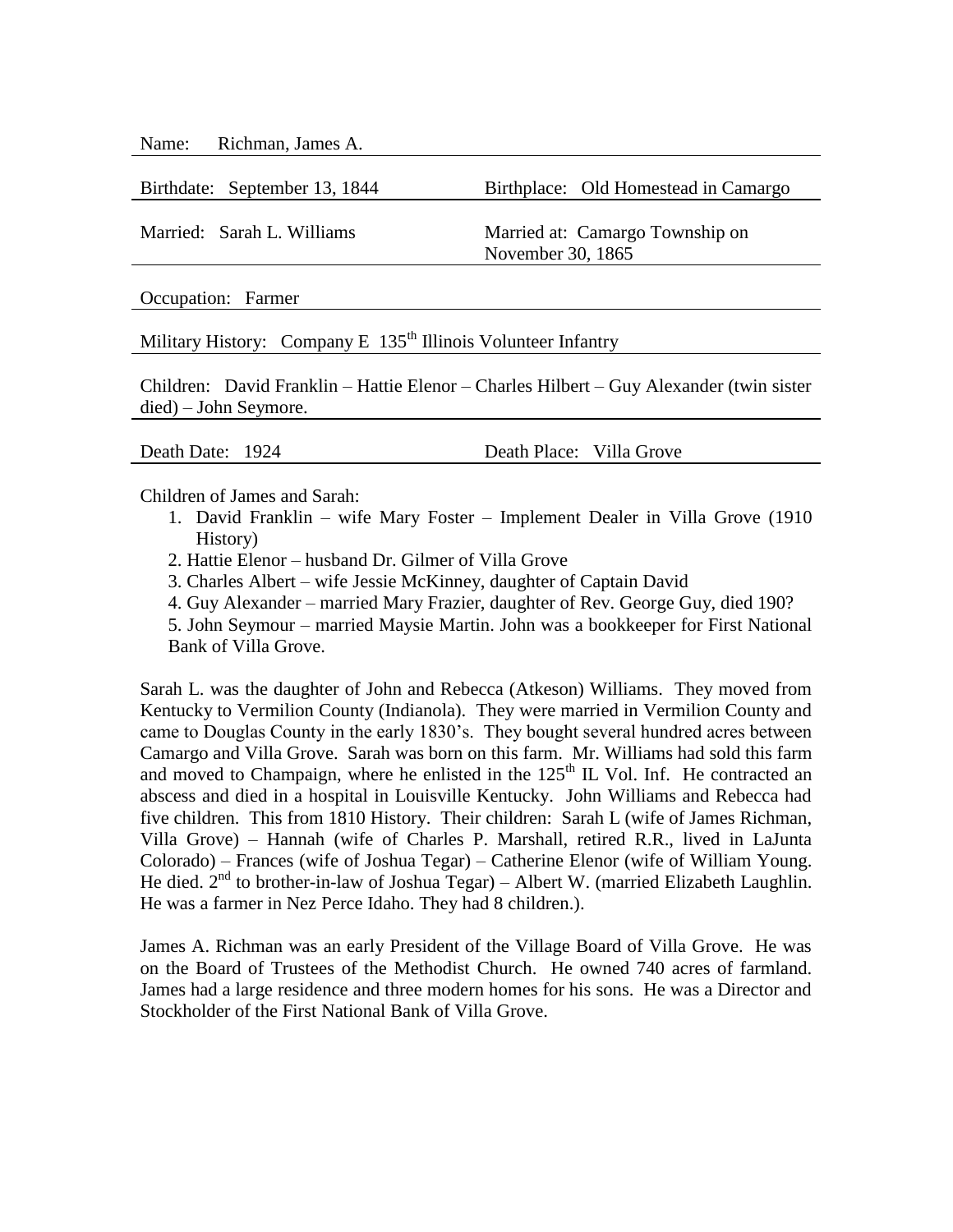Name: Richman, James A.

Birthdate: September 13, 1844 | Birthplace: Old Homestead in Camargo

Married: Sarah L. Williams | Married at: Camargo Township on November 30, 1865

Occupation: Farmer

Military History: Company E 135th Illinois Volunteer Infantry

Children: David Franklin – Hattie Elenor – Charles Hilbert – Guy Alexander (twin sister died) – John Seymore.

Death Date: 1924 | Death Place: Villa Grove

Children of James and Sarah:

1. David Franklin – wife Mary Foster – Implement Dealer in Villa Grove (1910 History)
2. Hattie Elenor – husband Dr. Gilmer of Villa Grove
3. Charles Albert – wife Jessie McKinney, daughter of Captain David
4. Guy Alexander – married Mary Frazier, daughter of Rev. George Guy, died 190?
5. John Seymour – married Maysie Martin. John was a bookkeeper for First National Bank of Villa Grove.

Sarah L. was the daughter of John and Rebecca (Atkeson) Williams. They moved from Kentucky to Vermilion County (Indianola). They were married in Vermilion County and came to Douglas County in the early 1830's. They bought several hundred acres between Camargo and Villa Grove. Sarah was born on this farm. Mr. Williams had sold this farm and moved to Champaign, where he enlisted in the 125th IL Vol. Inf. He contracted an abscess and died in a hospital in Louisville Kentucky. John Williams and Rebecca had five children. This from 1810 History. Their children: Sarah L (wife of James Richman, Villa Grove) – Hannah (wife of Charles P. Marshall, retired R.R., lived in LaJunta Colorado) – Frances (wife of Joshua Tegar) – Catherine Elenor (wife of William Young. He died. 2nd to brother-in-law of Joshua Tegar) – Albert W. (married Elizabeth Laughlin. He was a farmer in Nez Perce Idaho. They had 8 children.).

James A. Richman was an early President of the Village Board of Villa Grove. He was on the Board of Trustees of the Methodist Church. He owned 740 acres of farmland. James had a large residence and three modern homes for his sons. He was a Director and Stockholder of the First National Bank of Villa Grove.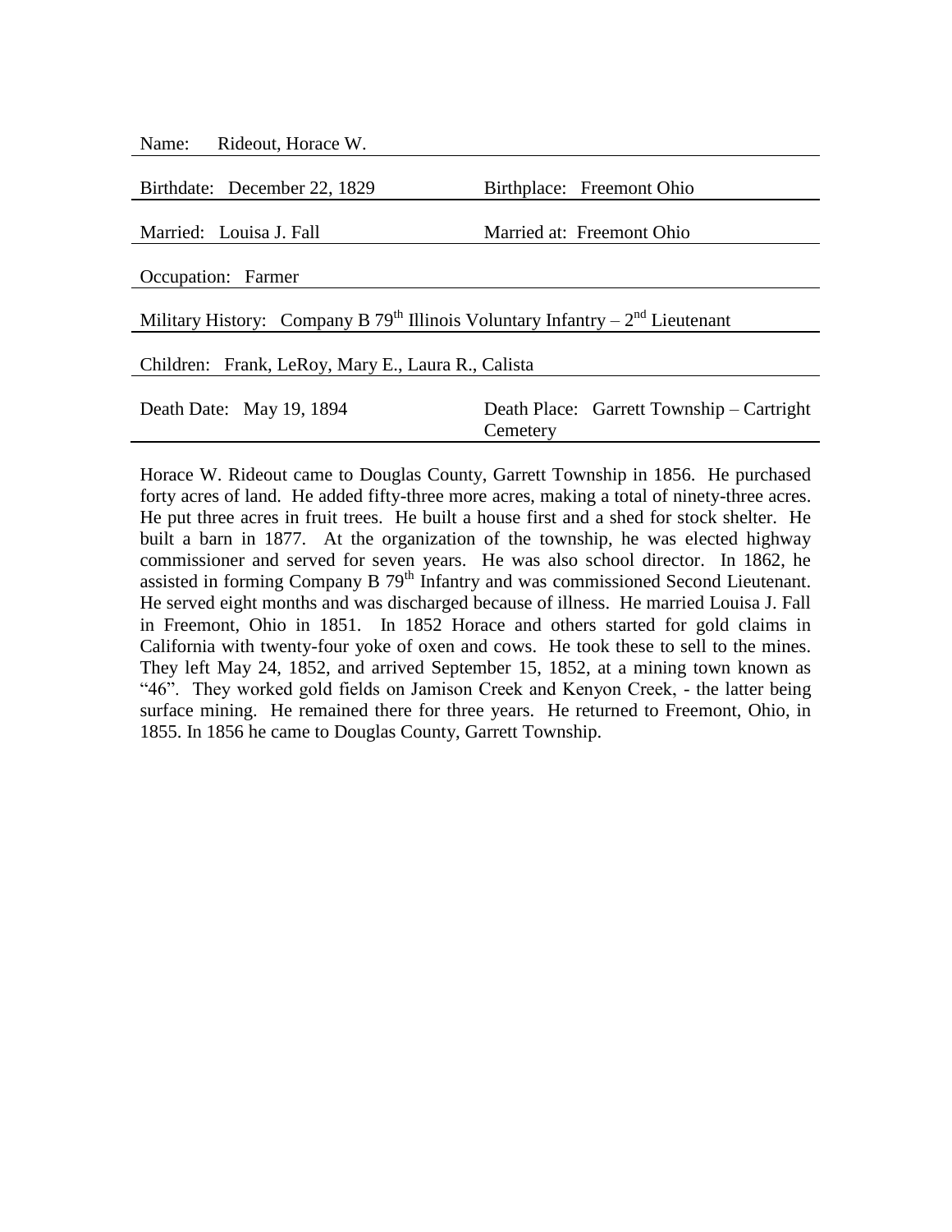Name: Rideout, Horace W.

Birthdate: December 22, 1829 | Birthplace: Freemont Ohio

Married: Louisa J. Fall | Married at: Freemont Ohio

Occupation: Farmer

Military History: Company B 79th Illinois Voluntary Infantry – 2nd Lieutenant

Children: Frank, LeRoy, Mary E., Laura R., Calista

Death Date: May 19, 1894 | Death Place: Garrett Township – Cartright Cemetery

Horace W. Rideout came to Douglas County, Garrett Township in 1856. He purchased forty acres of land. He added fifty-three more acres, making a total of ninety-three acres. He put three acres in fruit trees. He built a house first and a shed for stock shelter. He built a barn in 1877. At the organization of the township, he was elected highway commissioner and served for seven years. He was also school director. In 1862, he assisted in forming Company B 79th Infantry and was commissioned Second Lieutenant. He served eight months and was discharged because of illness. He married Louisa J. Fall in Freemont, Ohio in 1851. In 1852 Horace and others started for gold claims in California with twenty-four yoke of oxen and cows. He took these to sell to the mines. They left May 24, 1852, and arrived September 15, 1852, at a mining town known as "46". They worked gold fields on Jamison Creek and Kenyon Creek, - the latter being surface mining. He remained there for three years. He returned to Freemont, Ohio, in 1855. In 1856 he came to Douglas County, Garrett Township.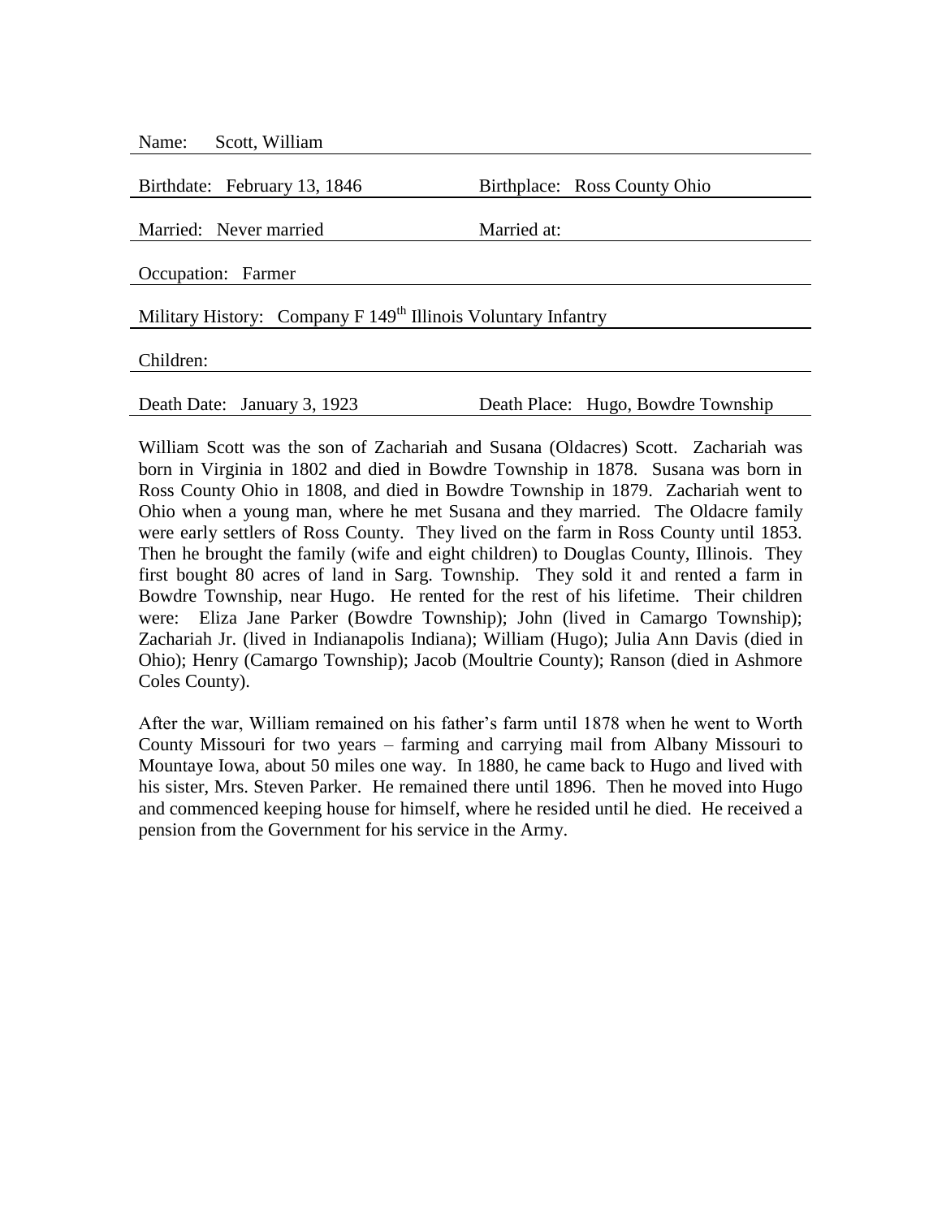Name: Scott, William

Birthdate: February 13, 1846 | Birthplace: Ross County Ohio

Married: Never married | Married at:

Occupation: Farmer

Military History: Company F 149th Illinois Voluntary Infantry

Children:

Death Date: January 3, 1923 | Death Place: Hugo, Bowdre Township

William Scott was the son of Zachariah and Susana (Oldacres) Scott. Zachariah was born in Virginia in 1802 and died in Bowdre Township in 1878. Susana was born in Ross County Ohio in 1808, and died in Bowdre Township in 1879. Zachariah went to Ohio when a young man, where he met Susana and they married. The Oldacre family were early settlers of Ross County. They lived on the farm in Ross County until 1853. Then he brought the family (wife and eight children) to Douglas County, Illinois. They first bought 80 acres of land in Sarg. Township. They sold it and rented a farm in Bowdre Township, near Hugo. He rented for the rest of his lifetime. Their children were: Eliza Jane Parker (Bowdre Township); John (lived in Camargo Township); Zachariah Jr. (lived in Indianapolis Indiana); William (Hugo); Julia Ann Davis (died in Ohio); Henry (Camargo Township); Jacob (Moultrie County); Ranson (died in Ashmore Coles County).

After the war, William remained on his father's farm until 1878 when he went to Worth County Missouri for two years – farming and carrying mail from Albany Missouri to Mountaye Iowa, about 50 miles one way. In 1880, he came back to Hugo and lived with his sister, Mrs. Steven Parker. He remained there until 1896. Then he moved into Hugo and commenced keeping house for himself, where he resided until he died. He received a pension from the Government for his service in the Army.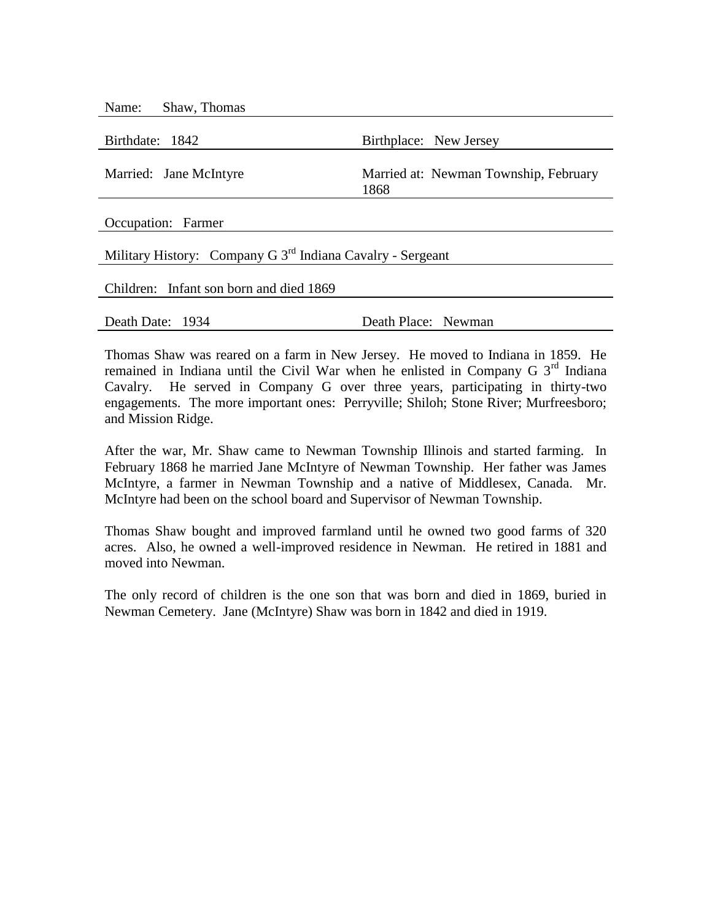Name: Shaw, Thomas

Birthdate: 1842 | Birthplace: New Jersey

Married: Jane McIntyre | Married at: Newman Township, February 1868

Occupation: Farmer

Military History: Company G 3rd Indiana Cavalry - Sergeant

Children: Infant son born and died 1869

Death Date: 1934 | Death Place: Newman

Thomas Shaw was reared on a farm in New Jersey. He moved to Indiana in 1859. He remained in Indiana until the Civil War when he enlisted in Company G 3rd Indiana Cavalry. He served in Company G over three years, participating in thirty-two engagements. The more important ones: Perryville; Shiloh; Stone River; Murfreesboro; and Mission Ridge.

After the war, Mr. Shaw came to Newman Township Illinois and started farming. In February 1868 he married Jane McIntyre of Newman Township. Her father was James McIntyre, a farmer in Newman Township and a native of Middlesex, Canada. Mr. McIntyre had been on the school board and Supervisor of Newman Township.

Thomas Shaw bought and improved farmland until he owned two good farms of 320 acres. Also, he owned a well-improved residence in Newman. He retired in 1881 and moved into Newman.

The only record of children is the one son that was born and died in 1869, buried in Newman Cemetery. Jane (McIntyre) Shaw was born in 1842 and died in 1919.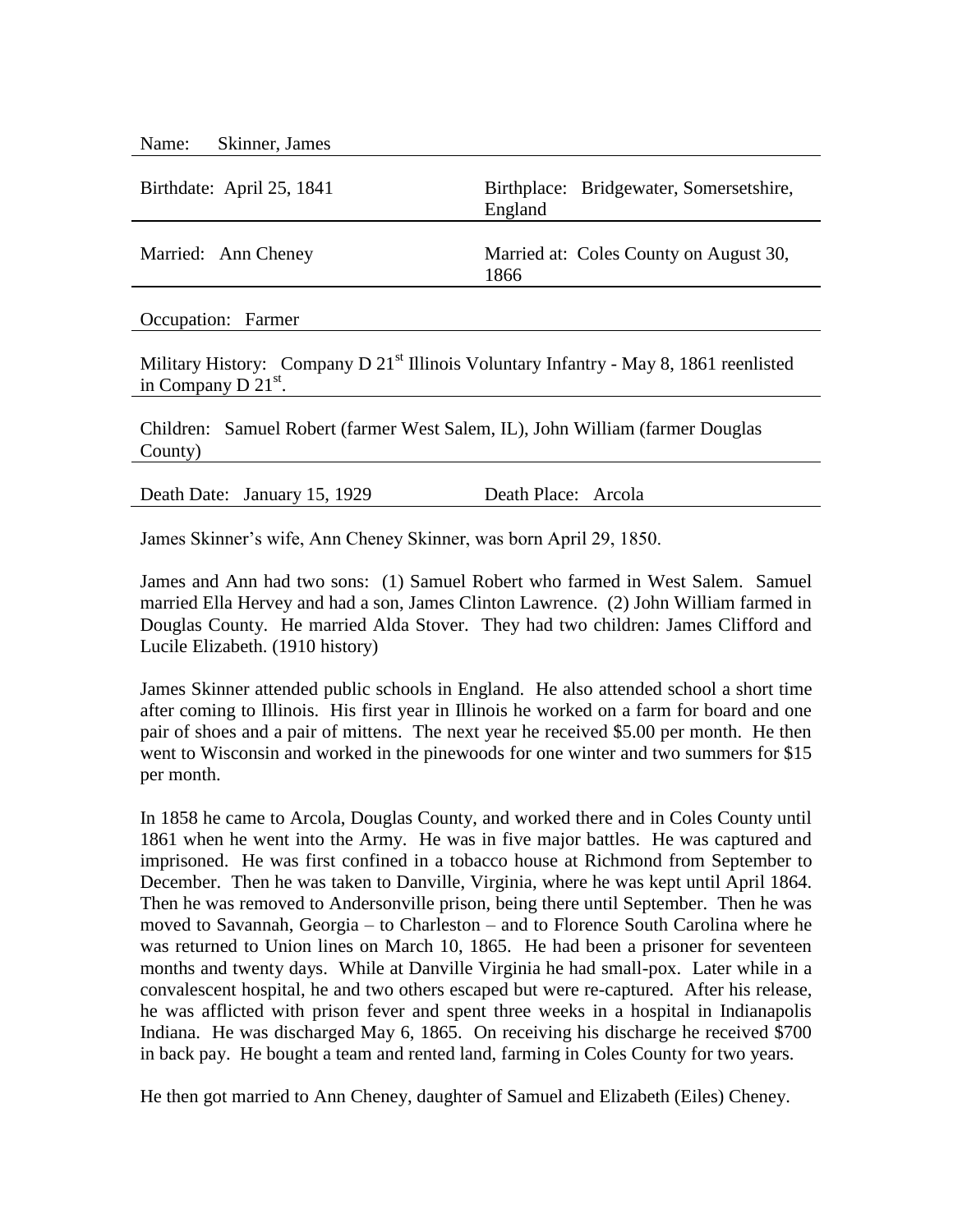Name: Skinner, James

Birthdate: April 25, 1841 — Birthplace: Bridgewater, Somersetshire, England

Married: Ann Cheney — Married at: Coles County on August 30, 1866

Occupation: Farmer

Military History: Company D 21st Illinois Voluntary Infantry - May 8, 1861 reenlisted in Company D 21st.

Children: Samuel Robert (farmer West Salem, IL), John William (farmer Douglas County)

Death Date: January 15, 1929 — Death Place: Arcola

James Skinner's wife, Ann Cheney Skinner, was born April 29, 1850.

James and Ann had two sons: (1) Samuel Robert who farmed in West Salem. Samuel married Ella Hervey and had a son, James Clinton Lawrence. (2) John William farmed in Douglas County. He married Alda Stover. They had two children: James Clifford and Lucile Elizabeth. (1910 history)

James Skinner attended public schools in England. He also attended school a short time after coming to Illinois. His first year in Illinois he worked on a farm for board and one pair of shoes and a pair of mittens. The next year he received $5.00 per month. He then went to Wisconsin and worked in the pinewoods for one winter and two summers for $15 per month.

In 1858 he came to Arcola, Douglas County, and worked there and in Coles County until 1861 when he went into the Army. He was in five major battles. He was captured and imprisoned. He was first confined in a tobacco house at Richmond from September to December. Then he was taken to Danville, Virginia, where he was kept until April 1864. Then he was removed to Andersonville prison, being there until September. Then he was moved to Savannah, Georgia – to Charleston – and to Florence South Carolina where he was returned to Union lines on March 10, 1865. He had been a prisoner for seventeen months and twenty days. While at Danville Virginia he had small-pox. Later while in a convalescent hospital, he and two others escaped but were re-captured. After his release, he was afflicted with prison fever and spent three weeks in a hospital in Indianapolis Indiana. He was discharged May 6, 1865. On receiving his discharge he received $700 in back pay. He bought a team and rented land, farming in Coles County for two years.

He then got married to Ann Cheney, daughter of Samuel and Elizabeth (Eiles) Cheney.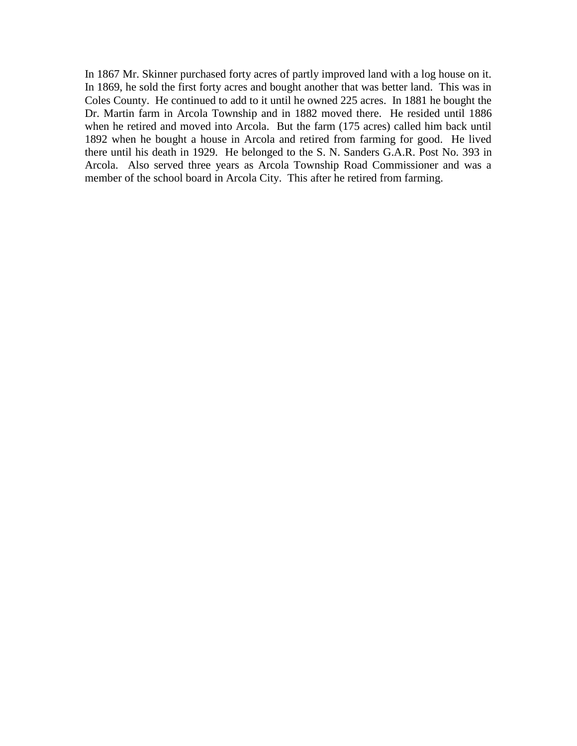In 1867 Mr. Skinner purchased forty acres of partly improved land with a log house on it. In 1869, he sold the first forty acres and bought another that was better land. This was in Coles County. He continued to add to it until he owned 225 acres. In 1881 he bought the Dr. Martin farm in Arcola Township and in 1882 moved there. He resided until 1886 when he retired and moved into Arcola. But the farm (175 acres) called him back until 1892 when he bought a house in Arcola and retired from farming for good. He lived there until his death in 1929. He belonged to the S. N. Sanders G.A.R. Post No. 393 in Arcola. Also served three years as Arcola Township Road Commissioner and was a member of the school board in Arcola City. This after he retired from farming.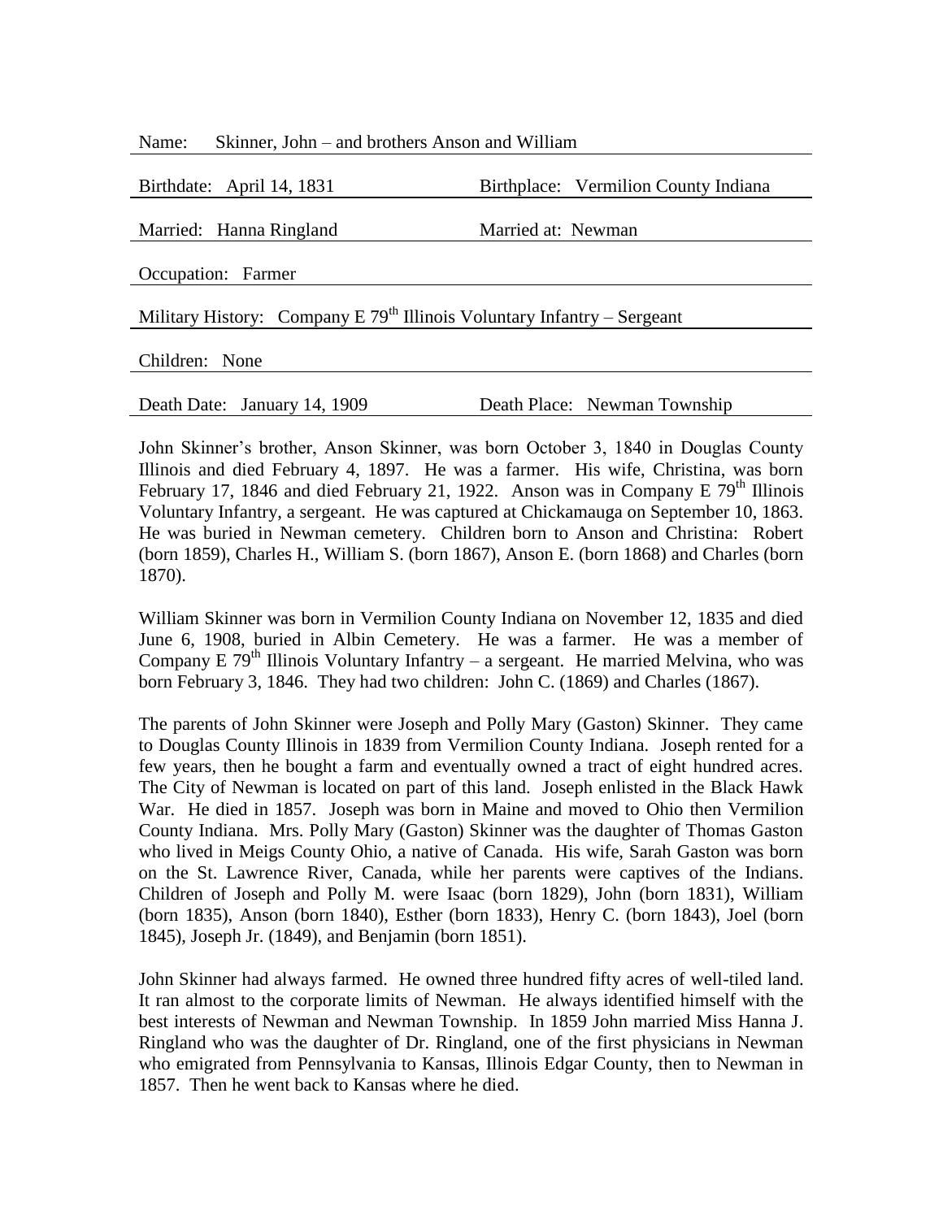Name: Skinner, John – and brothers Anson and William

Birthdate: April 14, 1831 Birthplace: Vermilion County Indiana

Married: Hanna Ringland Married at: Newman

Occupation: Farmer

Military History: Company E 79th Illinois Voluntary Infantry – Sergeant

Children: None

Death Date: January 14, 1909 Death Place: Newman Township

John Skinner's brother, Anson Skinner, was born October 3, 1840 in Douglas County Illinois and died February 4, 1897. He was a farmer. His wife, Christina, was born February 17, 1846 and died February 21, 1922. Anson was in Company E 79th Illinois Voluntary Infantry, a sergeant. He was captured at Chickamauga on September 10, 1863. He was buried in Newman cemetery. Children born to Anson and Christina: Robert (born 1859), Charles H., William S. (born 1867), Anson E. (born 1868) and Charles (born 1870).

William Skinner was born in Vermilion County Indiana on November 12, 1835 and died June 6, 1908, buried in Albin Cemetery. He was a farmer. He was a member of Company E 79th Illinois Voluntary Infantry – a sergeant. He married Melvina, who was born February 3, 1846. They had two children: John C. (1869) and Charles (1867).

The parents of John Skinner were Joseph and Polly Mary (Gaston) Skinner. They came to Douglas County Illinois in 1839 from Vermilion County Indiana. Joseph rented for a few years, then he bought a farm and eventually owned a tract of eight hundred acres. The City of Newman is located on part of this land. Joseph enlisted in the Black Hawk War. He died in 1857. Joseph was born in Maine and moved to Ohio then Vermilion County Indiana. Mrs. Polly Mary (Gaston) Skinner was the daughter of Thomas Gaston who lived in Meigs County Ohio, a native of Canada. His wife, Sarah Gaston was born on the St. Lawrence River, Canada, while her parents were captives of the Indians. Children of Joseph and Polly M. were Isaac (born 1829), John (born 1831), William (born 1835), Anson (born 1840), Esther (born 1833), Henry C. (born 1843), Joel (born 1845), Joseph Jr. (1849), and Benjamin (born 1851).

John Skinner had always farmed. He owned three hundred fifty acres of well-tiled land. It ran almost to the corporate limits of Newman. He always identified himself with the best interests of Newman and Newman Township. In 1859 John married Miss Hanna J. Ringland who was the daughter of Dr. Ringland, one of the first physicians in Newman who emigrated from Pennsylvania to Kansas, Illinois Edgar County, then to Newman in 1857. Then he went back to Kansas where he died.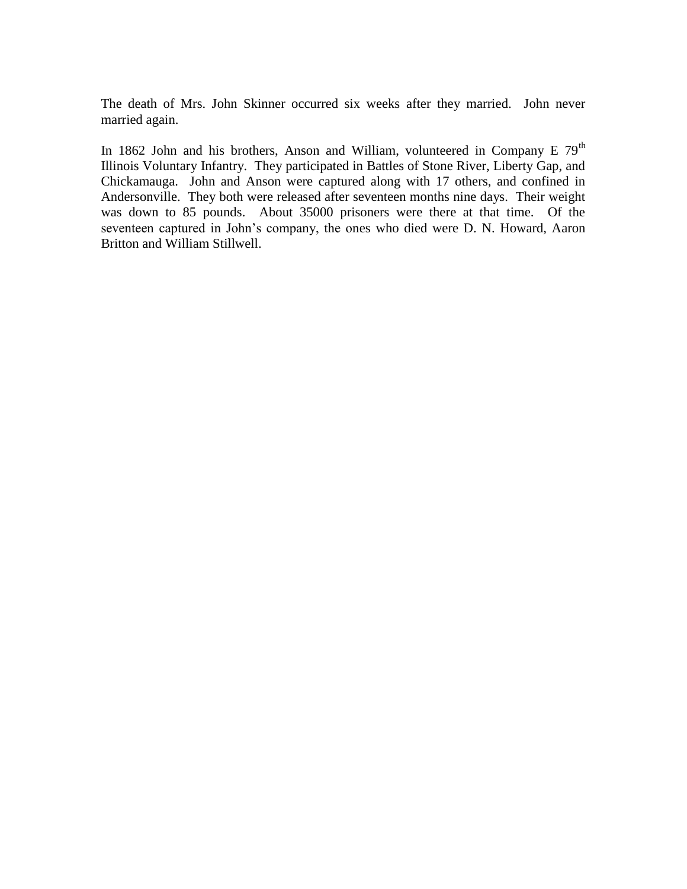The death of Mrs. John Skinner occurred six weeks after they married. John never married again.

In 1862 John and his brothers, Anson and William, volunteered in Company E 79th Illinois Voluntary Infantry. They participated in Battles of Stone River, Liberty Gap, and Chickamauga. John and Anson were captured along with 17 others, and confined in Andersonville. They both were released after seventeen months nine days. Their weight was down to 85 pounds. About 35000 prisoners were there at that time. Of the seventeen captured in John's company, the ones who died were D. N. Howard, Aaron Britton and William Stillwell.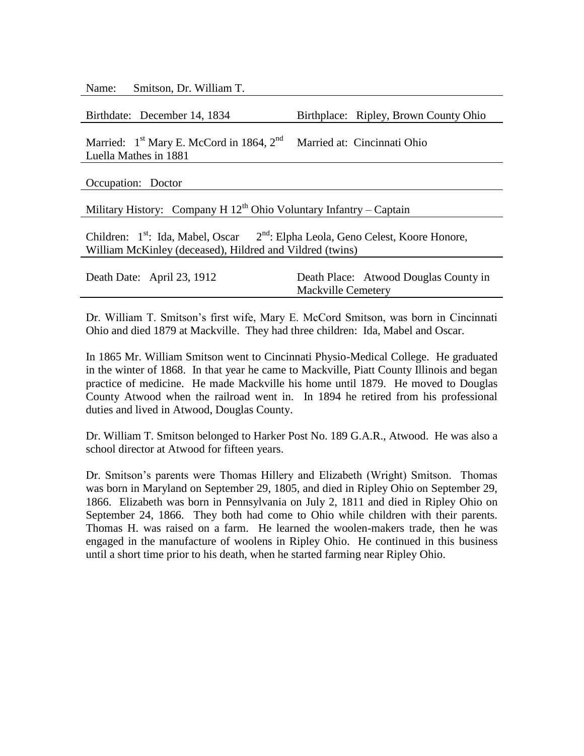Name: Smitson, Dr. William T.

Birthdate: December 14, 1834 | Birthplace: Ripley, Brown County Ohio

Married: 1st Mary E. McCord in 1864, 2nd Luella Mathes in 1881 | Married at: Cincinnati Ohio

Occupation: Doctor

Military History: Company H 12th Ohio Voluntary Infantry – Captain

Children: 1st: Ida, Mabel, Oscar 2nd: Elpha Leola, Geno Celest, Koore Honore, William McKinley (deceased), Hildred and Vildred (twins)

Death Date: April 23, 1912 | Death Place: Atwood Douglas County in Mackville Cemetery

Dr. William T. Smitson's first wife, Mary E. McCord Smitson, was born in Cincinnati Ohio and died 1879 at Mackville. They had three children: Ida, Mabel and Oscar.

In 1865 Mr. William Smitson went to Cincinnati Physio-Medical College. He graduated in the winter of 1868. In that year he came to Mackville, Piatt County Illinois and began practice of medicine. He made Mackville his home until 1879. He moved to Douglas County Atwood when the railroad went in. In 1894 he retired from his professional duties and lived in Atwood, Douglas County.

Dr. William T. Smitson belonged to Harker Post No. 189 G.A.R., Atwood. He was also a school director at Atwood for fifteen years.

Dr. Smitson's parents were Thomas Hillery and Elizabeth (Wright) Smitson. Thomas was born in Maryland on September 29, 1805, and died in Ripley Ohio on September 29, 1866. Elizabeth was born in Pennsylvania on July 2, 1811 and died in Ripley Ohio on September 24, 1866. They both had come to Ohio while children with their parents. Thomas H. was raised on a farm. He learned the woolen-makers trade, then he was engaged in the manufacture of woolens in Ripley Ohio. He continued in this business until a short time prior to his death, when he started farming near Ripley Ohio.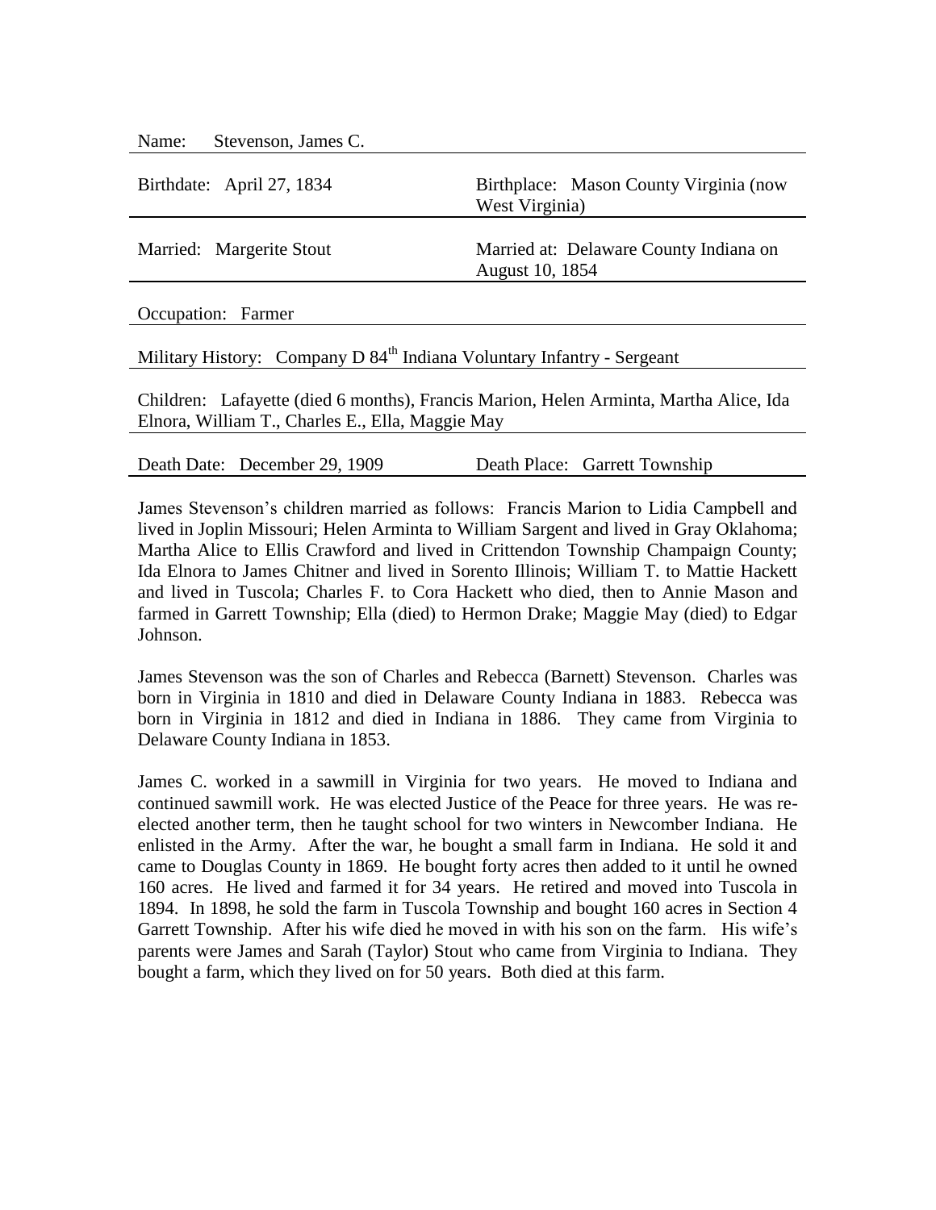Name: Stevenson, James C.

Birthdate: April 27, 1834

Birthplace: Mason County Virginia (now West Virginia)

Married: Margerite Stout

Married at: Delaware County Indiana on August 10, 1854

Occupation: Farmer

Military History: Company D 84th Indiana Voluntary Infantry - Sergeant

Children: Lafayette (died 6 months), Francis Marion, Helen Arminta, Martha Alice, Ida Elnora, William T., Charles E., Ella, Maggie May

Death Date: December 29, 1909

Death Place: Garrett Township

James Stevenson's children married as follows: Francis Marion to Lidia Campbell and lived in Joplin Missouri; Helen Arminta to William Sargent and lived in Gray Oklahoma; Martha Alice to Ellis Crawford and lived in Crittendon Township Champaign County; Ida Elnora to James Chitner and lived in Sorento Illinois; William T. to Mattie Hackett and lived in Tuscola; Charles F. to Cora Hackett who died, then to Annie Mason and farmed in Garrett Township; Ella (died) to Hermon Drake; Maggie May (died) to Edgar Johnson.

James Stevenson was the son of Charles and Rebecca (Barnett) Stevenson. Charles was born in Virginia in 1810 and died in Delaware County Indiana in 1883. Rebecca was born in Virginia in 1812 and died in Indiana in 1886. They came from Virginia to Delaware County Indiana in 1853.

James C. worked in a sawmill in Virginia for two years. He moved to Indiana and continued sawmill work. He was elected Justice of the Peace for three years. He was re-elected another term, then he taught school for two winters in Newcomber Indiana. He enlisted in the Army. After the war, he bought a small farm in Indiana. He sold it and came to Douglas County in 1869. He bought forty acres then added to it until he owned 160 acres. He lived and farmed it for 34 years. He retired and moved into Tuscola in 1894. In 1898, he sold the farm in Tuscola Township and bought 160 acres in Section 4 Garrett Township. After his wife died he moved in with his son on the farm. His wife's parents were James and Sarah (Taylor) Stout who came from Virginia to Indiana. They bought a farm, which they lived on for 50 years. Both died at this farm.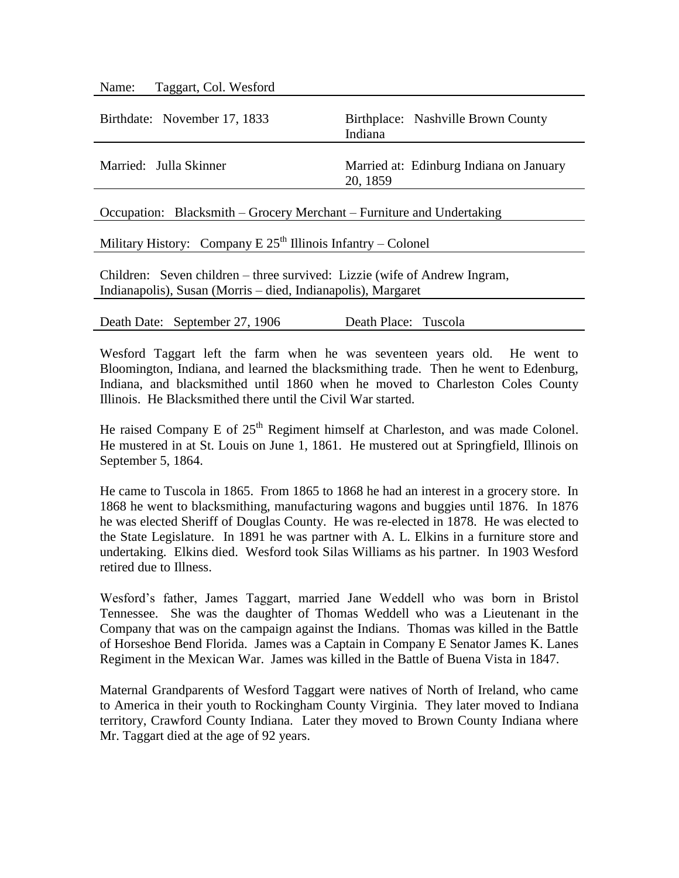Name: Taggart, Col. Wesford

Birthdate: November 17, 1833 | Birthplace: Nashville Brown County Indiana

Married: Julla Skinner | Married at: Edinburg Indiana on January 20, 1859

Occupation: Blacksmith – Grocery Merchant – Furniture and Undertaking

Military History: Company E 25th Illinois Infantry – Colonel

Children: Seven children – three survived: Lizzie (wife of Andrew Ingram, Indianapolis), Susan (Morris – died, Indianapolis), Margaret

Death Date: September 27, 1906 | Death Place: Tuscola

Wesford Taggart left the farm when he was seventeen years old. He went to Bloomington, Indiana, and learned the blacksmithing trade. Then he went to Edenburg, Indiana, and blacksmithed until 1860 when he moved to Charleston Coles County Illinois. He Blacksmithed there until the Civil War started.

He raised Company E of 25th Regiment himself at Charleston, and was made Colonel. He mustered in at St. Louis on June 1, 1861. He mustered out at Springfield, Illinois on September 5, 1864.

He came to Tuscola in 1865. From 1865 to 1868 he had an interest in a grocery store. In 1868 he went to blacksmithing, manufacturing wagons and buggies until 1876. In 1876 he was elected Sheriff of Douglas County. He was re-elected in 1878. He was elected to the State Legislature. In 1891 he was partner with A. L. Elkins in a furniture store and undertaking. Elkins died. Wesford took Silas Williams as his partner. In 1903 Wesford retired due to Illness.

Wesford's father, James Taggart, married Jane Weddell who was born in Bristol Tennessee. She was the daughter of Thomas Weddell who was a Lieutenant in the Company that was on the campaign against the Indians. Thomas was killed in the Battle of Horseshoe Bend Florida. James was a Captain in Company E Senator James K. Lanes Regiment in the Mexican War. James was killed in the Battle of Buena Vista in 1847.

Maternal Grandparents of Wesford Taggart were natives of North of Ireland, who came to America in their youth to Rockingham County Virginia. They later moved to Indiana territory, Crawford County Indiana. Later they moved to Brown County Indiana where Mr. Taggart died at the age of 92 years.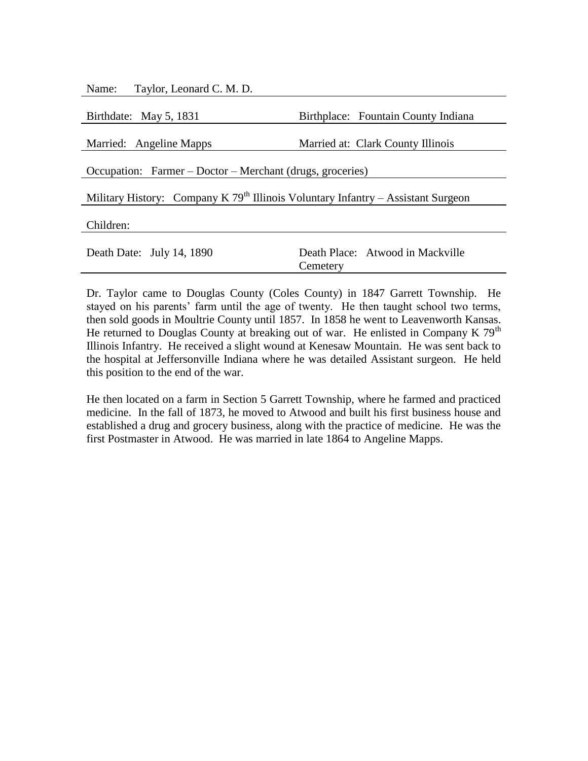Name: Taylor, Leonard C. M. D.

| | |
|---|---|
| Birthdate: May 5, 1831 | Birthplace: Fountain County Indiana |
| Married: Angeline Mapps | Married at: Clark County Illinois |

Occupation: Farmer – Doctor – Merchant (drugs, groceries)

Military History: Company K 79th Illinois Voluntary Infantry – Assistant Surgeon

Children:

| | |
|---|---|
| Death Date: July 14, 1890 | Death Place: Atwood in Mackville Cemetery |

Dr. Taylor came to Douglas County (Coles County) in 1847 Garrett Township. He stayed on his parents' farm until the age of twenty. He then taught school two terms, then sold goods in Moultrie County until 1857. In 1858 he went to Leavenworth Kansas. He returned to Douglas County at breaking out of war. He enlisted in Company K 79th Illinois Infantry. He received a slight wound at Kenesaw Mountain. He was sent back to the hospital at Jeffersonville Indiana where he was detailed Assistant surgeon. He held this position to the end of the war.

He then located on a farm in Section 5 Garrett Township, where he farmed and practiced medicine. In the fall of 1873, he moved to Atwood and built his first business house and established a drug and grocery business, along with the practice of medicine. He was the first Postmaster in Atwood. He was married in late 1864 to Angeline Mapps.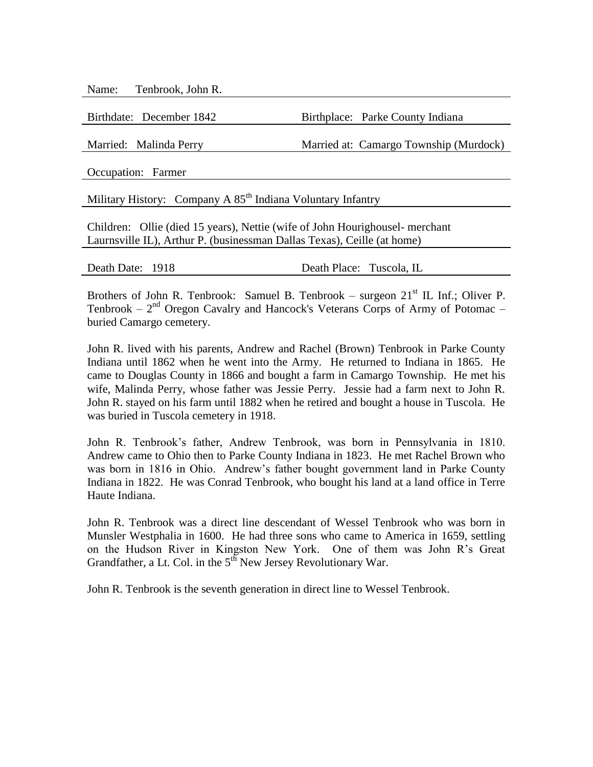Name: Tenbrook, John R.

Birthdate: December 1842 | Birthplace: Parke County Indiana

Married: Malinda Perry | Married at: Camargo Township (Murdock)

Occupation: Farmer

Military History: Company A 85th Indiana Voluntary Infantry

Children: Ollie (died 15 years), Nettie (wife of John Hourighousel- merchant Laurnsville IL), Arthur P. (businessman Dallas Texas), Ceille (at home)

Death Date: 1918 | Death Place: Tuscola, IL

Brothers of John R. Tenbrook: Samuel B. Tenbrook – surgeon 21st IL Inf.; Oliver P. Tenbrook – 2nd Oregon Cavalry and Hancock's Veterans Corps of Army of Potomac – buried Camargo cemetery.

John R. lived with his parents, Andrew and Rachel (Brown) Tenbrook in Parke County Indiana until 1862 when he went into the Army. He returned to Indiana in 1865. He came to Douglas County in 1866 and bought a farm in Camargo Township. He met his wife, Malinda Perry, whose father was Jessie Perry. Jessie had a farm next to John R. John R. stayed on his farm until 1882 when he retired and bought a house in Tuscola. He was buried in Tuscola cemetery in 1918.

John R. Tenbrook's father, Andrew Tenbrook, was born in Pennsylvania in 1810. Andrew came to Ohio then to Parke County Indiana in 1823. He met Rachel Brown who was born in 1816 in Ohio. Andrew's father bought government land in Parke County Indiana in 1822. He was Conrad Tenbrook, who bought his land at a land office in Terre Haute Indiana.

John R. Tenbrook was a direct line descendant of Wessel Tenbrook who was born in Munsler Westphalia in 1600. He had three sons who came to America in 1659, settling on the Hudson River in Kingston New York. One of them was John R's Great Grandfather, a Lt. Col. in the 5th New Jersey Revolutionary War.

John R. Tenbrook is the seventh generation in direct line to Wessel Tenbrook.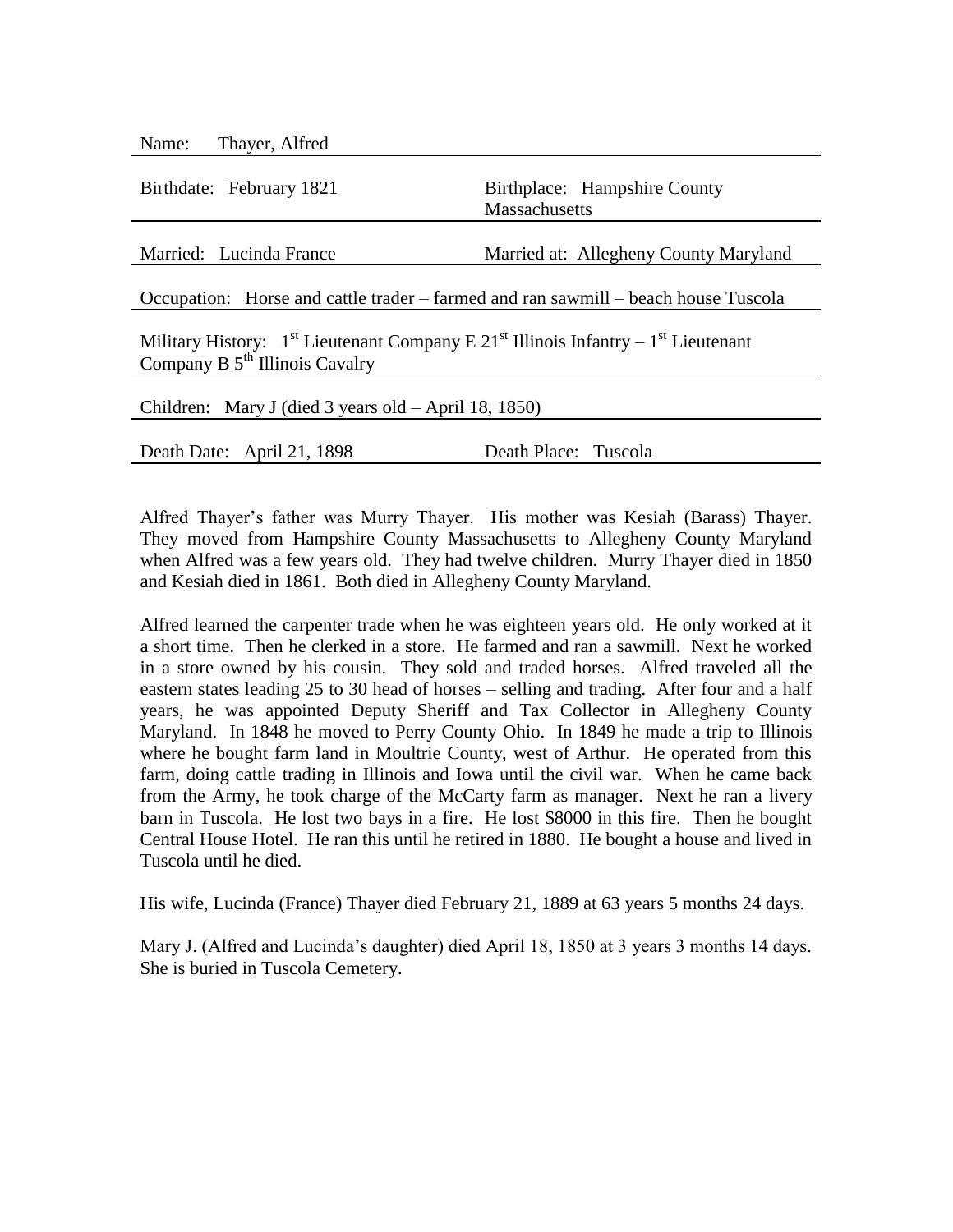Name: Thayer, Alfred

Birthdate: February 1821 | Birthplace: Hampshire County Massachusetts

Married: Lucinda France | Married at: Allegheny County Maryland

Occupation: Horse and cattle trader – farmed and ran sawmill – beach house Tuscola

Military History: 1st Lieutenant Company E 21st Illinois Infantry – 1st Lieutenant Company B 5th Illinois Cavalry

Children: Mary J (died 3 years old – April 18, 1850)

Death Date: April 21, 1898 | Death Place: Tuscola

Alfred Thayer's father was Murry Thayer. His mother was Kesiah (Barass) Thayer. They moved from Hampshire County Massachusetts to Allegheny County Maryland when Alfred was a few years old. They had twelve children. Murry Thayer died in 1850 and Kesiah died in 1861. Both died in Allegheny County Maryland.

Alfred learned the carpenter trade when he was eighteen years old. He only worked at it a short time. Then he clerked in a store. He farmed and ran a sawmill. Next he worked in a store owned by his cousin. They sold and traded horses. Alfred traveled all the eastern states leading 25 to 30 head of horses – selling and trading. After four and a half years, he was appointed Deputy Sheriff and Tax Collector in Allegheny County Maryland. In 1848 he moved to Perry County Ohio. In 1849 he made a trip to Illinois where he bought farm land in Moultrie County, west of Arthur. He operated from this farm, doing cattle trading in Illinois and Iowa until the civil war. When he came back from the Army, he took charge of the McCarty farm as manager. Next he ran a livery barn in Tuscola. He lost two bays in a fire. He lost $8000 in this fire. Then he bought Central House Hotel. He ran this until he retired in 1880. He bought a house and lived in Tuscola until he died.

His wife, Lucinda (France) Thayer died February 21, 1889 at 63 years 5 months 24 days.

Mary J. (Alfred and Lucinda's daughter) died April 18, 1850 at 3 years 3 months 14 days. She is buried in Tuscola Cemetery.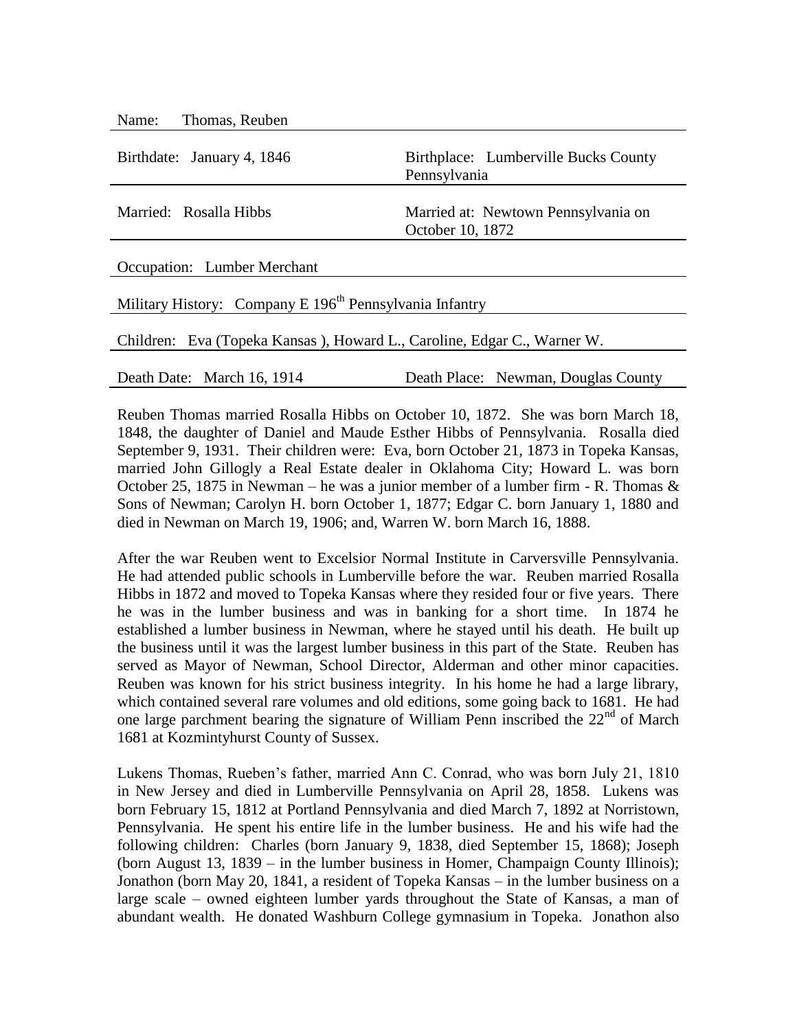Name: Thomas, Reuben

Birthdate: January 4, 1846 | Birthplace: Lumberville Bucks County Pennsylvania

Married: Rosalla Hibbs | Married at: Newtown Pennsylvania on October 10, 1872

Occupation: Lumber Merchant

Military History: Company E 196th Pennsylvania Infantry

Children: Eva (Topeka Kansas ), Howard L., Caroline, Edgar C., Warner W.

Death Date: March 16, 1914 | Death Place: Newman, Douglas County

Reuben Thomas married Rosalla Hibbs on October 10, 1872. She was born March 18, 1848, the daughter of Daniel and Maude Esther Hibbs of Pennsylvania. Rosalla died September 9, 1931. Their children were: Eva, born October 21, 1873 in Topeka Kansas, married John Gillogly a Real Estate dealer in Oklahoma City; Howard L. was born October 25, 1875 in Newman – he was a junior member of a lumber firm - R. Thomas & Sons of Newman; Carolyn H. born October 1, 1877; Edgar C. born January 1, 1880 and died in Newman on March 19, 1906; and, Warren W. born March 16, 1888.

After the war Reuben went to Excelsior Normal Institute in Carversville Pennsylvania. He had attended public schools in Lumberville before the war. Reuben married Rosalla Hibbs in 1872 and moved to Topeka Kansas where they resided four or five years. There he was in the lumber business and was in banking for a short time. In 1874 he established a lumber business in Newman, where he stayed until his death. He built up the business until it was the largest lumber business in this part of the State. Reuben has served as Mayor of Newman, School Director, Alderman and other minor capacities. Reuben was known for his strict business integrity. In his home he had a large library, which contained several rare volumes and old editions, some going back to 1681. He had one large parchment bearing the signature of William Penn inscribed the 22nd of March 1681 at Kozmintyhurst County of Sussex.

Lukens Thomas, Rueben's father, married Ann C. Conrad, who was born July 21, 1810 in New Jersey and died in Lumberville Pennsylvania on April 28, 1858. Lukens was born February 15, 1812 at Portland Pennsylvania and died March 7, 1892 at Norristown, Pennsylvania. He spent his entire life in the lumber business. He and his wife had the following children: Charles (born January 9, 1838, died September 15, 1868); Joseph (born August 13, 1839 – in the lumber business in Homer, Champaign County Illinois); Jonathon (born May 20, 1841, a resident of Topeka Kansas – in the lumber business on a large scale – owned eighteen lumber yards throughout the State of Kansas, a man of abundant wealth. He donated Washburn College gymnasium in Topeka. Jonathon also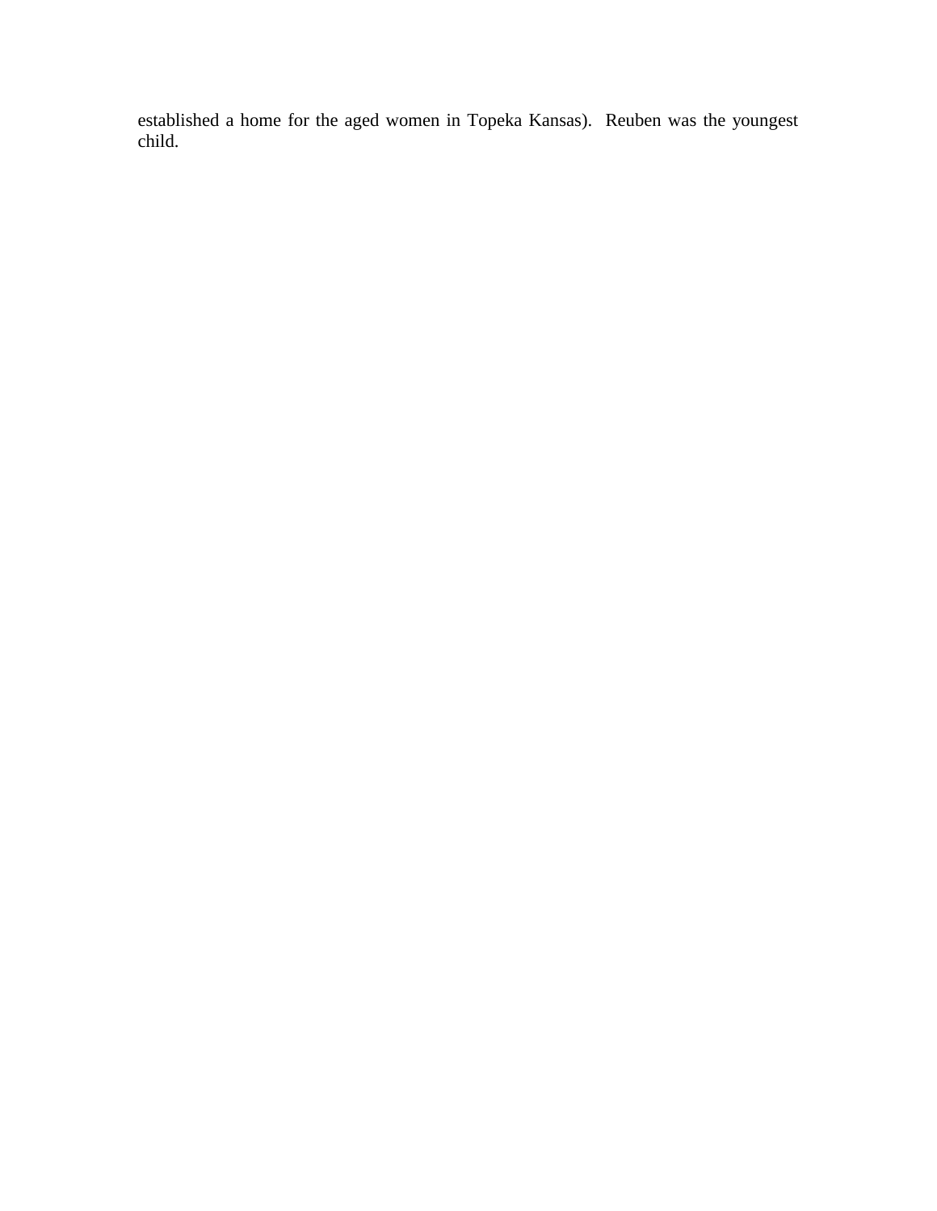established a home for the aged women in Topeka Kansas). Reuben was the youngest child.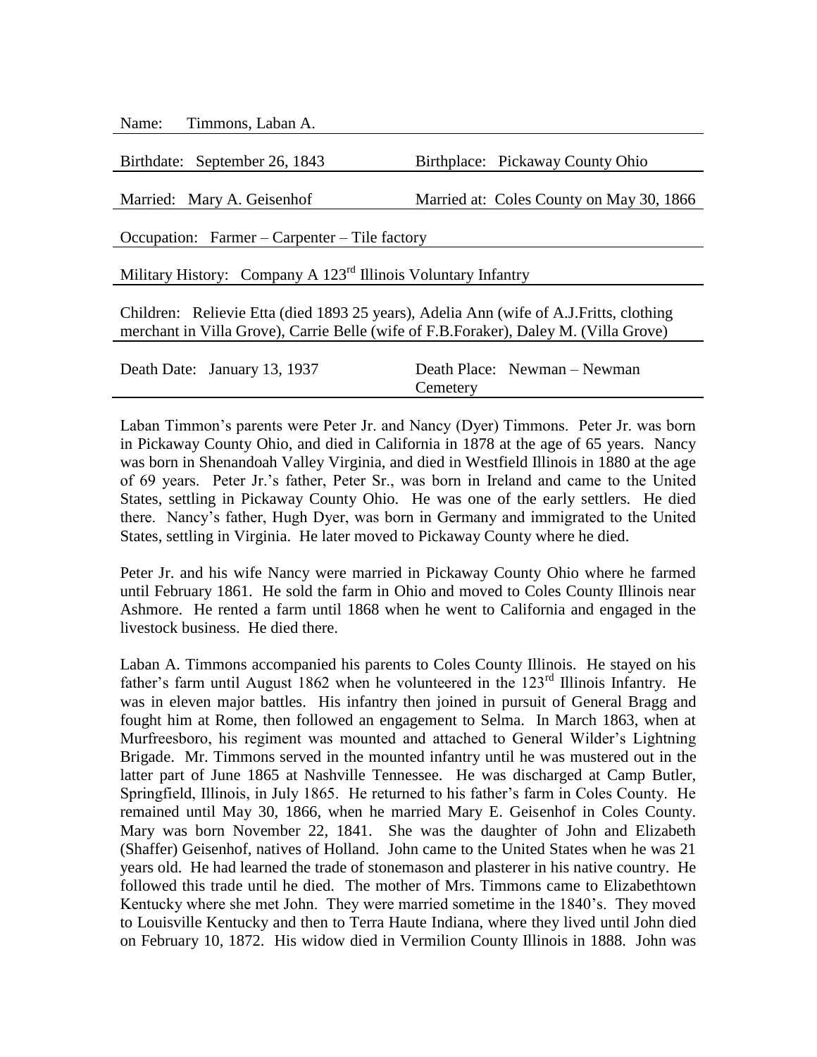Name: Timmons, Laban A.

| | |
|---|---|
| Birthdate: September 26, 1843 | Birthplace: Pickaway County Ohio |
| Married: Mary A. Geisenhof | Married at: Coles County on May 30, 1866 |

Occupation: Farmer – Carpenter – Tile factory

Military History: Company A 123rd Illinois Voluntary Infantry

Children: Relievie Etta (died 1893 25 years), Adelia Ann (wife of A.J.Fritts, clothing merchant in Villa Grove), Carrie Belle (wife of F.B.Foraker), Daley M. (Villa Grove)

| | |
|---|---|
| Death Date: January 13, 1937 | Death Place: Newman – Newman Cemetery |

Laban Timmon's parents were Peter Jr. and Nancy (Dyer) Timmons. Peter Jr. was born in Pickaway County Ohio, and died in California in 1878 at the age of 65 years. Nancy was born in Shenandoah Valley Virginia, and died in Westfield Illinois in 1880 at the age of 69 years. Peter Jr.'s father, Peter Sr., was born in Ireland and came to the United States, settling in Pickaway County Ohio. He was one of the early settlers. He died there. Nancy's father, Hugh Dyer, was born in Germany and immigrated to the United States, settling in Virginia. He later moved to Pickaway County where he died.

Peter Jr. and his wife Nancy were married in Pickaway County Ohio where he farmed until February 1861. He sold the farm in Ohio and moved to Coles County Illinois near Ashmore. He rented a farm until 1868 when he went to California and engaged in the livestock business. He died there.

Laban A. Timmons accompanied his parents to Coles County Illinois. He stayed on his father's farm until August 1862 when he volunteered in the 123rd Illinois Infantry. He was in eleven major battles. His infantry then joined in pursuit of General Bragg and fought him at Rome, then followed an engagement to Selma. In March 1863, when at Murfreesboro, his regiment was mounted and attached to General Wilder's Lightning Brigade. Mr. Timmons served in the mounted infantry until he was mustered out in the latter part of June 1865 at Nashville Tennessee. He was discharged at Camp Butler, Springfield, Illinois, in July 1865. He returned to his father's farm in Coles County. He remained until May 30, 1866, when he married Mary E. Geisenhof in Coles County. Mary was born November 22, 1841. She was the daughter of John and Elizabeth (Shaffer) Geisenhof, natives of Holland. John came to the United States when he was 21 years old. He had learned the trade of stonemason and plasterer in his native country. He followed this trade until he died. The mother of Mrs. Timmons came to Elizabethtown Kentucky where she met John. They were married sometime in the 1840's. They moved to Louisville Kentucky and then to Terra Haute Indiana, where they lived until John died on February 10, 1872. His widow died in Vermilion County Illinois in 1888. John was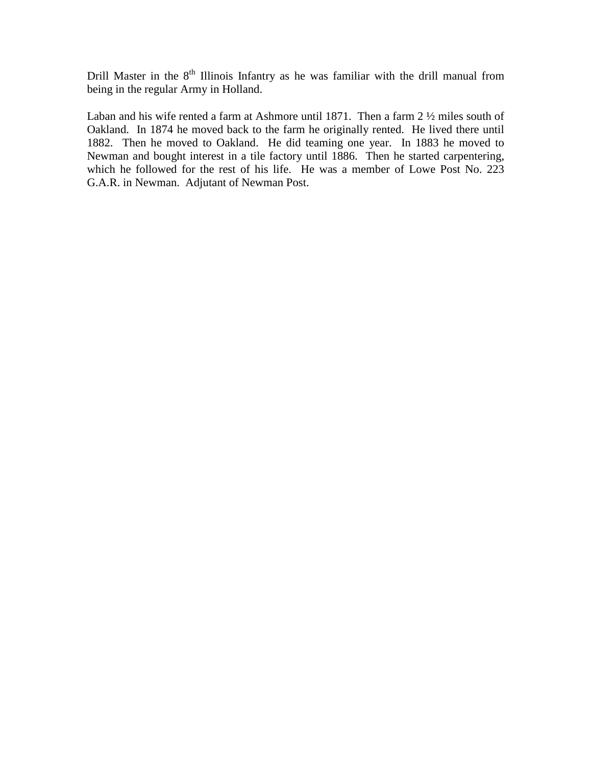Drill Master in the 8th Illinois Infantry as he was familiar with the drill manual from being in the regular Army in Holland.

Laban and his wife rented a farm at Ashmore until 1871. Then a farm 2 ½ miles south of Oakland. In 1874 he moved back to the farm he originally rented. He lived there until 1882. Then he moved to Oakland. He did teaming one year. In 1883 he moved to Newman and bought interest in a tile factory until 1886. Then he started carpentering, which he followed for the rest of his life. He was a member of Lowe Post No. 223 G.A.R. in Newman. Adjutant of Newman Post.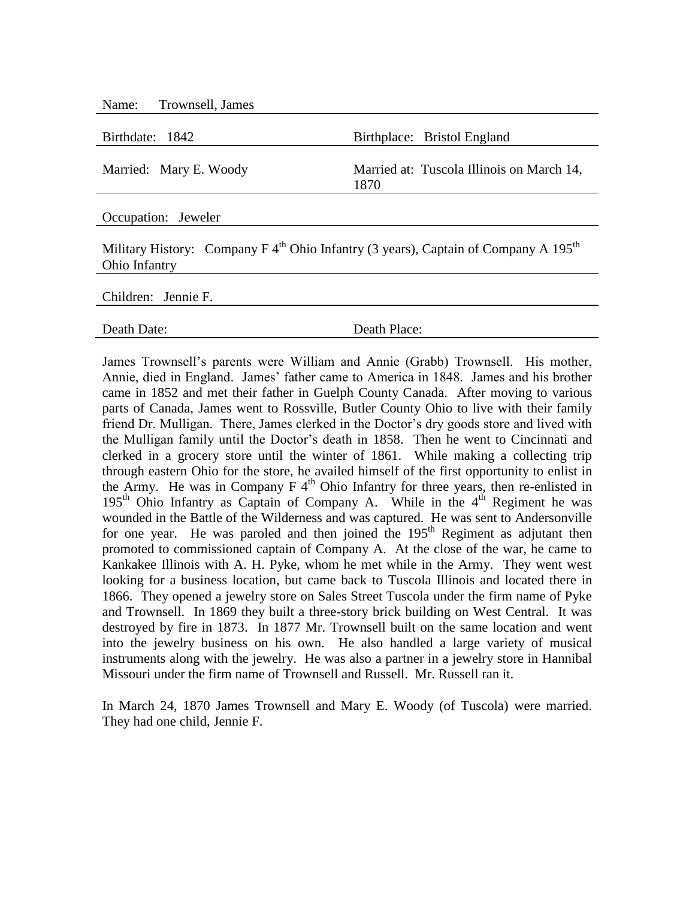Name: Trownsell, James

Birthdate: 1842 | Birthplace: Bristol England

Married: Mary E. Woody | Married at: Tuscola Illinois on March 14, 1870

Occupation: Jeweler

Military History: Company F 4th Ohio Infantry (3 years), Captain of Company A 195th Ohio Infantry

Children: Jennie F.

Death Date: | Death Place:

James Trownsell's parents were William and Annie (Grabb) Trownsell. His mother, Annie, died in England. James' father came to America in 1848. James and his brother came in 1852 and met their father in Guelph County Canada. After moving to various parts of Canada, James went to Rossville, Butler County Ohio to live with their family friend Dr. Mulligan. There, James clerked in the Doctor's dry goods store and lived with the Mulligan family until the Doctor's death in 1858. Then he went to Cincinnati and clerked in a grocery store until the winter of 1861. While making a collecting trip through eastern Ohio for the store, he availed himself of the first opportunity to enlist in the Army. He was in Company F 4th Ohio Infantry for three years, then re-enlisted in 195th Ohio Infantry as Captain of Company A. While in the 4th Regiment he was wounded in the Battle of the Wilderness and was captured. He was sent to Andersonville for one year. He was paroled and then joined the 195th Regiment as adjutant then promoted to commissioned captain of Company A. At the close of the war, he came to Kankakee Illinois with A. H. Pyke, whom he met while in the Army. They went west looking for a business location, but came back to Tuscola Illinois and located there in 1866. They opened a jewelry store on Sales Street Tuscola under the firm name of Pyke and Trownsell. In 1869 they built a three-story brick building on West Central. It was destroyed by fire in 1873. In 1877 Mr. Trownsell built on the same location and went into the jewelry business on his own. He also handled a large variety of musical instruments along with the jewelry. He was also a partner in a jewelry store in Hannibal Missouri under the firm name of Trownsell and Russell. Mr. Russell ran it.

In March 24, 1870 James Trownsell and Mary E. Woody (of Tuscola) were married. They had one child, Jennie F.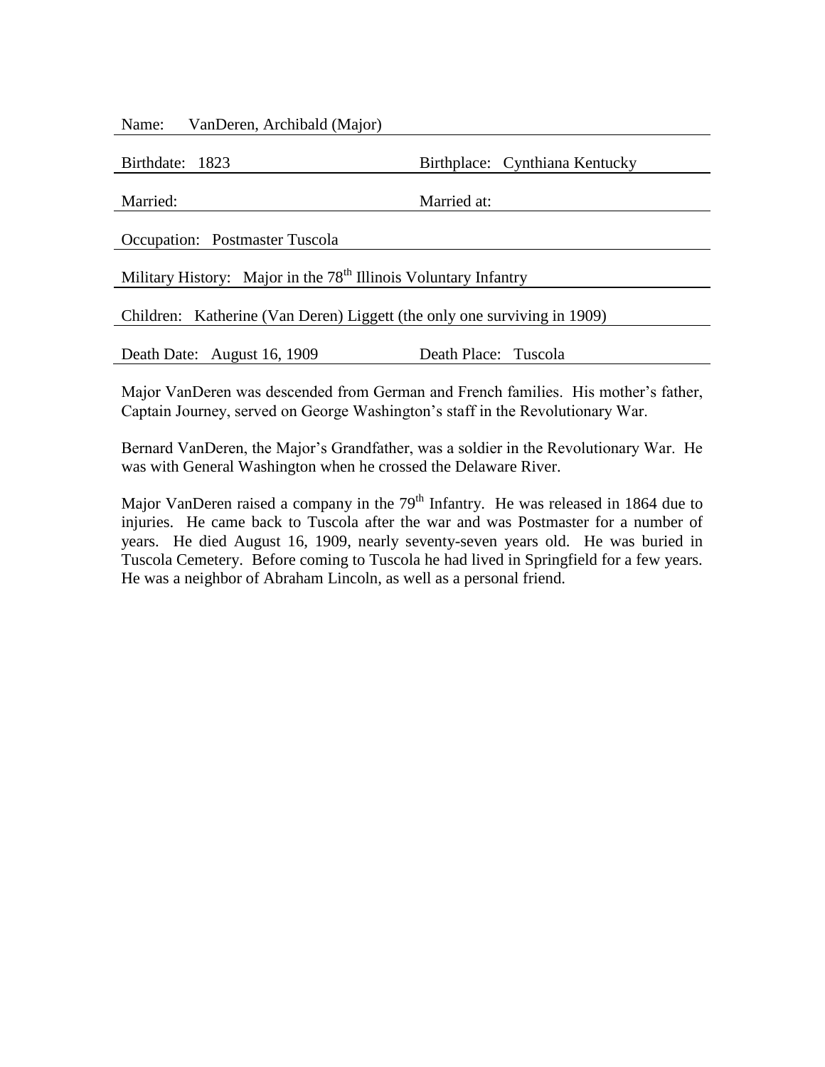Name: VanDeren, Archibald (Major)

Birthdate: 1823 | Birthplace: Cynthiana Kentucky

Married: | Married at:

Occupation: Postmaster Tuscola

Military History: Major in the 78th Illinois Voluntary Infantry

Children: Katherine (Van Deren) Liggett (the only one surviving in 1909)

Death Date: August 16, 1909 | Death Place: Tuscola

Major VanDeren was descended from German and French families. His mother's father, Captain Journey, served on George Washington's staff in the Revolutionary War.

Bernard VanDeren, the Major's Grandfather, was a soldier in the Revolutionary War. He was with General Washington when he crossed the Delaware River.

Major VanDeren raised a company in the 79th Infantry. He was released in 1864 due to injuries. He came back to Tuscola after the war and was Postmaster for a number of years. He died August 16, 1909, nearly seventy-seven years old. He was buried in Tuscola Cemetery. Before coming to Tuscola he had lived in Springfield for a few years. He was a neighbor of Abraham Lincoln, as well as a personal friend.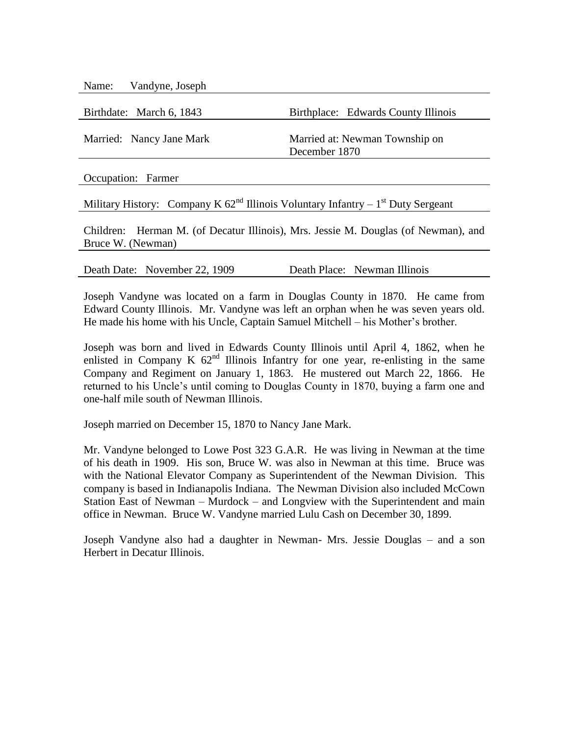Name: Vandyne, Joseph

Birthdate: March 6, 1843 | Birthplace: Edwards County Illinois

Married: Nancy Jane Mark | Married at: Newman Township on December 1870

Occupation: Farmer

Military History: Company K 62nd Illinois Voluntary Infantry – 1st Duty Sergeant

Children: Herman M. (of Decatur Illinois), Mrs. Jessie M. Douglas (of Newman), and Bruce W. (Newman)

Death Date: November 22, 1909 | Death Place: Newman Illinois

Joseph Vandyne was located on a farm in Douglas County in 1870. He came from Edward County Illinois. Mr. Vandyne was left an orphan when he was seven years old. He made his home with his Uncle, Captain Samuel Mitchell – his Mother's brother.

Joseph was born and lived in Edwards County Illinois until April 4, 1862, when he enlisted in Company K 62nd Illinois Infantry for one year, re-enlisting in the same Company and Regiment on January 1, 1863. He mustered out March 22, 1866. He returned to his Uncle's until coming to Douglas County in 1870, buying a farm one and one-half mile south of Newman Illinois.

Joseph married on December 15, 1870 to Nancy Jane Mark.

Mr. Vandyne belonged to Lowe Post 323 G.A.R. He was living in Newman at the time of his death in 1909. His son, Bruce W. was also in Newman at this time. Bruce was with the National Elevator Company as Superintendent of the Newman Division. This company is based in Indianapolis Indiana. The Newman Division also included McCown Station East of Newman – Murdock – and Longview with the Superintendent and main office in Newman. Bruce W. Vandyne married Lulu Cash on December 30, 1899.

Joseph Vandyne also had a daughter in Newman- Mrs. Jessie Douglas – and a son Herbert in Decatur Illinois.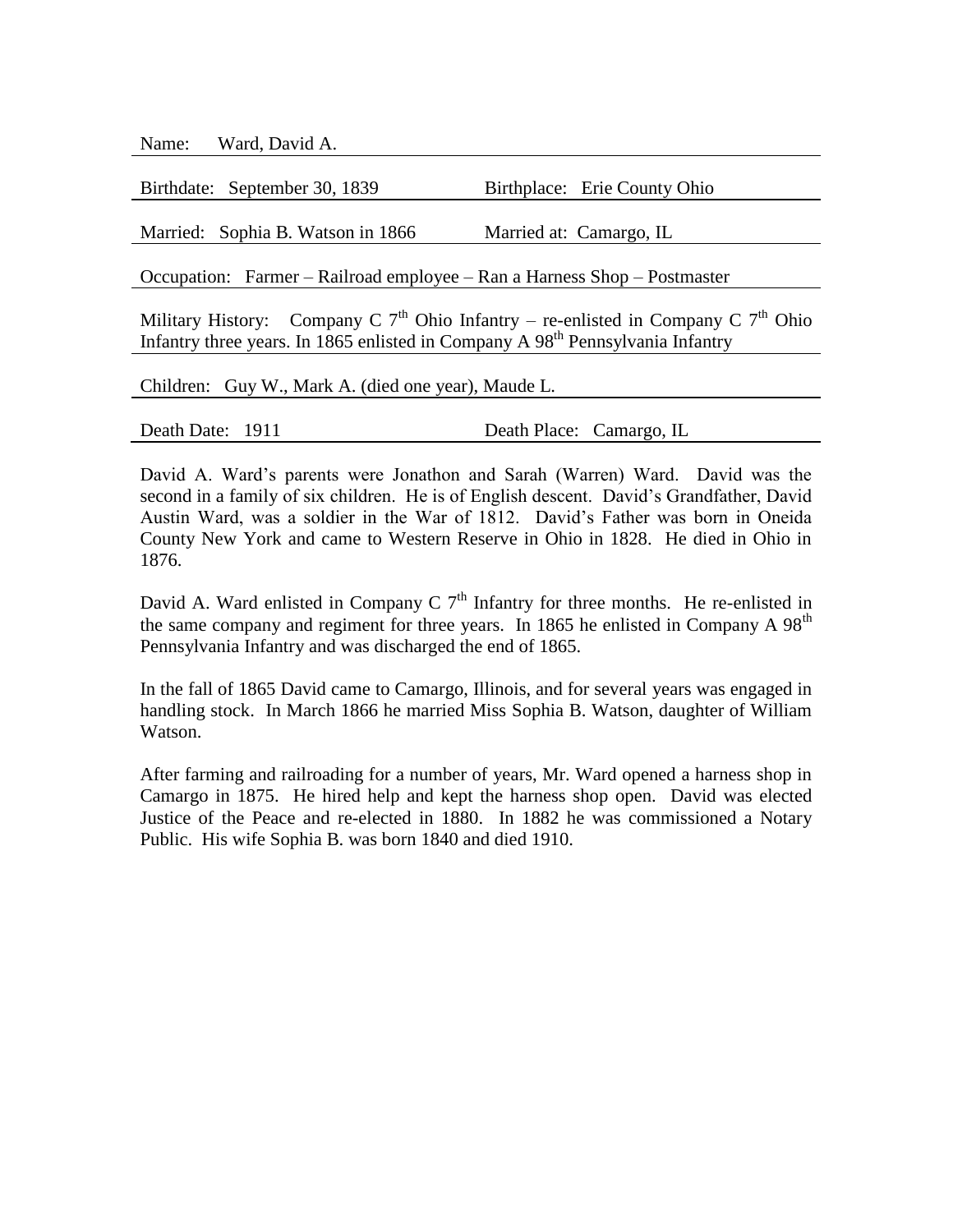Name: Ward, David A.

Birthdate: September 30, 1839 Birthplace: Erie County Ohio

Married: Sophia B. Watson in 1866 Married at: Camargo, IL

Occupation: Farmer – Railroad employee – Ran a Harness Shop – Postmaster

Military History: Company C 7th Ohio Infantry – re-enlisted in Company C 7th Ohio Infantry three years. In 1865 enlisted in Company A 98th Pennsylvania Infantry

Children: Guy W., Mark A. (died one year), Maude L.

Death Date: 1911 Death Place: Camargo, IL

David A. Ward's parents were Jonathon and Sarah (Warren) Ward. David was the second in a family of six children. He is of English descent. David's Grandfather, David Austin Ward, was a soldier in the War of 1812. David's Father was born in Oneida County New York and came to Western Reserve in Ohio in 1828. He died in Ohio in 1876.

David A. Ward enlisted in Company C 7th Infantry for three months. He re-enlisted in the same company and regiment for three years. In 1865 he enlisted in Company A 98th Pennsylvania Infantry and was discharged the end of 1865.

In the fall of 1865 David came to Camargo, Illinois, and for several years was engaged in handling stock. In March 1866 he married Miss Sophia B. Watson, daughter of William Watson.

After farming and railroading for a number of years, Mr. Ward opened a harness shop in Camargo in 1875. He hired help and kept the harness shop open. David was elected Justice of the Peace and re-elected in 1880. In 1882 he was commissioned a Notary Public. His wife Sophia B. was born 1840 and died 1910.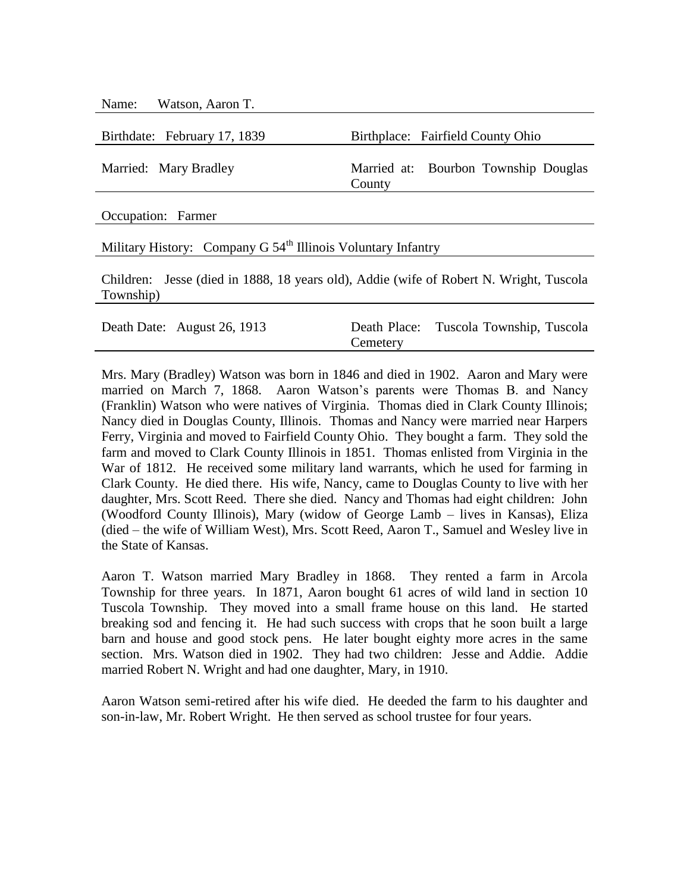Name: Watson, Aaron T.

Birthdate: February 17, 1839 | Birthplace: Fairfield County Ohio

Married: Mary Bradley | Married at: Bourbon Township Douglas County

Occupation: Farmer

Military History: Company G 54th Illinois Voluntary Infantry

Children: Jesse (died in 1888, 18 years old), Addie (wife of Robert N. Wright, Tuscola Township)

Death Date: August 26, 1913 | Death Place: Tuscola Township, Tuscola Cemetery

Mrs. Mary (Bradley) Watson was born in 1846 and died in 1902. Aaron and Mary were married on March 7, 1868. Aaron Watson's parents were Thomas B. and Nancy (Franklin) Watson who were natives of Virginia. Thomas died in Clark County Illinois; Nancy died in Douglas County, Illinois. Thomas and Nancy were married near Harpers Ferry, Virginia and moved to Fairfield County Ohio. They bought a farm. They sold the farm and moved to Clark County Illinois in 1851. Thomas enlisted from Virginia in the War of 1812. He received some military land warrants, which he used for farming in Clark County. He died there. His wife, Nancy, came to Douglas County to live with her daughter, Mrs. Scott Reed. There she died. Nancy and Thomas had eight children: John (Woodford County Illinois), Mary (widow of George Lamb – lives in Kansas), Eliza (died – the wife of William West), Mrs. Scott Reed, Aaron T., Samuel and Wesley live in the State of Kansas.

Aaron T. Watson married Mary Bradley in 1868. They rented a farm in Arcola Township for three years. In 1871, Aaron bought 61 acres of wild land in section 10 Tuscola Township. They moved into a small frame house on this land. He started breaking sod and fencing it. He had such success with crops that he soon built a large barn and house and good stock pens. He later bought eighty more acres in the same section. Mrs. Watson died in 1902. They had two children: Jesse and Addie. Addie married Robert N. Wright and had one daughter, Mary, in 1910.

Aaron Watson semi-retired after his wife died. He deeded the farm to his daughter and son-in-law, Mr. Robert Wright. He then served as school trustee for four years.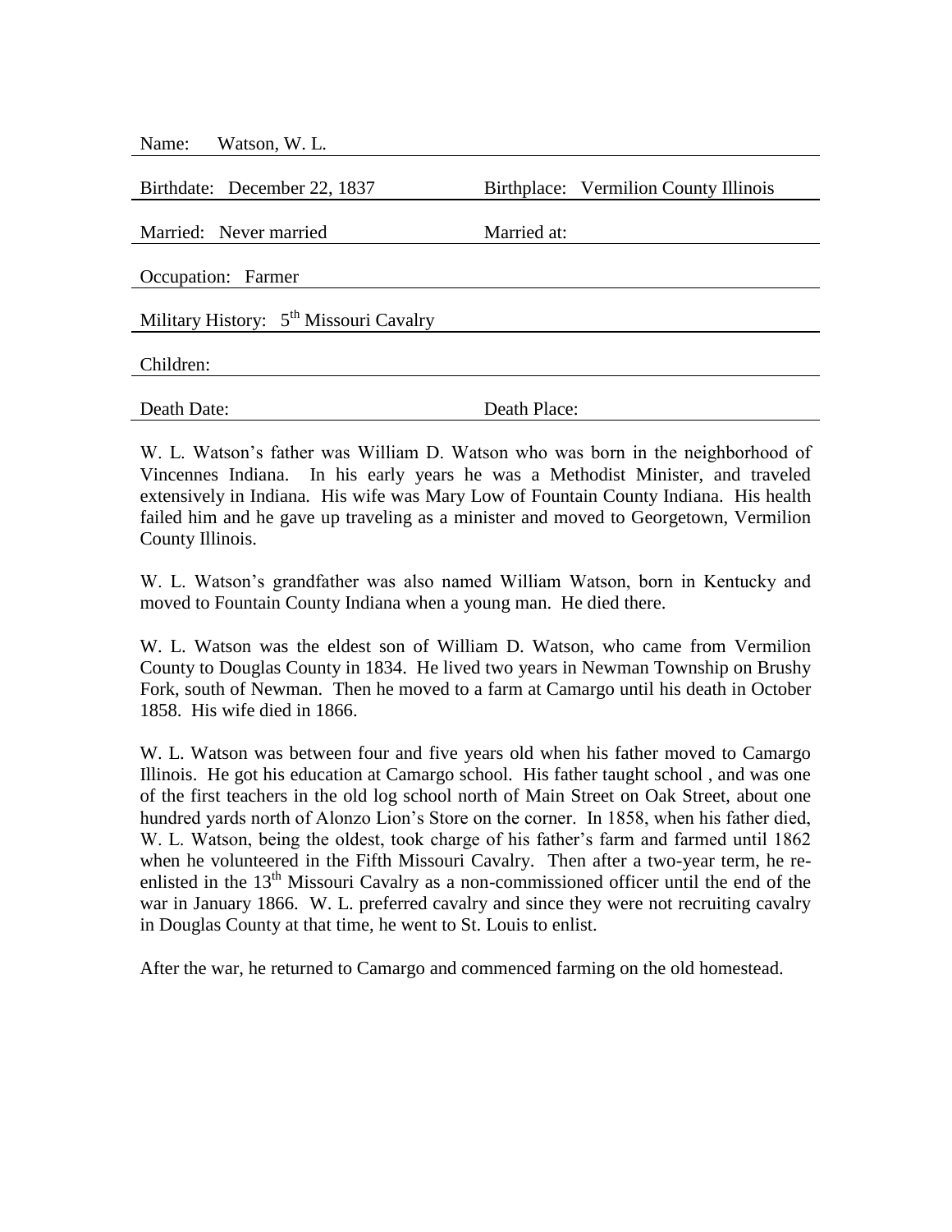Name: Watson, W. L.

Birthdate: December 22, 1837 | Birthplace: Vermilion County Illinois

Married: Never married | Married at:

Occupation: Farmer

Military History: 5th Missouri Cavalry

Children:

Death Date: | Death Place:

W. L. Watson's father was William D. Watson who was born in the neighborhood of Vincennes Indiana. In his early years he was a Methodist Minister, and traveled extensively in Indiana. His wife was Mary Low of Fountain County Indiana. His health failed him and he gave up traveling as a minister and moved to Georgetown, Vermilion County Illinois.

W. L. Watson's grandfather was also named William Watson, born in Kentucky and moved to Fountain County Indiana when a young man. He died there.

W. L. Watson was the eldest son of William D. Watson, who came from Vermilion County to Douglas County in 1834. He lived two years in Newman Township on Brushy Fork, south of Newman. Then he moved to a farm at Camargo until his death in October 1858. His wife died in 1866.

W. L. Watson was between four and five years old when his father moved to Camargo Illinois. He got his education at Camargo school. His father taught school , and was one of the first teachers in the old log school north of Main Street on Oak Street, about one hundred yards north of Alonzo Lion's Store on the corner. In 1858, when his father died, W. L. Watson, being the oldest, took charge of his father's farm and farmed until 1862 when he volunteered in the Fifth Missouri Cavalry. Then after a two-year term, he re-enlisted in the 13th Missouri Cavalry as a non-commissioned officer until the end of the war in January 1866. W. L. preferred cavalry and since they were not recruiting cavalry in Douglas County at that time, he went to St. Louis to enlist.

After the war, he returned to Camargo and commenced farming on the old homestead.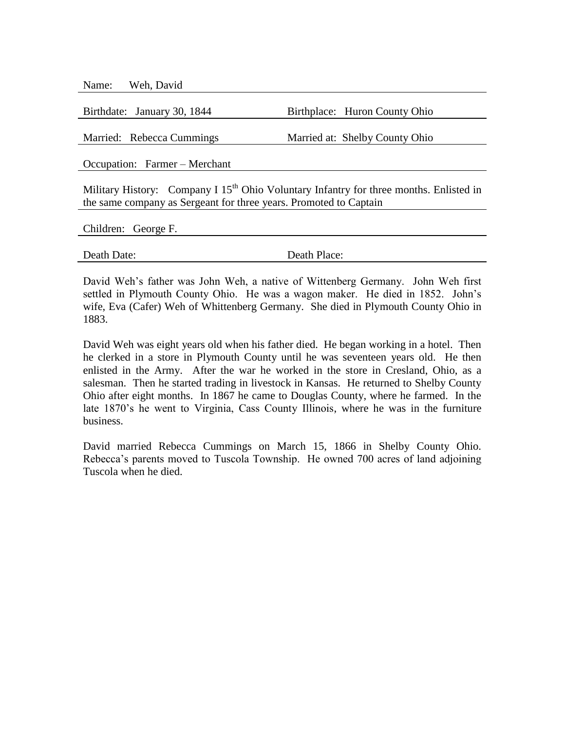Name: Weh, David

Birthdate: January 30, 1844 | Birthplace: Huron County Ohio

Married: Rebecca Cummings | Married at: Shelby County Ohio

Occupation: Farmer – Merchant

Military History: Company I 15th Ohio Voluntary Infantry for three months. Enlisted in the same company as Sergeant for three years. Promoted to Captain

Children: George F.

Death Date: | Death Place:

David Weh's father was John Weh, a native of Wittenberg Germany. John Weh first settled in Plymouth County Ohio. He was a wagon maker. He died in 1852. John's wife, Eva (Cafer) Weh of Whittenberg Germany. She died in Plymouth County Ohio in 1883.

David Weh was eight years old when his father died. He began working in a hotel. Then he clerked in a store in Plymouth County until he was seventeen years old. He then enlisted in the Army. After the war he worked in the store in Cresland, Ohio, as a salesman. Then he started trading in livestock in Kansas. He returned to Shelby County Ohio after eight months. In 1867 he came to Douglas County, where he farmed. In the late 1870's he went to Virginia, Cass County Illinois, where he was in the furniture business.

David married Rebecca Cummings on March 15, 1866 in Shelby County Ohio. Rebecca's parents moved to Tuscola Township. He owned 700 acres of land adjoining Tuscola when he died.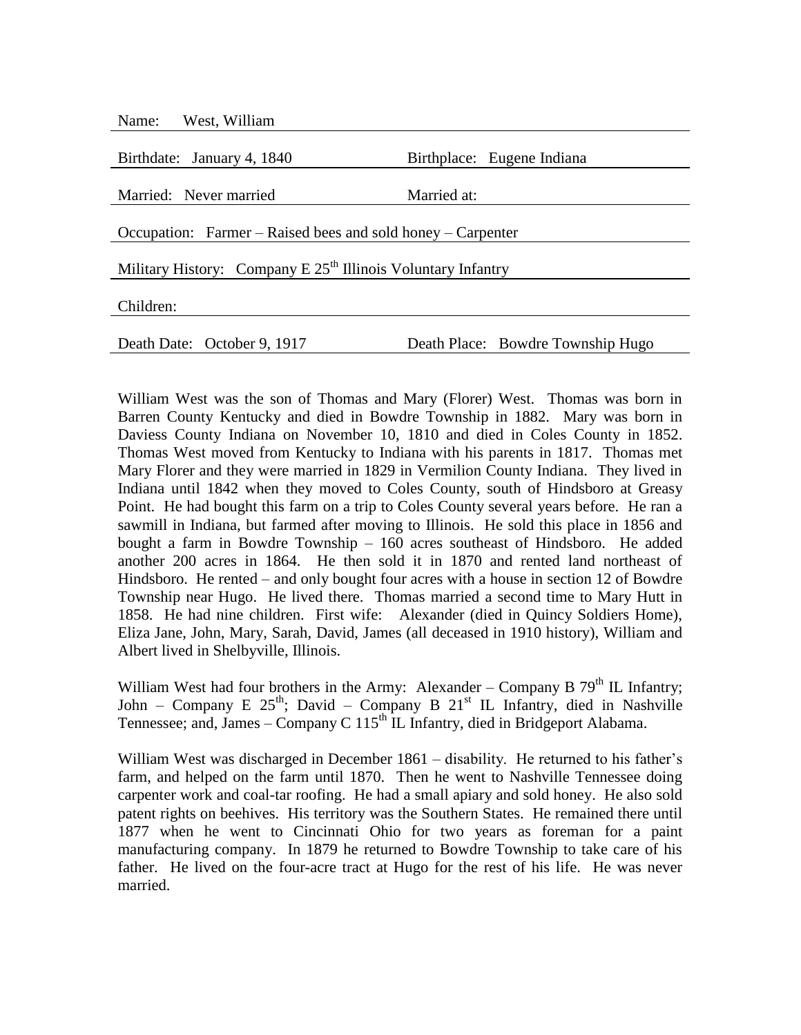Name: West, William

Birthdate: January 4, 1840 | Birthplace: Eugene Indiana

Married: Never married | Married at:

Occupation: Farmer – Raised bees and sold honey – Carpenter

Military History: Company E 25th Illinois Voluntary Infantry

Children:

Death Date: October 9, 1917 | Death Place: Bowdre Township Hugo

William West was the son of Thomas and Mary (Florer) West. Thomas was born in Barren County Kentucky and died in Bowdre Township in 1882. Mary was born in Daviess County Indiana on November 10, 1810 and died in Coles County in 1852. Thomas West moved from Kentucky to Indiana with his parents in 1817. Thomas met Mary Florer and they were married in 1829 in Vermilion County Indiana. They lived in Indiana until 1842 when they moved to Coles County, south of Hindsboro at Greasy Point. He had bought this farm on a trip to Coles County several years before. He ran a sawmill in Indiana, but farmed after moving to Illinois. He sold this place in 1856 and bought a farm in Bowdre Township – 160 acres southeast of Hindsboro. He added another 200 acres in 1864. He then sold it in 1870 and rented land northeast of Hindsboro. He rented – and only bought four acres with a house in section 12 of Bowdre Township near Hugo. He lived there. Thomas married a second time to Mary Hutt in 1858. He had nine children. First wife: Alexander (died in Quincy Soldiers Home), Eliza Jane, John, Mary, Sarah, David, James (all deceased in 1910 history), William and Albert lived in Shelbyville, Illinois.

William West had four brothers in the Army: Alexander – Company B 79th IL Infantry; John – Company E 25th; David – Company B 21st IL Infantry, died in Nashville Tennessee; and, James – Company C 115th IL Infantry, died in Bridgeport Alabama.

William West was discharged in December 1861 – disability. He returned to his father's farm, and helped on the farm until 1870. Then he went to Nashville Tennessee doing carpenter work and coal-tar roofing. He had a small apiary and sold honey. He also sold patent rights on beehives. His territory was the Southern States. He remained there until 1877 when he went to Cincinnati Ohio for two years as foreman for a paint manufacturing company. In 1879 he returned to Bowdre Township to take care of his father. He lived on the four-acre tract at Hugo for the rest of his life. He was never married.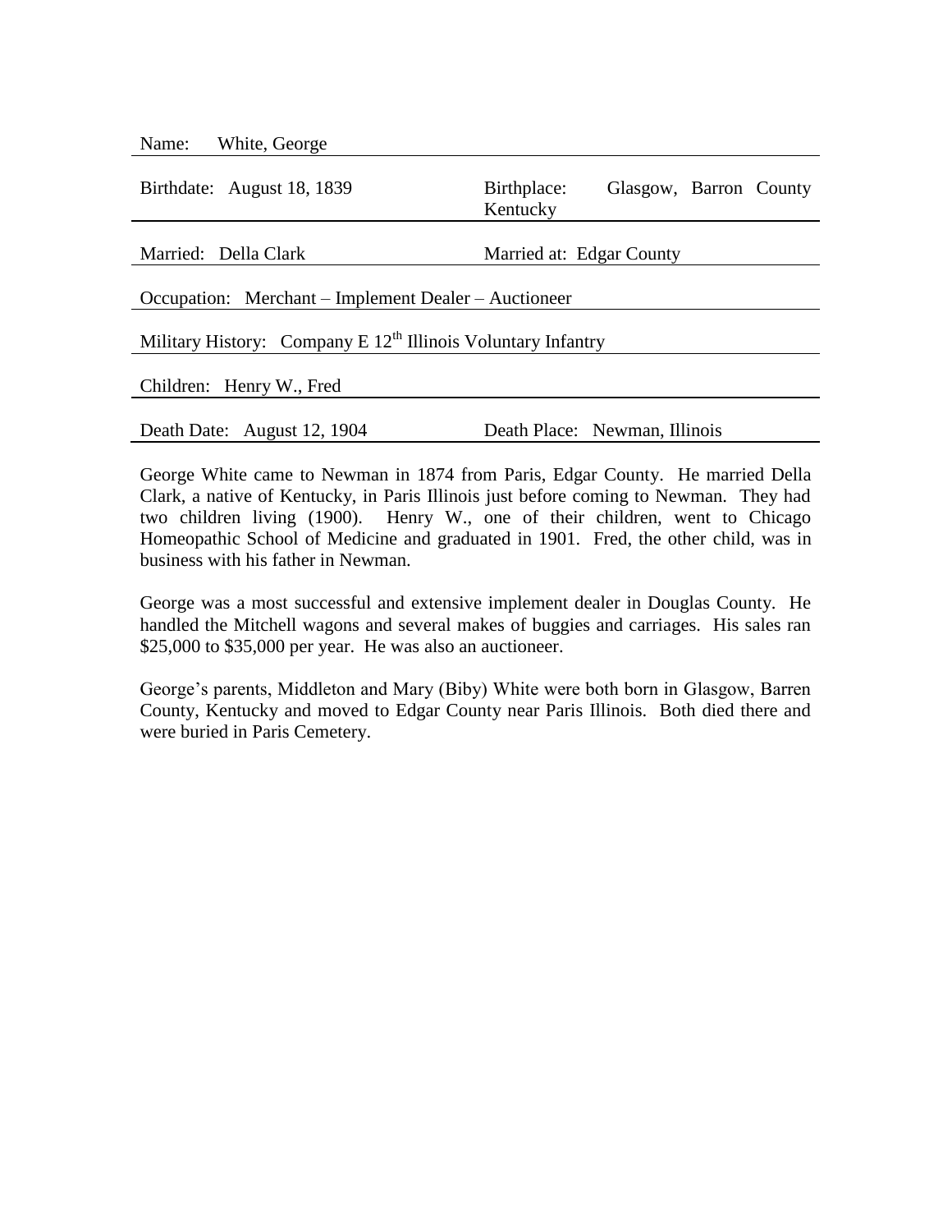Name: White, George

Birthdate: August 18, 1839 | Birthplace: Glasgow, Barron County Kentucky

Married: Della Clark | Married at: Edgar County

Occupation: Merchant – Implement Dealer – Auctioneer

Military History: Company E 12th Illinois Voluntary Infantry

Children: Henry W., Fred

Death Date: August 12, 1904 | Death Place: Newman, Illinois

George White came to Newman in 1874 from Paris, Edgar County. He married Della Clark, a native of Kentucky, in Paris Illinois just before coming to Newman. They had two children living (1900). Henry W., one of their children, went to Chicago Homeopathic School of Medicine and graduated in 1901. Fred, the other child, was in business with his father in Newman.

George was a most successful and extensive implement dealer in Douglas County. He handled the Mitchell wagons and several makes of buggies and carriages. His sales ran $25,000 to $35,000 per year. He was also an auctioneer.

George's parents, Middleton and Mary (Biby) White were both born in Glasgow, Barren County, Kentucky and moved to Edgar County near Paris Illinois. Both died there and were buried in Paris Cemetery.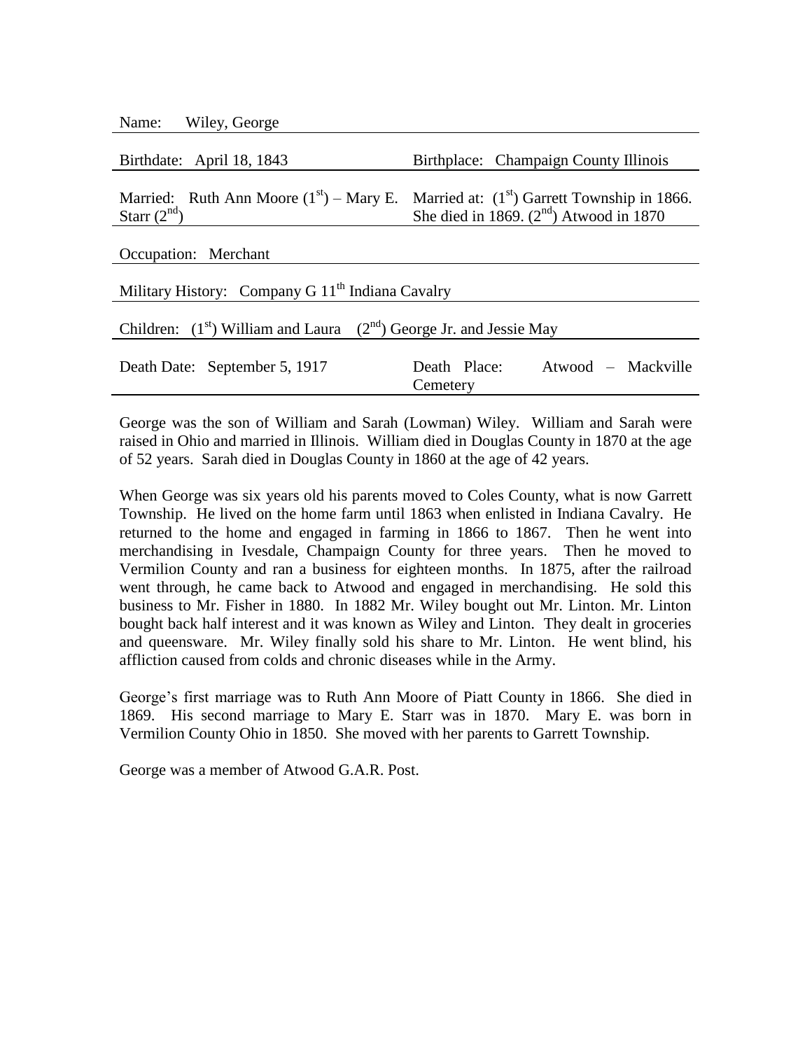| Name: Wiley, George | |
|---|---|
| Birthdate: April 18, 1843 | Birthplace: Champaign County Illinois |
| Married: Ruth Ann Moore (1st) – Mary E. Starr (2nd) | Married at: (1st) Garrett Township in 1866. She died in 1869. (2nd) Atwood in 1870 |
| Occupation: Merchant | |
| Military History: Company G 11th Indiana Cavalry | |
| Children: (1st) William and Laura (2nd) George Jr. and Jessie May | |
| Death Date: September 5, 1917 | Death Place: Atwood – Mackville Cemetery |

George was the son of William and Sarah (Lowman) Wiley. William and Sarah were raised in Ohio and married in Illinois. William died in Douglas County in 1870 at the age of 52 years. Sarah died in Douglas County in 1860 at the age of 42 years.

When George was six years old his parents moved to Coles County, what is now Garrett Township. He lived on the home farm until 1863 when enlisted in Indiana Cavalry. He returned to the home and engaged in farming in 1866 to 1867. Then he went into merchandising in Ivesdale, Champaign County for three years. Then he moved to Vermilion County and ran a business for eighteen months. In 1875, after the railroad went through, he came back to Atwood and engaged in merchandising. He sold this business to Mr. Fisher in 1880. In 1882 Mr. Wiley bought out Mr. Linton. Mr. Linton bought back half interest and it was known as Wiley and Linton. They dealt in groceries and queensware. Mr. Wiley finally sold his share to Mr. Linton. He went blind, his affliction caused from colds and chronic diseases while in the Army.

George's first marriage was to Ruth Ann Moore of Piatt County in 1866. She died in 1869. His second marriage to Mary E. Starr was in 1870. Mary E. was born in Vermilion County Ohio in 1850. She moved with her parents to Garrett Township.

George was a member of Atwood G.A.R. Post.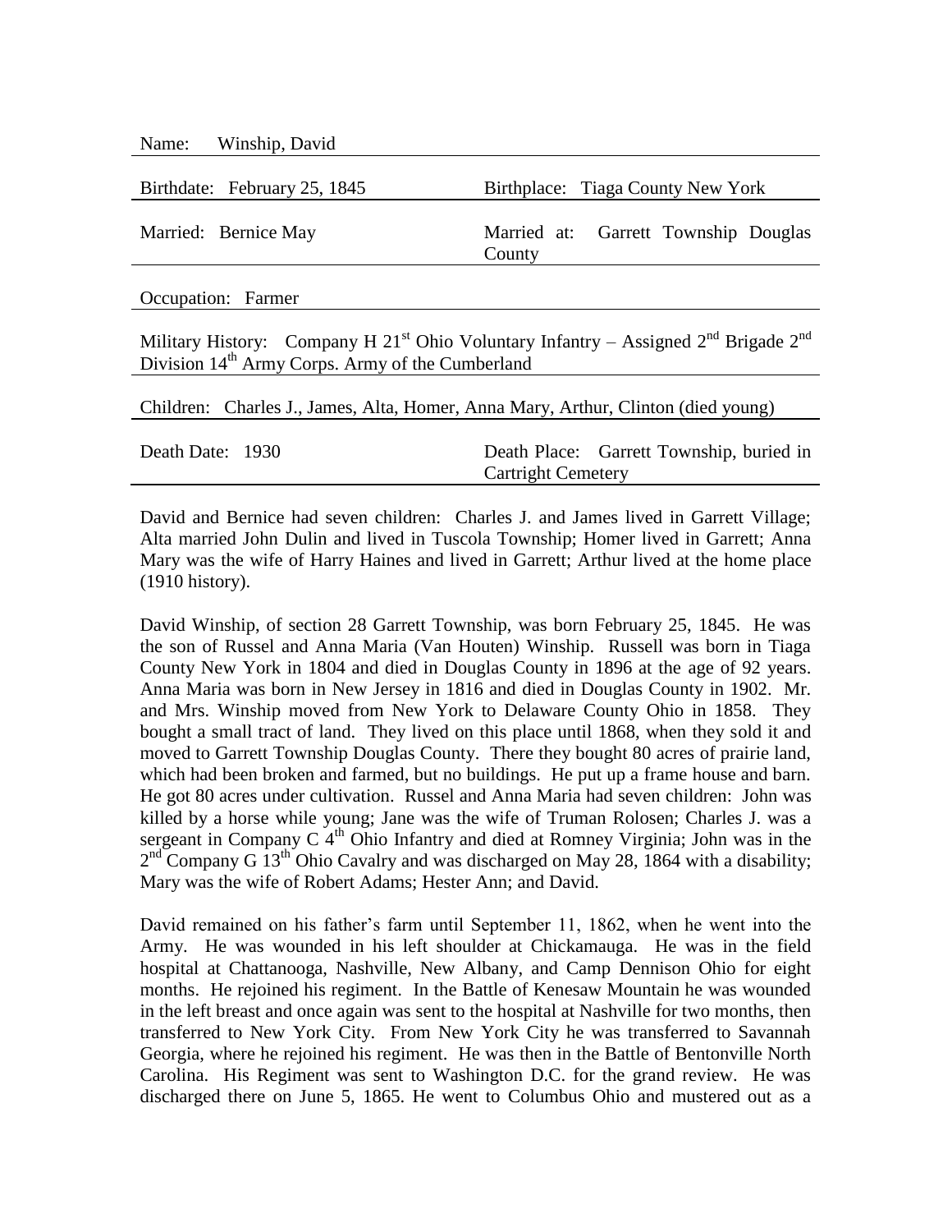Name: Winship, David

| Birthdate: February 25, 1845 | Birthplace: Tiaga County New York |
|---|---|
| Married: Bernice May | Married at: Garrett Township Douglas County |

Occupation: Farmer

Military History: Company H 21st Ohio Voluntary Infantry – Assigned 2nd Brigade 2nd Division 14th Army Corps. Army of the Cumberland

Children: Charles J., James, Alta, Homer, Anna Mary, Arthur, Clinton (died young)

| Death Date: 1930 | Death Place: Garrett Township, buried in Cartright Cemetery |
|---|---|

David and Bernice had seven children: Charles J. and James lived in Garrett Village; Alta married John Dulin and lived in Tuscola Township; Homer lived in Garrett; Anna Mary was the wife of Harry Haines and lived in Garrett; Arthur lived at the home place (1910 history).

David Winship, of section 28 Garrett Township, was born February 25, 1845. He was the son of Russel and Anna Maria (Van Houten) Winship. Russell was born in Tiaga County New York in 1804 and died in Douglas County in 1896 at the age of 92 years. Anna Maria was born in New Jersey in 1816 and died in Douglas County in 1902. Mr. and Mrs. Winship moved from New York to Delaware County Ohio in 1858. They bought a small tract of land. They lived on this place until 1868, when they sold it and moved to Garrett Township Douglas County. There they bought 80 acres of prairie land, which had been broken and farmed, but no buildings. He put up a frame house and barn. He got 80 acres under cultivation. Russel and Anna Maria had seven children: John was killed by a horse while young; Jane was the wife of Truman Rolosen; Charles J. was a sergeant in Company C 4th Ohio Infantry and died at Romney Virginia; John was in the 2nd Company G 13th Ohio Cavalry and was discharged on May 28, 1864 with a disability; Mary was the wife of Robert Adams; Hester Ann; and David.

David remained on his father's farm until September 11, 1862, when he went into the Army. He was wounded in his left shoulder at Chickamauga. He was in the field hospital at Chattanooga, Nashville, New Albany, and Camp Dennison Ohio for eight months. He rejoined his regiment. In the Battle of Kenesaw Mountain he was wounded in the left breast and once again was sent to the hospital at Nashville for two months, then transferred to New York City. From New York City he was transferred to Savannah Georgia, where he rejoined his regiment. He was then in the Battle of Bentonville North Carolina. His Regiment was sent to Washington D.C. for the grand review. He was discharged there on June 5, 1865. He went to Columbus Ohio and mustered out as a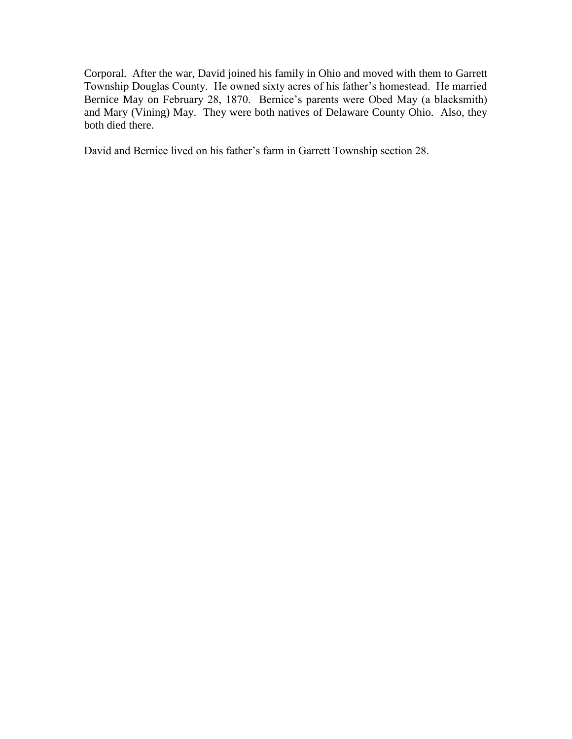Corporal. After the war, David joined his family in Ohio and moved with them to Garrett Township Douglas County. He owned sixty acres of his father's homestead. He married Bernice May on February 28, 1870. Bernice's parents were Obed May (a blacksmith) and Mary (Vining) May. They were both natives of Delaware County Ohio. Also, they both died there.

David and Bernice lived on his father's farm in Garrett Township section 28.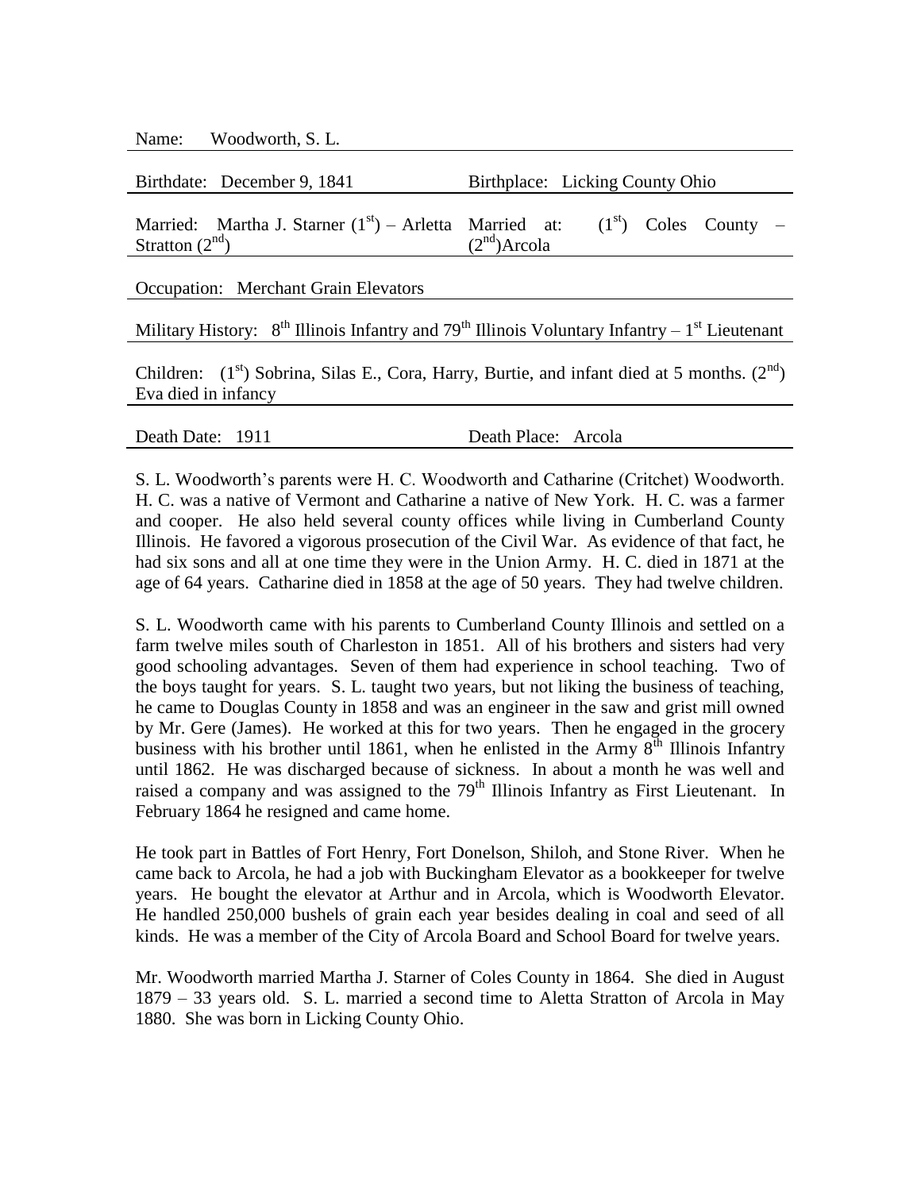Name: Woodworth, S. L.

Birthdate: December 9, 1841 Birthplace: Licking County Ohio

Married: Martha J. Starner (1st) – Arletta Stratton (2nd) Married at: (1st) Coles County – (2nd)Arcola

Occupation: Merchant Grain Elevators

Military History: 8th Illinois Infantry and 79th Illinois Voluntary Infantry – 1st Lieutenant

Children: (1st) Sobrina, Silas E., Cora, Harry, Burtie, and infant died at 5 months. (2nd) Eva died in infancy

Death Date: 1911 Death Place: Arcola

S. L. Woodworth's parents were H. C. Woodworth and Catharine (Critchet) Woodworth. H. C. was a native of Vermont and Catharine a native of New York. H. C. was a farmer and cooper. He also held several county offices while living in Cumberland County Illinois. He favored a vigorous prosecution of the Civil War. As evidence of that fact, he had six sons and all at one time they were in the Union Army. H. C. died in 1871 at the age of 64 years. Catharine died in 1858 at the age of 50 years. They had twelve children.

S. L. Woodworth came with his parents to Cumberland County Illinois and settled on a farm twelve miles south of Charleston in 1851. All of his brothers and sisters had very good schooling advantages. Seven of them had experience in school teaching. Two of the boys taught for years. S. L. taught two years, but not liking the business of teaching, he came to Douglas County in 1858 and was an engineer in the saw and grist mill owned by Mr. Gere (James). He worked at this for two years. Then he engaged in the grocery business with his brother until 1861, when he enlisted in the Army 8th Illinois Infantry until 1862. He was discharged because of sickness. In about a month he was well and raised a company and was assigned to the 79th Illinois Infantry as First Lieutenant. In February 1864 he resigned and came home.

He took part in Battles of Fort Henry, Fort Donelson, Shiloh, and Stone River. When he came back to Arcola, he had a job with Buckingham Elevator as a bookkeeper for twelve years. He bought the elevator at Arthur and in Arcola, which is Woodworth Elevator. He handled 250,000 bushels of grain each year besides dealing in coal and seed of all kinds. He was a member of the City of Arcola Board and School Board for twelve years.

Mr. Woodworth married Martha J. Starner of Coles County in 1864. She died in August 1879 – 33 years old. S. L. married a second time to Aletta Stratton of Arcola in May 1880. She was born in Licking County Ohio.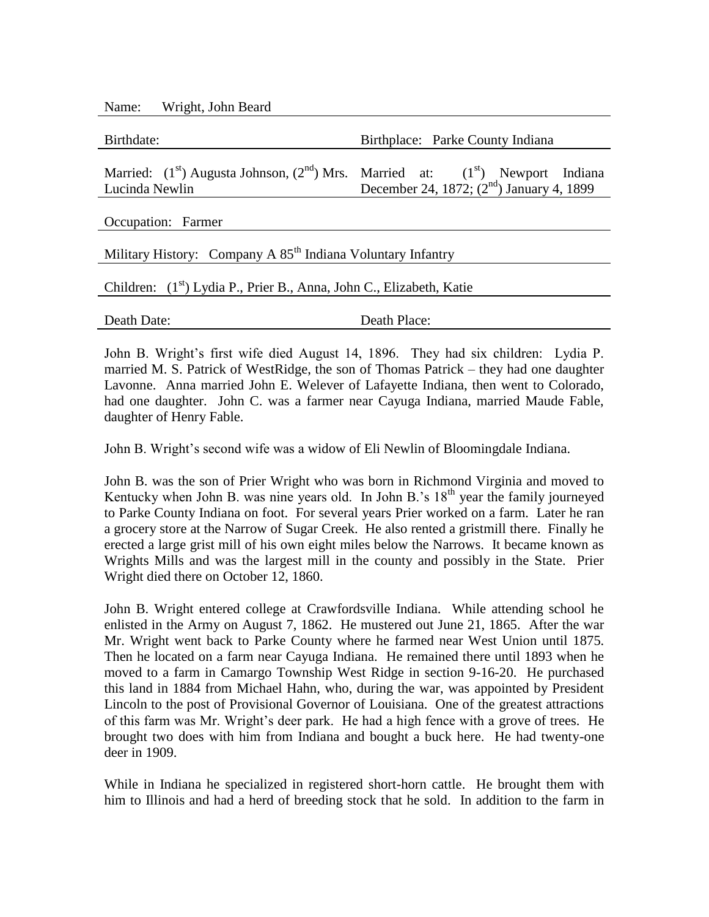| Name: Wright, John Beard | |
|---|---|
| Birthdate: | Birthplace: Parke County Indiana |
| Married: (1st) Augusta Johnson, (2nd) Mrs. Lucinda Newlin | Married at: (1st) Newport Indiana December 24, 1872; (2nd) January 4, 1899 |
| Occupation: Farmer | |
| Military History: Company A 85th Indiana Voluntary Infantry | |
| Children: (1st) Lydia P., Prier B., Anna, John C., Elizabeth, Katie | |
| Death Date: | Death Place: |

John B. Wright's first wife died August 14, 1896. They had six children: Lydia P. married M. S. Patrick of WestRidge, the son of Thomas Patrick – they had one daughter Lavonne. Anna married John E. Welever of Lafayette Indiana, then went to Colorado, had one daughter. John C. was a farmer near Cayuga Indiana, married Maude Fable, daughter of Henry Fable.

John B. Wright's second wife was a widow of Eli Newlin of Bloomingdale Indiana.

John B. was the son of Prier Wright who was born in Richmond Virginia and moved to Kentucky when John B. was nine years old. In John B.'s 18th year the family journeyed to Parke County Indiana on foot. For several years Prier worked on a farm. Later he ran a grocery store at the Narrow of Sugar Creek. He also rented a gristmill there. Finally he erected a large grist mill of his own eight miles below the Narrows. It became known as Wrights Mills and was the largest mill in the county and possibly in the State. Prier Wright died there on October 12, 1860.

John B. Wright entered college at Crawfordsville Indiana. While attending school he enlisted in the Army on August 7, 1862. He mustered out June 21, 1865. After the war Mr. Wright went back to Parke County where he farmed near West Union until 1875. Then he located on a farm near Cayuga Indiana. He remained there until 1893 when he moved to a farm in Camargo Township West Ridge in section 9-16-20. He purchased this land in 1884 from Michael Hahn, who, during the war, was appointed by President Lincoln to the post of Provisional Governor of Louisiana. One of the greatest attractions of this farm was Mr. Wright's deer park. He had a high fence with a grove of trees. He brought two does with him from Indiana and bought a buck here. He had twenty-one deer in 1909.

While in Indiana he specialized in registered short-horn cattle. He brought them with him to Illinois and had a herd of breeding stock that he sold. In addition to the farm in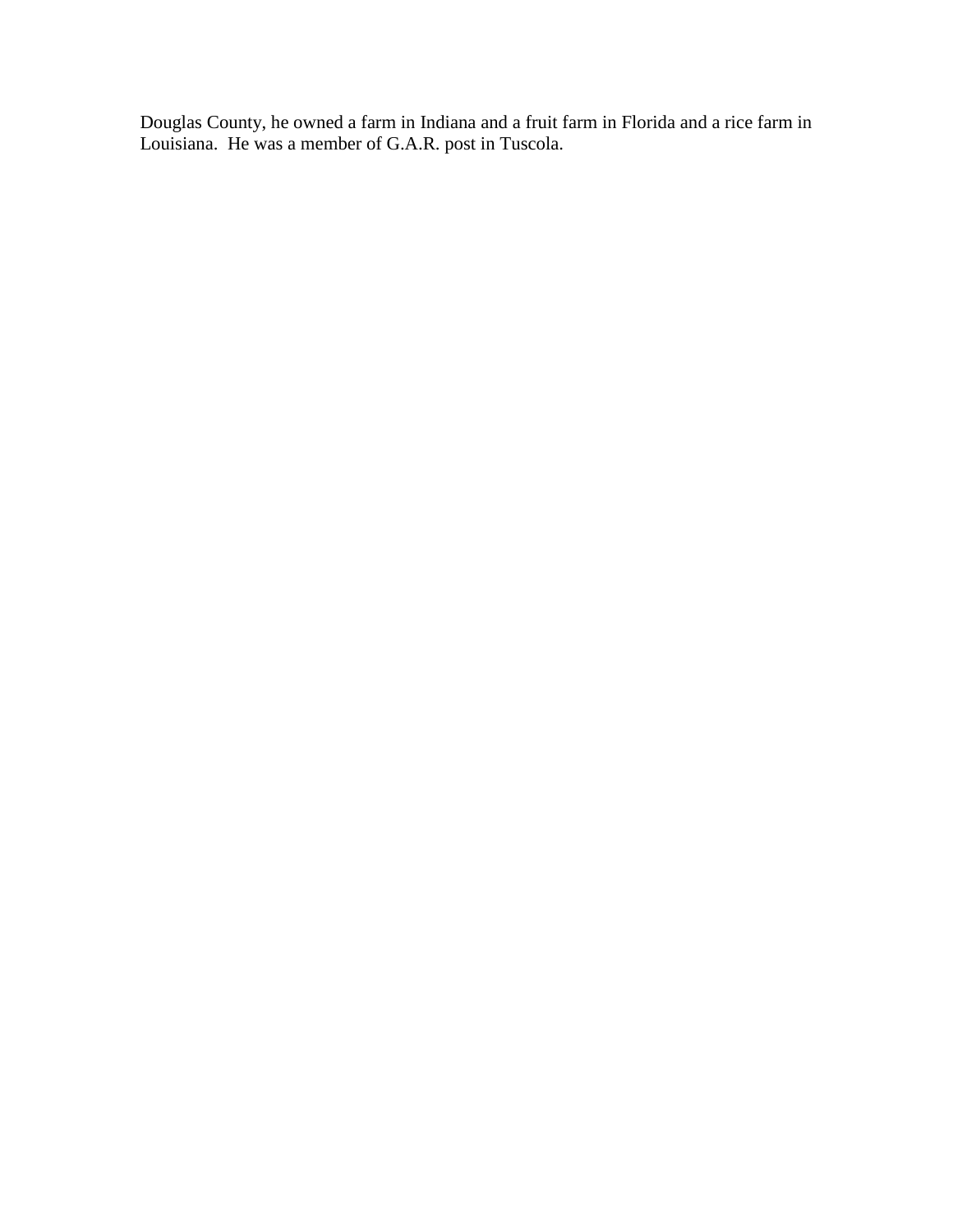Douglas County, he owned a farm in Indiana and a fruit farm in Florida and a rice farm in Louisiana.  He was a member of G.A.R. post in Tuscola.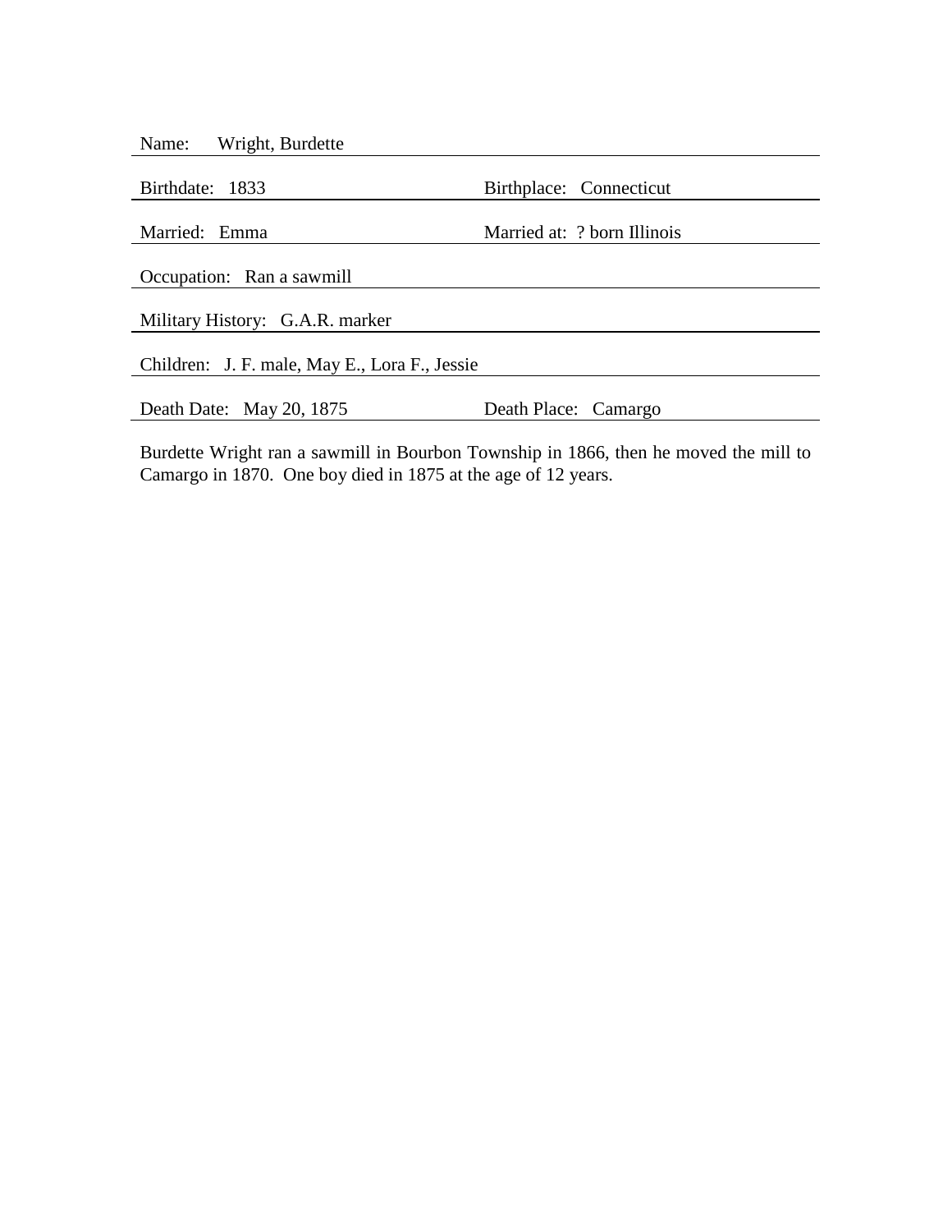Name: Wright, Burdette

Birthdate: 1833 | Birthplace: Connecticut

Married: Emma | Married at: ? born Illinois

Occupation: Ran a sawmill

Military History: G.A.R. marker

Children: J. F. male, May E., Lora F., Jessie

Death Date: May 20, 1875 | Death Place: Camargo

Burdette Wright ran a sawmill in Bourbon Township in 1866, then he moved the mill to Camargo in 1870. One boy died in 1875 at the age of 12 years.